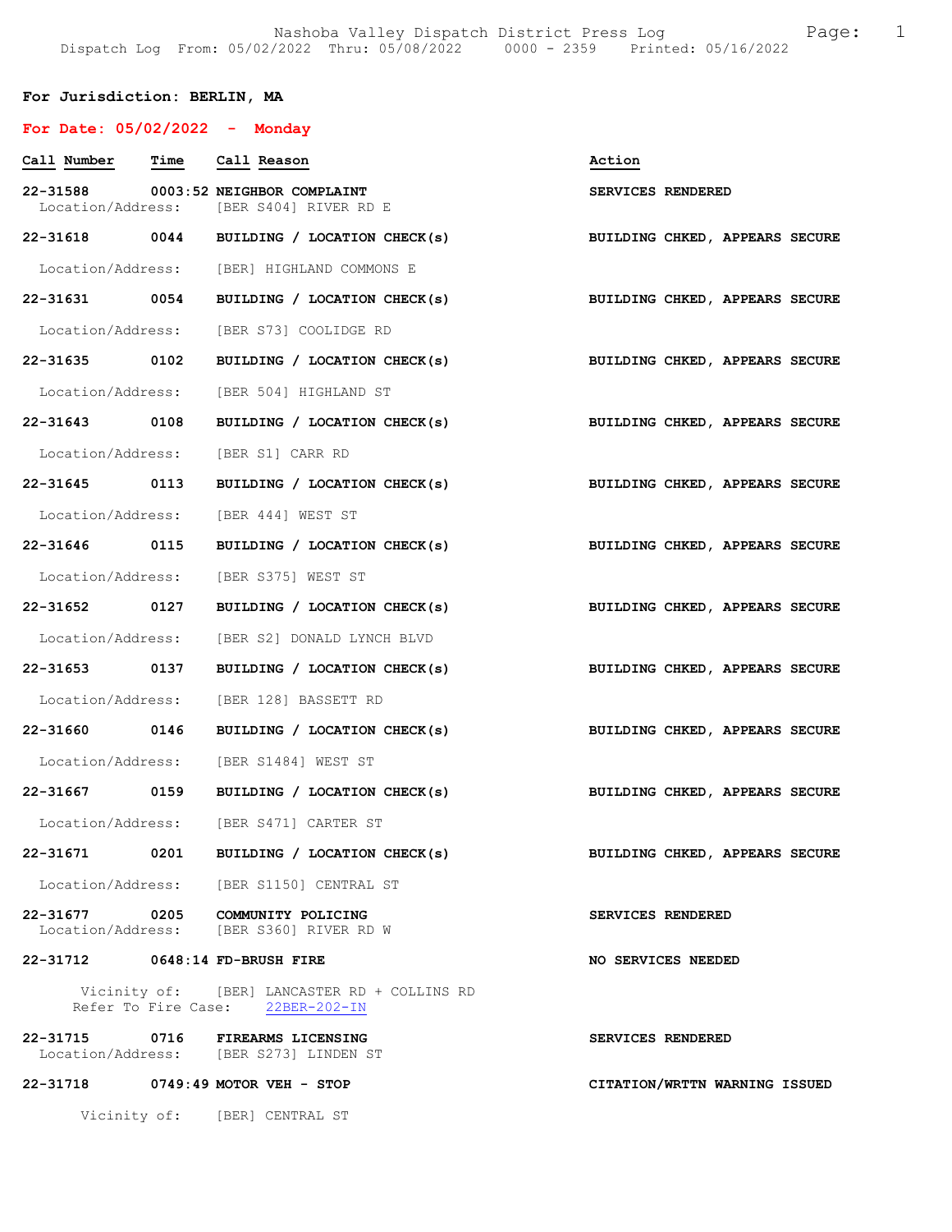Nashoba Valley Dispatch District Press Log
Dispatch Log From: 05/02/2022 Thru: 05/08/2022 0000 - 2359 Printed: 05/16/2022

**For Jurisdiction: BERLIN, MA**

**For Date: 05/02/2022 - Monday**

| Call Number | Time | Call Reason | Action |
|---|---|---|---|
| **22-31588** | **0003:52** | **NEIGHBOR COMPLAINT** | **SERVICES RENDERED** |
| Location/Address: | | [BER S404] RIVER RD E | |
| **22-31618** | **0044** | **BUILDING / LOCATION CHECK(s)** | **BUILDING CHKED, APPEARS SECURE** |
| Location/Address: | | [BER] HIGHLAND COMMONS E | |
| **22-31631** | **0054** | **BUILDING / LOCATION CHECK(s)** | **BUILDING CHKED, APPEARS SECURE** |
| Location/Address: | | [BER S73] COOLIDGE RD | |
| **22-31635** | **0102** | **BUILDING / LOCATION CHECK(s)** | **BUILDING CHKED, APPEARS SECURE** |
| Location/Address: | | [BER 504] HIGHLAND ST | |
| **22-31643** | **0108** | **BUILDING / LOCATION CHECK(s)** | **BUILDING CHKED, APPEARS SECURE** |
| Location/Address: | | [BER S1] CARR RD | |
| **22-31645** | **0113** | **BUILDING / LOCATION CHECK(s)** | **BUILDING CHKED, APPEARS SECURE** |
| Location/Address: | | [BER 444] WEST ST | |
| **22-31646** | **0115** | **BUILDING / LOCATION CHECK(s)** | **BUILDING CHKED, APPEARS SECURE** |
| Location/Address: | | [BER S375] WEST ST | |
| **22-31652** | **0127** | **BUILDING / LOCATION CHECK(s)** | **BUILDING CHKED, APPEARS SECURE** |
| Location/Address: | | [BER S2] DONALD LYNCH BLVD | |
| **22-31653** | **0137** | **BUILDING / LOCATION CHECK(s)** | **BUILDING CHKED, APPEARS SECURE** |
| Location/Address: | | [BER 128] BASSETT RD | |
| **22-31660** | **0146** | **BUILDING / LOCATION CHECK(s)** | **BUILDING CHKED, APPEARS SECURE** |
| Location/Address: | | [BER S1484] WEST ST | |
| **22-31667** | **0159** | **BUILDING / LOCATION CHECK(s)** | **BUILDING CHKED, APPEARS SECURE** |
| Location/Address: | | [BER S471] CARTER ST | |
| **22-31671** | **0201** | **BUILDING / LOCATION CHECK(s)** | **BUILDING CHKED, APPEARS SECURE** |
| Location/Address: | | [BER S1150] CENTRAL ST | |
| **22-31677** | **0205** | **COMMUNITY POLICING** | **SERVICES RENDERED** |
| Location/Address: | | [BER S360] RIVER RD W | |
| **22-31712** | **0648:14** | **FD-BRUSH FIRE** | **NO SERVICES NEEDED** |
| Vicinity of: | | [BER] LANCASTER RD + COLLINS RD | |
| Refer To Fire Case: | | 22BER-202-IN | |
| **22-31715** | **0716** | **FIREARMS LICENSING** | **SERVICES RENDERED** |
| Location/Address: | | [BER S273] LINDEN ST | |
| **22-31718** | **0749:49** | **MOTOR VEH - STOP** | **CITATION/WRTTN WARNING ISSUED** |
| Vicinity of: | | [BER] CENTRAL ST | |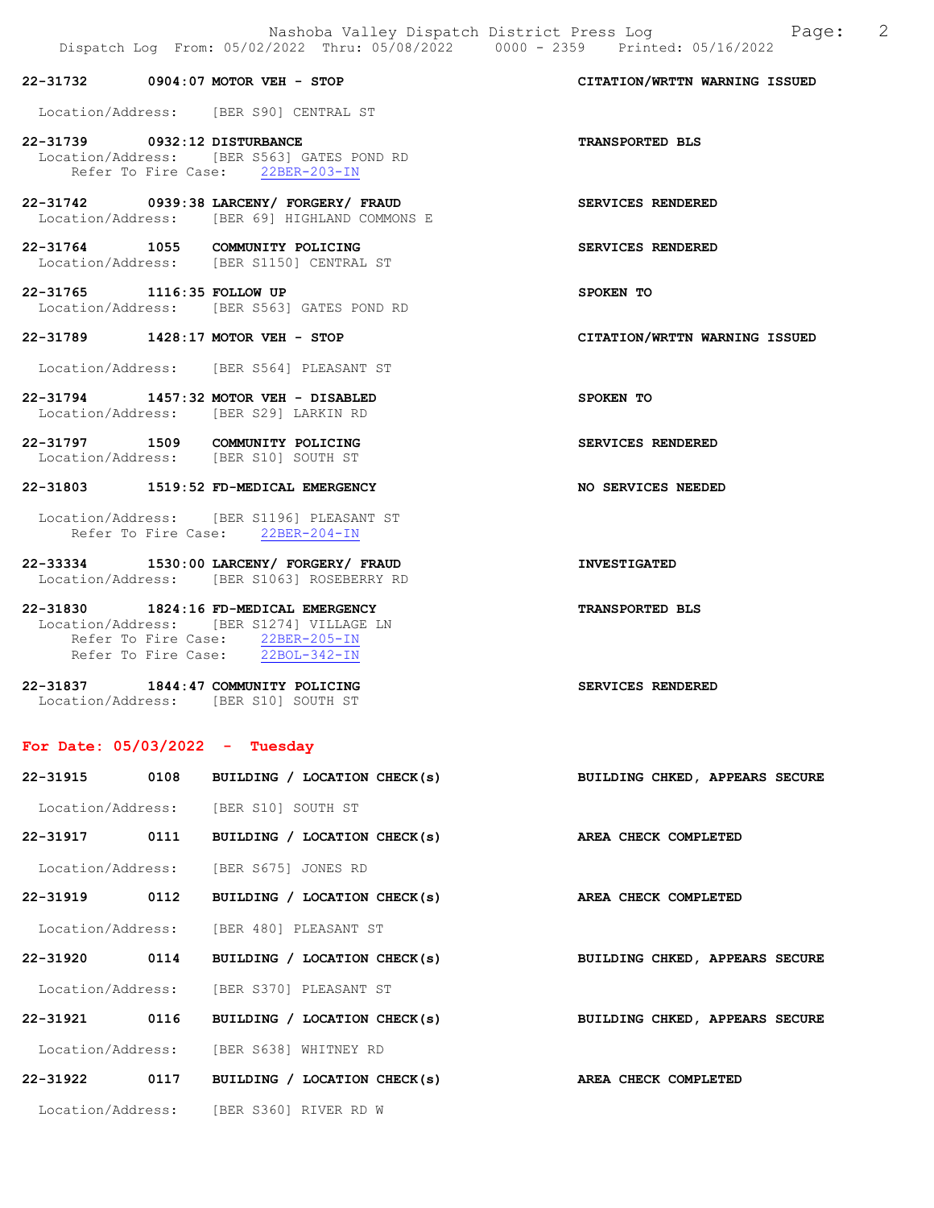22-31732 0904:07 MOTOR VEH - STOP — CITATION/WRTTN WARNING ISSUED
Location/Address: [BER S90] CENTRAL ST

22-31739 0932:12 DISTURBANCE — TRANSPORTED BLS
Location/Address: [BER S563] GATES POND RD
Refer To Fire Case: 22BER-203-IN

22-31742 0939:38 LARCENY/ FORGERY/ FRAUD — SERVICES RENDERED
Location/Address: [BER 69] HIGHLAND COMMONS E

22-31764 1055 COMMUNITY POLICING — SERVICES RENDERED
Location/Address: [BER S1150] CENTRAL ST

22-31765 1116:35 FOLLOW UP — SPOKEN TO
Location/Address: [BER S563] GATES POND RD

22-31789 1428:17 MOTOR VEH - STOP — CITATION/WRTTN WARNING ISSUED
Location/Address: [BER S564] PLEASANT ST

22-31794 1457:32 MOTOR VEH - DISABLED — SPOKEN TO
Location/Address: [BER S29] LARKIN RD

22-31797 1509 COMMUNITY POLICING — SERVICES RENDERED
Location/Address: [BER S10] SOUTH ST

22-31803 1519:52 FD-MEDICAL EMERGENCY — NO SERVICES NEEDED
Location/Address: [BER S1196] PLEASANT ST
Refer To Fire Case: 22BER-204-IN

22-33334 1530:00 LARCENY/ FORGERY/ FRAUD — INVESTIGATED
Location/Address: [BER S1063] ROSEBERRY RD

22-31830 1824:16 FD-MEDICAL EMERGENCY — TRANSPORTED BLS
Location/Address: [BER S1274] VILLAGE LN
Refer To Fire Case: 22BER-205-IN
Refer To Fire Case: 22BOL-342-IN

22-31837 1844:47 COMMUNITY POLICING — SERVICES RENDERED
Location/Address: [BER S10] SOUTH ST

## For Date: 05/03/2022 - Tuesday

22-31915 0108 BUILDING / LOCATION CHECK(s) — BUILDING CHKED, APPEARS SECURE
Location/Address: [BER S10] SOUTH ST

22-31917 0111 BUILDING / LOCATION CHECK(s) — AREA CHECK COMPLETED
Location/Address: [BER S675] JONES RD

22-31919 0112 BUILDING / LOCATION CHECK(s) — AREA CHECK COMPLETED
Location/Address: [BER 480] PLEASANT ST

22-31920 0114 BUILDING / LOCATION CHECK(s) — BUILDING CHKED, APPEARS SECURE
Location/Address: [BER S370] PLEASANT ST

22-31921 0116 BUILDING / LOCATION CHECK(s) — BUILDING CHKED, APPEARS SECURE
Location/Address: [BER S638] WHITNEY RD

22-31922 0117 BUILDING / LOCATION CHECK(s) — AREA CHECK COMPLETED
Location/Address: [BER S360] RIVER RD W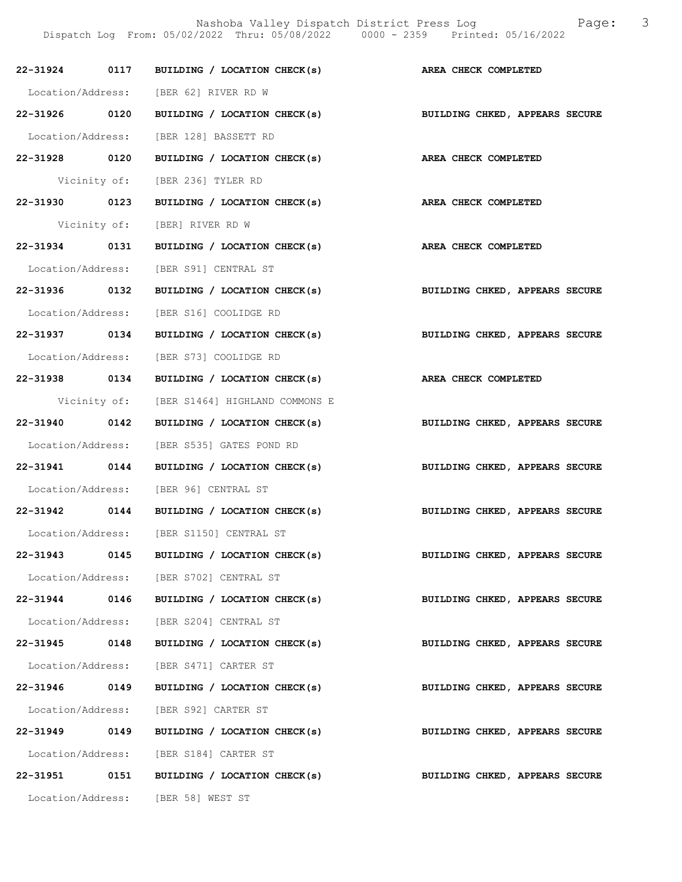**22-31924 0117 BUILDING / LOCATION CHECK(s) AREA CHECK COMPLETED**

Location/Address: [BER 62] RIVER RD W

**22-31926 0120 BUILDING / LOCATION CHECK(s) BUILDING CHKED, APPEARS SECURE**

Location/Address: [BER 128] BASSETT RD

**22-31928 0120 BUILDING / LOCATION CHECK(s) AREA CHECK COMPLETED**

Vicinity of: [BER 236] TYLER RD

**22-31930 0123 BUILDING / LOCATION CHECK(s) AREA CHECK COMPLETED**

Vicinity of: [BER] RIVER RD W

**22-31934 0131 BUILDING / LOCATION CHECK(s) AREA CHECK COMPLETED**

Location/Address: [BER S91] CENTRAL ST

**22-31936 0132 BUILDING / LOCATION CHECK(s) BUILDING CHKED, APPEARS SECURE**

Location/Address: [BER S16] COOLIDGE RD

**22-31937 0134 BUILDING / LOCATION CHECK(s) BUILDING CHKED, APPEARS SECURE**

Location/Address: [BER S73] COOLIDGE RD

**22-31938 0134 BUILDING / LOCATION CHECK(s) AREA CHECK COMPLETED**

Vicinity of: [BER S1464] HIGHLAND COMMONS E

**22-31940 0142 BUILDING / LOCATION CHECK(s) BUILDING CHKED, APPEARS SECURE**

Location/Address: [BER S535] GATES POND RD

**22-31941 0144 BUILDING / LOCATION CHECK(s) BUILDING CHKED, APPEARS SECURE**

Location/Address: [BER 96] CENTRAL ST

**22-31942 0144 BUILDING / LOCATION CHECK(s) BUILDING CHKED, APPEARS SECURE**

Location/Address: [BER S1150] CENTRAL ST

**22-31943 0145 BUILDING / LOCATION CHECK(s) BUILDING CHKED, APPEARS SECURE**

Location/Address: [BER S702] CENTRAL ST

**22-31944 0146 BUILDING / LOCATION CHECK(s) BUILDING CHKED, APPEARS SECURE**

Location/Address: [BER S204] CENTRAL ST

**22-31945 0148 BUILDING / LOCATION CHECK(s) BUILDING CHKED, APPEARS SECURE**

Location/Address: [BER S471] CARTER ST

**22-31946 0149 BUILDING / LOCATION CHECK(s) BUILDING CHKED, APPEARS SECURE**

Location/Address: [BER S92] CARTER ST

**22-31949 0149 BUILDING / LOCATION CHECK(s) BUILDING CHKED, APPEARS SECURE**

Location/Address: [BER S184] CARTER ST

**22-31951 0151 BUILDING / LOCATION CHECK(s) BUILDING CHKED, APPEARS SECURE**

Location/Address: [BER 58] WEST ST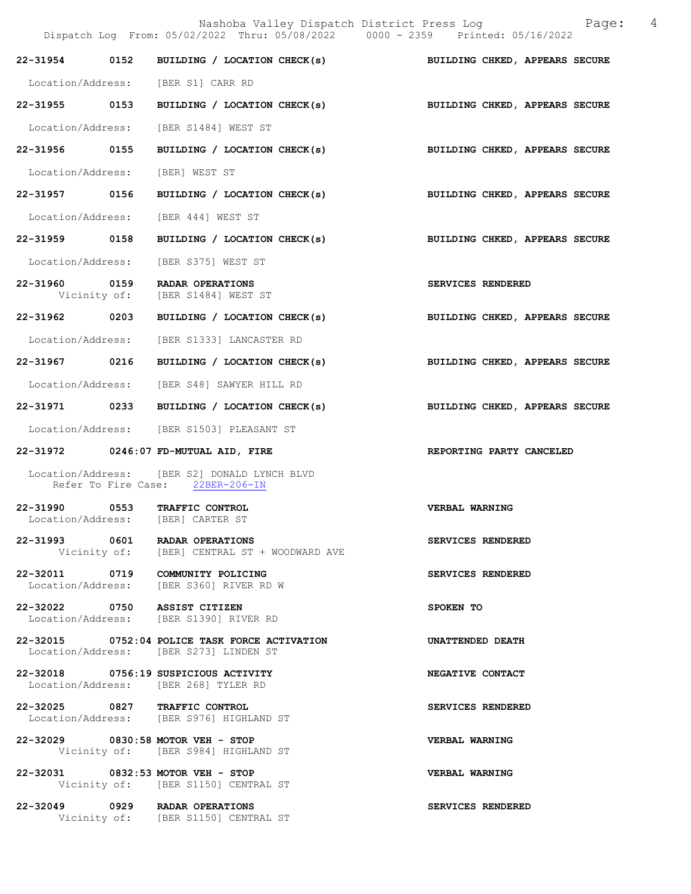| Call # | Time | Call Type | Disposition |
| --- | --- | --- | --- |
| 22-31954 | 0152 | BUILDING / LOCATION CHECK(s) | BUILDING CHKED, APPEARS SECURE |
| | | Location/Address: [BER S1] CARR RD | |
| 22-31955 | 0153 | BUILDING / LOCATION CHECK(s) | BUILDING CHKED, APPEARS SECURE |
| | | Location/Address: [BER S1484] WEST ST | |
| 22-31956 | 0155 | BUILDING / LOCATION CHECK(s) | BUILDING CHKED, APPEARS SECURE |
| | | Location/Address: [BER] WEST ST | |
| 22-31957 | 0156 | BUILDING / LOCATION CHECK(s) | BUILDING CHKED, APPEARS SECURE |
| | | Location/Address: [BER 444] WEST ST | |
| 22-31959 | 0158 | BUILDING / LOCATION CHECK(s) | BUILDING CHKED, APPEARS SECURE |
| | | Location/Address: [BER S375] WEST ST | |
| 22-31960 | 0159 | RADAR OPERATIONS | SERVICES RENDERED |
| | | Vicinity of: [BER S1484] WEST ST | |
| 22-31962 | 0203 | BUILDING / LOCATION CHECK(s) | BUILDING CHKED, APPEARS SECURE |
| | | Location/Address: [BER S1333] LANCASTER RD | |
| 22-31967 | 0216 | BUILDING / LOCATION CHECK(s) | BUILDING CHKED, APPEARS SECURE |
| | | Location/Address: [BER S48] SAWYER HILL RD | |
| 22-31971 | 0233 | BUILDING / LOCATION CHECK(s) | BUILDING CHKED, APPEARS SECURE |
| | | Location/Address: [BER S1503] PLEASANT ST | |
| 22-31972 | 0246:07 | FD-MUTUAL AID, FIRE | REPORTING PARTY CANCELED |
| | | Location/Address: [BER S2] DONALD LYNCH BLVD; Refer To Fire Case: 22BER-206-IN | |
| 22-31990 | 0553 | TRAFFIC CONTROL | VERBAL WARNING |
| | | Location/Address: [BER] CARTER ST | |
| 22-31993 | 0601 | RADAR OPERATIONS | SERVICES RENDERED |
| | | Vicinity of: [BER] CENTRAL ST + WOODWARD AVE | |
| 22-32011 | 0719 | COMMUNITY POLICING | SERVICES RENDERED |
| | | Location/Address: [BER S360] RIVER RD W | |
| 22-32022 | 0750 | ASSIST CITIZEN | SPOKEN TO |
| | | Location/Address: [BER S1390] RIVER RD | |
| 22-32015 | 0752:04 | POLICE TASK FORCE ACTIVATION | UNATTENDED DEATH |
| | | Location/Address: [BER S273] LINDEN ST | |
| 22-32018 | 0756:19 | SUSPICIOUS ACTIVITY | NEGATIVE CONTACT |
| | | Location/Address: [BER 268] TYLER RD | |
| 22-32025 | 0827 | TRAFFIC CONTROL | SERVICES RENDERED |
| | | Location/Address: [BER S976] HIGHLAND ST | |
| 22-32029 | 0830:58 | MOTOR VEH - STOP | VERBAL WARNING |
| | | Vicinity of: [BER S984] HIGHLAND ST | |
| 22-32031 | 0832:53 | MOTOR VEH - STOP | VERBAL WARNING |
| | | Vicinity of: [BER S1150] CENTRAL ST | |
| 22-32049 | 0929 | RADAR OPERATIONS | SERVICES RENDERED |
| | | Vicinity of: [BER S1150] CENTRAL ST | |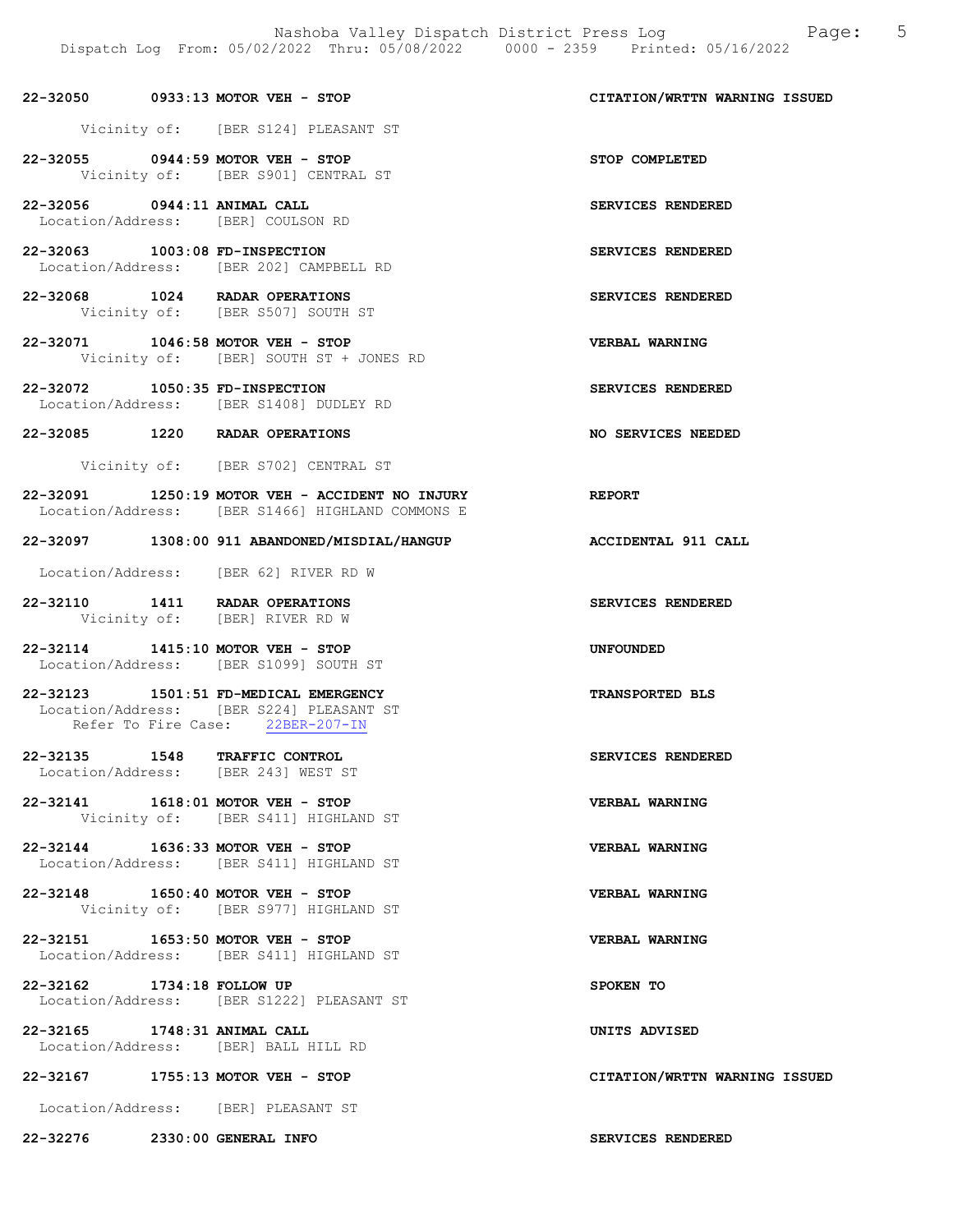**22-32050 0933:13 MOTOR VEH - STOP** — **CITATION/WRTTN WARNING ISSUED**
Vicinity of: [BER S124] PLEASANT ST

**22-32055 0944:59 MOTOR VEH - STOP** — **STOP COMPLETED**
Vicinity of: [BER S901] CENTRAL ST

**22-32056 0944:11 ANIMAL CALL** — **SERVICES RENDERED**
Location/Address: [BER] COULSON RD

**22-32063 1003:08 FD-INSPECTION** — **SERVICES RENDERED**
Location/Address: [BER 202] CAMPBELL RD

**22-32068 1024 RADAR OPERATIONS** — **SERVICES RENDERED**
Vicinity of: [BER S507] SOUTH ST

**22-32071 1046:58 MOTOR VEH - STOP** — **VERBAL WARNING**
Vicinity of: [BER] SOUTH ST + JONES RD

**22-32072 1050:35 FD-INSPECTION** — **SERVICES RENDERED**
Location/Address: [BER S1408] DUDLEY RD

**22-32085 1220 RADAR OPERATIONS** — **NO SERVICES NEEDED**
Vicinity of: [BER S702] CENTRAL ST

**22-32091 1250:19 MOTOR VEH - ACCIDENT NO INJURY** — **REPORT**
Location/Address: [BER S1466] HIGHLAND COMMONS E

**22-32097 1308:00 911 ABANDONED/MISDIAL/HANGUP** — **ACCIDENTAL 911 CALL**
Location/Address: [BER 62] RIVER RD W

**22-32110 1411 RADAR OPERATIONS** — **SERVICES RENDERED**
Vicinity of: [BER] RIVER RD W

**22-32114 1415:10 MOTOR VEH - STOP** — **UNFOUNDED**
Location/Address: [BER S1099] SOUTH ST

**22-32123 1501:51 FD-MEDICAL EMERGENCY** — **TRANSPORTED BLS**
Location/Address: [BER S224] PLEASANT ST
Refer To Fire Case: 22BER-207-IN

**22-32135 1548 TRAFFIC CONTROL** — **SERVICES RENDERED**
Location/Address: [BER 243] WEST ST

**22-32141 1618:01 MOTOR VEH - STOP** — **VERBAL WARNING**
Vicinity of: [BER S411] HIGHLAND ST

**22-32144 1636:33 MOTOR VEH - STOP** — **VERBAL WARNING**
Location/Address: [BER S411] HIGHLAND ST

**22-32148 1650:40 MOTOR VEH - STOP** — **VERBAL WARNING**
Vicinity of: [BER S977] HIGHLAND ST

**22-32151 1653:50 MOTOR VEH - STOP** — **VERBAL WARNING**
Location/Address: [BER S411] HIGHLAND ST

**22-32162 1734:18 FOLLOW UP** — **SPOKEN TO**
Location/Address: [BER S1222] PLEASANT ST

**22-32165 1748:31 ANIMAL CALL** — **UNITS ADVISED**
Location/Address: [BER] BALL HILL RD

**22-32167 1755:13 MOTOR VEH - STOP** — **CITATION/WRTTN WARNING ISSUED**
Location/Address: [BER] PLEASANT ST

**22-32276 2330:00 GENERAL INFO** — **SERVICES RENDERED**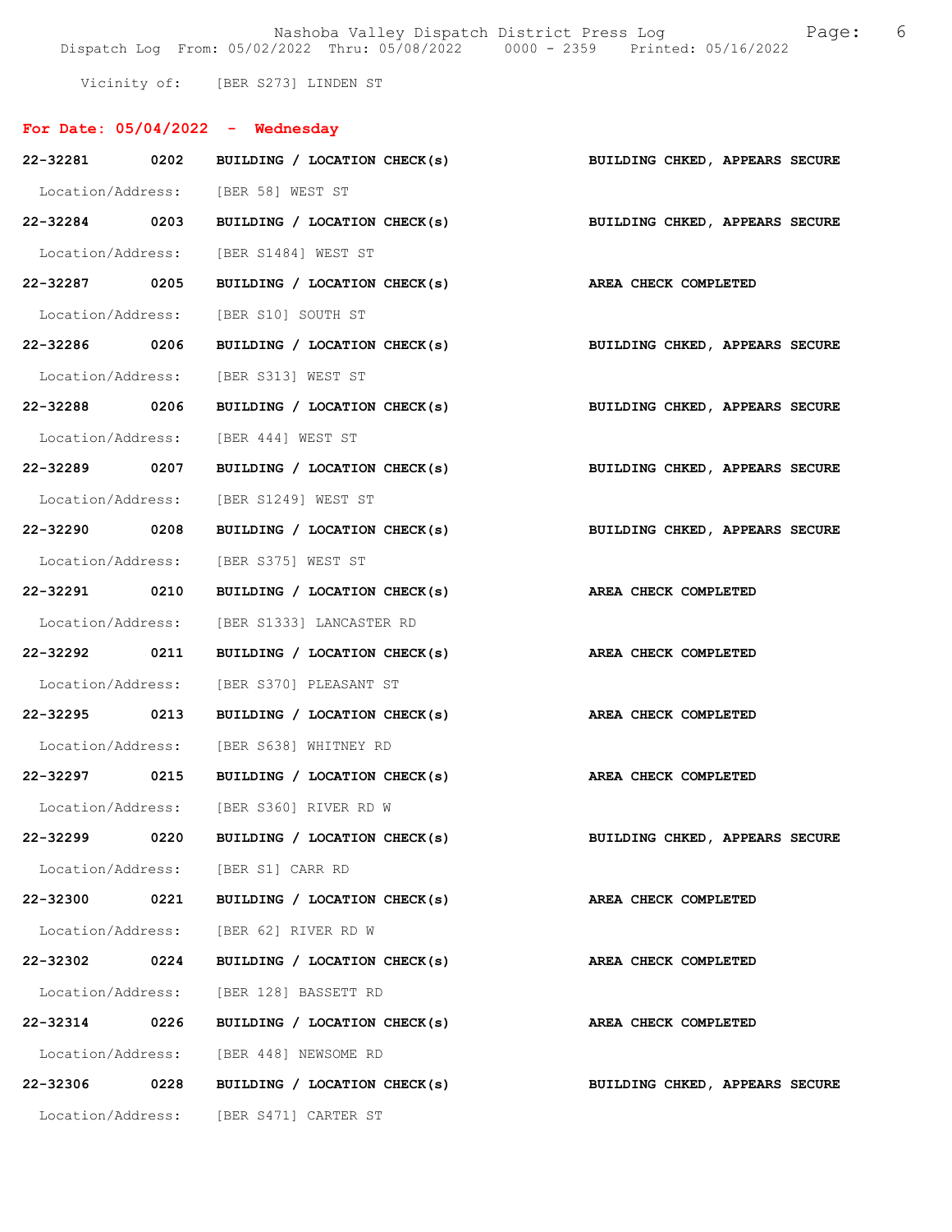Vicinity of: [BER S273] LINDEN ST

## For Date: 05/04/2022 - Wednesday

**22-32281 0202 BUILDING / LOCATION CHECK(s)** BUILDING CHKED, APPEARS SECURE
Location/Address: [BER 58] WEST ST

**22-32284 0203 BUILDING / LOCATION CHECK(s)** BUILDING CHKED, APPEARS SECURE
Location/Address: [BER S1484] WEST ST

**22-32287 0205 BUILDING / LOCATION CHECK(s)** AREA CHECK COMPLETED
Location/Address: [BER S10] SOUTH ST

**22-32286 0206 BUILDING / LOCATION CHECK(s)** BUILDING CHKED, APPEARS SECURE
Location/Address: [BER S313] WEST ST

**22-32288 0206 BUILDING / LOCATION CHECK(s)** BUILDING CHKED, APPEARS SECURE
Location/Address: [BER 444] WEST ST

**22-32289 0207 BUILDING / LOCATION CHECK(s)** BUILDING CHKED, APPEARS SECURE
Location/Address: [BER S1249] WEST ST

**22-32290 0208 BUILDING / LOCATION CHECK(s)** BUILDING CHKED, APPEARS SECURE
Location/Address: [BER S375] WEST ST

**22-32291 0210 BUILDING / LOCATION CHECK(s)** AREA CHECK COMPLETED
Location/Address: [BER S1333] LANCASTER RD

**22-32292 0211 BUILDING / LOCATION CHECK(s)** AREA CHECK COMPLETED
Location/Address: [BER S370] PLEASANT ST

**22-32295 0213 BUILDING / LOCATION CHECK(s)** AREA CHECK COMPLETED
Location/Address: [BER S638] WHITNEY RD

**22-32297 0215 BUILDING / LOCATION CHECK(s)** AREA CHECK COMPLETED
Location/Address: [BER S360] RIVER RD W

**22-32299 0220 BUILDING / LOCATION CHECK(s)** BUILDING CHKED, APPEARS SECURE
Location/Address: [BER S1] CARR RD

**22-32300 0221 BUILDING / LOCATION CHECK(s)** AREA CHECK COMPLETED
Location/Address: [BER 62] RIVER RD W

**22-32302 0224 BUILDING / LOCATION CHECK(s)** AREA CHECK COMPLETED
Location/Address: [BER 128] BASSETT RD

**22-32314 0226 BUILDING / LOCATION CHECK(s)** AREA CHECK COMPLETED
Location/Address: [BER 448] NEWSOME RD

**22-32306 0228 BUILDING / LOCATION CHECK(s)** BUILDING CHKED, APPEARS SECURE
Location/Address: [BER S471] CARTER ST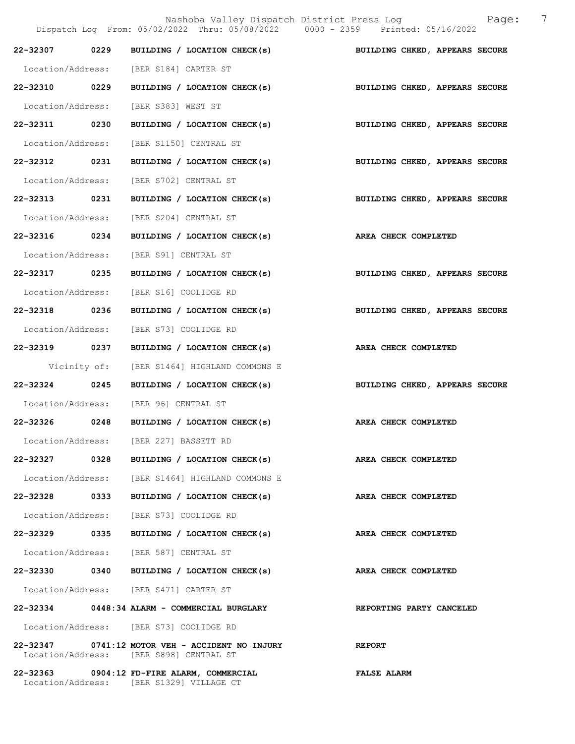**22-32307 0229 BUILDING / LOCATION CHECK(s) — BUILDING CHKED, APPEARS SECURE**

Location/Address: [BER S184] CARTER ST

**22-32310 0229 BUILDING / LOCATION CHECK(s) — BUILDING CHKED, APPEARS SECURE**

Location/Address: [BER S383] WEST ST

**22-32311 0230 BUILDING / LOCATION CHECK(s) — BUILDING CHKED, APPEARS SECURE**

Location/Address: [BER S1150] CENTRAL ST

**22-32312 0231 BUILDING / LOCATION CHECK(s) — BUILDING CHKED, APPEARS SECURE**

Location/Address: [BER S702] CENTRAL ST

**22-32313 0231 BUILDING / LOCATION CHECK(s) — BUILDING CHKED, APPEARS SECURE**

Location/Address: [BER S204] CENTRAL ST

**22-32316 0234 BUILDING / LOCATION CHECK(s) — AREA CHECK COMPLETED**

Location/Address: [BER S91] CENTRAL ST

**22-32317 0235 BUILDING / LOCATION CHECK(s) — BUILDING CHKED, APPEARS SECURE**

Location/Address: [BER S16] COOLIDGE RD

**22-32318 0236 BUILDING / LOCATION CHECK(s) — BUILDING CHKED, APPEARS SECURE**

Location/Address: [BER S73] COOLIDGE RD

**22-32319 0237 BUILDING / LOCATION CHECK(s) — AREA CHECK COMPLETED**

Vicinity of: [BER S1464] HIGHLAND COMMONS E

**22-32324 0245 BUILDING / LOCATION CHECK(s) — BUILDING CHKED, APPEARS SECURE**

Location/Address: [BER 96] CENTRAL ST

**22-32326 0248 BUILDING / LOCATION CHECK(s) — AREA CHECK COMPLETED**

Location/Address: [BER 227] BASSETT RD

**22-32327 0328 BUILDING / LOCATION CHECK(s) — AREA CHECK COMPLETED**

Location/Address: [BER S1464] HIGHLAND COMMONS E

**22-32328 0333 BUILDING / LOCATION CHECK(s) — AREA CHECK COMPLETED**

Location/Address: [BER S73] COOLIDGE RD

**22-32329 0335 BUILDING / LOCATION CHECK(s) — AREA CHECK COMPLETED**

Location/Address: [BER 587] CENTRAL ST

**22-32330 0340 BUILDING / LOCATION CHECK(s) — AREA CHECK COMPLETED**

Location/Address: [BER S471] CARTER ST

**22-32334 0448:34 ALARM - COMMERCIAL BURGLARY — REPORTING PARTY CANCELED**

Location/Address: [BER S73] COOLIDGE RD

**22-32347 0741:12 MOTOR VEH - ACCIDENT NO INJURY — REPORT**

Location/Address: [BER S898] CENTRAL ST

**22-32363 0904:12 FD-FIRE ALARM, COMMERCIAL — FALSE ALARM**

Location/Address: [BER S1329] VILLAGE CT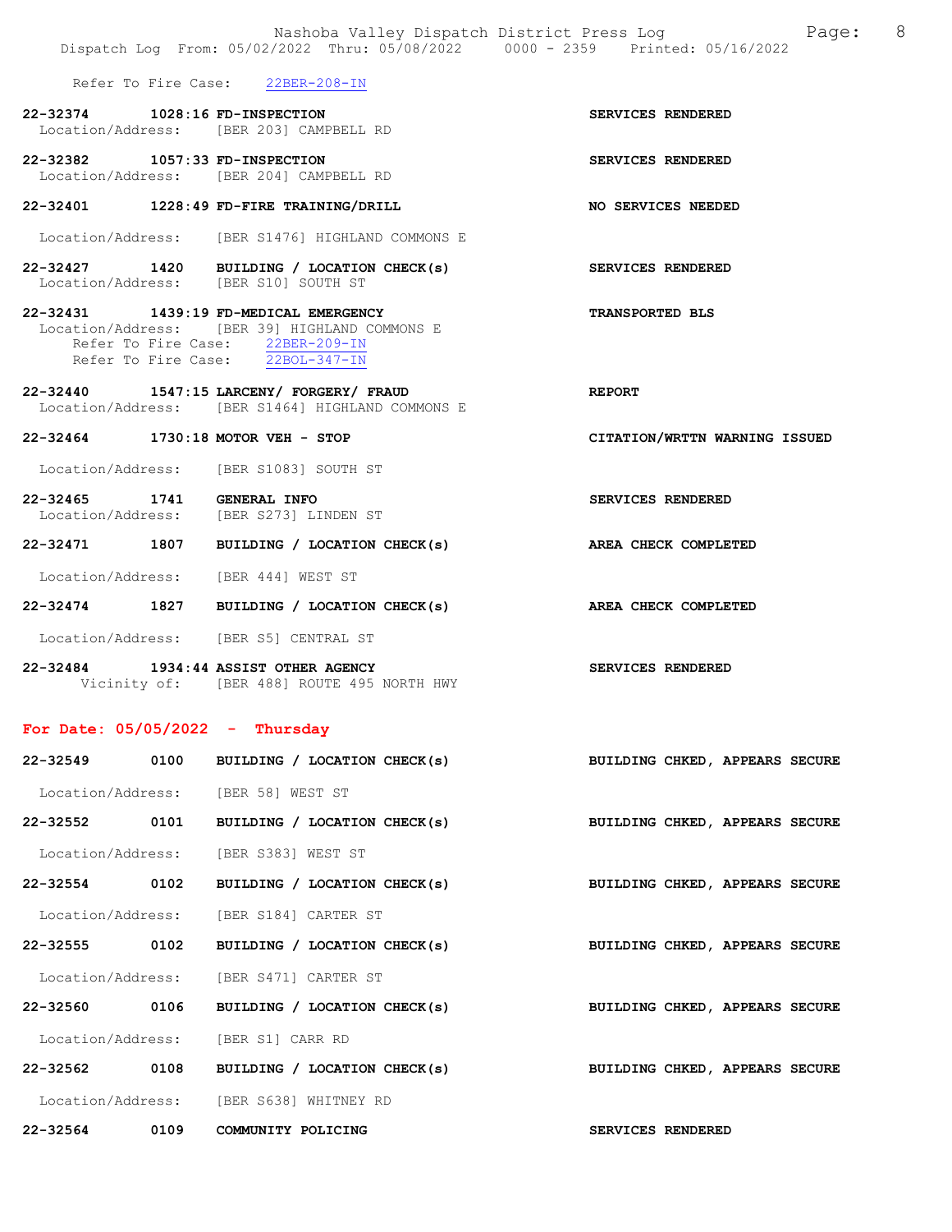Refer To Fire Case: 22BER-208-IN

**22-32374 1028:16 FD-INSPECTION** — **SERVICES RENDERED**
Location/Address: [BER 203] CAMPBELL RD

**22-32382 1057:33 FD-INSPECTION** — **SERVICES RENDERED**
Location/Address: [BER 204] CAMPBELL RD

**22-32401 1228:49 FD-FIRE TRAINING/DRILL** — **NO SERVICES NEEDED**
Location/Address: [BER S1476] HIGHLAND COMMONS E

**22-32427 1420 BUILDING / LOCATION CHECK(s)** — **SERVICES RENDERED**
Location/Address: [BER S10] SOUTH ST

**22-32431 1439:19 FD-MEDICAL EMERGENCY** — **TRANSPORTED BLS**
Location/Address: [BER 39] HIGHLAND COMMONS E
Refer To Fire Case: 22BER-209-IN
Refer To Fire Case: 22BOL-347-IN

**22-32440 1547:15 LARCENY/ FORGERY/ FRAUD** — **REPORT**
Location/Address: [BER S1464] HIGHLAND COMMONS E

**22-32464 1730:18 MOTOR VEH - STOP** — **CITATION/WRTTN WARNING ISSUED**
Location/Address: [BER S1083] SOUTH ST

**22-32465 1741 GENERAL INFO** — **SERVICES RENDERED**
Location/Address: [BER S273] LINDEN ST

**22-32471 1807 BUILDING / LOCATION CHECK(s)** — **AREA CHECK COMPLETED**
Location/Address: [BER 444] WEST ST

**22-32474 1827 BUILDING / LOCATION CHECK(s)** — **AREA CHECK COMPLETED**
Location/Address: [BER S5] CENTRAL ST

**22-32484 1934:44 ASSIST OTHER AGENCY** — **SERVICES RENDERED**
Vicinity of: [BER 488] ROUTE 495 NORTH HWY

## For Date: 05/05/2022 - Thursday

**22-32549 0100 BUILDING / LOCATION CHECK(s)** — **BUILDING CHKED, APPEARS SECURE**
Location/Address: [BER 58] WEST ST

**22-32552 0101 BUILDING / LOCATION CHECK(s)** — **BUILDING CHKED, APPEARS SECURE**
Location/Address: [BER S383] WEST ST

**22-32554 0102 BUILDING / LOCATION CHECK(s)** — **BUILDING CHKED, APPEARS SECURE**
Location/Address: [BER S184] CARTER ST

**22-32555 0102 BUILDING / LOCATION CHECK(s)** — **BUILDING CHKED, APPEARS SECURE**
Location/Address: [BER S471] CARTER ST

**22-32560 0106 BUILDING / LOCATION CHECK(s)** — **BUILDING CHKED, APPEARS SECURE**
Location/Address: [BER S1] CARR RD

**22-32562 0108 BUILDING / LOCATION CHECK(s)** — **BUILDING CHKED, APPEARS SECURE**
Location/Address: [BER S638] WHITNEY RD

**22-32564 0109 COMMUNITY POLICING** — **SERVICES RENDERED**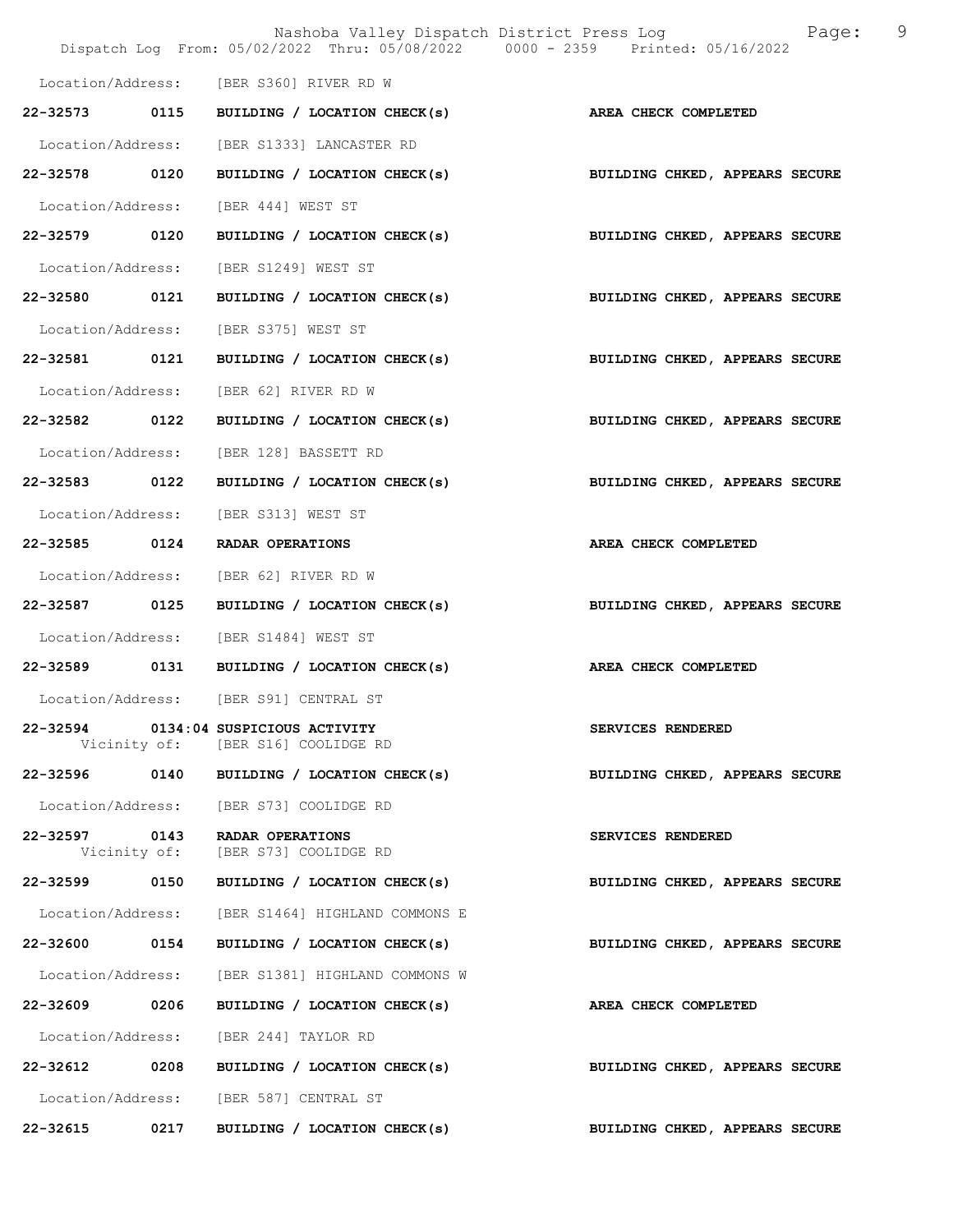Location/Address: [BER S360] RIVER RD W

| | | | |
|---|---|---|---|
| 22-32573 | 0115 | BUILDING / LOCATION CHECK(s) | AREA CHECK COMPLETED |

Location/Address: [BER S1333] LANCASTER RD

| | | | |
|---|---|---|---|
| 22-32578 | 0120 | BUILDING / LOCATION CHECK(s) | BUILDING CHKED, APPEARS SECURE |

Location/Address: [BER 444] WEST ST

| | | | |
|---|---|---|---|
| 22-32579 | 0120 | BUILDING / LOCATION CHECK(s) | BUILDING CHKED, APPEARS SECURE |

Location/Address: [BER S1249] WEST ST

| | | | |
|---|---|---|---|
| 22-32580 | 0121 | BUILDING / LOCATION CHECK(s) | BUILDING CHKED, APPEARS SECURE |

Location/Address: [BER S375] WEST ST

| | | | |
|---|---|---|---|
| 22-32581 | 0121 | BUILDING / LOCATION CHECK(s) | BUILDING CHKED, APPEARS SECURE |

Location/Address: [BER 62] RIVER RD W

| | | | |
|---|---|---|---|
| 22-32582 | 0122 | BUILDING / LOCATION CHECK(s) | BUILDING CHKED, APPEARS SECURE |

Location/Address: [BER 128] BASSETT RD

| | | | |
|---|---|---|---|
| 22-32583 | 0122 | BUILDING / LOCATION CHECK(s) | BUILDING CHKED, APPEARS SECURE |

Location/Address: [BER S313] WEST ST

| | | | |
|---|---|---|---|
| 22-32585 | 0124 | RADAR OPERATIONS | AREA CHECK COMPLETED |

Location/Address: [BER 62] RIVER RD W

| | | | |
|---|---|---|---|
| 22-32587 | 0125 | BUILDING / LOCATION CHECK(s) | BUILDING CHKED, APPEARS SECURE |

Location/Address: [BER S1484] WEST ST

| | | | |
|---|---|---|---|
| 22-32589 | 0131 | BUILDING / LOCATION CHECK(s) | AREA CHECK COMPLETED |

Location/Address: [BER S91] CENTRAL ST

| | | | |
|---|---|---|---|
| 22-32594 | 0134:04 | SUSPICIOUS ACTIVITY | SERVICES RENDERED |

Vicinity of: [BER S16] COOLIDGE RD

| | | | |
|---|---|---|---|
| 22-32596 | 0140 | BUILDING / LOCATION CHECK(s) | BUILDING CHKED, APPEARS SECURE |

Location/Address: [BER S73] COOLIDGE RD

| | | | |
|---|---|---|---|
| 22-32597 | 0143 | RADAR OPERATIONS | SERVICES RENDERED |

Vicinity of: [BER S73] COOLIDGE RD

| | | | |
|---|---|---|---|
| 22-32599 | 0150 | BUILDING / LOCATION CHECK(s) | BUILDING CHKED, APPEARS SECURE |

Location/Address: [BER S1464] HIGHLAND COMMONS E

| | | | |
|---|---|---|---|
| 22-32600 | 0154 | BUILDING / LOCATION CHECK(s) | BUILDING CHKED, APPEARS SECURE |

Location/Address: [BER S1381] HIGHLAND COMMONS W

| | | | |
|---|---|---|---|
| 22-32609 | 0206 | BUILDING / LOCATION CHECK(s) | AREA CHECK COMPLETED |

Location/Address: [BER 244] TAYLOR RD

| | | | |
|---|---|---|---|
| 22-32612 | 0208 | BUILDING / LOCATION CHECK(s) | BUILDING CHKED, APPEARS SECURE |

Location/Address: [BER 587] CENTRAL ST

| | | | |
|---|---|---|---|
| 22-32615 | 0217 | BUILDING / LOCATION CHECK(s) | BUILDING CHKED, APPEARS SECURE |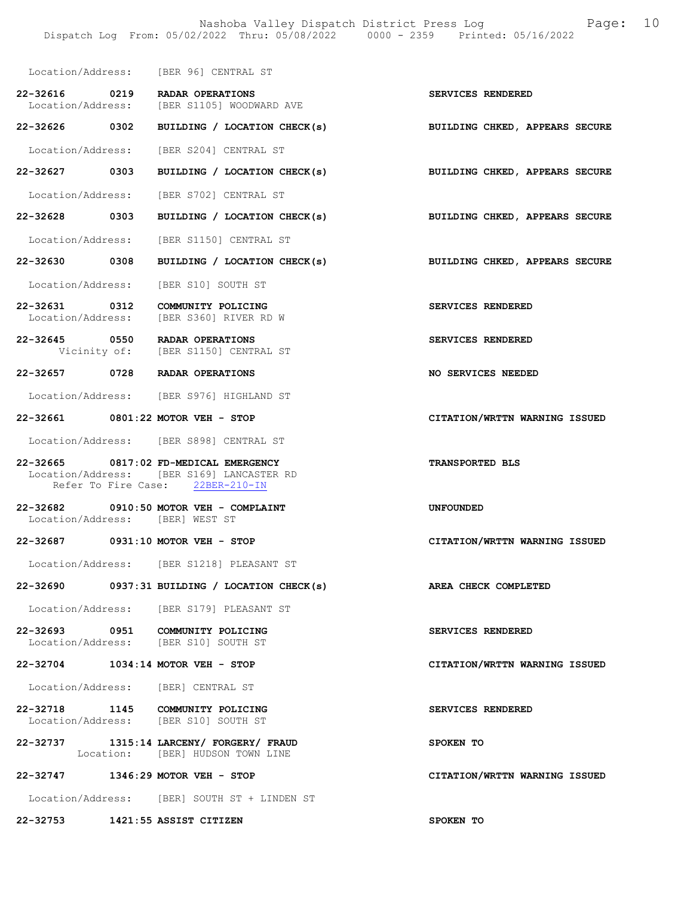Location/Address: [BER 96] CENTRAL ST

**22-32616 0219 RADAR OPERATIONS** — SERVICES RENDERED
Location/Address: [BER S1105] WOODWARD AVE

**22-32626 0302 BUILDING / LOCATION CHECK(s)** — BUILDING CHKED, APPEARS SECURE
Location/Address: [BER S204] CENTRAL ST

**22-32627 0303 BUILDING / LOCATION CHECK(s)** — BUILDING CHKED, APPEARS SECURE
Location/Address: [BER S702] CENTRAL ST

**22-32628 0303 BUILDING / LOCATION CHECK(s)** — BUILDING CHKED, APPEARS SECURE
Location/Address: [BER S1150] CENTRAL ST

**22-32630 0308 BUILDING / LOCATION CHECK(s)** — BUILDING CHKED, APPEARS SECURE
Location/Address: [BER S10] SOUTH ST

**22-32631 0312 COMMUNITY POLICING** — SERVICES RENDERED
Location/Address: [BER S360] RIVER RD W

**22-32645 0550 RADAR OPERATIONS** — SERVICES RENDERED
Vicinity of: [BER S1150] CENTRAL ST

**22-32657 0728 RADAR OPERATIONS** — NO SERVICES NEEDED
Location/Address: [BER S976] HIGHLAND ST

**22-32661 0801:22 MOTOR VEH - STOP** — CITATION/WRTTN WARNING ISSUED
Location/Address: [BER S898] CENTRAL ST

**22-32665 0817:02 FD-MEDICAL EMERGENCY** — TRANSPORTED BLS
Location/Address: [BER S169] LANCASTER RD
Refer To Fire Case: 22BER-210-IN

**22-32682 0910:50 MOTOR VEH - COMPLAINT** — UNFOUNDED
Location/Address: [BER] WEST ST

**22-32687 0931:10 MOTOR VEH - STOP** — CITATION/WRTTN WARNING ISSUED
Location/Address: [BER S1218] PLEASANT ST

**22-32690 0937:31 BUILDING / LOCATION CHECK(s)** — AREA CHECK COMPLETED
Location/Address: [BER S179] PLEASANT ST

**22-32693 0951 COMMUNITY POLICING** — SERVICES RENDERED
Location/Address: [BER S10] SOUTH ST

**22-32704 1034:14 MOTOR VEH - STOP** — CITATION/WRTTN WARNING ISSUED
Location/Address: [BER] CENTRAL ST

**22-32718 1145 COMMUNITY POLICING** — SERVICES RENDERED
Location/Address: [BER S10] SOUTH ST

**22-32737 1315:14 LARCENY/ FORGERY/ FRAUD** — SPOKEN TO
Location: [BER] HUDSON TOWN LINE

**22-32747 1346:29 MOTOR VEH - STOP** — CITATION/WRTTN WARNING ISSUED
Location/Address: [BER] SOUTH ST + LINDEN ST

**22-32753 1421:55 ASSIST CITIZEN** — SPOKEN TO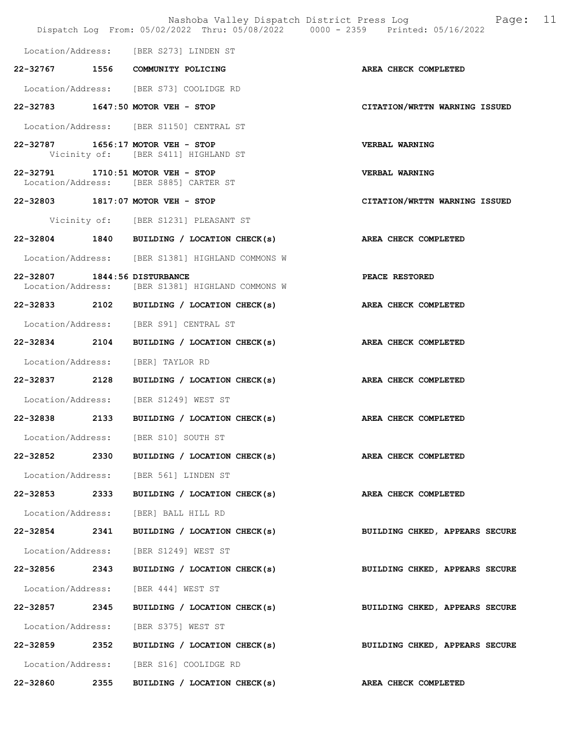Location/Address: [BER S273] LINDEN ST

**22-32767 1556 COMMUNITY POLICING** — **AREA CHECK COMPLETED**

Location/Address: [BER S73] COOLIDGE RD

**22-32783 1647:50 MOTOR VEH - STOP** — **CITATION/WRTTN WARNING ISSUED**

Location/Address: [BER S1150] CENTRAL ST

**22-32787 1656:17 MOTOR VEH - STOP** — **VERBAL WARNING**
Vicinity of: [BER S411] HIGHLAND ST

**22-32791 1710:51 MOTOR VEH - STOP** — **VERBAL WARNING**
Location/Address: [BER S885] CARTER ST

**22-32803 1817:07 MOTOR VEH - STOP** — **CITATION/WRTTN WARNING ISSUED**

Vicinity of: [BER S1231] PLEASANT ST

**22-32804 1840 BUILDING / LOCATION CHECK(s)** — **AREA CHECK COMPLETED**

Location/Address: [BER S1381] HIGHLAND COMMONS W

**22-32807 1844:56 DISTURBANCE** — **PEACE RESTORED**
Location/Address: [BER S1381] HIGHLAND COMMONS W

**22-32833 2102 BUILDING / LOCATION CHECK(s)** — **AREA CHECK COMPLETED**

Location/Address: [BER S91] CENTRAL ST

**22-32834 2104 BUILDING / LOCATION CHECK(s)** — **AREA CHECK COMPLETED**

Location/Address: [BER] TAYLOR RD

**22-32837 2128 BUILDING / LOCATION CHECK(s)** — **AREA CHECK COMPLETED**

Location/Address: [BER S1249] WEST ST

**22-32838 2133 BUILDING / LOCATION CHECK(s)** — **AREA CHECK COMPLETED**

Location/Address: [BER S10] SOUTH ST

**22-32852 2330 BUILDING / LOCATION CHECK(s)** — **AREA CHECK COMPLETED**

Location/Address: [BER 561] LINDEN ST

**22-32853 2333 BUILDING / LOCATION CHECK(s)** — **AREA CHECK COMPLETED**

Location/Address: [BER] BALL HILL RD

**22-32854 2341 BUILDING / LOCATION CHECK(s)** — **BUILDING CHKED, APPEARS SECURE**

Location/Address: [BER S1249] WEST ST

**22-32856 2343 BUILDING / LOCATION CHECK(s)** — **BUILDING CHKED, APPEARS SECURE**

Location/Address: [BER 444] WEST ST

**22-32857 2345 BUILDING / LOCATION CHECK(s)** — **BUILDING CHKED, APPEARS SECURE**

Location/Address: [BER S375] WEST ST

**22-32859 2352 BUILDING / LOCATION CHECK(s)** — **BUILDING CHKED, APPEARS SECURE**

Location/Address: [BER S16] COOLIDGE RD

**22-32860 2355 BUILDING / LOCATION CHECK(s)** — **AREA CHECK COMPLETED**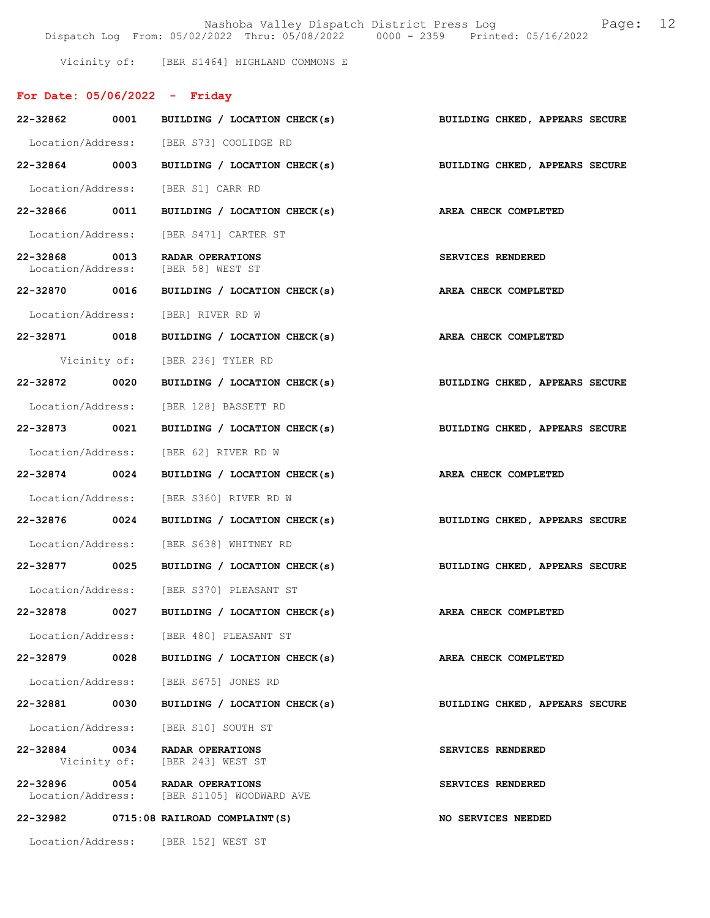Vicinity of: [BER S1464] HIGHLAND COMMONS E

## For Date: 05/06/2022 - Friday

**22-32862 0001 BUILDING / LOCATION CHECK(s)** — BUILDING CHKED, APPEARS SECURE
Location/Address: [BER S73] COOLIDGE RD

**22-32864 0003 BUILDING / LOCATION CHECK(s)** — BUILDING CHKED, APPEARS SECURE
Location/Address: [BER S1] CARR RD

**22-32866 0011 BUILDING / LOCATION CHECK(s)** — AREA CHECK COMPLETED
Location/Address: [BER S471] CARTER ST

**22-32868 0013 RADAR OPERATIONS** — SERVICES RENDERED
Location/Address: [BER 58] WEST ST

**22-32870 0016 BUILDING / LOCATION CHECK(s)** — AREA CHECK COMPLETED
Location/Address: [BER] RIVER RD W

**22-32871 0018 BUILDING / LOCATION CHECK(s)** — AREA CHECK COMPLETED
Vicinity of: [BER 236] TYLER RD

**22-32872 0020 BUILDING / LOCATION CHECK(s)** — BUILDING CHKED, APPEARS SECURE
Location/Address: [BER 128] BASSETT RD

**22-32873 0021 BUILDING / LOCATION CHECK(s)** — BUILDING CHKED, APPEARS SECURE
Location/Address: [BER 62] RIVER RD W

**22-32874 0024 BUILDING / LOCATION CHECK(s)** — AREA CHECK COMPLETED
Location/Address: [BER S360] RIVER RD W

**22-32876 0024 BUILDING / LOCATION CHECK(s)** — BUILDING CHKED, APPEARS SECURE
Location/Address: [BER S638] WHITNEY RD

**22-32877 0025 BUILDING / LOCATION CHECK(s)** — BUILDING CHKED, APPEARS SECURE
Location/Address: [BER S370] PLEASANT ST

**22-32878 0027 BUILDING / LOCATION CHECK(s)** — AREA CHECK COMPLETED
Location/Address: [BER 480] PLEASANT ST

**22-32879 0028 BUILDING / LOCATION CHECK(s)** — AREA CHECK COMPLETED
Location/Address: [BER S675] JONES RD

**22-32881 0030 BUILDING / LOCATION CHECK(s)** — BUILDING CHKED, APPEARS SECURE
Location/Address: [BER S10] SOUTH ST

**22-32884 0034 RADAR OPERATIONS** — SERVICES RENDERED
Vicinity of: [BER 243] WEST ST

**22-32896 0054 RADAR OPERATIONS** — SERVICES RENDERED
Location/Address: [BER S1105] WOODWARD AVE

**22-32982 0715:08 RAILROAD COMPLAINT(S)** — NO SERVICES NEEDED
Location/Address: [BER 152] WEST ST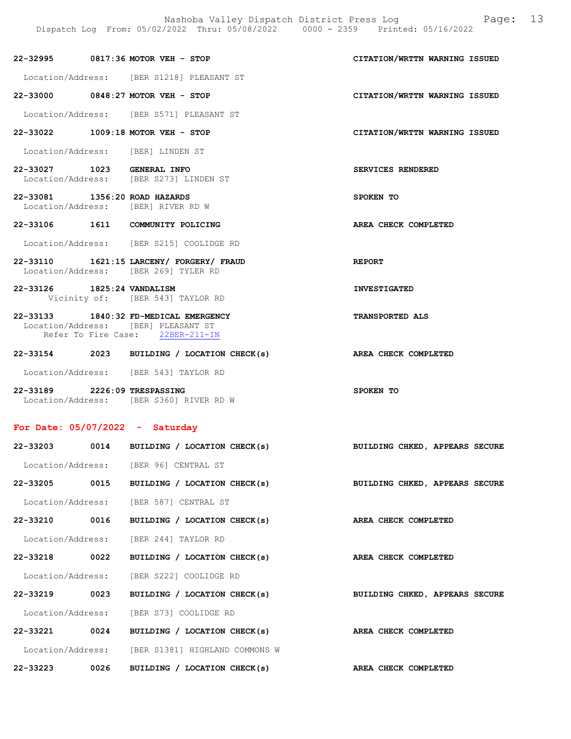**22-32995 0817:36 MOTOR VEH - STOP** — CITATION/WRTTN WARNING ISSUED
Location/Address: [BER S1218] PLEASANT ST

**22-33000 0848:27 MOTOR VEH - STOP** — CITATION/WRTTN WARNING ISSUED
Location/Address: [BER S571] PLEASANT ST

**22-33022 1009:18 MOTOR VEH - STOP** — CITATION/WRTTN WARNING ISSUED
Location/Address: [BER] LINDEN ST

**22-33027 1023 GENERAL INFO** — SERVICES RENDERED
Location/Address: [BER S273] LINDEN ST

**22-33081 1356:20 ROAD HAZARDS** — SPOKEN TO
Location/Address: [BER] RIVER RD W

**22-33106 1611 COMMUNITY POLICING** — AREA CHECK COMPLETED
Location/Address: [BER S215] COOLIDGE RD

**22-33110 1621:15 LARCENY/ FORGERY/ FRAUD** — REPORT
Location/Address: [BER 269] TYLER RD

**22-33126 1825:24 VANDALISM** — INVESTIGATED
Vicinity of: [BER 543] TAYLOR RD

**22-33133 1840:32 FD-MEDICAL EMERGENCY** — TRANSPORTED ALS
Location/Address: [BER] PLEASANT ST
Refer To Fire Case: 22BER-211-IN

**22-33154 2023 BUILDING / LOCATION CHECK(s)** — AREA CHECK COMPLETED
Location/Address: [BER 543] TAYLOR RD

**22-33189 2226:09 TRESPASSING** — SPOKEN TO
Location/Address: [BER S360] RIVER RD W

## For Date: 05/07/2022 - Saturday

**22-33203 0014 BUILDING / LOCATION CHECK(s)** — BUILDING CHKED, APPEARS SECURE
Location/Address: [BER 96] CENTRAL ST

**22-33205 0015 BUILDING / LOCATION CHECK(s)** — BUILDING CHKED, APPEARS SECURE
Location/Address: [BER 587] CENTRAL ST

**22-33210 0016 BUILDING / LOCATION CHECK(s)** — AREA CHECK COMPLETED
Location/Address: [BER 244] TAYLOR RD

**22-33218 0022 BUILDING / LOCATION CHECK(s)** — AREA CHECK COMPLETED
Location/Address: [BER S222] COOLIDGE RD

**22-33219 0023 BUILDING / LOCATION CHECK(s)** — BUILDING CHKED, APPEARS SECURE
Location/Address: [BER S73] COOLIDGE RD

**22-33221 0024 BUILDING / LOCATION CHECK(s)** — AREA CHECK COMPLETED
Location/Address: [BER S1381] HIGHLAND COMMONS W

**22-33223 0026 BUILDING / LOCATION CHECK(s)** — AREA CHECK COMPLETED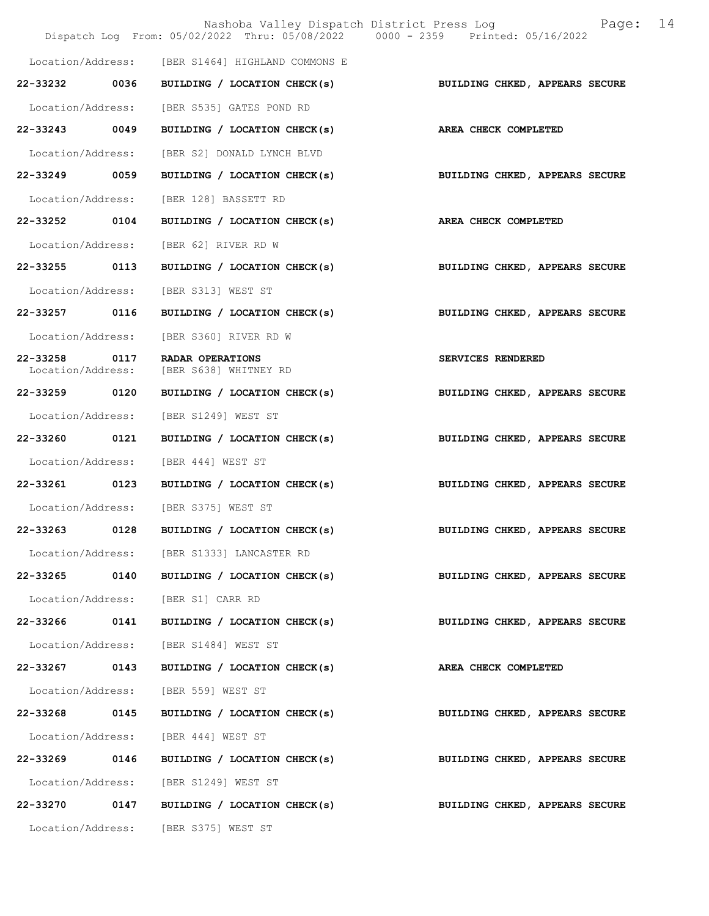Location/Address: [BER S1464] HIGHLAND COMMONS E

| | | | |
|---|---|---|---|
| 22-33232 | 0036 | BUILDING / LOCATION CHECK(s) | BUILDING CHKED, APPEARS SECURE |
| Location/Address: | [BER S535] GATES POND RD | | |
| 22-33243 | 0049 | BUILDING / LOCATION CHECK(s) | AREA CHECK COMPLETED |
| Location/Address: | [BER S2] DONALD LYNCH BLVD | | |
| 22-33249 | 0059 | BUILDING / LOCATION CHECK(s) | BUILDING CHKED, APPEARS SECURE |
| Location/Address: | [BER 128] BASSETT RD | | |
| 22-33252 | 0104 | BUILDING / LOCATION CHECK(s) | AREA CHECK COMPLETED |
| Location/Address: | [BER 62] RIVER RD W | | |
| 22-33255 | 0113 | BUILDING / LOCATION CHECK(s) | BUILDING CHKED, APPEARS SECURE |
| Location/Address: | [BER S313] WEST ST | | |
| 22-33257 | 0116 | BUILDING / LOCATION CHECK(s) | BUILDING CHKED, APPEARS SECURE |
| Location/Address: | [BER S360] RIVER RD W | | |
| 22-33258 | 0117 | RADAR OPERATIONS | SERVICES RENDERED |
| Location/Address: | [BER S638] WHITNEY RD | | |
| 22-33259 | 0120 | BUILDING / LOCATION CHECK(s) | BUILDING CHKED, APPEARS SECURE |
| Location/Address: | [BER S1249] WEST ST | | |
| 22-33260 | 0121 | BUILDING / LOCATION CHECK(s) | BUILDING CHKED, APPEARS SECURE |
| Location/Address: | [BER 444] WEST ST | | |
| 22-33261 | 0123 | BUILDING / LOCATION CHECK(s) | BUILDING CHKED, APPEARS SECURE |
| Location/Address: | [BER S375] WEST ST | | |
| 22-33263 | 0128 | BUILDING / LOCATION CHECK(s) | BUILDING CHKED, APPEARS SECURE |
| Location/Address: | [BER S1333] LANCASTER RD | | |
| 22-33265 | 0140 | BUILDING / LOCATION CHECK(s) | BUILDING CHKED, APPEARS SECURE |
| Location/Address: | [BER S1] CARR RD | | |
| 22-33266 | 0141 | BUILDING / LOCATION CHECK(s) | BUILDING CHKED, APPEARS SECURE |
| Location/Address: | [BER S1484] WEST ST | | |
| 22-33267 | 0143 | BUILDING / LOCATION CHECK(s) | AREA CHECK COMPLETED |
| Location/Address: | [BER 559] WEST ST | | |
| 22-33268 | 0145 | BUILDING / LOCATION CHECK(s) | BUILDING CHKED, APPEARS SECURE |
| Location/Address: | [BER 444] WEST ST | | |
| 22-33269 | 0146 | BUILDING / LOCATION CHECK(s) | BUILDING CHKED, APPEARS SECURE |
| Location/Address: | [BER S1249] WEST ST | | |
| 22-33270 | 0147 | BUILDING / LOCATION CHECK(s) | BUILDING CHKED, APPEARS SECURE |
| Location/Address: | [BER S375] WEST ST | | |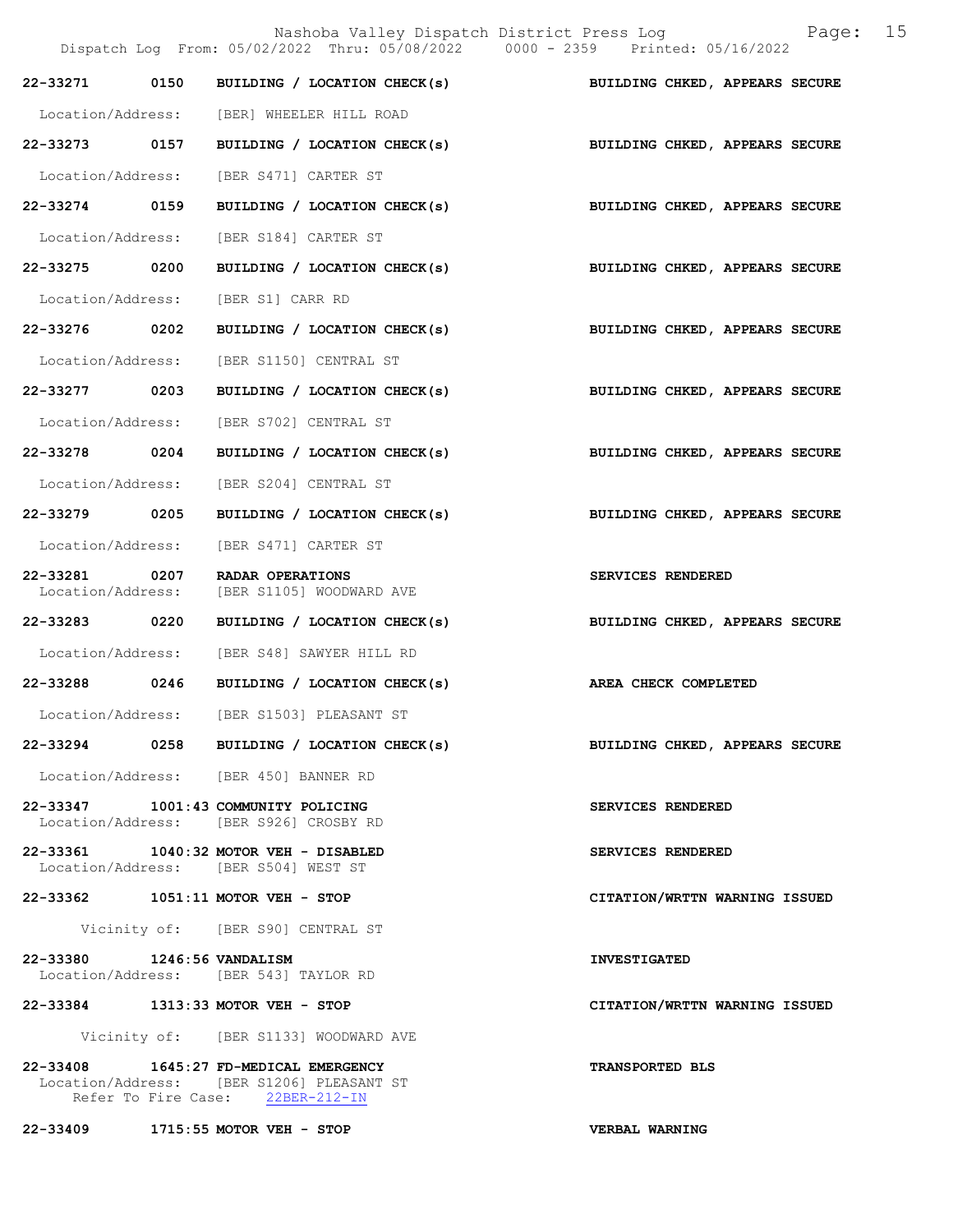**22-33271 0150 BUILDING / LOCATION CHECK(s)** — **BUILDING CHKED, APPEARS SECURE**

Location/Address: [BER] WHEELER HILL ROAD

**22-33273 0157 BUILDING / LOCATION CHECK(s)** — **BUILDING CHKED, APPEARS SECURE**

Location/Address: [BER S471] CARTER ST

**22-33274 0159 BUILDING / LOCATION CHECK(s)** — **BUILDING CHKED, APPEARS SECURE**

Location/Address: [BER S184] CARTER ST

**22-33275 0200 BUILDING / LOCATION CHECK(s)** — **BUILDING CHKED, APPEARS SECURE**

Location/Address: [BER S1] CARR RD

**22-33276 0202 BUILDING / LOCATION CHECK(s)** — **BUILDING CHKED, APPEARS SECURE**

Location/Address: [BER S1150] CENTRAL ST

**22-33277 0203 BUILDING / LOCATION CHECK(s)** — **BUILDING CHKED, APPEARS SECURE**

Location/Address: [BER S702] CENTRAL ST

**22-33278 0204 BUILDING / LOCATION CHECK(s)** — **BUILDING CHKED, APPEARS SECURE**

Location/Address: [BER S204] CENTRAL ST

**22-33279 0205 BUILDING / LOCATION CHECK(s)** — **BUILDING CHKED, APPEARS SECURE**

Location/Address: [BER S471] CARTER ST

**22-33281 0207 RADAR OPERATIONS** — **SERVICES RENDERED**
Location/Address: [BER S1105] WOODWARD AVE

**22-33283 0220 BUILDING / LOCATION CHECK(s)** — **BUILDING CHKED, APPEARS SECURE**

Location/Address: [BER S48] SAWYER HILL RD

**22-33288 0246 BUILDING / LOCATION CHECK(s)** — **AREA CHECK COMPLETED**

Location/Address: [BER S1503] PLEASANT ST

**22-33294 0258 BUILDING / LOCATION CHECK(s)** — **BUILDING CHKED, APPEARS SECURE**

Location/Address: [BER 450] BANNER RD

**22-33347 1001:43 COMMUNITY POLICING** — **SERVICES RENDERED**
Location/Address: [BER S926] CROSBY RD

**22-33361 1040:32 MOTOR VEH - DISABLED** — **SERVICES RENDERED**
Location/Address: [BER S504] WEST ST

**22-33362 1051:11 MOTOR VEH - STOP** — **CITATION/WRTTN WARNING ISSUED**

Vicinity of: [BER S90] CENTRAL ST

**22-33380 1246:56 VANDALISM** — **INVESTIGATED**
Location/Address: [BER 543] TAYLOR RD

**22-33384 1313:33 MOTOR VEH - STOP** — **CITATION/WRTTN WARNING ISSUED**

Vicinity of: [BER S1133] WOODWARD AVE

**22-33408 1645:27 FD-MEDICAL EMERGENCY** — **TRANSPORTED BLS**
Location/Address: [BER S1206] PLEASANT ST
Refer To Fire Case: 22BER-212-IN

**22-33409 1715:55 MOTOR VEH - STOP** — **VERBAL WARNING**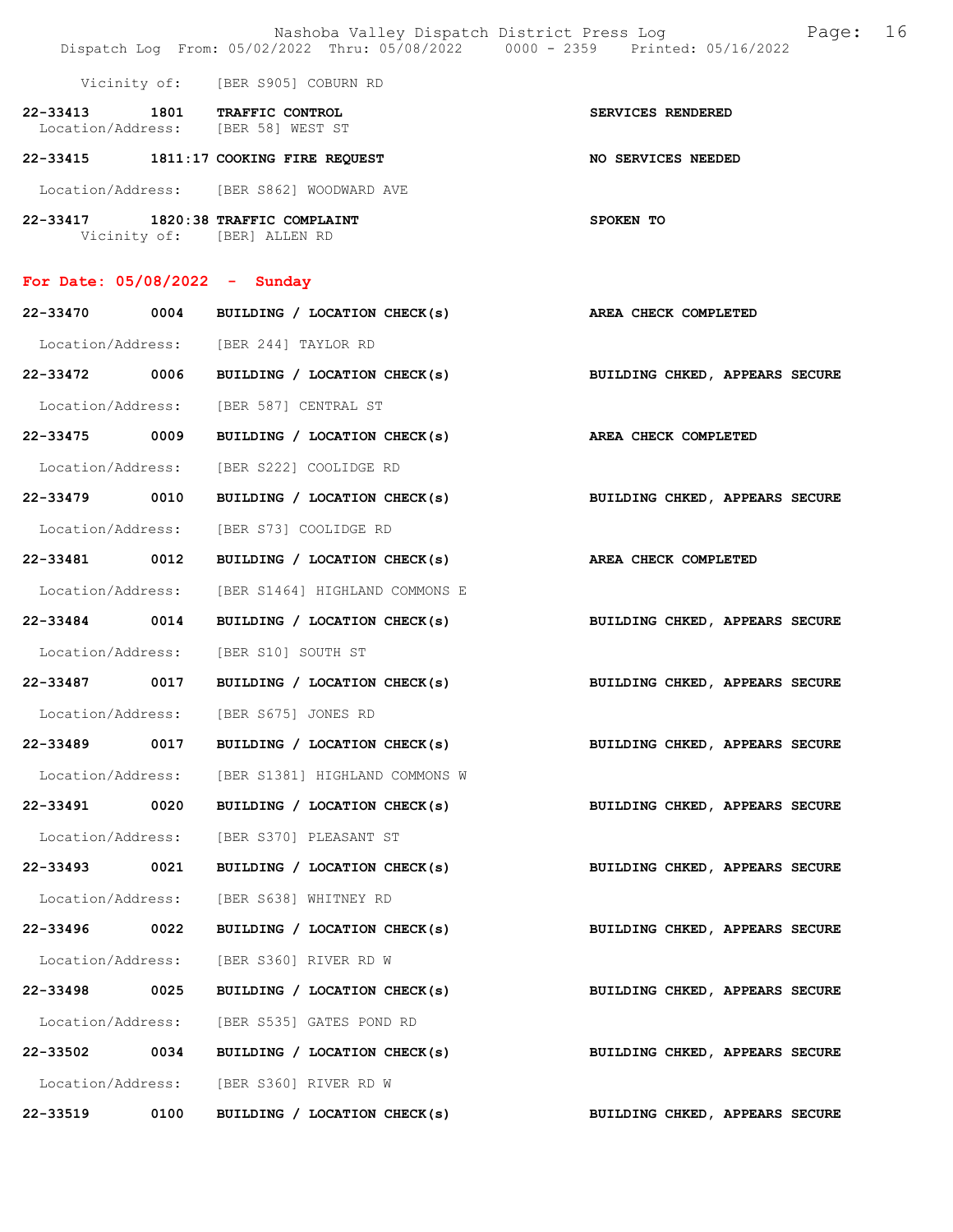Vicinity of: [BER S905] COBURN RD

22-33413 1801 TRAFFIC CONTROL SERVICES RENDERED
Location/Address: [BER 58] WEST ST

22-33415 1811:17 COOKING FIRE REQUEST NO SERVICES NEEDED

Location/Address: [BER S862] WOODWARD AVE

22-33417 1820:38 TRAFFIC COMPLAINT SPOKEN TO
Vicinity of: [BER] ALLEN RD

## For Date: 05/08/2022 - Sunday

22-33470 0004 BUILDING / LOCATION CHECK(s) AREA CHECK COMPLETED

Location/Address: [BER 244] TAYLOR RD

22-33472 0006 BUILDING / LOCATION CHECK(s) BUILDING CHKED, APPEARS SECURE

Location/Address: [BER 587] CENTRAL ST

22-33475 0009 BUILDING / LOCATION CHECK(s) AREA CHECK COMPLETED

Location/Address: [BER S222] COOLIDGE RD

22-33479 0010 BUILDING / LOCATION CHECK(s) BUILDING CHKED, APPEARS SECURE

Location/Address: [BER S73] COOLIDGE RD

22-33481 0012 BUILDING / LOCATION CHECK(s) AREA CHECK COMPLETED

Location/Address: [BER S1464] HIGHLAND COMMONS E

22-33484 0014 BUILDING / LOCATION CHECK(s) BUILDING CHKED, APPEARS SECURE

Location/Address: [BER S10] SOUTH ST

22-33487 0017 BUILDING / LOCATION CHECK(s) BUILDING CHKED, APPEARS SECURE

Location/Address: [BER S675] JONES RD

22-33489 0017 BUILDING / LOCATION CHECK(s) BUILDING CHKED, APPEARS SECURE

Location/Address: [BER S1381] HIGHLAND COMMONS W

22-33491 0020 BUILDING / LOCATION CHECK(s) BUILDING CHKED, APPEARS SECURE

Location/Address: [BER S370] PLEASANT ST

22-33493 0021 BUILDING / LOCATION CHECK(s) BUILDING CHKED, APPEARS SECURE

Location/Address: [BER S638] WHITNEY RD

22-33496 0022 BUILDING / LOCATION CHECK(s) BUILDING CHKED, APPEARS SECURE

Location/Address: [BER S360] RIVER RD W

22-33498 0025 BUILDING / LOCATION CHECK(s) BUILDING CHKED, APPEARS SECURE

Location/Address: [BER S535] GATES POND RD

22-33502 0034 BUILDING / LOCATION CHECK(s) BUILDING CHKED, APPEARS SECURE

Location/Address: [BER S360] RIVER RD W

22-33519 0100 BUILDING / LOCATION CHECK(s) BUILDING CHKED, APPEARS SECURE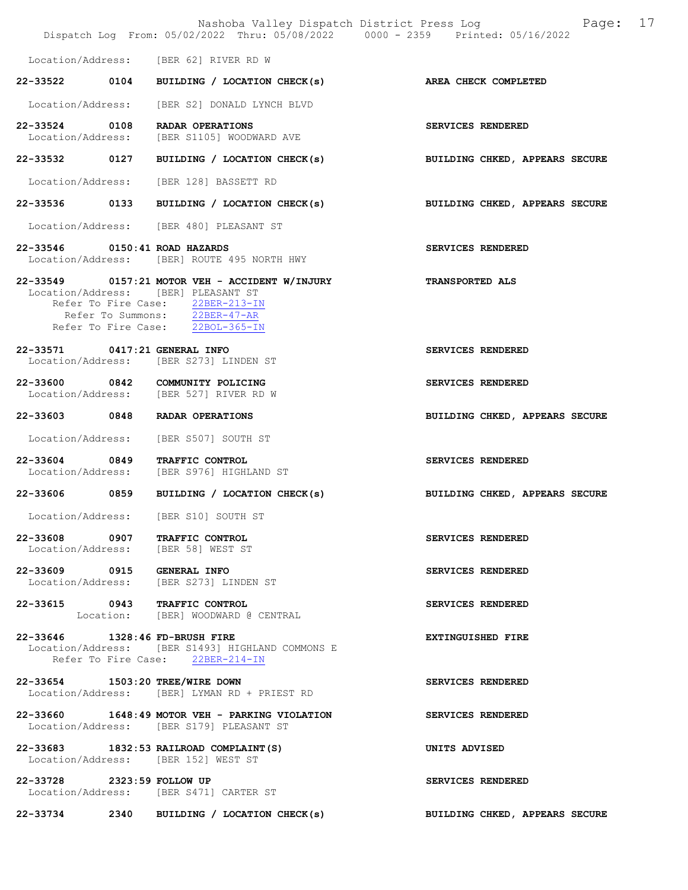Location/Address: [BER 62] RIVER RD W

**22-33522 0104 BUILDING / LOCATION CHECK(s)** — **AREA CHECK COMPLETED**
Location/Address: [BER S2] DONALD LYNCH BLVD

**22-33524 0108 RADAR OPERATIONS** — **SERVICES RENDERED**
Location/Address: [BER S1105] WOODWARD AVE

**22-33532 0127 BUILDING / LOCATION CHECK(s)** — **BUILDING CHKED, APPEARS SECURE**
Location/Address: [BER 128] BASSETT RD

**22-33536 0133 BUILDING / LOCATION CHECK(s)** — **BUILDING CHKED, APPEARS SECURE**
Location/Address: [BER 480] PLEASANT ST

**22-33546 0150:41 ROAD HAZARDS** — **SERVICES RENDERED**
Location/Address: [BER] ROUTE 495 NORTH HWY

**22-33549 0157:21 MOTOR VEH - ACCIDENT W/INJURY** — **TRANSPORTED ALS**
Location/Address: [BER] PLEASANT ST
Refer To Fire Case: 22BER-213-IN
Refer To Summons: 22BER-47-AR
Refer To Fire Case: 22BOL-365-IN

**22-33571 0417:21 GENERAL INFO** — **SERVICES RENDERED**
Location/Address: [BER S273] LINDEN ST

**22-33600 0842 COMMUNITY POLICING** — **SERVICES RENDERED**
Location/Address: [BER 527] RIVER RD W

**22-33603 0848 RADAR OPERATIONS** — **BUILDING CHKED, APPEARS SECURE**
Location/Address: [BER S507] SOUTH ST

**22-33604 0849 TRAFFIC CONTROL** — **SERVICES RENDERED**
Location/Address: [BER S976] HIGHLAND ST

**22-33606 0859 BUILDING / LOCATION CHECK(s)** — **BUILDING CHKED, APPEARS SECURE**
Location/Address: [BER S10] SOUTH ST

**22-33608 0907 TRAFFIC CONTROL** — **SERVICES RENDERED**
Location/Address: [BER 58] WEST ST

**22-33609 0915 GENERAL INFO** — **SERVICES RENDERED**
Location/Address: [BER S273] LINDEN ST

**22-33615 0943 TRAFFIC CONTROL** — **SERVICES RENDERED**
Location: [BER] WOODWARD @ CENTRAL

**22-33646 1328:46 FD-BRUSH FIRE** — **EXTINGUISHED FIRE**
Location/Address: [BER S1493] HIGHLAND COMMONS E
Refer To Fire Case: 22BER-214-IN

**22-33654 1503:20 TREE/WIRE DOWN** — **SERVICES RENDERED**
Location/Address: [BER] LYMAN RD + PRIEST RD

**22-33660 1648:49 MOTOR VEH - PARKING VIOLATION** — **SERVICES RENDERED**
Location/Address: [BER S179] PLEASANT ST

**22-33683 1832:53 RAILROAD COMPLAINT(S)** — **UNITS ADVISED**
Location/Address: [BER 152] WEST ST

**22-33728 2323:59 FOLLOW UP** — **SERVICES RENDERED**
Location/Address: [BER S471] CARTER ST

**22-33734 2340 BUILDING / LOCATION CHECK(s)** — **BUILDING CHKED, APPEARS SECURE**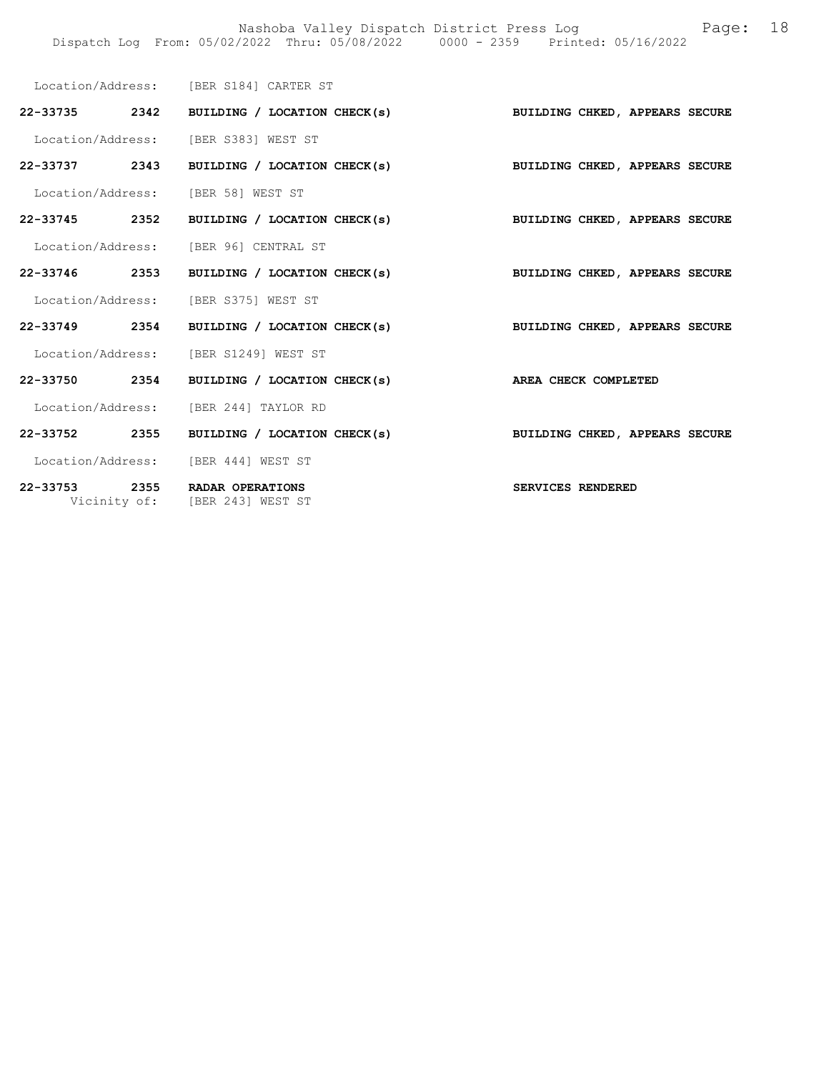Location/Address: [BER S184] CARTER ST

**22-33735 2342 BUILDING / LOCATION CHECK(s) BUILDING CHKED, APPEARS SECURE**

Location/Address: [BER S383] WEST ST

**22-33737 2343 BUILDING / LOCATION CHECK(s) BUILDING CHKED, APPEARS SECURE**

Location/Address: [BER 58] WEST ST

**22-33745 2352 BUILDING / LOCATION CHECK(s) BUILDING CHKED, APPEARS SECURE**

Location/Address: [BER 96] CENTRAL ST

**22-33746 2353 BUILDING / LOCATION CHECK(s) BUILDING CHKED, APPEARS SECURE**

Location/Address: [BER S375] WEST ST

**22-33749 2354 BUILDING / LOCATION CHECK(s) BUILDING CHKED, APPEARS SECURE**

Location/Address: [BER S1249] WEST ST

**22-33750 2354 BUILDING / LOCATION CHECK(s) AREA CHECK COMPLETED**

Location/Address: [BER 244] TAYLOR RD

**22-33752 2355 BUILDING / LOCATION CHECK(s) BUILDING CHKED, APPEARS SECURE**

Location/Address: [BER 444] WEST ST

**22-33753 2355 RADAR OPERATIONS SERVICES RENDERED**

Vicinity of: [BER 243] WEST ST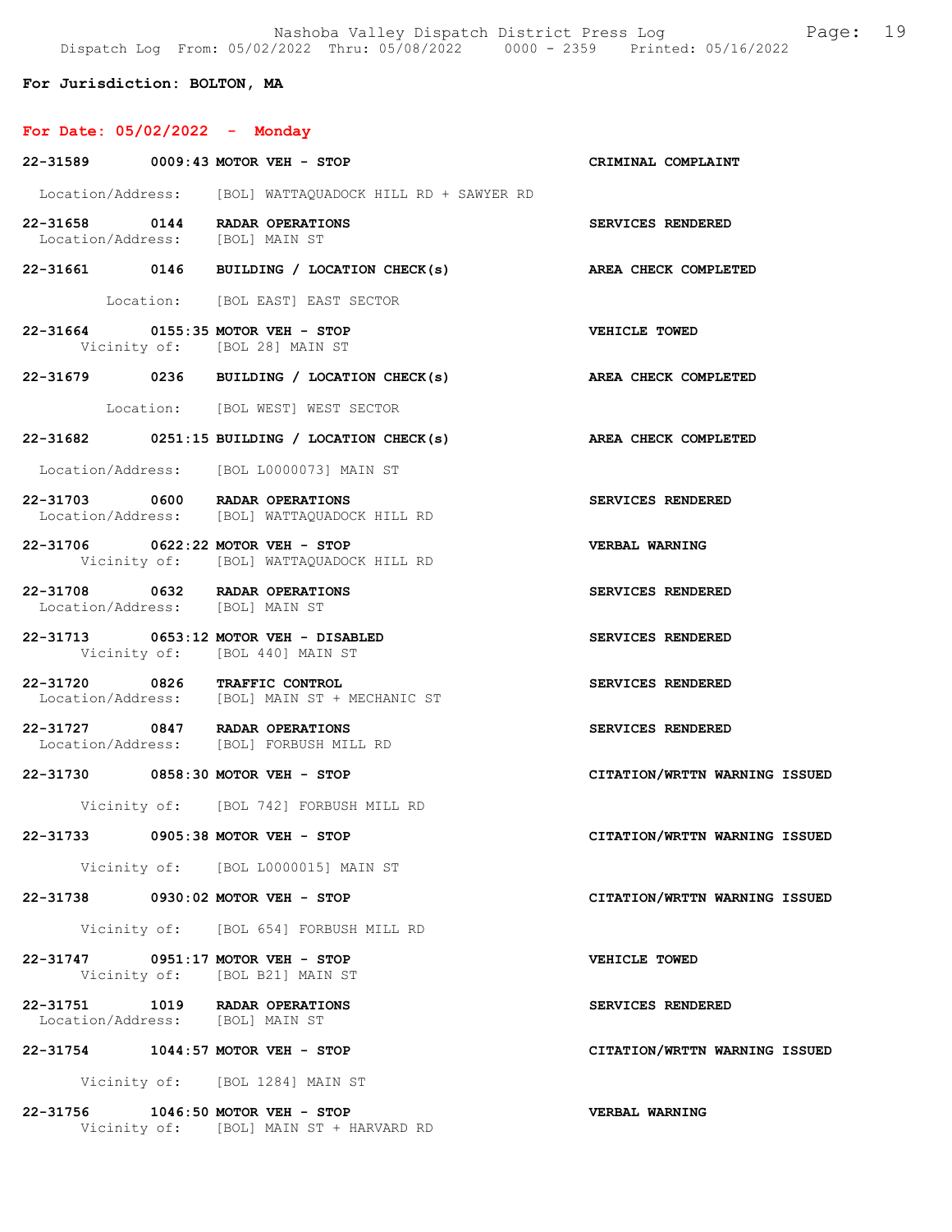**For Jurisdiction: BOLTON, MA**

**For Date: 05/02/2022 - Monday**

**22-31589 0009:43 MOTOR VEH - STOP** — CRIMINAL COMPLAINT
Location/Address: [BOL] WATTAQUADOCK HILL RD + SAWYER RD

**22-31658 0144 RADAR OPERATIONS** — SERVICES RENDERED
Location/Address: [BOL] MAIN ST

**22-31661 0146 BUILDING / LOCATION CHECK(s)** — AREA CHECK COMPLETED
Location: [BOL EAST] EAST SECTOR

**22-31664 0155:35 MOTOR VEH - STOP** — VEHICLE TOWED
Vicinity of: [BOL 28] MAIN ST

**22-31679 0236 BUILDING / LOCATION CHECK(s)** — AREA CHECK COMPLETED
Location: [BOL WEST] WEST SECTOR

**22-31682 0251:15 BUILDING / LOCATION CHECK(s)** — AREA CHECK COMPLETED
Location/Address: [BOL L0000073] MAIN ST

**22-31703 0600 RADAR OPERATIONS** — SERVICES RENDERED
Location/Address: [BOL] WATTAQUADOCK HILL RD

**22-31706 0622:22 MOTOR VEH - STOP** — VERBAL WARNING
Vicinity of: [BOL] WATTAQUADOCK HILL RD

**22-31708 0632 RADAR OPERATIONS** — SERVICES RENDERED
Location/Address: [BOL] MAIN ST

**22-31713 0653:12 MOTOR VEH - DISABLED** — SERVICES RENDERED
Vicinity of: [BOL 440] MAIN ST

**22-31720 0826 TRAFFIC CONTROL** — SERVICES RENDERED
Location/Address: [BOL] MAIN ST + MECHANIC ST

**22-31727 0847 RADAR OPERATIONS** — SERVICES RENDERED
Location/Address: [BOL] FORBUSH MILL RD

**22-31730 0858:30 MOTOR VEH - STOP** — CITATION/WRTTN WARNING ISSUED
Vicinity of: [BOL 742] FORBUSH MILL RD

**22-31733 0905:38 MOTOR VEH - STOP** — CITATION/WRTTN WARNING ISSUED
Vicinity of: [BOL L0000015] MAIN ST

**22-31738 0930:02 MOTOR VEH - STOP** — CITATION/WRTTN WARNING ISSUED
Vicinity of: [BOL 654] FORBUSH MILL RD

**22-31747 0951:17 MOTOR VEH - STOP** — VEHICLE TOWED
Vicinity of: [BOL B21] MAIN ST

**22-31751 1019 RADAR OPERATIONS** — SERVICES RENDERED
Location/Address: [BOL] MAIN ST

**22-31754 1044:57 MOTOR VEH - STOP** — CITATION/WRTTN WARNING ISSUED
Vicinity of: [BOL 1284] MAIN ST

**22-31756 1046:50 MOTOR VEH - STOP** — VERBAL WARNING
Vicinity of: [BOL] MAIN ST + HARVARD RD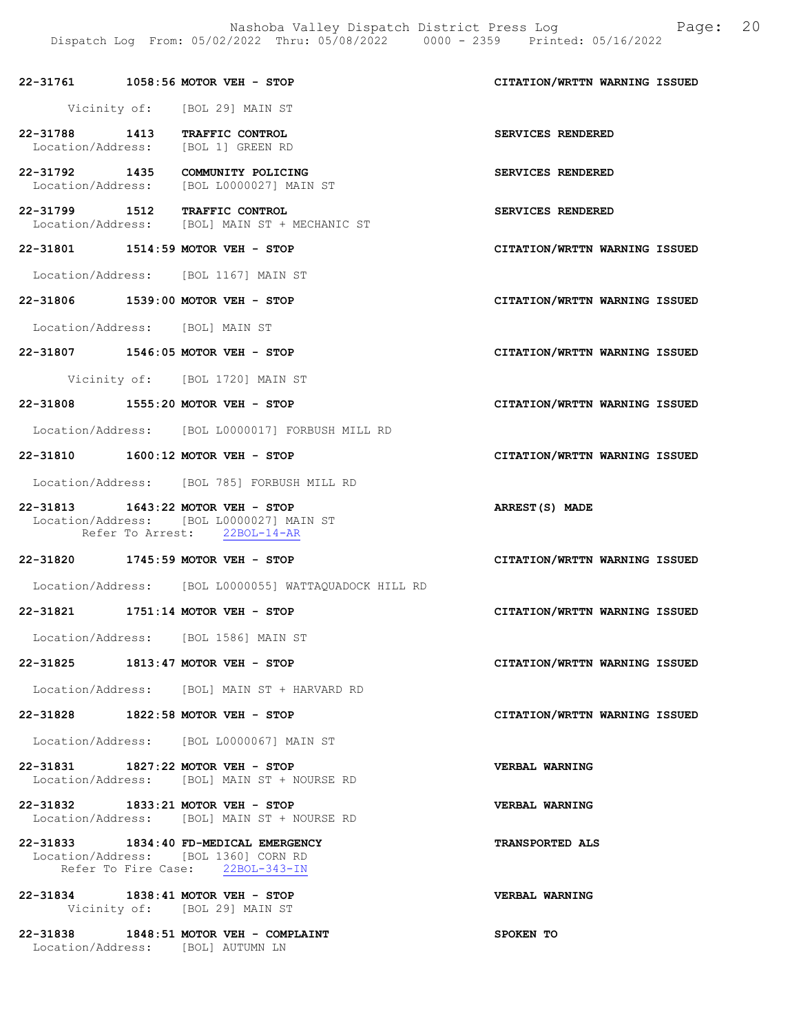| Call # | Time | Type | Disposition |
|---|---|---|---|
| 22-31761 | 1058:56 | MOTOR VEH - STOP | CITATION/WRTTN WARNING ISSUED |

Vicinity of: [BOL 29] MAIN ST

**22-31788 1413 TRAFFIC CONTROL** — SERVICES RENDERED
Location/Address: [BOL 1] GREEN RD

**22-31792 1435 COMMUNITY POLICING** — SERVICES RENDERED
Location/Address: [BOL L0000027] MAIN ST

**22-31799 1512 TRAFFIC CONTROL** — SERVICES RENDERED
Location/Address: [BOL] MAIN ST + MECHANIC ST

**22-31801 1514:59 MOTOR VEH - STOP** — CITATION/WRTTN WARNING ISSUED
Location/Address: [BOL 1167] MAIN ST

**22-31806 1539:00 MOTOR VEH - STOP** — CITATION/WRTTN WARNING ISSUED
Location/Address: [BOL] MAIN ST

**22-31807 1546:05 MOTOR VEH - STOP** — CITATION/WRTTN WARNING ISSUED
Vicinity of: [BOL 1720] MAIN ST

**22-31808 1555:20 MOTOR VEH - STOP** — CITATION/WRTTN WARNING ISSUED
Location/Address: [BOL L0000017] FORBUSH MILL RD

**22-31810 1600:12 MOTOR VEH - STOP** — CITATION/WRTTN WARNING ISSUED
Location/Address: [BOL 785] FORBUSH MILL RD

**22-31813 1643:22 MOTOR VEH - STOP** — ARREST(S) MADE
Location/Address: [BOL L0000027] MAIN ST
Refer To Arrest: 22BOL-14-AR

**22-31820 1745:59 MOTOR VEH - STOP** — CITATION/WRTTN WARNING ISSUED
Location/Address: [BOL L0000055] WATTAQUADOCK HILL RD

**22-31821 1751:14 MOTOR VEH - STOP** — CITATION/WRTTN WARNING ISSUED
Location/Address: [BOL 1586] MAIN ST

**22-31825 1813:47 MOTOR VEH - STOP** — CITATION/WRTTN WARNING ISSUED
Location/Address: [BOL] MAIN ST + HARVARD RD

**22-31828 1822:58 MOTOR VEH - STOP** — CITATION/WRTTN WARNING ISSUED
Location/Address: [BOL L0000067] MAIN ST

**22-31831 1827:22 MOTOR VEH - STOP** — VERBAL WARNING
Location/Address: [BOL] MAIN ST + NOURSE RD

**22-31832 1833:21 MOTOR VEH - STOP** — VERBAL WARNING
Location/Address: [BOL] MAIN ST + NOURSE RD

**22-31833 1834:40 FD-MEDICAL EMERGENCY** — TRANSPORTED ALS
Location/Address: [BOL 1360] CORN RD
Refer To Fire Case: 22BOL-343-IN

**22-31834 1838:41 MOTOR VEH - STOP** — VERBAL WARNING
Vicinity of: [BOL 29] MAIN ST

**22-31838 1848:51 MOTOR VEH - COMPLAINT** — SPOKEN TO
Location/Address: [BOL] AUTUMN LN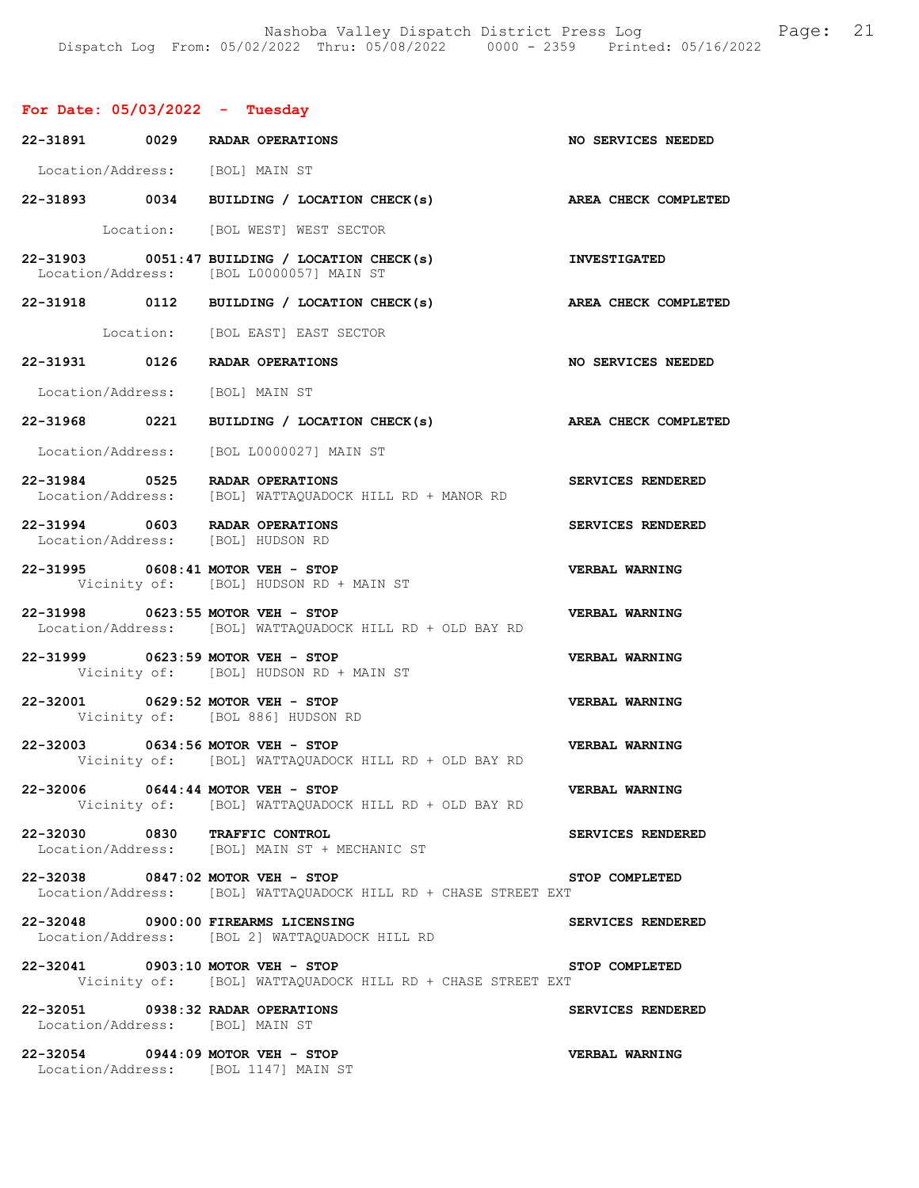## For Date: 05/03/2022 - Tuesday

**22-31891 0029 RADAR OPERATIONS** — NO SERVICES NEEDED
Location/Address: [BOL] MAIN ST

**22-31893 0034 BUILDING / LOCATION CHECK(s)** — AREA CHECK COMPLETED
Location: [BOL WEST] WEST SECTOR

**22-31903 0051:47 BUILDING / LOCATION CHECK(s)** — INVESTIGATED
Location/Address: [BOL L0000057] MAIN ST

**22-31918 0112 BUILDING / LOCATION CHECK(s)** — AREA CHECK COMPLETED
Location: [BOL EAST] EAST SECTOR

**22-31931 0126 RADAR OPERATIONS** — NO SERVICES NEEDED
Location/Address: [BOL] MAIN ST

**22-31968 0221 BUILDING / LOCATION CHECK(s)** — AREA CHECK COMPLETED
Location/Address: [BOL L0000027] MAIN ST

**22-31984 0525 RADAR OPERATIONS** — SERVICES RENDERED
Location/Address: [BOL] WATTAQUADOCK HILL RD + MANOR RD

**22-31994 0603 RADAR OPERATIONS** — SERVICES RENDERED
Location/Address: [BOL] HUDSON RD

**22-31995 0608:41 MOTOR VEH - STOP** — VERBAL WARNING
Vicinity of: [BOL] HUDSON RD + MAIN ST

**22-31998 0623:55 MOTOR VEH - STOP** — VERBAL WARNING
Location/Address: [BOL] WATTAQUADOCK HILL RD + OLD BAY RD

**22-31999 0623:59 MOTOR VEH - STOP** — VERBAL WARNING
Vicinity of: [BOL] HUDSON RD + MAIN ST

**22-32001 0629:52 MOTOR VEH - STOP** — VERBAL WARNING
Vicinity of: [BOL 886] HUDSON RD

**22-32003 0634:56 MOTOR VEH - STOP** — VERBAL WARNING
Vicinity of: [BOL] WATTAQUADOCK HILL RD + OLD BAY RD

**22-32006 0644:44 MOTOR VEH - STOP** — VERBAL WARNING
Vicinity of: [BOL] WATTAQUADOCK HILL RD + OLD BAY RD

**22-32030 0830 TRAFFIC CONTROL** — SERVICES RENDERED
Location/Address: [BOL] MAIN ST + MECHANIC ST

**22-32038 0847:02 MOTOR VEH - STOP** — STOP COMPLETED
Location/Address: [BOL] WATTAQUADOCK HILL RD + CHASE STREET EXT

**22-32048 0900:00 FIREARMS LICENSING** — SERVICES RENDERED
Location/Address: [BOL 2] WATTAQUADOCK HILL RD

**22-32041 0903:10 MOTOR VEH - STOP** — STOP COMPLETED
Vicinity of: [BOL] WATTAQUADOCK HILL RD + CHASE STREET EXT

**22-32051 0938:32 RADAR OPERATIONS** — SERVICES RENDERED
Location/Address: [BOL] MAIN ST

**22-32054 0944:09 MOTOR VEH - STOP** — VERBAL WARNING
Location/Address: [BOL 1147] MAIN ST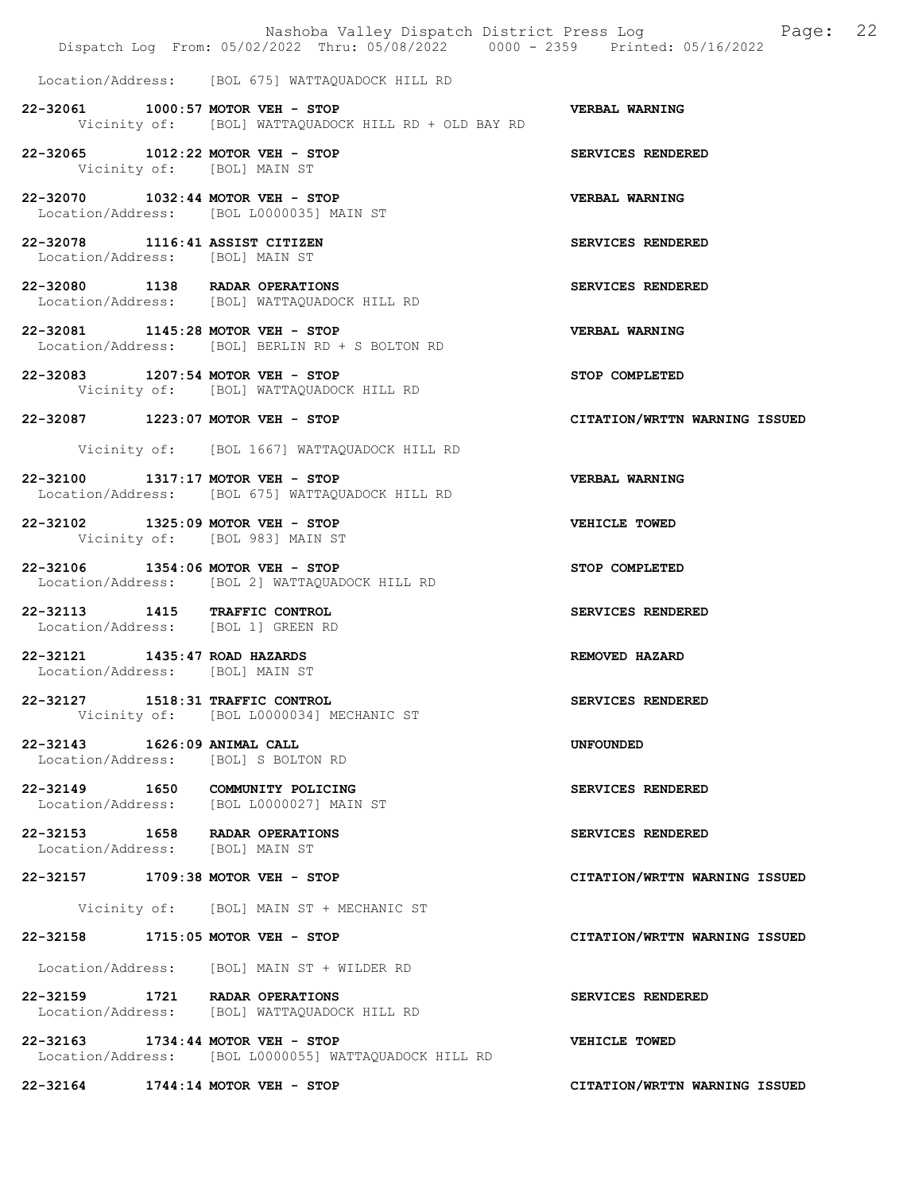Location/Address: [BOL 675] WATTAQUADOCK HILL RD

**22-32061 1000:57 MOTOR VEH - STOP** **VERBAL WARNING**
Vicinity of: [BOL] WATTAQUADOCK HILL RD + OLD BAY RD

**22-32065 1012:22 MOTOR VEH - STOP** **SERVICES RENDERED**
Vicinity of: [BOL] MAIN ST

**22-32070 1032:44 MOTOR VEH - STOP** **VERBAL WARNING**
Location/Address: [BOL L0000035] MAIN ST

**22-32078 1116:41 ASSIST CITIZEN** **SERVICES RENDERED**
Location/Address: [BOL] MAIN ST

**22-32080 1138 RADAR OPERATIONS** **SERVICES RENDERED**
Location/Address: [BOL] WATTAQUADOCK HILL RD

**22-32081 1145:28 MOTOR VEH - STOP** **VERBAL WARNING**
Location/Address: [BOL] BERLIN RD + S BOLTON RD

**22-32083 1207:54 MOTOR VEH - STOP** **STOP COMPLETED**
Vicinity of: [BOL] WATTAQUADOCK HILL RD

**22-32087 1223:07 MOTOR VEH - STOP** **CITATION/WRTTN WARNING ISSUED**
Vicinity of: [BOL 1667] WATTAQUADOCK HILL RD

**22-32100 1317:17 MOTOR VEH - STOP** **VERBAL WARNING**
Location/Address: [BOL 675] WATTAQUADOCK HILL RD

**22-32102 1325:09 MOTOR VEH - STOP** **VEHICLE TOWED**
Vicinity of: [BOL 983] MAIN ST

**22-32106 1354:06 MOTOR VEH - STOP** **STOP COMPLETED**
Location/Address: [BOL 2] WATTAQUADOCK HILL RD

**22-32113 1415 TRAFFIC CONTROL** **SERVICES RENDERED**
Location/Address: [BOL 1] GREEN RD

**22-32121 1435:47 ROAD HAZARDS** **REMOVED HAZARD**
Location/Address: [BOL] MAIN ST

**22-32127 1518:31 TRAFFIC CONTROL** **SERVICES RENDERED**
Vicinity of: [BOL L0000034] MECHANIC ST

**22-32143 1626:09 ANIMAL CALL** **UNFOUNDED**
Location/Address: [BOL] S BOLTON RD

**22-32149 1650 COMMUNITY POLICING** **SERVICES RENDERED**
Location/Address: [BOL L0000027] MAIN ST

**22-32153 1658 RADAR OPERATIONS** **SERVICES RENDERED**
Location/Address: [BOL] MAIN ST

**22-32157 1709:38 MOTOR VEH - STOP** **CITATION/WRTTN WARNING ISSUED**
Vicinity of: [BOL] MAIN ST + MECHANIC ST

**22-32158 1715:05 MOTOR VEH - STOP** **CITATION/WRTTN WARNING ISSUED**
Location/Address: [BOL] MAIN ST + WILDER RD

**22-32159 1721 RADAR OPERATIONS** **SERVICES RENDERED**
Location/Address: [BOL] WATTAQUADOCK HILL RD

**22-32163 1734:44 MOTOR VEH - STOP** **VEHICLE TOWED**
Location/Address: [BOL L0000055] WATTAQUADOCK HILL RD

**22-32164 1744:14 MOTOR VEH - STOP** **CITATION/WRTTN WARNING ISSUED**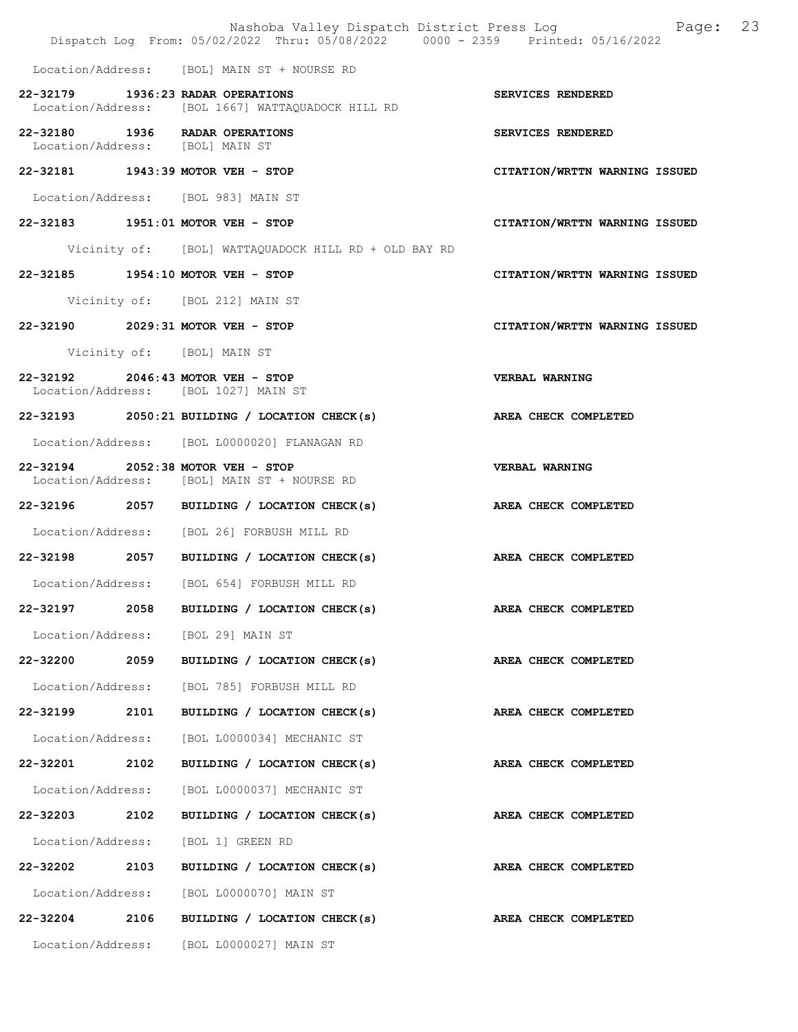Location/Address: [BOL] MAIN ST + NOURSE RD

**22-32179 1936:23 RADAR OPERATIONS** — **SERVICES RENDERED**
Location/Address: [BOL 1667] WATTAQUADOCK HILL RD

**22-32180 1936 RADAR OPERATIONS** — **SERVICES RENDERED**
Location/Address: [BOL] MAIN ST

**22-32181 1943:39 MOTOR VEH - STOP** — **CITATION/WRTTN WARNING ISSUED**
Location/Address: [BOL 983] MAIN ST

**22-32183 1951:01 MOTOR VEH - STOP** — **CITATION/WRTTN WARNING ISSUED**
Vicinity of: [BOL] WATTAQUADOCK HILL RD + OLD BAY RD

**22-32185 1954:10 MOTOR VEH - STOP** — **CITATION/WRTTN WARNING ISSUED**
Vicinity of: [BOL 212] MAIN ST

**22-32190 2029:31 MOTOR VEH - STOP** — **CITATION/WRTTN WARNING ISSUED**
Vicinity of: [BOL] MAIN ST

**22-32192 2046:43 MOTOR VEH - STOP** — **VERBAL WARNING**
Location/Address: [BOL 1027] MAIN ST

**22-32193 2050:21 BUILDING / LOCATION CHECK(s)** — **AREA CHECK COMPLETED**
Location/Address: [BOL L0000020] FLANAGAN RD

**22-32194 2052:38 MOTOR VEH - STOP** — **VERBAL WARNING**
Location/Address: [BOL] MAIN ST + NOURSE RD

**22-32196 2057 BUILDING / LOCATION CHECK(s)** — **AREA CHECK COMPLETED**
Location/Address: [BOL 26] FORBUSH MILL RD

**22-32198 2057 BUILDING / LOCATION CHECK(s)** — **AREA CHECK COMPLETED**
Location/Address: [BOL 654] FORBUSH MILL RD

**22-32197 2058 BUILDING / LOCATION CHECK(s)** — **AREA CHECK COMPLETED**
Location/Address: [BOL 29] MAIN ST

**22-32200 2059 BUILDING / LOCATION CHECK(s)** — **AREA CHECK COMPLETED**
Location/Address: [BOL 785] FORBUSH MILL RD

**22-32199 2101 BUILDING / LOCATION CHECK(s)** — **AREA CHECK COMPLETED**
Location/Address: [BOL L0000034] MECHANIC ST

**22-32201 2102 BUILDING / LOCATION CHECK(s)** — **AREA CHECK COMPLETED**
Location/Address: [BOL L0000037] MECHANIC ST

**22-32203 2102 BUILDING / LOCATION CHECK(s)** — **AREA CHECK COMPLETED**
Location/Address: [BOL 1] GREEN RD

**22-32202 2103 BUILDING / LOCATION CHECK(s)** — **AREA CHECK COMPLETED**
Location/Address: [BOL L0000070] MAIN ST

**22-32204 2106 BUILDING / LOCATION CHECK(s)** — **AREA CHECK COMPLETED**
Location/Address: [BOL L0000027] MAIN ST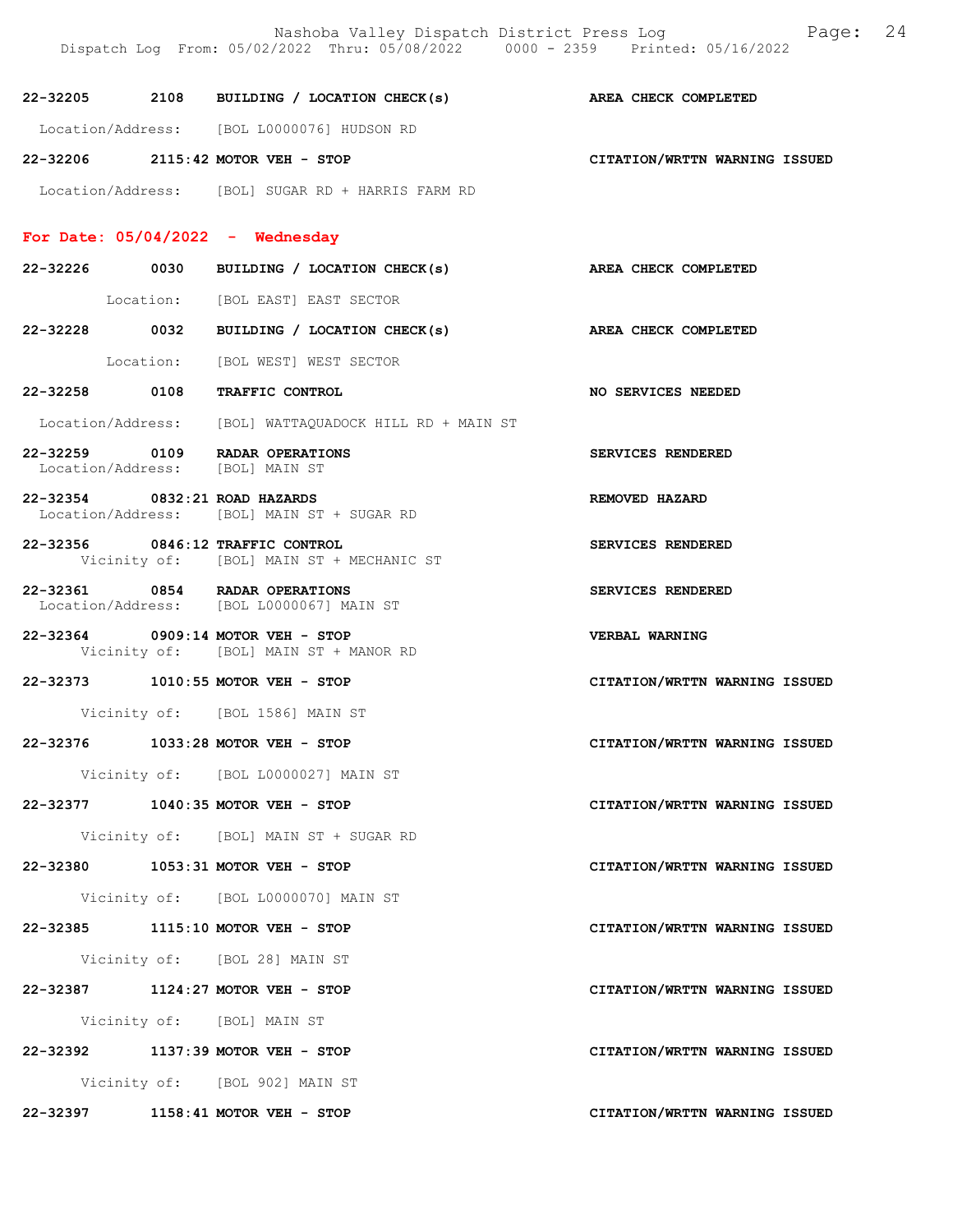22-32205 2108 BUILDING / LOCATION CHECK(s) AREA CHECK COMPLETED

Location/Address: [BOL L0000076] HUDSON RD

22-32206 2115:42 MOTOR VEH - STOP CITATION/WRTTN WARNING ISSUED

Location/Address: [BOL] SUGAR RD + HARRIS FARM RD

## For Date: 05/04/2022 - Wednesday

22-32226 0030 BUILDING / LOCATION CHECK(s) AREA CHECK COMPLETED

Location: [BOL EAST] EAST SECTOR

22-32228 0032 BUILDING / LOCATION CHECK(s) AREA CHECK COMPLETED

Location: [BOL WEST] WEST SECTOR

22-32258 0108 TRAFFIC CONTROL NO SERVICES NEEDED

Location/Address: [BOL] WATTAQUADOCK HILL RD + MAIN ST

22-32259 0109 RADAR OPERATIONS SERVICES RENDERED
Location/Address: [BOL] MAIN ST

22-32354 0832:21 ROAD HAZARDS REMOVED HAZARD
Location/Address: [BOL] MAIN ST + SUGAR RD

22-32356 0846:12 TRAFFIC CONTROL SERVICES RENDERED
Vicinity of: [BOL] MAIN ST + MECHANIC ST

22-32361 0854 RADAR OPERATIONS SERVICES RENDERED
Location/Address: [BOL L0000067] MAIN ST

22-32364 0909:14 MOTOR VEH - STOP VERBAL WARNING
Vicinity of: [BOL] MAIN ST + MANOR RD

22-32373 1010:55 MOTOR VEH - STOP CITATION/WRTTN WARNING ISSUED

Vicinity of: [BOL 1586] MAIN ST

22-32376 1033:28 MOTOR VEH - STOP CITATION/WRTTN WARNING ISSUED

Vicinity of: [BOL L0000027] MAIN ST

22-32377 1040:35 MOTOR VEH - STOP CITATION/WRTTN WARNING ISSUED

Vicinity of: [BOL] MAIN ST + SUGAR RD

22-32380 1053:31 MOTOR VEH - STOP CITATION/WRTTN WARNING ISSUED

Vicinity of: [BOL L0000070] MAIN ST

22-32385 1115:10 MOTOR VEH - STOP CITATION/WRTTN WARNING ISSUED

Vicinity of: [BOL 28] MAIN ST

22-32387 1124:27 MOTOR VEH - STOP CITATION/WRTTN WARNING ISSUED

Vicinity of: [BOL] MAIN ST

22-32392 1137:39 MOTOR VEH - STOP CITATION/WRTTN WARNING ISSUED

Vicinity of: [BOL 902] MAIN ST

22-32397 1158:41 MOTOR VEH - STOP CITATION/WRTTN WARNING ISSUED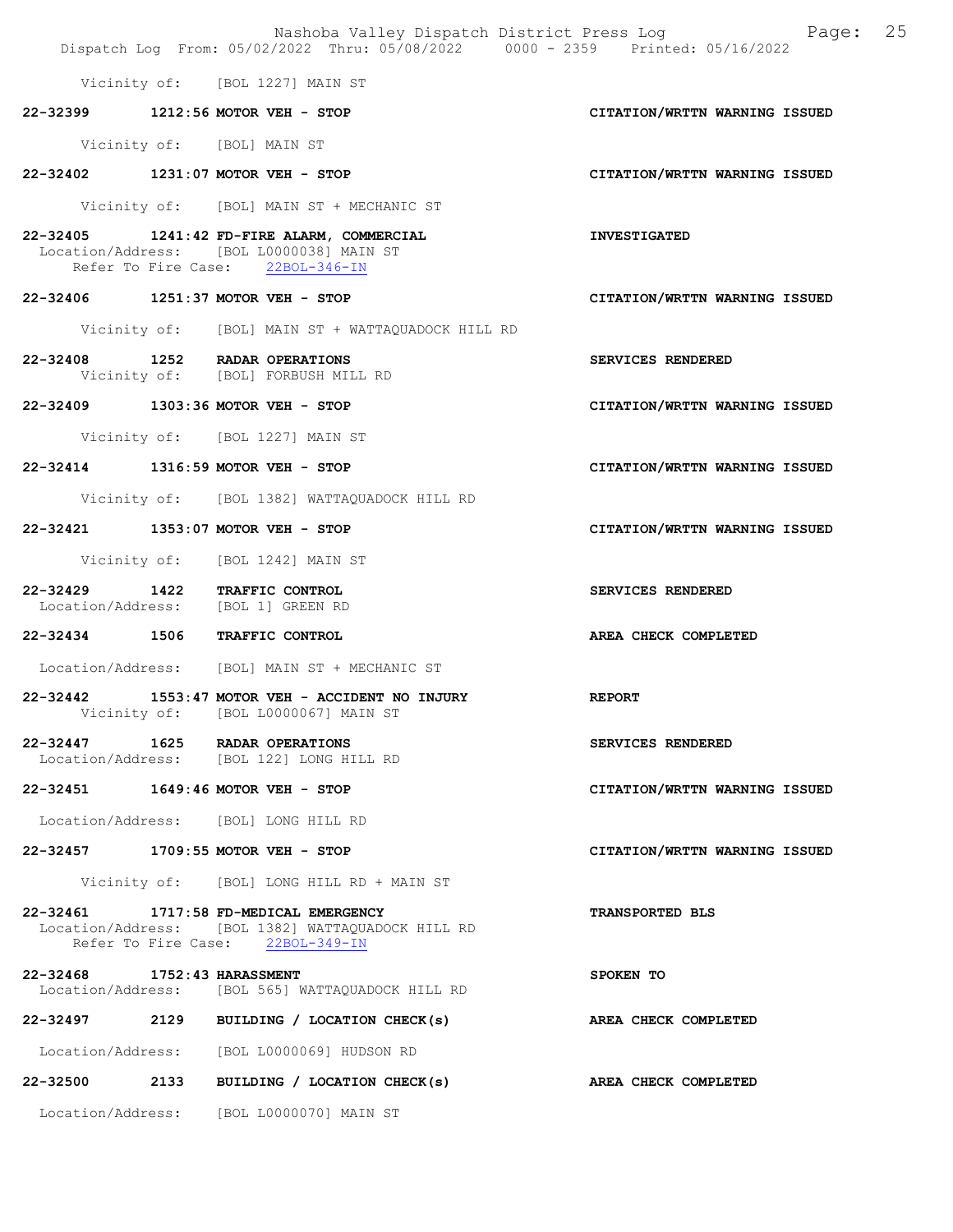Vicinity of: [BOL 1227] MAIN ST

**22-32399 1212:56 MOTOR VEH - STOP** — CITATION/WRTTN WARNING ISSUED
Vicinity of: [BOL] MAIN ST

**22-32402 1231:07 MOTOR VEH - STOP** — CITATION/WRTTN WARNING ISSUED
Vicinity of: [BOL] MAIN ST + MECHANIC ST

**22-32405 1241:42 FD-FIRE ALARM, COMMERCIAL** — INVESTIGATED
Location/Address: [BOL L0000038] MAIN ST
Refer To Fire Case: 22BOL-346-IN

**22-32406 1251:37 MOTOR VEH - STOP** — CITATION/WRTTN WARNING ISSUED
Vicinity of: [BOL] MAIN ST + WATTAQUADOCK HILL RD

**22-32408 1252 RADAR OPERATIONS** — SERVICES RENDERED
Vicinity of: [BOL] FORBUSH MILL RD

**22-32409 1303:36 MOTOR VEH - STOP** — CITATION/WRTTN WARNING ISSUED
Vicinity of: [BOL 1227] MAIN ST

**22-32414 1316:59 MOTOR VEH - STOP** — CITATION/WRTTN WARNING ISSUED
Vicinity of: [BOL 1382] WATTAQUADOCK HILL RD

**22-32421 1353:07 MOTOR VEH - STOP** — CITATION/WRTTN WARNING ISSUED
Vicinity of: [BOL 1242] MAIN ST

**22-32429 1422 TRAFFIC CONTROL** — SERVICES RENDERED
Location/Address: [BOL 1] GREEN RD

**22-32434 1506 TRAFFIC CONTROL** — AREA CHECK COMPLETED
Location/Address: [BOL] MAIN ST + MECHANIC ST

**22-32442 1553:47 MOTOR VEH - ACCIDENT NO INJURY** — REPORT
Vicinity of: [BOL L0000067] MAIN ST

**22-32447 1625 RADAR OPERATIONS** — SERVICES RENDERED
Location/Address: [BOL 122] LONG HILL RD

**22-32451 1649:46 MOTOR VEH - STOP** — CITATION/WRTTN WARNING ISSUED
Location/Address: [BOL] LONG HILL RD

**22-32457 1709:55 MOTOR VEH - STOP** — CITATION/WRTTN WARNING ISSUED
Vicinity of: [BOL] LONG HILL RD + MAIN ST

**22-32461 1717:58 FD-MEDICAL EMERGENCY** — TRANSPORTED BLS
Location/Address: [BOL 1382] WATTAQUADOCK HILL RD
Refer To Fire Case: 22BOL-349-IN

**22-32468 1752:43 HARASSMENT** — SPOKEN TO
Location/Address: [BOL 565] WATTAQUADOCK HILL RD

**22-32497 2129 BUILDING / LOCATION CHECK(s)** — AREA CHECK COMPLETED
Location/Address: [BOL L0000069] HUDSON RD

**22-32500 2133 BUILDING / LOCATION CHECK(s)** — AREA CHECK COMPLETED
Location/Address: [BOL L0000070] MAIN ST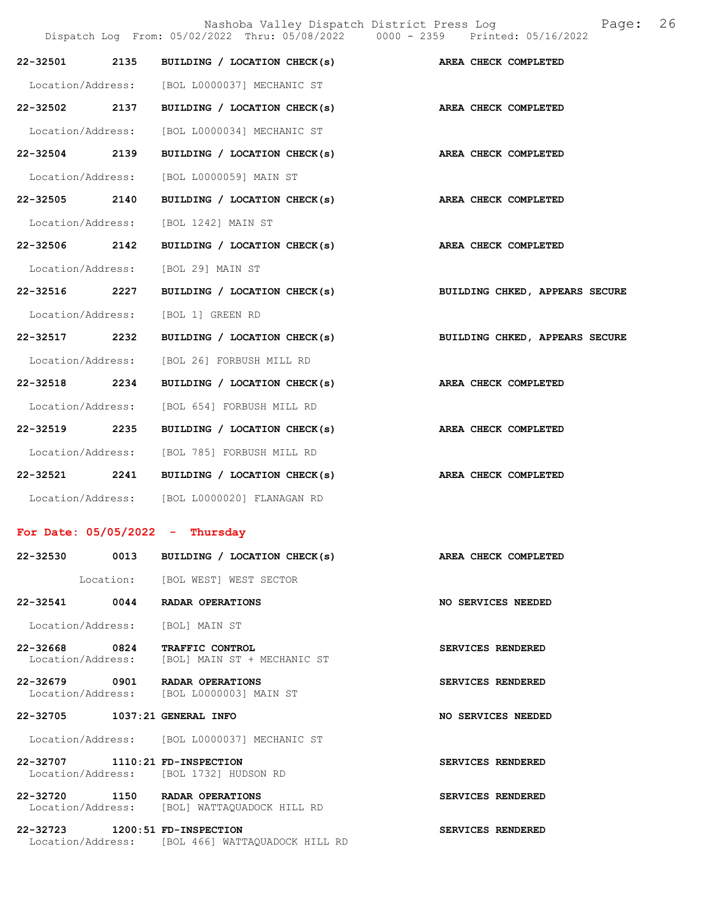**22-32501 2135 BUILDING / LOCATION CHECK(s) AREA CHECK COMPLETED**

Location/Address: [BOL L0000037] MECHANIC ST

**22-32502 2137 BUILDING / LOCATION CHECK(s) AREA CHECK COMPLETED**

Location/Address: [BOL L0000034] MECHANIC ST

**22-32504 2139 BUILDING / LOCATION CHECK(s) AREA CHECK COMPLETED**

Location/Address: [BOL L0000059] MAIN ST

**22-32505 2140 BUILDING / LOCATION CHECK(s) AREA CHECK COMPLETED**

Location/Address: [BOL 1242] MAIN ST

**22-32506 2142 BUILDING / LOCATION CHECK(s) AREA CHECK COMPLETED**

Location/Address: [BOL 29] MAIN ST

**22-32516 2227 BUILDING / LOCATION CHECK(s) BUILDING CHKED, APPEARS SECURE**

Location/Address: [BOL 1] GREEN RD

**22-32517 2232 BUILDING / LOCATION CHECK(s) BUILDING CHKED, APPEARS SECURE**

Location/Address: [BOL 26] FORBUSH MILL RD

**22-32518 2234 BUILDING / LOCATION CHECK(s) AREA CHECK COMPLETED**

Location/Address: [BOL 654] FORBUSH MILL RD

**22-32519 2235 BUILDING / LOCATION CHECK(s) AREA CHECK COMPLETED**

Location/Address: [BOL 785] FORBUSH MILL RD

**22-32521 2241 BUILDING / LOCATION CHECK(s) AREA CHECK COMPLETED**

Location/Address: [BOL L0000020] FLANAGAN RD

## For Date: 05/05/2022 - Thursday

**22-32530 0013 BUILDING / LOCATION CHECK(s) AREA CHECK COMPLETED**

Location: [BOL WEST] WEST SECTOR

**22-32541 0044 RADAR OPERATIONS NO SERVICES NEEDED**

Location/Address: [BOL] MAIN ST

**22-32668 0824 TRAFFIC CONTROL SERVICES RENDERED**

Location/Address: [BOL] MAIN ST + MECHANIC ST

**22-32679 0901 RADAR OPERATIONS SERVICES RENDERED**

Location/Address: [BOL L0000003] MAIN ST

**22-32705 1037:21 GENERAL INFO NO SERVICES NEEDED**

Location/Address: [BOL L0000037] MECHANIC ST

**22-32707 1110:21 FD-INSPECTION SERVICES RENDERED**

Location/Address: [BOL 1732] HUDSON RD

**22-32720 1150 RADAR OPERATIONS SERVICES RENDERED**

Location/Address: [BOL] WATTAQUADOCK HILL RD

**22-32723 1200:51 FD-INSPECTION SERVICES RENDERED**

Location/Address: [BOL 466] WATTAQUADOCK HILL RD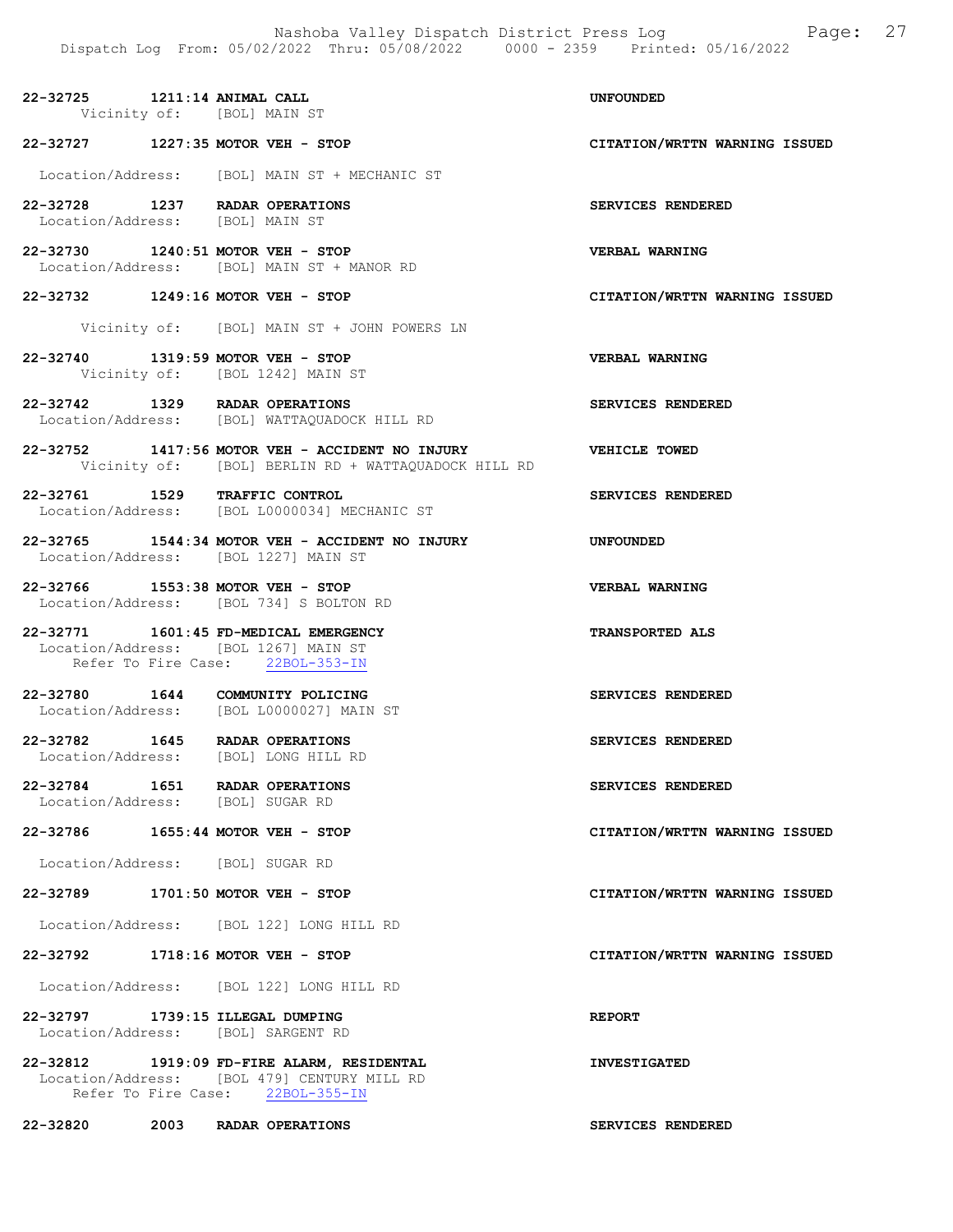**22-32725 1211:14 ANIMAL CALL** — **UNFOUNDED**
Vicinity of: [BOL] MAIN ST

**22-32727 1227:35 MOTOR VEH - STOP** — **CITATION/WRTTN WARNING ISSUED**
Location/Address: [BOL] MAIN ST + MECHANIC ST

**22-32728 1237 RADAR OPERATIONS** — **SERVICES RENDERED**
Location/Address: [BOL] MAIN ST

**22-32730 1240:51 MOTOR VEH - STOP** — **VERBAL WARNING**
Location/Address: [BOL] MAIN ST + MANOR RD

**22-32732 1249:16 MOTOR VEH - STOP** — **CITATION/WRTTN WARNING ISSUED**
Vicinity of: [BOL] MAIN ST + JOHN POWERS LN

**22-32740 1319:59 MOTOR VEH - STOP** — **VERBAL WARNING**
Vicinity of: [BOL 1242] MAIN ST

**22-32742 1329 RADAR OPERATIONS** — **SERVICES RENDERED**
Location/Address: [BOL] WATTAQUADOCK HILL RD

**22-32752 1417:56 MOTOR VEH - ACCIDENT NO INJURY** — **VEHICLE TOWED**
Vicinity of: [BOL] BERLIN RD + WATTAQUADOCK HILL RD

**22-32761 1529 TRAFFIC CONTROL** — **SERVICES RENDERED**
Location/Address: [BOL L0000034] MECHANIC ST

**22-32765 1544:34 MOTOR VEH - ACCIDENT NO INJURY** — **UNFOUNDED**
Location/Address: [BOL 1227] MAIN ST

**22-32766 1553:38 MOTOR VEH - STOP** — **VERBAL WARNING**
Location/Address: [BOL 734] S BOLTON RD

**22-32771 1601:45 FD-MEDICAL EMERGENCY** — **TRANSPORTED ALS**
Location/Address: [BOL 1267] MAIN ST
Refer To Fire Case: 22BOL-353-IN

**22-32780 1644 COMMUNITY POLICING** — **SERVICES RENDERED**
Location/Address: [BOL L0000027] MAIN ST

**22-32782 1645 RADAR OPERATIONS** — **SERVICES RENDERED**
Location/Address: [BOL] LONG HILL RD

**22-32784 1651 RADAR OPERATIONS** — **SERVICES RENDERED**
Location/Address: [BOL] SUGAR RD

**22-32786 1655:44 MOTOR VEH - STOP** — **CITATION/WRTTN WARNING ISSUED**
Location/Address: [BOL] SUGAR RD

**22-32789 1701:50 MOTOR VEH - STOP** — **CITATION/WRTTN WARNING ISSUED**
Location/Address: [BOL 122] LONG HILL RD

**22-32792 1718:16 MOTOR VEH - STOP** — **CITATION/WRTTN WARNING ISSUED**
Location/Address: [BOL 122] LONG HILL RD

**22-32797 1739:15 ILLEGAL DUMPING** — **REPORT**
Location/Address: [BOL] SARGENT RD

**22-32812 1919:09 FD-FIRE ALARM, RESIDENTAL** — **INVESTIGATED**
Location/Address: [BOL 479] CENTURY MILL RD
Refer To Fire Case: 22BOL-355-IN

**22-32820 2003 RADAR OPERATIONS** — **SERVICES RENDERED**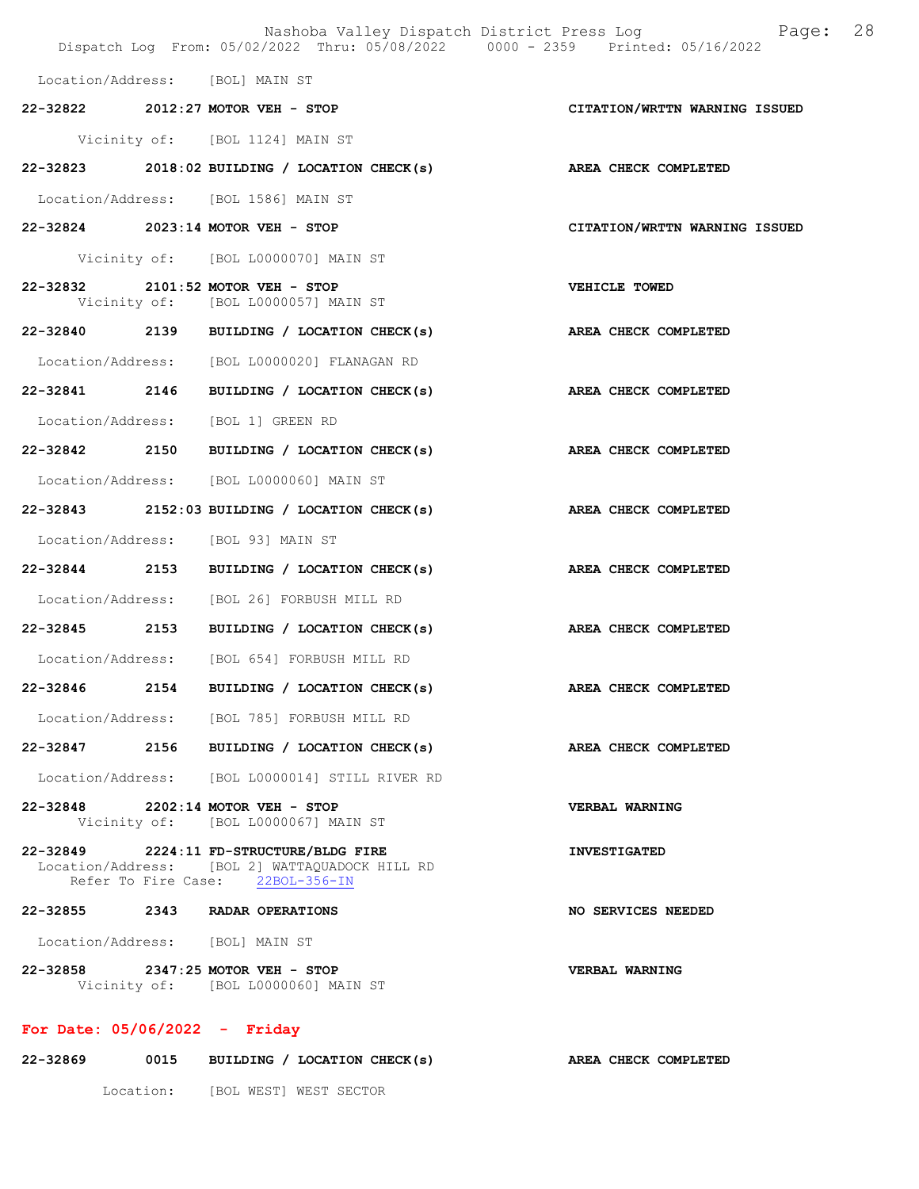Location/Address: [BOL] MAIN ST

**22-32822 2012:27 MOTOR VEH - STOP** — **CITATION/WRTTN WARNING ISSUED**

Vicinity of: [BOL 1124] MAIN ST

**22-32823 2018:02 BUILDING / LOCATION CHECK(s)** — **AREA CHECK COMPLETED**

Location/Address: [BOL 1586] MAIN ST

**22-32824 2023:14 MOTOR VEH - STOP** — **CITATION/WRTTN WARNING ISSUED**

Vicinity of: [BOL L0000070] MAIN ST

**22-32832 2101:52 MOTOR VEH - STOP** — **VEHICLE TOWED**

Vicinity of: [BOL L0000057] MAIN ST

**22-32840 2139 BUILDING / LOCATION CHECK(s)** — **AREA CHECK COMPLETED**

Location/Address: [BOL L0000020] FLANAGAN RD

**22-32841 2146 BUILDING / LOCATION CHECK(s)** — **AREA CHECK COMPLETED**

Location/Address: [BOL 1] GREEN RD

**22-32842 2150 BUILDING / LOCATION CHECK(s)** — **AREA CHECK COMPLETED**

Location/Address: [BOL L0000060] MAIN ST

**22-32843 2152:03 BUILDING / LOCATION CHECK(s)** — **AREA CHECK COMPLETED**

Location/Address: [BOL 93] MAIN ST

**22-32844 2153 BUILDING / LOCATION CHECK(s)** — **AREA CHECK COMPLETED**

Location/Address: [BOL 26] FORBUSH MILL RD

**22-32845 2153 BUILDING / LOCATION CHECK(s)** — **AREA CHECK COMPLETED**

Location/Address: [BOL 654] FORBUSH MILL RD

**22-32846 2154 BUILDING / LOCATION CHECK(s)** — **AREA CHECK COMPLETED**

Location/Address: [BOL 785] FORBUSH MILL RD

**22-32847 2156 BUILDING / LOCATION CHECK(s)** — **AREA CHECK COMPLETED**

Location/Address: [BOL L0000014] STILL RIVER RD

**22-32848 2202:14 MOTOR VEH - STOP** — **VERBAL WARNING**

Vicinity of: [BOL L0000067] MAIN ST

**22-32849 2224:11 FD-STRUCTURE/BLDG FIRE** — **INVESTIGATED**

Location/Address: [BOL 2] WATTAQUADOCK HILL RD
Refer To Fire Case: 22BOL-356-IN

**22-32855 2343 RADAR OPERATIONS** — **NO SERVICES NEEDED**

Location/Address: [BOL] MAIN ST

**22-32858 2347:25 MOTOR VEH - STOP** — **VERBAL WARNING**

Vicinity of: [BOL L0000060] MAIN ST

## For Date: 05/06/2022 - Friday

**22-32869 0015 BUILDING / LOCATION CHECK(s)** — **AREA CHECK COMPLETED**

Location: [BOL WEST] WEST SECTOR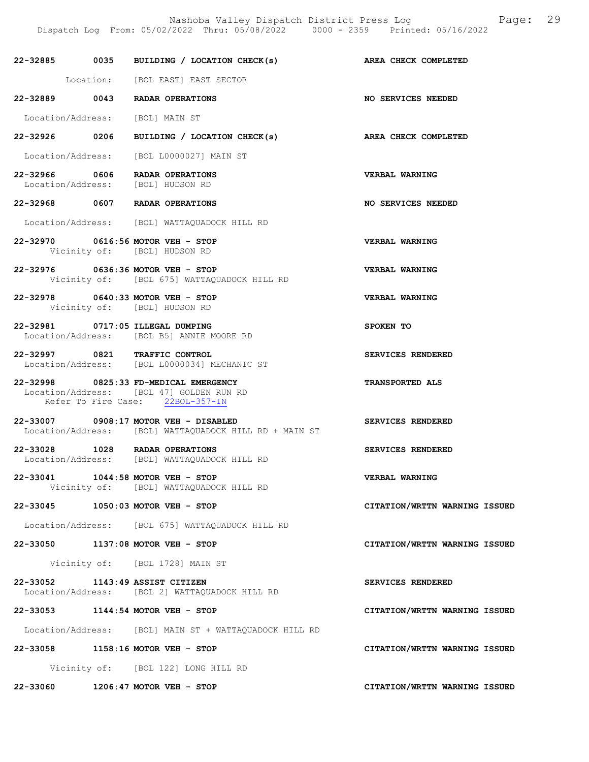22-32885 0035 BUILDING / LOCATION CHECK(s) AREA CHECK COMPLETED
Location: [BOL EAST] EAST SECTOR

22-32889 0043 RADAR OPERATIONS NO SERVICES NEEDED
Location/Address: [BOL] MAIN ST

22-32926 0206 BUILDING / LOCATION CHECK(s) AREA CHECK COMPLETED
Location/Address: [BOL L0000027] MAIN ST

22-32966 0606 RADAR OPERATIONS VERBAL WARNING
Location/Address: [BOL] HUDSON RD

22-32968 0607 RADAR OPERATIONS NO SERVICES NEEDED
Location/Address: [BOL] WATTAQUADOCK HILL RD

22-32970 0616:56 MOTOR VEH - STOP VERBAL WARNING
Vicinity of: [BOL] HUDSON RD

22-32976 0636:36 MOTOR VEH - STOP VERBAL WARNING
Vicinity of: [BOL 675] WATTAQUADOCK HILL RD

22-32978 0640:33 MOTOR VEH - STOP VERBAL WARNING
Vicinity of: [BOL] HUDSON RD

22-32981 0717:05 ILLEGAL DUMPING SPOKEN TO
Location/Address: [BOL B5] ANNIE MOORE RD

22-32997 0821 TRAFFIC CONTROL SERVICES RENDERED
Location/Address: [BOL L0000034] MECHANIC ST

22-32998 0825:33 FD-MEDICAL EMERGENCY TRANSPORTED ALS
Location/Address: [BOL 47] GOLDEN RUN RD
Refer To Fire Case: 22BOL-357-IN

22-33007 0908:17 MOTOR VEH - DISABLED SERVICES RENDERED
Location/Address: [BOL] WATTAQUADOCK HILL RD + MAIN ST

22-33028 1028 RADAR OPERATIONS SERVICES RENDERED
Location/Address: [BOL] WATTAQUADOCK HILL RD

22-33041 1044:58 MOTOR VEH - STOP VERBAL WARNING
Vicinity of: [BOL] WATTAQUADOCK HILL RD

22-33045 1050:03 MOTOR VEH - STOP CITATION/WRTTN WARNING ISSUED
Location/Address: [BOL 675] WATTAQUADOCK HILL RD

22-33050 1137:08 MOTOR VEH - STOP CITATION/WRTTN WARNING ISSUED
Vicinity of: [BOL 1728] MAIN ST

22-33052 1143:49 ASSIST CITIZEN SERVICES RENDERED
Location/Address: [BOL 2] WATTAQUADOCK HILL RD

22-33053 1144:54 MOTOR VEH - STOP CITATION/WRTTN WARNING ISSUED
Location/Address: [BOL] MAIN ST + WATTAQUADOCK HILL RD

22-33058 1158:16 MOTOR VEH - STOP CITATION/WRTTN WARNING ISSUED
Vicinity of: [BOL 122] LONG HILL RD

22-33060 1206:47 MOTOR VEH - STOP CITATION/WRTTN WARNING ISSUED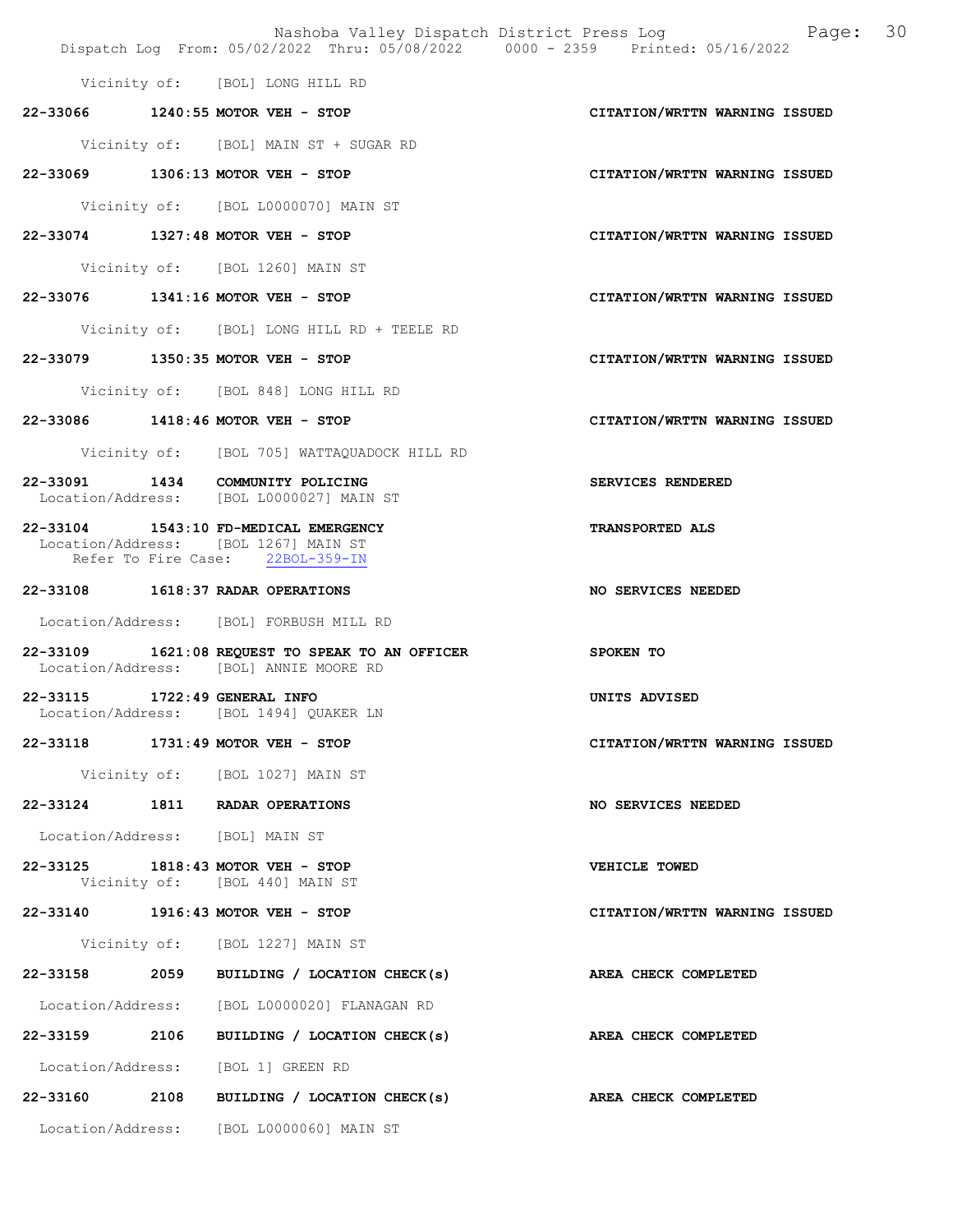Vicinity of: [BOL] LONG HILL RD

**22-33066 1240:55 MOTOR VEH - STOP** CITATION/WRTTN WARNING ISSUED

Vicinity of: [BOL] MAIN ST + SUGAR RD

**22-33069 1306:13 MOTOR VEH - STOP** CITATION/WRTTN WARNING ISSUED

Vicinity of: [BOL L0000070] MAIN ST

**22-33074 1327:48 MOTOR VEH - STOP** CITATION/WRTTN WARNING ISSUED

Vicinity of: [BOL 1260] MAIN ST

**22-33076 1341:16 MOTOR VEH - STOP** CITATION/WRTTN WARNING ISSUED

Vicinity of: [BOL] LONG HILL RD + TEELE RD

**22-33079 1350:35 MOTOR VEH - STOP** CITATION/WRTTN WARNING ISSUED

Vicinity of: [BOL 848] LONG HILL RD

**22-33086 1418:46 MOTOR VEH - STOP** CITATION/WRTTN WARNING ISSUED

Vicinity of: [BOL 705] WATTAQUADOCK HILL RD

**22-33091 1434 COMMUNITY POLICING** SERVICES RENDERED

Location/Address: [BOL L0000027] MAIN ST

**22-33104 1543:10 FD-MEDICAL EMERGENCY** TRANSPORTED ALS

Location/Address: [BOL 1267] MAIN ST

Refer To Fire Case: 22BOL-359-IN

**22-33108 1618:37 RADAR OPERATIONS** NO SERVICES NEEDED

Location/Address: [BOL] FORBUSH MILL RD

**22-33109 1621:08 REQUEST TO SPEAK TO AN OFFICER** SPOKEN TO

Location/Address: [BOL] ANNIE MOORE RD

**22-33115 1722:49 GENERAL INFO** UNITS ADVISED

Location/Address: [BOL 1494] QUAKER LN

**22-33118 1731:49 MOTOR VEH - STOP** CITATION/WRTTN WARNING ISSUED

Vicinity of: [BOL 1027] MAIN ST

**22-33124 1811 RADAR OPERATIONS** NO SERVICES NEEDED

Location/Address: [BOL] MAIN ST

**22-33125 1818:43 MOTOR VEH - STOP** VEHICLE TOWED

Vicinity of: [BOL 440] MAIN ST

**22-33140 1916:43 MOTOR VEH - STOP** CITATION/WRTTN WARNING ISSUED

Vicinity of: [BOL 1227] MAIN ST

**22-33158 2059 BUILDING / LOCATION CHECK(s)** AREA CHECK COMPLETED

Location/Address: [BOL L0000020] FLANAGAN RD

**22-33159 2106 BUILDING / LOCATION CHECK(s)** AREA CHECK COMPLETED

Location/Address: [BOL 1] GREEN RD

**22-33160 2108 BUILDING / LOCATION CHECK(s)** AREA CHECK COMPLETED

Location/Address: [BOL L0000060] MAIN ST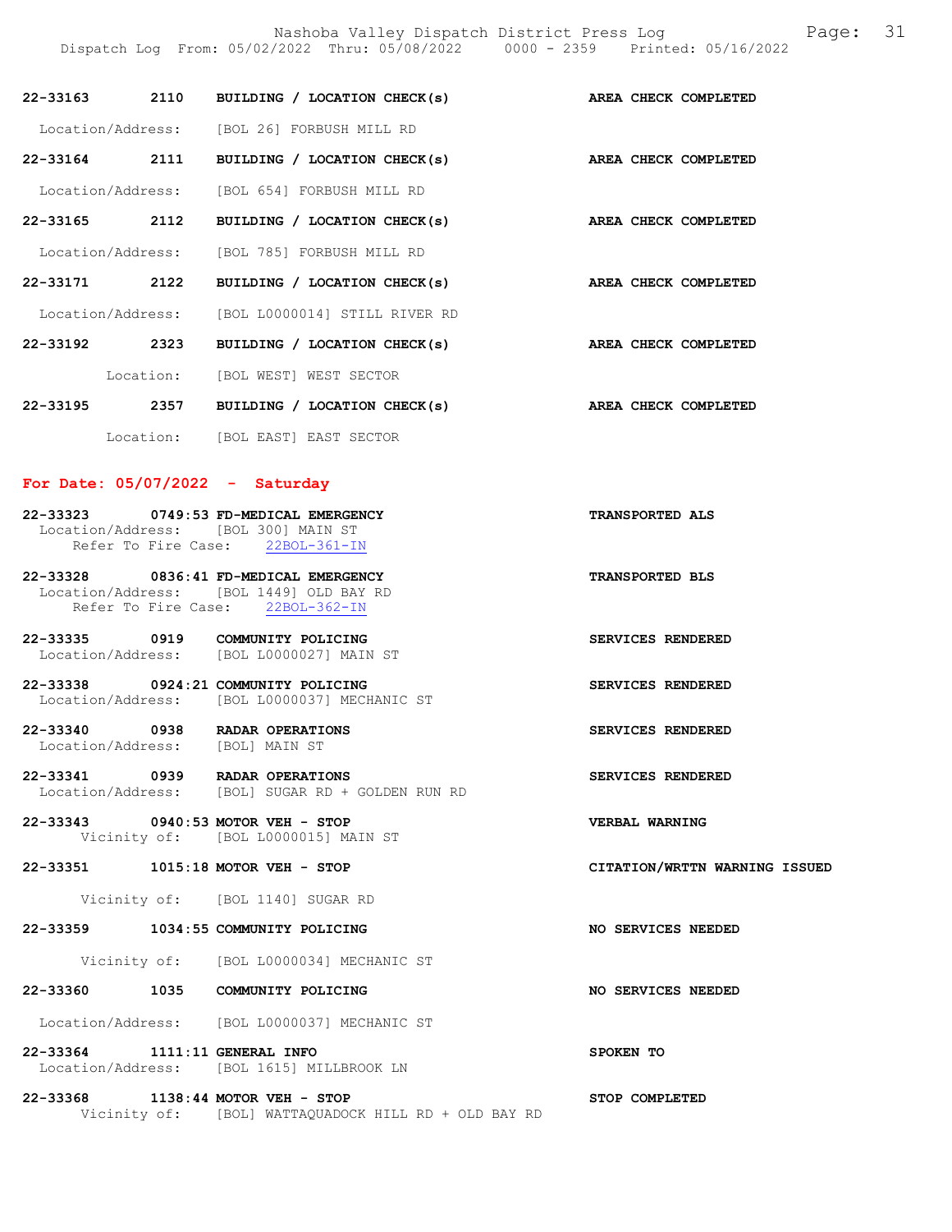**22-33163 2110 BUILDING / LOCATION CHECK(s) AREA CHECK COMPLETED**

Location/Address: [BOL 26] FORBUSH MILL RD

**22-33164 2111 BUILDING / LOCATION CHECK(s) AREA CHECK COMPLETED**

Location/Address: [BOL 654] FORBUSH MILL RD

**22-33165 2112 BUILDING / LOCATION CHECK(s) AREA CHECK COMPLETED**

Location/Address: [BOL 785] FORBUSH MILL RD

**22-33171 2122 BUILDING / LOCATION CHECK(s) AREA CHECK COMPLETED**

Location/Address: [BOL L0000014] STILL RIVER RD

**22-33192 2323 BUILDING / LOCATION CHECK(s) AREA CHECK COMPLETED**

Location: [BOL WEST] WEST SECTOR

**22-33195 2357 BUILDING / LOCATION CHECK(s) AREA CHECK COMPLETED**

Location: [BOL EAST] EAST SECTOR

## For Date: 05/07/2022 - Saturday

**22-33323 0749:53 FD-MEDICAL EMERGENCY TRANSPORTED ALS**
Location/Address: [BOL 300] MAIN ST
Refer To Fire Case: 22BOL-361-IN

**22-33328 0836:41 FD-MEDICAL EMERGENCY TRANSPORTED BLS**
Location/Address: [BOL 1449] OLD BAY RD
Refer To Fire Case: 22BOL-362-IN

**22-33335 0919 COMMUNITY POLICING SERVICES RENDERED**
Location/Address: [BOL L0000027] MAIN ST

**22-33338 0924:21 COMMUNITY POLICING SERVICES RENDERED**
Location/Address: [BOL L0000037] MECHANIC ST

**22-33340 0938 RADAR OPERATIONS SERVICES RENDERED**
Location/Address: [BOL] MAIN ST

**22-33341 0939 RADAR OPERATIONS SERVICES RENDERED**
Location/Address: [BOL] SUGAR RD + GOLDEN RUN RD

**22-33343 0940:53 MOTOR VEH - STOP VERBAL WARNING**
Vicinity of: [BOL L0000015] MAIN ST

**22-33351 1015:18 MOTOR VEH - STOP CITATION/WRTTN WARNING ISSUED**

Vicinity of: [BOL 1140] SUGAR RD

**22-33359 1034:55 COMMUNITY POLICING NO SERVICES NEEDED**

Vicinity of: [BOL L0000034] MECHANIC ST

**22-33360 1035 COMMUNITY POLICING NO SERVICES NEEDED**

Location/Address: [BOL L0000037] MECHANIC ST

**22-33364 1111:11 GENERAL INFO SPOKEN TO**
Location/Address: [BOL 1615] MILLBROOK LN

**22-33368 1138:44 MOTOR VEH - STOP STOP COMPLETED**
Vicinity of: [BOL] WATTAQUADOCK HILL RD + OLD BAY RD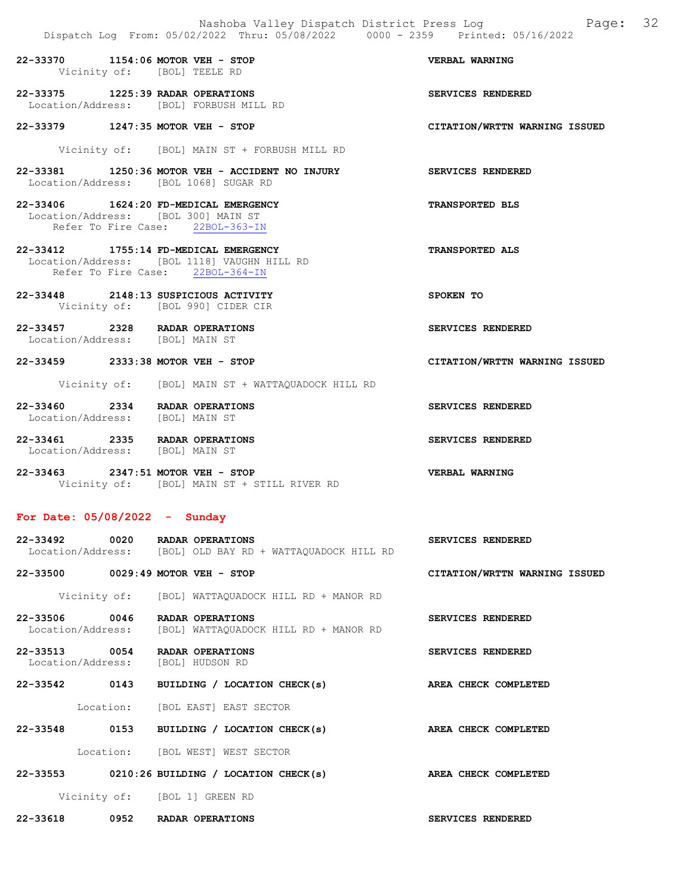22-33370 1154:06 MOTOR VEH - STOP — VERBAL WARNING
Vicinity of: [BOL] TEELE RD

22-33375 1225:39 RADAR OPERATIONS — SERVICES RENDERED
Location/Address: [BOL] FORBUSH MILL RD

22-33379 1247:35 MOTOR VEH - STOP — CITATION/WRTTN WARNING ISSUED
Vicinity of: [BOL] MAIN ST + FORBUSH MILL RD

22-33381 1250:36 MOTOR VEH - ACCIDENT NO INJURY — SERVICES RENDERED
Location/Address: [BOL 1068] SUGAR RD

22-33406 1624:20 FD-MEDICAL EMERGENCY — TRANSPORTED BLS
Location/Address: [BOL 300] MAIN ST
Refer To Fire Case: 22BOL-363-IN

22-33412 1755:14 FD-MEDICAL EMERGENCY — TRANSPORTED ALS
Location/Address: [BOL 1118] VAUGHN HILL RD
Refer To Fire Case: 22BOL-364-IN

22-33448 2148:13 SUSPICIOUS ACTIVITY — SPOKEN TO
Vicinity of: [BOL 990] CIDER CIR

22-33457 2328 RADAR OPERATIONS — SERVICES RENDERED
Location/Address: [BOL] MAIN ST

22-33459 2333:38 MOTOR VEH - STOP — CITATION/WRTTN WARNING ISSUED
Vicinity of: [BOL] MAIN ST + WATTAQUADOCK HILL RD

22-33460 2334 RADAR OPERATIONS — SERVICES RENDERED
Location/Address: [BOL] MAIN ST

22-33461 2335 RADAR OPERATIONS — SERVICES RENDERED
Location/Address: [BOL] MAIN ST

22-33463 2347:51 MOTOR VEH - STOP — VERBAL WARNING
Vicinity of: [BOL] MAIN ST + STILL RIVER RD

## For Date: 05/08/2022 - Sunday

22-33492 0020 RADAR OPERATIONS — SERVICES RENDERED
Location/Address: [BOL] OLD BAY RD + WATTAQUADOCK HILL RD

22-33500 0029:49 MOTOR VEH - STOP — CITATION/WRTTN WARNING ISSUED
Vicinity of: [BOL] WATTAQUADOCK HILL RD + MANOR RD

22-33506 0046 RADAR OPERATIONS — SERVICES RENDERED
Location/Address: [BOL] WATTAQUADOCK HILL RD + MANOR RD

22-33513 0054 RADAR OPERATIONS — SERVICES RENDERED
Location/Address: [BOL] HUDSON RD

22-33542 0143 BUILDING / LOCATION CHECK(s) — AREA CHECK COMPLETED
Location: [BOL EAST] EAST SECTOR

22-33548 0153 BUILDING / LOCATION CHECK(s) — AREA CHECK COMPLETED
Location: [BOL WEST] WEST SECTOR

22-33553 0210:26 BUILDING / LOCATION CHECK(s) — AREA CHECK COMPLETED
Vicinity of: [BOL 1] GREEN RD

22-33618 0952 RADAR OPERATIONS — SERVICES RENDERED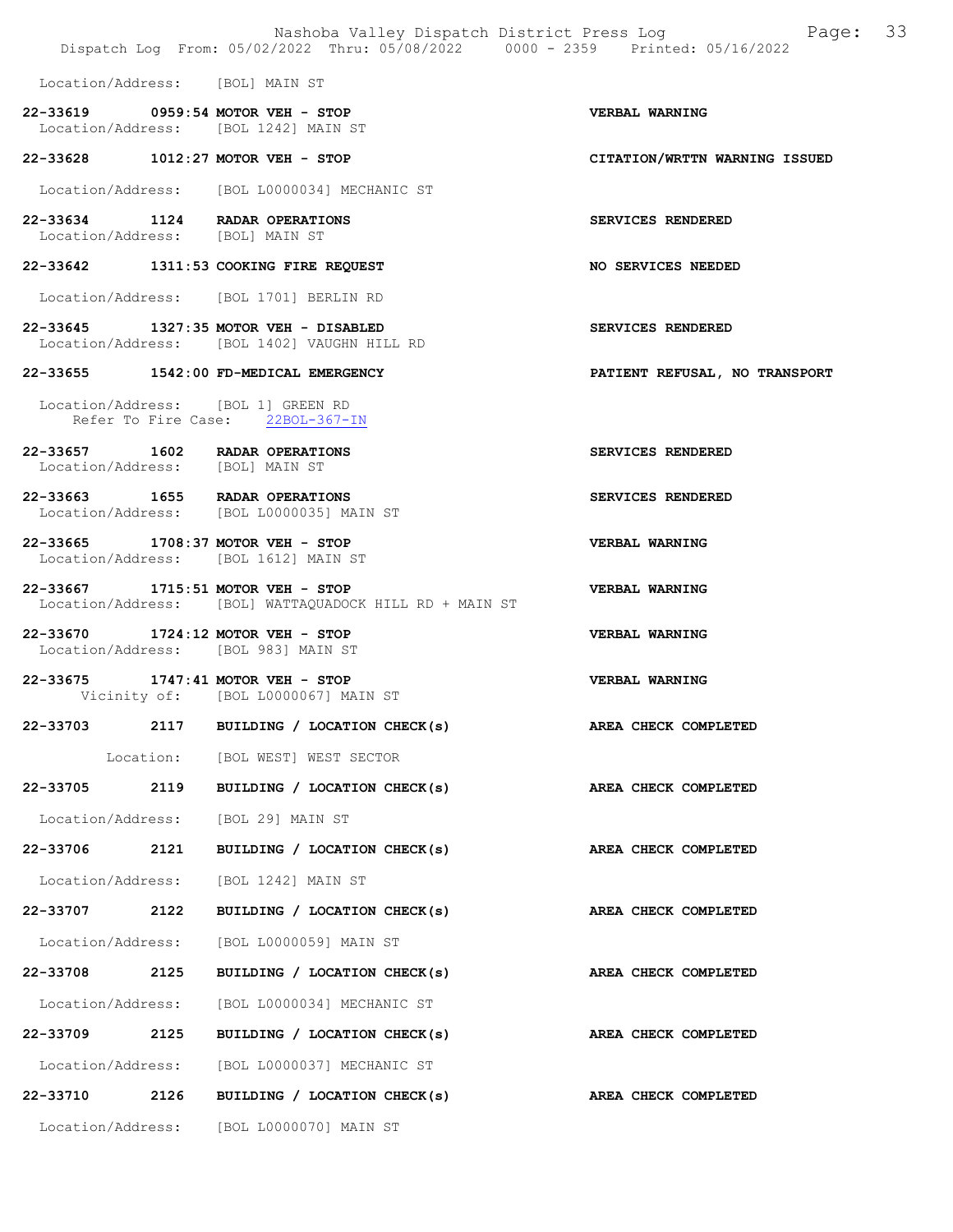Location/Address: [BOL] MAIN ST

**22-33619 0959:54 MOTOR VEH - STOP** **VERBAL WARNING**
Location/Address: [BOL 1242] MAIN ST

**22-33628 1012:27 MOTOR VEH - STOP** **CITATION/WRTTN WARNING ISSUED**

Location/Address: [BOL L0000034] MECHANIC ST

**22-33634 1124 RADAR OPERATIONS** **SERVICES RENDERED**
Location/Address: [BOL] MAIN ST

**22-33642 1311:53 COOKING FIRE REQUEST** **NO SERVICES NEEDED**

Location/Address: [BOL 1701] BERLIN RD

**22-33645 1327:35 MOTOR VEH - DISABLED** **SERVICES RENDERED**
Location/Address: [BOL 1402] VAUGHN HILL RD

**22-33655 1542:00 FD-MEDICAL EMERGENCY** **PATIENT REFUSAL, NO TRANSPORT**

Location/Address: [BOL 1] GREEN RD
Refer To Fire Case: 22BOL-367-IN

**22-33657 1602 RADAR OPERATIONS** **SERVICES RENDERED**
Location/Address: [BOL] MAIN ST

**22-33663 1655 RADAR OPERATIONS** **SERVICES RENDERED**
Location/Address: [BOL L0000035] MAIN ST

**22-33665 1708:37 MOTOR VEH - STOP** **VERBAL WARNING**
Location/Address: [BOL 1612] MAIN ST

**22-33667 1715:51 MOTOR VEH - STOP** **VERBAL WARNING**
Location/Address: [BOL] WATTAQUADOCK HILL RD + MAIN ST

**22-33670 1724:12 MOTOR VEH - STOP** **VERBAL WARNING**
Location/Address: [BOL 983] MAIN ST

**22-33675 1747:41 MOTOR VEH - STOP** **VERBAL WARNING**
Vicinity of: [BOL L0000067] MAIN ST

**22-33703 2117 BUILDING / LOCATION CHECK(s)** **AREA CHECK COMPLETED**

Location: [BOL WEST] WEST SECTOR

**22-33705 2119 BUILDING / LOCATION CHECK(s)** **AREA CHECK COMPLETED**

Location/Address: [BOL 29] MAIN ST

**22-33706 2121 BUILDING / LOCATION CHECK(s)** **AREA CHECK COMPLETED**

Location/Address: [BOL 1242] MAIN ST

**22-33707 2122 BUILDING / LOCATION CHECK(s)** **AREA CHECK COMPLETED**

Location/Address: [BOL L0000059] MAIN ST

**22-33708 2125 BUILDING / LOCATION CHECK(s)** **AREA CHECK COMPLETED**

Location/Address: [BOL L0000034] MECHANIC ST

**22-33709 2125 BUILDING / LOCATION CHECK(s)** **AREA CHECK COMPLETED**

Location/Address: [BOL L0000037] MECHANIC ST

**22-33710 2126 BUILDING / LOCATION CHECK(s)** **AREA CHECK COMPLETED**

Location/Address: [BOL L0000070] MAIN ST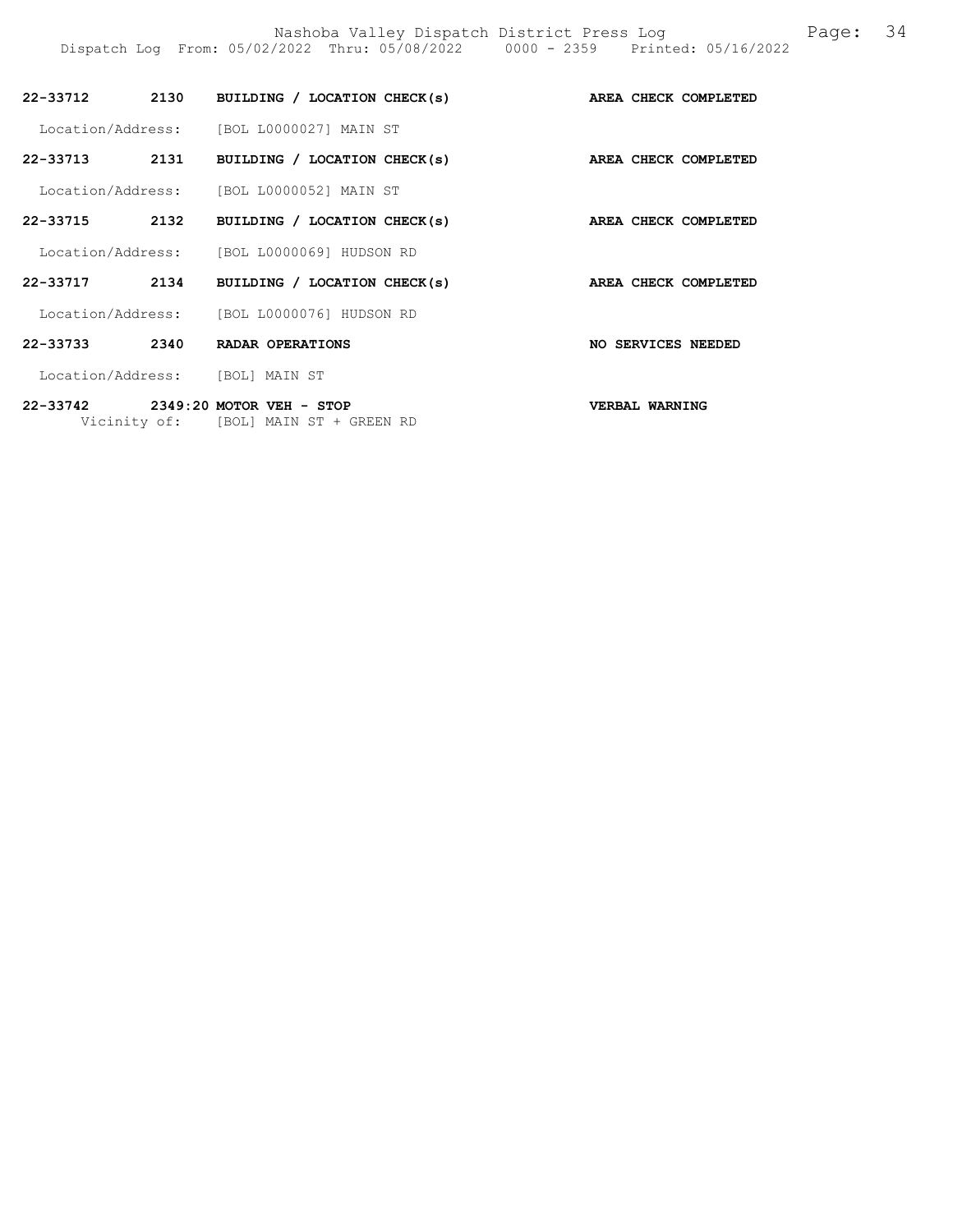**22-33712 2130 BUILDING / LOCATION CHECK(s) AREA CHECK COMPLETED**

Location/Address: [BOL L0000027] MAIN ST

**22-33713 2131 BUILDING / LOCATION CHECK(s) AREA CHECK COMPLETED**

Location/Address: [BOL L0000052] MAIN ST

**22-33715 2132 BUILDING / LOCATION CHECK(s) AREA CHECK COMPLETED**

Location/Address: [BOL L0000069] HUDSON RD

**22-33717 2134 BUILDING / LOCATION CHECK(s) AREA CHECK COMPLETED**

Location/Address: [BOL L0000076] HUDSON RD

**22-33733 2340 RADAR OPERATIONS NO SERVICES NEEDED**

Location/Address: [BOL] MAIN ST

**22-33742 2349:20 MOTOR VEH - STOP VERBAL WARNING**

Vicinity of: [BOL] MAIN ST + GREEN RD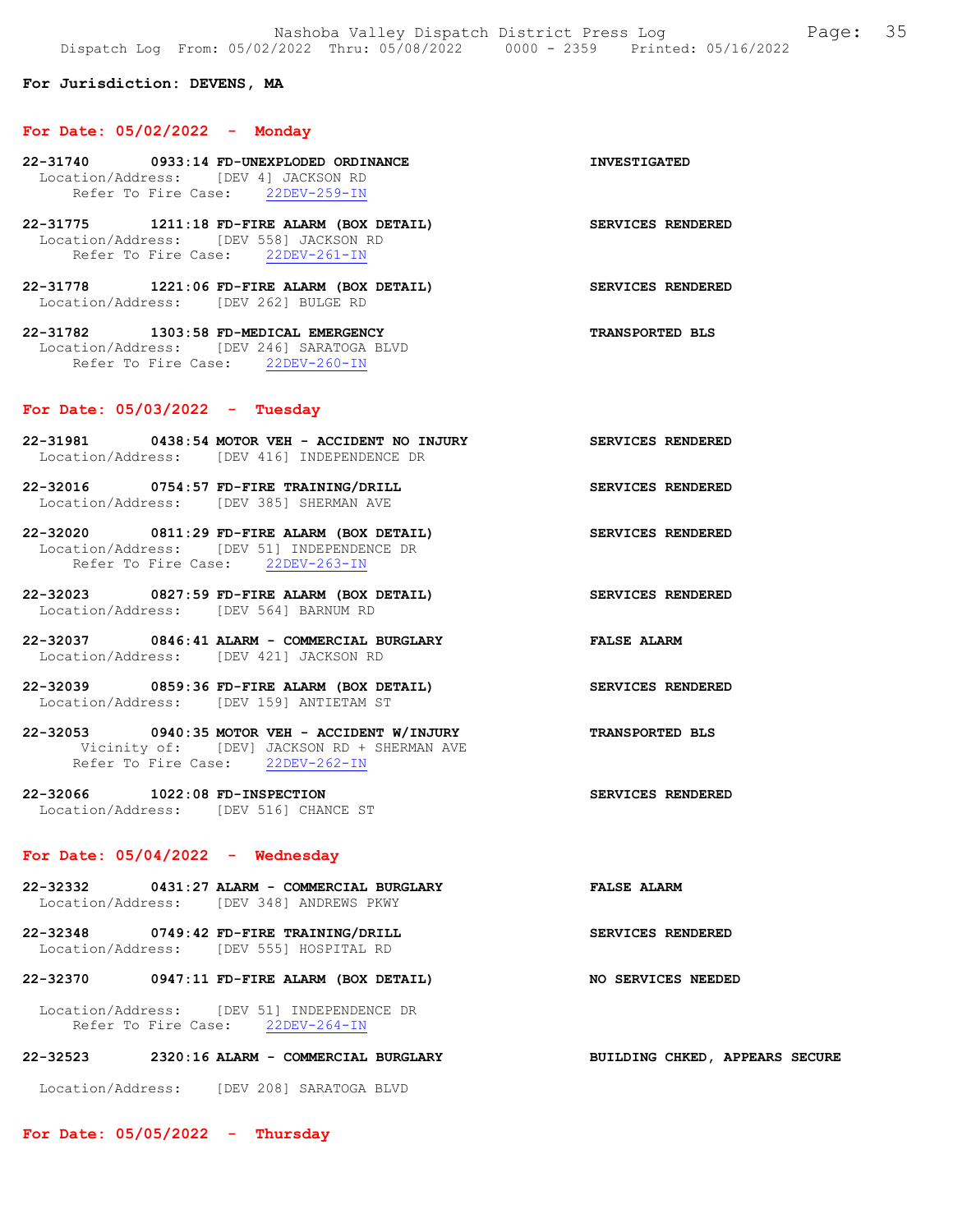For Jurisdiction: DEVENS, MA

## For Date: 05/02/2022 - Monday

**22-31740 0933:14 FD-UNEXPLODED ORDINANCE** — **INVESTIGATED**
Location/Address: [DEV 4] JACKSON RD
Refer To Fire Case: 22DEV-259-IN

**22-31775 1211:18 FD-FIRE ALARM (BOX DETAIL)** — **SERVICES RENDERED**
Location/Address: [DEV 558] JACKSON RD
Refer To Fire Case: 22DEV-261-IN

**22-31778 1221:06 FD-FIRE ALARM (BOX DETAIL)** — **SERVICES RENDERED**
Location/Address: [DEV 262] BULGE RD

**22-31782 1303:58 FD-MEDICAL EMERGENCY** — **TRANSPORTED BLS**
Location/Address: [DEV 246] SARATOGA BLVD
Refer To Fire Case: 22DEV-260-IN

## For Date: 05/03/2022 - Tuesday

**22-31981 0438:54 MOTOR VEH - ACCIDENT NO INJURY** — **SERVICES RENDERED**
Location/Address: [DEV 416] INDEPENDENCE DR

**22-32016 0754:57 FD-FIRE TRAINING/DRILL** — **SERVICES RENDERED**
Location/Address: [DEV 385] SHERMAN AVE

**22-32020 0811:29 FD-FIRE ALARM (BOX DETAIL)** — **SERVICES RENDERED**
Location/Address: [DEV 51] INDEPENDENCE DR
Refer To Fire Case: 22DEV-263-IN

**22-32023 0827:59 FD-FIRE ALARM (BOX DETAIL)** — **SERVICES RENDERED**
Location/Address: [DEV 564] BARNUM RD

**22-32037 0846:41 ALARM - COMMERCIAL BURGLARY** — **FALSE ALARM**
Location/Address: [DEV 421] JACKSON RD

**22-32039 0859:36 FD-FIRE ALARM (BOX DETAIL)** — **SERVICES RENDERED**
Location/Address: [DEV 159] ANTIETAM ST

**22-32053 0940:35 MOTOR VEH - ACCIDENT W/INJURY** — **TRANSPORTED BLS**
Vicinity of: [DEV] JACKSON RD + SHERMAN AVE
Refer To Fire Case: 22DEV-262-IN

**22-32066 1022:08 FD-INSPECTION** — **SERVICES RENDERED**
Location/Address: [DEV 516] CHANCE ST

## For Date: 05/04/2022 - Wednesday

**22-32332 0431:27 ALARM - COMMERCIAL BURGLARY** — **FALSE ALARM**
Location/Address: [DEV 348] ANDREWS PKWY

**22-32348 0749:42 FD-FIRE TRAINING/DRILL** — **SERVICES RENDERED**
Location/Address: [DEV 555] HOSPITAL RD

**22-32370 0947:11 FD-FIRE ALARM (BOX DETAIL)** — **NO SERVICES NEEDED**
Location/Address: [DEV 51] INDEPENDENCE DR
Refer To Fire Case: 22DEV-264-IN

**22-32523 2320:16 ALARM - COMMERCIAL BURGLARY** — **BUILDING CHKED, APPEARS SECURE**
Location/Address: [DEV 208] SARATOGA BLVD

## For Date: 05/05/2022 - Thursday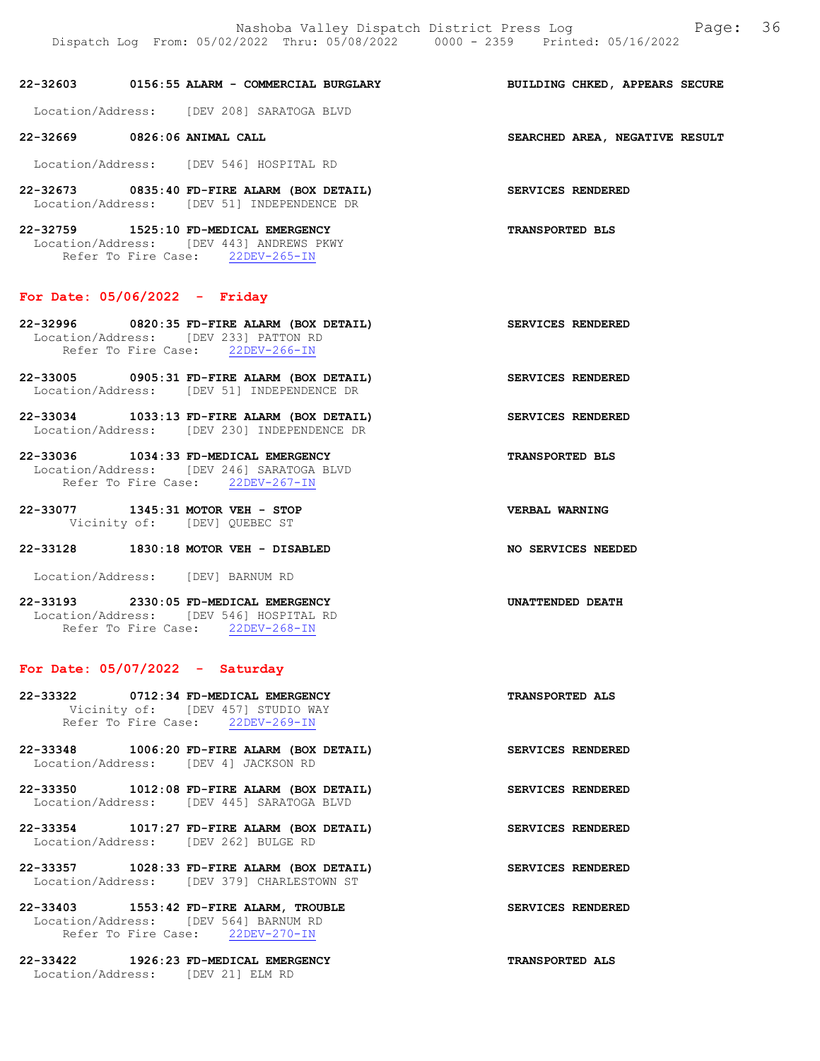22-32603 0156:55 ALARM - COMMERCIAL BURGLARY BUILDING CHKED, APPEARS SECURE

Location/Address: [DEV 208] SARATOGA BLVD

22-32669 0826:06 ANIMAL CALL SEARCHED AREA, NEGATIVE RESULT

Location/Address: [DEV 546] HOSPITAL RD

22-32673 0835:40 FD-FIRE ALARM (BOX DETAIL) SERVICES RENDERED
Location/Address: [DEV 51] INDEPENDENCE DR

22-32759 1525:10 FD-MEDICAL EMERGENCY TRANSPORTED BLS
Location/Address: [DEV 443] ANDREWS PKWY
Refer To Fire Case: 22DEV-265-IN

## For Date: 05/06/2022 - Friday

22-32996 0820:35 FD-FIRE ALARM (BOX DETAIL) SERVICES RENDERED
Location/Address: [DEV 233] PATTON RD
Refer To Fire Case: 22DEV-266-IN

22-33005 0905:31 FD-FIRE ALARM (BOX DETAIL) SERVICES RENDERED
Location/Address: [DEV 51] INDEPENDENCE DR

22-33034 1033:13 FD-FIRE ALARM (BOX DETAIL) SERVICES RENDERED
Location/Address: [DEV 230] INDEPENDENCE DR

22-33036 1034:33 FD-MEDICAL EMERGENCY TRANSPORTED BLS
Location/Address: [DEV 246] SARATOGA BLVD
Refer To Fire Case: 22DEV-267-IN

22-33077 1345:31 MOTOR VEH - STOP VERBAL WARNING
Vicinity of: [DEV] QUEBEC ST

22-33128 1830:18 MOTOR VEH - DISABLED NO SERVICES NEEDED

Location/Address: [DEV] BARNUM RD

22-33193 2330:05 FD-MEDICAL EMERGENCY UNATTENDED DEATH
Location/Address: [DEV 546] HOSPITAL RD
Refer To Fire Case: 22DEV-268-IN

## For Date: 05/07/2022 - Saturday

22-33322 0712:34 FD-MEDICAL EMERGENCY TRANSPORTED ALS
Vicinity of: [DEV 457] STUDIO WAY
Refer To Fire Case: 22DEV-269-IN

22-33348 1006:20 FD-FIRE ALARM (BOX DETAIL) SERVICES RENDERED
Location/Address: [DEV 4] JACKSON RD

22-33350 1012:08 FD-FIRE ALARM (BOX DETAIL) SERVICES RENDERED
Location/Address: [DEV 445] SARATOGA BLVD

22-33354 1017:27 FD-FIRE ALARM (BOX DETAIL) SERVICES RENDERED
Location/Address: [DEV 262] BULGE RD

22-33357 1028:33 FD-FIRE ALARM (BOX DETAIL) SERVICES RENDERED
Location/Address: [DEV 379] CHARLESTOWN ST

22-33403 1553:42 FD-FIRE ALARM, TROUBLE SERVICES RENDERED
Location/Address: [DEV 564] BARNUM RD
Refer To Fire Case: 22DEV-270-IN

22-33422 1926:23 FD-MEDICAL EMERGENCY TRANSPORTED ALS
Location/Address: [DEV 21] ELM RD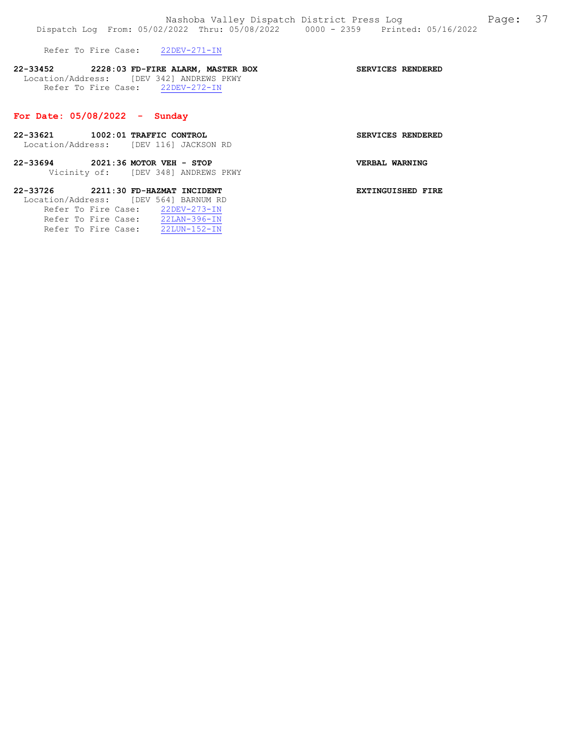Refer To Fire Case: 22DEV-271-IN

**22-33452 2228:03 FD-FIRE ALARM, MASTER BOX** **SERVICES RENDERED**
Location/Address: [DEV 342] ANDREWS PKWY
Refer To Fire Case: 22DEV-272-IN

## For Date: 05/08/2022 - Sunday

**22-33621 1002:01 TRAFFIC CONTROL** **SERVICES RENDERED**
Location/Address: [DEV 116] JACKSON RD

**22-33694 2021:36 MOTOR VEH - STOP** **VERBAL WARNING**
Vicinity of: [DEV 348] ANDREWS PKWY

**22-33726 2211:30 FD-HAZMAT INCIDENT** **EXTINGUISHED FIRE**
Location/Address: [DEV 564] BARNUM RD
Refer To Fire Case: 22DEV-273-IN
Refer To Fire Case: 22LAN-396-IN
Refer To Fire Case: 22LUN-152-IN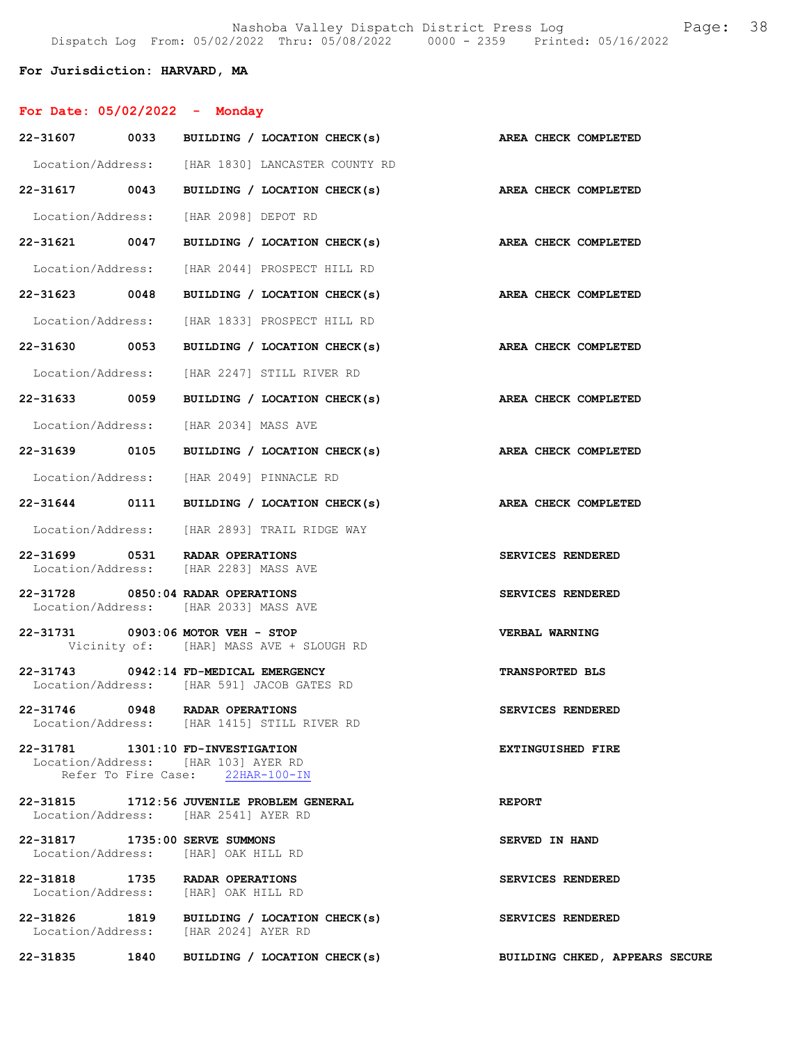**For Jurisdiction: HARVARD, MA**

## For Date: 05/02/2022 - Monday

**22-31607 0033 BUILDING / LOCATION CHECK(s)** — **AREA CHECK COMPLETED**
Location/Address: [HAR 1830] LANCASTER COUNTY RD

**22-31617 0043 BUILDING / LOCATION CHECK(s)** — **AREA CHECK COMPLETED**
Location/Address: [HAR 2098] DEPOT RD

**22-31621 0047 BUILDING / LOCATION CHECK(s)** — **AREA CHECK COMPLETED**
Location/Address: [HAR 2044] PROSPECT HILL RD

**22-31623 0048 BUILDING / LOCATION CHECK(s)** — **AREA CHECK COMPLETED**
Location/Address: [HAR 1833] PROSPECT HILL RD

**22-31630 0053 BUILDING / LOCATION CHECK(s)** — **AREA CHECK COMPLETED**
Location/Address: [HAR 2247] STILL RIVER RD

**22-31633 0059 BUILDING / LOCATION CHECK(s)** — **AREA CHECK COMPLETED**
Location/Address: [HAR 2034] MASS AVE

**22-31639 0105 BUILDING / LOCATION CHECK(s)** — **AREA CHECK COMPLETED**
Location/Address: [HAR 2049] PINNACLE RD

**22-31644 0111 BUILDING / LOCATION CHECK(s)** — **AREA CHECK COMPLETED**
Location/Address: [HAR 2893] TRAIL RIDGE WAY

**22-31699 0531 RADAR OPERATIONS** — **SERVICES RENDERED**
Location/Address: [HAR 2283] MASS AVE

**22-31728 0850:04 RADAR OPERATIONS** — **SERVICES RENDERED**
Location/Address: [HAR 2033] MASS AVE

**22-31731 0903:06 MOTOR VEH - STOP** — **VERBAL WARNING**
Vicinity of: [HAR] MASS AVE + SLOUGH RD

**22-31743 0942:14 FD-MEDICAL EMERGENCY** — **TRANSPORTED BLS**
Location/Address: [HAR 591] JACOB GATES RD

**22-31746 0948 RADAR OPERATIONS** — **SERVICES RENDERED**
Location/Address: [HAR 1415] STILL RIVER RD

**22-31781 1301:10 FD-INVESTIGATION** — **EXTINGUISHED FIRE**
Location/Address: [HAR 103] AYER RD
Refer To Fire Case: 22HAR-100-IN

**22-31815 1712:56 JUVENILE PROBLEM GENERAL** — **REPORT**
Location/Address: [HAR 2541] AYER RD

**22-31817 1735:00 SERVE SUMMONS** — **SERVED IN HAND**
Location/Address: [HAR] OAK HILL RD

**22-31818 1735 RADAR OPERATIONS** — **SERVICES RENDERED**
Location/Address: [HAR] OAK HILL RD

**22-31826 1819 BUILDING / LOCATION CHECK(s)** — **SERVICES RENDERED**
Location/Address: [HAR 2024] AYER RD

**22-31835 1840 BUILDING / LOCATION CHECK(s)** — **BUILDING CHKED, APPEARS SECURE**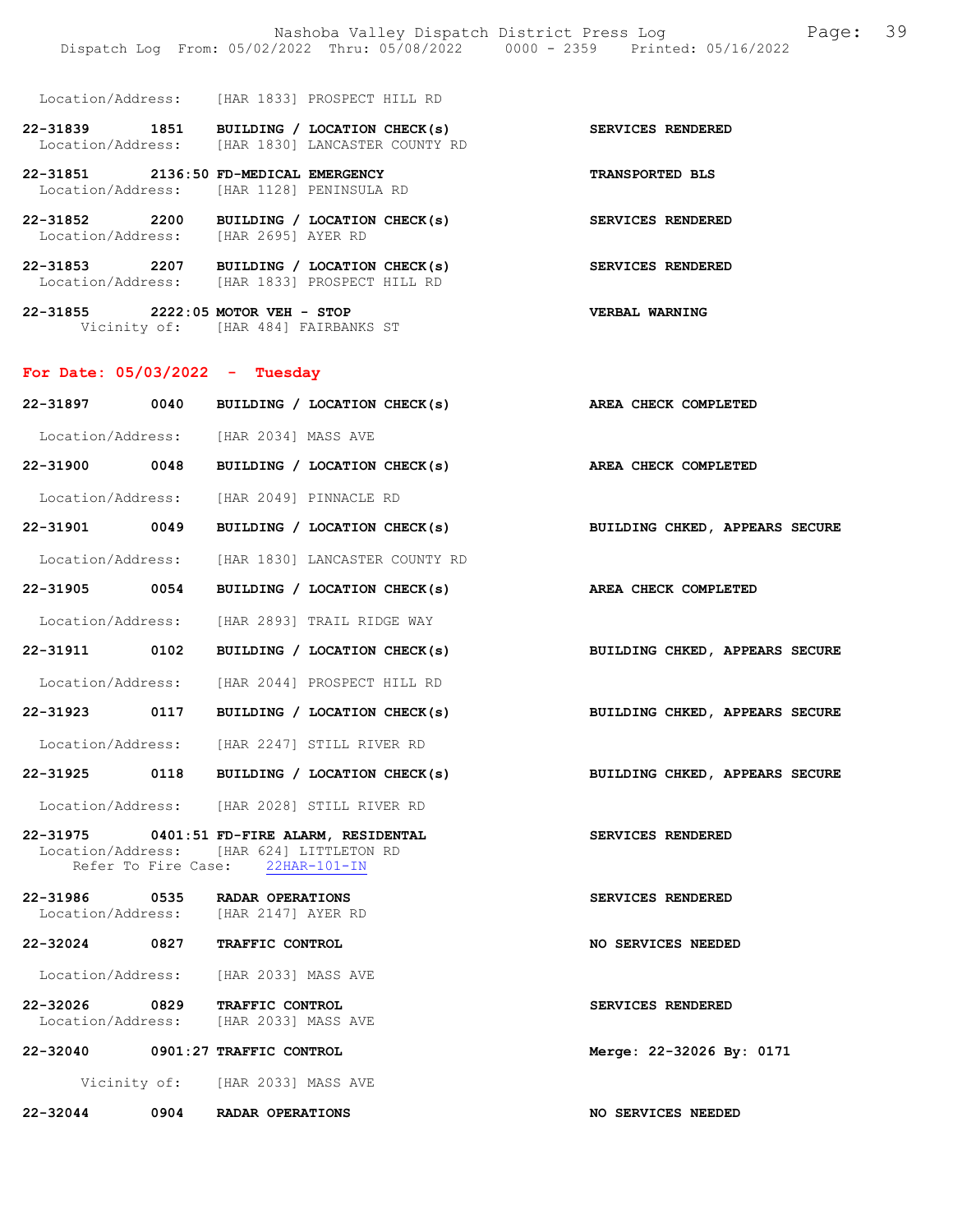Location/Address: [HAR 1833] PROSPECT HILL RD

**22-31839 1851 BUILDING / LOCATION CHECK(s)** — **SERVICES RENDERED**
Location/Address: [HAR 1830] LANCASTER COUNTY RD

**22-31851 2136:50 FD-MEDICAL EMERGENCY** — **TRANSPORTED BLS**
Location/Address: [HAR 1128] PENINSULA RD

**22-31852 2200 BUILDING / LOCATION CHECK(s)** — **SERVICES RENDERED**
Location/Address: [HAR 2695] AYER RD

**22-31853 2207 BUILDING / LOCATION CHECK(s)** — **SERVICES RENDERED**
Location/Address: [HAR 1833] PROSPECT HILL RD

**22-31855 2222:05 MOTOR VEH - STOP** — **VERBAL WARNING**
Vicinity of: [HAR 484] FAIRBANKS ST

## For Date: 05/03/2022 - Tuesday

**22-31897 0040 BUILDING / LOCATION CHECK(s)** — **AREA CHECK COMPLETED**
Location/Address: [HAR 2034] MASS AVE

**22-31900 0048 BUILDING / LOCATION CHECK(s)** — **AREA CHECK COMPLETED**
Location/Address: [HAR 2049] PINNACLE RD

**22-31901 0049 BUILDING / LOCATION CHECK(s)** — **BUILDING CHKED, APPEARS SECURE**
Location/Address: [HAR 1830] LANCASTER COUNTY RD

**22-31905 0054 BUILDING / LOCATION CHECK(s)** — **AREA CHECK COMPLETED**
Location/Address: [HAR 2893] TRAIL RIDGE WAY

**22-31911 0102 BUILDING / LOCATION CHECK(s)** — **BUILDING CHKED, APPEARS SECURE**
Location/Address: [HAR 2044] PROSPECT HILL RD

**22-31923 0117 BUILDING / LOCATION CHECK(s)** — **BUILDING CHKED, APPEARS SECURE**
Location/Address: [HAR 2247] STILL RIVER RD

**22-31925 0118 BUILDING / LOCATION CHECK(s)** — **BUILDING CHKED, APPEARS SECURE**
Location/Address: [HAR 2028] STILL RIVER RD

**22-31975 0401:51 FD-FIRE ALARM, RESIDENTAL** — **SERVICES RENDERED**
Location/Address: [HAR 624] LITTLETON RD
Refer To Fire Case: 22HAR-101-IN

**22-31986 0535 RADAR OPERATIONS** — **SERVICES RENDERED**
Location/Address: [HAR 2147] AYER RD

**22-32024 0827 TRAFFIC CONTROL** — **NO SERVICES NEEDED**
Location/Address: [HAR 2033] MASS AVE

**22-32026 0829 TRAFFIC CONTROL** — **SERVICES RENDERED**
Location/Address: [HAR 2033] MASS AVE

**22-32040 0901:27 TRAFFIC CONTROL** — **Merge: 22-32026 By: 0171**
Vicinity of: [HAR 2033] MASS AVE

**22-32044 0904 RADAR OPERATIONS** — **NO SERVICES NEEDED**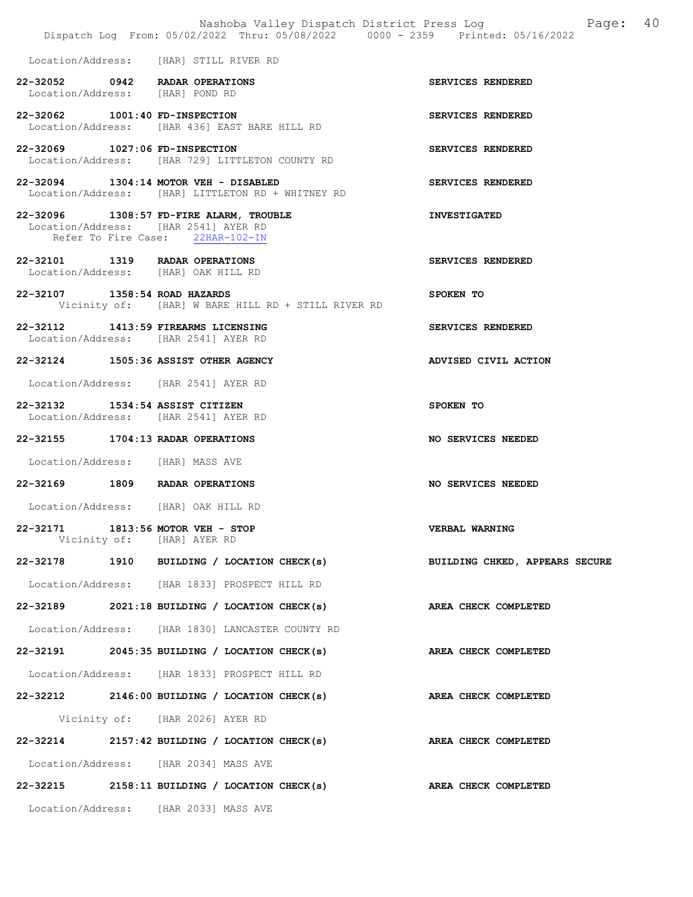Location/Address: [HAR] STILL RIVER RD

**22-32052 0942 RADAR OPERATIONS** **SERVICES RENDERED**
Location/Address: [HAR] POND RD

**22-32062 1001:40 FD-INSPECTION** **SERVICES RENDERED**
Location/Address: [HAR 436] EAST BARE HILL RD

**22-32069 1027:06 FD-INSPECTION** **SERVICES RENDERED**
Location/Address: [HAR 729] LITTLETON COUNTY RD

**22-32094 1304:14 MOTOR VEH - DISABLED** **SERVICES RENDERED**
Location/Address: [HAR] LITTLETON RD + WHITNEY RD

**22-32096 1308:57 FD-FIRE ALARM, TROUBLE** **INVESTIGATED**
Location/Address: [HAR 2541] AYER RD
Refer To Fire Case: 22HAR-102-IN

**22-32101 1319 RADAR OPERATIONS** **SERVICES RENDERED**
Location/Address: [HAR] OAK HILL RD

**22-32107 1358:54 ROAD HAZARDS** **SPOKEN TO**
Vicinity of: [HAR] W BARE HILL RD + STILL RIVER RD

**22-32112 1413:59 FIREARMS LICENSING** **SERVICES RENDERED**
Location/Address: [HAR 2541] AYER RD

**22-32124 1505:36 ASSIST OTHER AGENCY** **ADVISED CIVIL ACTION**
Location/Address: [HAR 2541] AYER RD

**22-32132 1534:54 ASSIST CITIZEN** **SPOKEN TO**
Location/Address: [HAR 2541] AYER RD

**22-32155 1704:13 RADAR OPERATIONS** **NO SERVICES NEEDED**
Location/Address: [HAR] MASS AVE

**22-32169 1809 RADAR OPERATIONS** **NO SERVICES NEEDED**
Location/Address: [HAR] OAK HILL RD

**22-32171 1813:56 MOTOR VEH - STOP** **VERBAL WARNING**
Vicinity of: [HAR] AYER RD

**22-32178 1910 BUILDING / LOCATION CHECK(s)** **BUILDING CHKED, APPEARS SECURE**
Location/Address: [HAR 1833] PROSPECT HILL RD

**22-32189 2021:18 BUILDING / LOCATION CHECK(s)** **AREA CHECK COMPLETED**
Location/Address: [HAR 1830] LANCASTER COUNTY RD

**22-32191 2045:35 BUILDING / LOCATION CHECK(s)** **AREA CHECK COMPLETED**
Location/Address: [HAR 1833] PROSPECT HILL RD

**22-32212 2146:00 BUILDING / LOCATION CHECK(s)** **AREA CHECK COMPLETED**
Vicinity of: [HAR 2026] AYER RD

**22-32214 2157:42 BUILDING / LOCATION CHECK(s)** **AREA CHECK COMPLETED**
Location/Address: [HAR 2034] MASS AVE

**22-32215 2158:11 BUILDING / LOCATION CHECK(s)** **AREA CHECK COMPLETED**
Location/Address: [HAR 2033] MASS AVE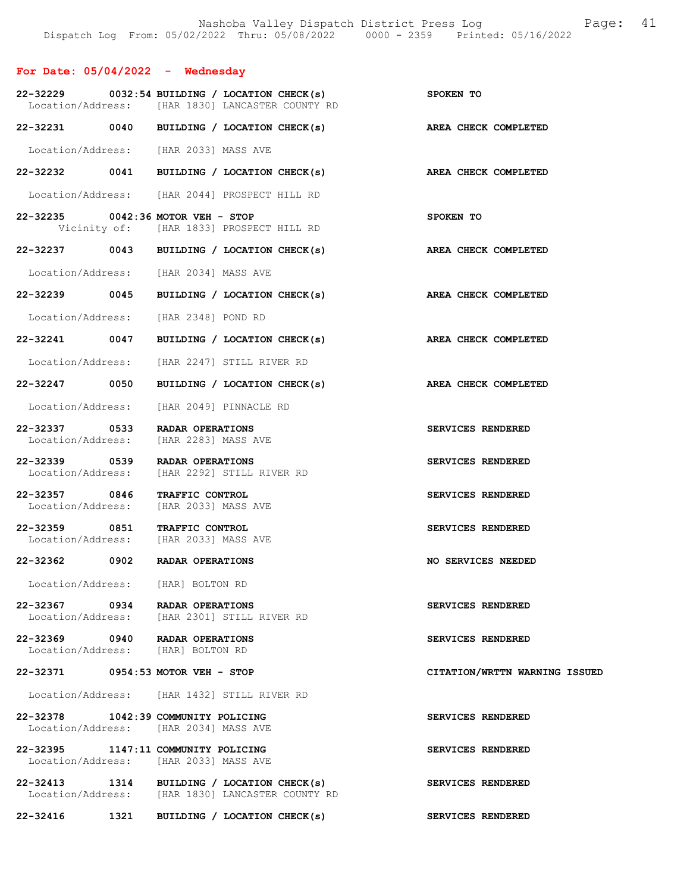## For Date: 05/04/2022 - Wednesday

**22-32229 0032:54 BUILDING / LOCATION CHECK(s)** — SPOKEN TO
Location/Address: [HAR 1830] LANCASTER COUNTY RD

**22-32231 0040 BUILDING / LOCATION CHECK(s)** — AREA CHECK COMPLETED
Location/Address: [HAR 2033] MASS AVE

**22-32232 0041 BUILDING / LOCATION CHECK(s)** — AREA CHECK COMPLETED
Location/Address: [HAR 2044] PROSPECT HILL RD

**22-32235 0042:36 MOTOR VEH - STOP** — SPOKEN TO
Vicinity of: [HAR 1833] PROSPECT HILL RD

**22-32237 0043 BUILDING / LOCATION CHECK(s)** — AREA CHECK COMPLETED
Location/Address: [HAR 2034] MASS AVE

**22-32239 0045 BUILDING / LOCATION CHECK(s)** — AREA CHECK COMPLETED
Location/Address: [HAR 2348] POND RD

**22-32241 0047 BUILDING / LOCATION CHECK(s)** — AREA CHECK COMPLETED
Location/Address: [HAR 2247] STILL RIVER RD

**22-32247 0050 BUILDING / LOCATION CHECK(s)** — AREA CHECK COMPLETED
Location/Address: [HAR 2049] PINNACLE RD

**22-32337 0533 RADAR OPERATIONS** — SERVICES RENDERED
Location/Address: [HAR 2283] MASS AVE

**22-32339 0539 RADAR OPERATIONS** — SERVICES RENDERED
Location/Address: [HAR 2292] STILL RIVER RD

**22-32357 0846 TRAFFIC CONTROL** — SERVICES RENDERED
Location/Address: [HAR 2033] MASS AVE

**22-32359 0851 TRAFFIC CONTROL** — SERVICES RENDERED
Location/Address: [HAR 2033] MASS AVE

**22-32362 0902 RADAR OPERATIONS** — NO SERVICES NEEDED
Location/Address: [HAR] BOLTON RD

**22-32367 0934 RADAR OPERATIONS** — SERVICES RENDERED
Location/Address: [HAR 2301] STILL RIVER RD

**22-32369 0940 RADAR OPERATIONS** — SERVICES RENDERED
Location/Address: [HAR] BOLTON RD

**22-32371 0954:53 MOTOR VEH - STOP** — CITATION/WRTTN WARNING ISSUED
Location/Address: [HAR 1432] STILL RIVER RD

**22-32378 1042:39 COMMUNITY POLICING** — SERVICES RENDERED
Location/Address: [HAR 2034] MASS AVE

**22-32395 1147:11 COMMUNITY POLICING** — SERVICES RENDERED
Location/Address: [HAR 2033] MASS AVE

**22-32413 1314 BUILDING / LOCATION CHECK(s)** — SERVICES RENDERED
Location/Address: [HAR 1830] LANCASTER COUNTY RD

**22-32416 1321 BUILDING / LOCATION CHECK(s)** — SERVICES RENDERED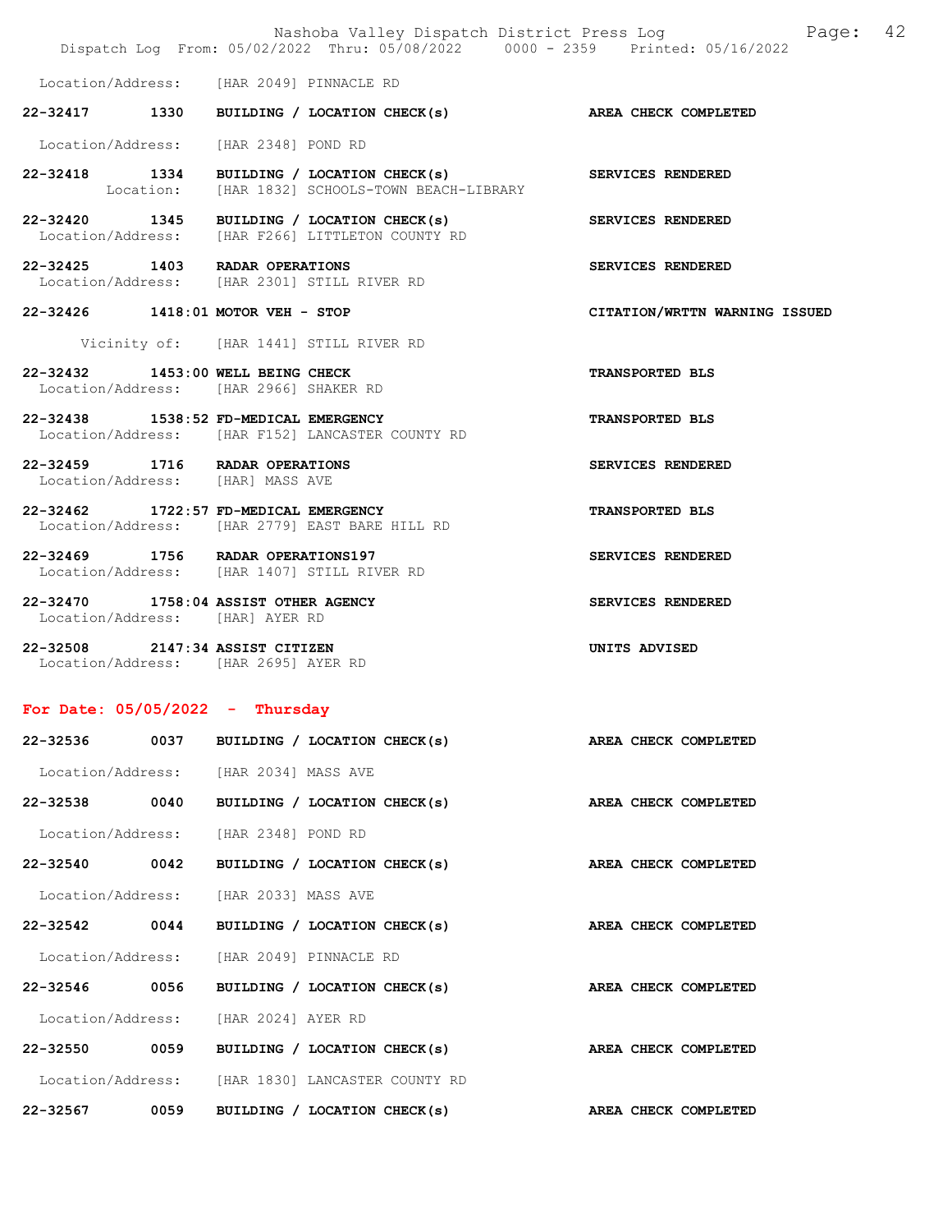Location/Address: [HAR 2049] PINNACLE RD

**22-32417 1330 BUILDING / LOCATION CHECK(s) AREA CHECK COMPLETED**

Location/Address: [HAR 2348] POND RD

**22-32418 1334 BUILDING / LOCATION CHECK(s) SERVICES RENDERED**
Location: [HAR 1832] SCHOOLS-TOWN BEACH-LIBRARY

**22-32420 1345 BUILDING / LOCATION CHECK(s) SERVICES RENDERED**
Location/Address: [HAR F266] LITTLETON COUNTY RD

**22-32425 1403 RADAR OPERATIONS SERVICES RENDERED**
Location/Address: [HAR 2301] STILL RIVER RD

**22-32426 1418:01 MOTOR VEH - STOP CITATION/WRTTN WARNING ISSUED**

Vicinity of: [HAR 1441] STILL RIVER RD

**22-32432 1453:00 WELL BEING CHECK TRANSPORTED BLS**
Location/Address: [HAR 2966] SHAKER RD

**22-32438 1538:52 FD-MEDICAL EMERGENCY TRANSPORTED BLS**
Location/Address: [HAR F152] LANCASTER COUNTY RD

**22-32459 1716 RADAR OPERATIONS SERVICES RENDERED**
Location/Address: [HAR] MASS AVE

**22-32462 1722:57 FD-MEDICAL EMERGENCY TRANSPORTED BLS**
Location/Address: [HAR 2779] EAST BARE HILL RD

**22-32469 1756 RADAR OPERATIONS197 SERVICES RENDERED**
Location/Address: [HAR 1407] STILL RIVER RD

**22-32470 1758:04 ASSIST OTHER AGENCY SERVICES RENDERED**
Location/Address: [HAR] AYER RD

**22-32508 2147:34 ASSIST CITIZEN UNITS ADVISED**
Location/Address: [HAR 2695] AYER RD

## For Date: 05/05/2022 - Thursday

**22-32536 0037 BUILDING / LOCATION CHECK(s) AREA CHECK COMPLETED**

Location/Address: [HAR 2034] MASS AVE

**22-32538 0040 BUILDING / LOCATION CHECK(s) AREA CHECK COMPLETED**

Location/Address: [HAR 2348] POND RD

**22-32540 0042 BUILDING / LOCATION CHECK(s) AREA CHECK COMPLETED**

Location/Address: [HAR 2033] MASS AVE

**22-32542 0044 BUILDING / LOCATION CHECK(s) AREA CHECK COMPLETED**

Location/Address: [HAR 2049] PINNACLE RD

**22-32546 0056 BUILDING / LOCATION CHECK(s) AREA CHECK COMPLETED**

Location/Address: [HAR 2024] AYER RD

**22-32550 0059 BUILDING / LOCATION CHECK(s) AREA CHECK COMPLETED**

Location/Address: [HAR 1830] LANCASTER COUNTY RD

**22-32567 0059 BUILDING / LOCATION CHECK(s) AREA CHECK COMPLETED**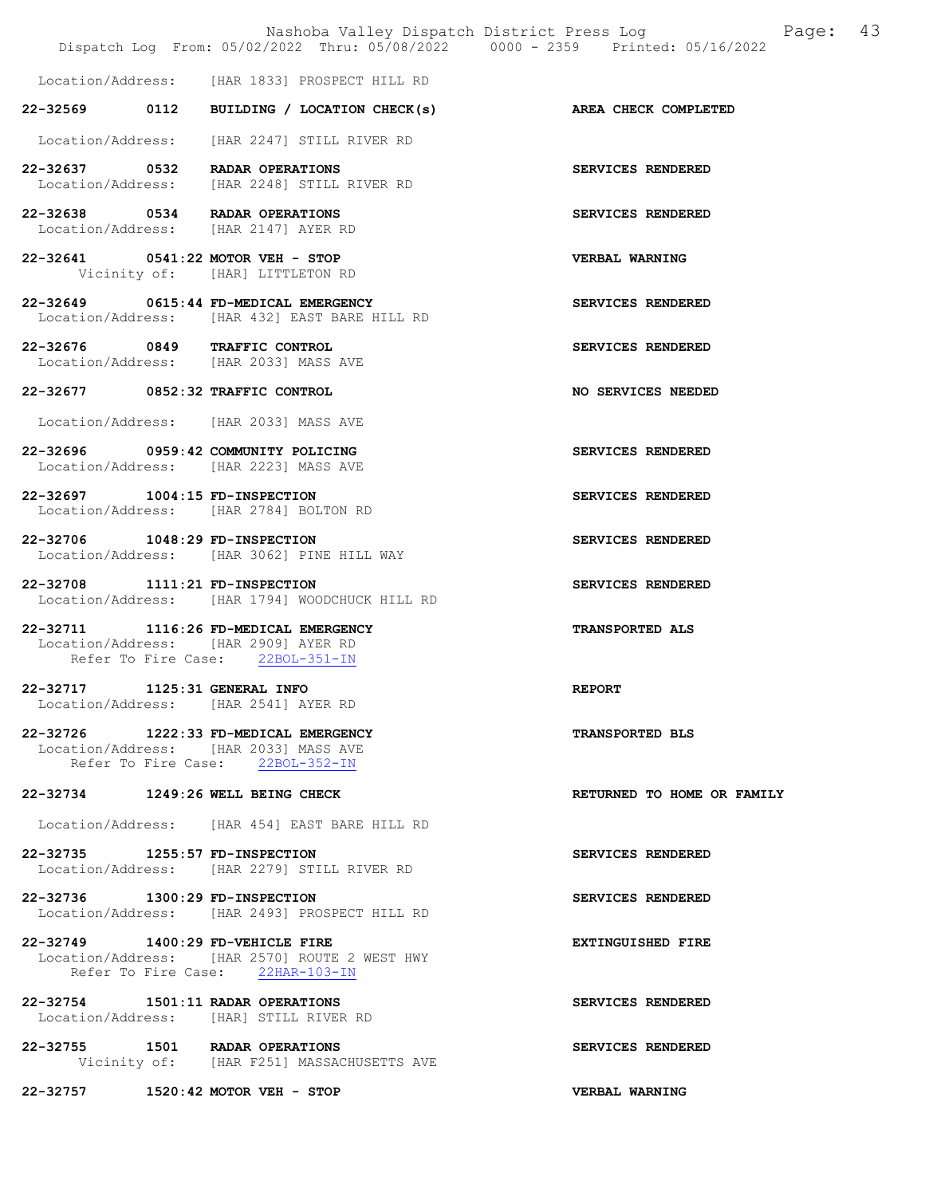Location/Address: [HAR 1833] PROSPECT HILL RD

**22-32569 0112 BUILDING / LOCATION CHECK(s)** — **AREA CHECK COMPLETED**
Location/Address: [HAR 2247] STILL RIVER RD

**22-32637 0532 RADAR OPERATIONS** — **SERVICES RENDERED**
Location/Address: [HAR 2248] STILL RIVER RD

**22-32638 0534 RADAR OPERATIONS** — **SERVICES RENDERED**
Location/Address: [HAR 2147] AYER RD

**22-32641 0541:22 MOTOR VEH - STOP** — **VERBAL WARNING**
Vicinity of: [HAR] LITTLETON RD

**22-32649 0615:44 FD-MEDICAL EMERGENCY** — **SERVICES RENDERED**
Location/Address: [HAR 432] EAST BARE HILL RD

**22-32676 0849 TRAFFIC CONTROL** — **SERVICES RENDERED**
Location/Address: [HAR 2033] MASS AVE

**22-32677 0852:32 TRAFFIC CONTROL** — **NO SERVICES NEEDED**
Location/Address: [HAR 2033] MASS AVE

**22-32696 0959:42 COMMUNITY POLICING** — **SERVICES RENDERED**
Location/Address: [HAR 2223] MASS AVE

**22-32697 1004:15 FD-INSPECTION** — **SERVICES RENDERED**
Location/Address: [HAR 2784] BOLTON RD

**22-32706 1048:29 FD-INSPECTION** — **SERVICES RENDERED**
Location/Address: [HAR 3062] PINE HILL WAY

**22-32708 1111:21 FD-INSPECTION** — **SERVICES RENDERED**
Location/Address: [HAR 1794] WOODCHUCK HILL RD

**22-32711 1116:26 FD-MEDICAL EMERGENCY** — **TRANSPORTED ALS**
Location/Address: [HAR 2909] AYER RD
Refer To Fire Case: 22BOL-351-IN

**22-32717 1125:31 GENERAL INFO** — **REPORT**
Location/Address: [HAR 2541] AYER RD

**22-32726 1222:33 FD-MEDICAL EMERGENCY** — **TRANSPORTED BLS**
Location/Address: [HAR 2033] MASS AVE
Refer To Fire Case: 22BOL-352-IN

**22-32734 1249:26 WELL BEING CHECK** — **RETURNED TO HOME OR FAMILY**
Location/Address: [HAR 454] EAST BARE HILL RD

**22-32735 1255:57 FD-INSPECTION** — **SERVICES RENDERED**
Location/Address: [HAR 2279] STILL RIVER RD

**22-32736 1300:29 FD-INSPECTION** — **SERVICES RENDERED**
Location/Address: [HAR 2493] PROSPECT HILL RD

**22-32749 1400:29 FD-VEHICLE FIRE** — **EXTINGUISHED FIRE**
Location/Address: [HAR 2570] ROUTE 2 WEST HWY
Refer To Fire Case: 22HAR-103-IN

**22-32754 1501:11 RADAR OPERATIONS** — **SERVICES RENDERED**
Location/Address: [HAR] STILL RIVER RD

**22-32755 1501 RADAR OPERATIONS** — **SERVICES RENDERED**
Vicinity of: [HAR F251] MASSACHUSETTS AVE

**22-32757 1520:42 MOTOR VEH - STOP** — **VERBAL WARNING**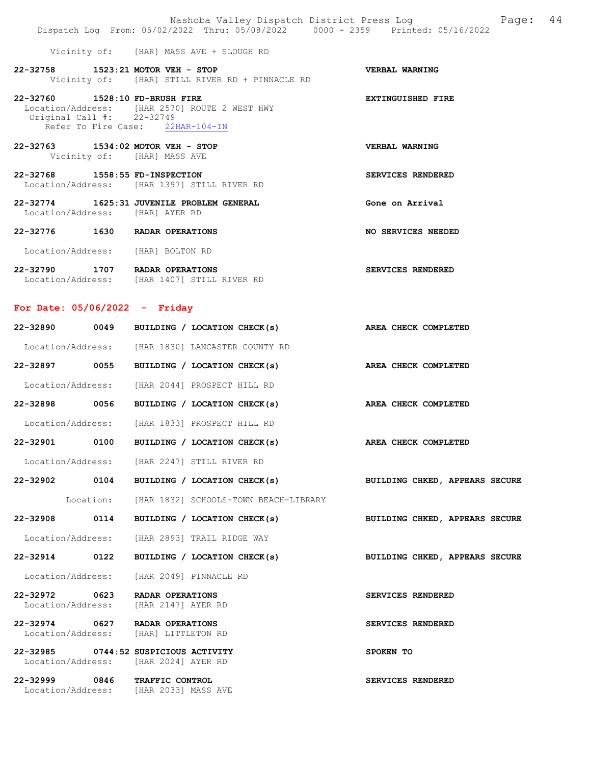Vicinity of: [HAR] MASS AVE + SLOUGH RD

**22-32758 1523:21 MOTOR VEH - STOP** — **VERBAL WARNING**
Vicinity of: [HAR] STILL RIVER RD + PINNACLE RD

**22-32760 1528:10 FD-BRUSH FIRE** — **EXTINGUISHED FIRE**
Location/Address: [HAR 2570] ROUTE 2 WEST HWY
Original Call #: 22-32749
Refer To Fire Case: 22HAR-104-IN

**22-32763 1534:02 MOTOR VEH - STOP** — **VERBAL WARNING**
Vicinity of: [HAR] MASS AVE

**22-32768 1558:55 FD-INSPECTION** — **SERVICES RENDERED**
Location/Address: [HAR 1397] STILL RIVER RD

**22-32774 1625:31 JUVENILE PROBLEM GENERAL** — **Gone on Arrival**
Location/Address: [HAR] AYER RD

**22-32776 1630 RADAR OPERATIONS** — **NO SERVICES NEEDED**
Location/Address: [HAR] BOLTON RD

**22-32790 1707 RADAR OPERATIONS** — **SERVICES RENDERED**
Location/Address: [HAR 1407] STILL RIVER RD

## For Date: 05/06/2022 - Friday

**22-32890 0049 BUILDING / LOCATION CHECK(s)** — **AREA CHECK COMPLETED**
Location/Address: [HAR 1830] LANCASTER COUNTY RD

**22-32897 0055 BUILDING / LOCATION CHECK(s)** — **AREA CHECK COMPLETED**
Location/Address: [HAR 2044] PROSPECT HILL RD

**22-32898 0056 BUILDING / LOCATION CHECK(s)** — **AREA CHECK COMPLETED**
Location/Address: [HAR 1833] PROSPECT HILL RD

**22-32901 0100 BUILDING / LOCATION CHECK(s)** — **AREA CHECK COMPLETED**
Location/Address: [HAR 2247] STILL RIVER RD

**22-32902 0104 BUILDING / LOCATION CHECK(s)** — **BUILDING CHKED, APPEARS SECURE**
Location: [HAR 1832] SCHOOLS-TOWN BEACH-LIBRARY

**22-32908 0114 BUILDING / LOCATION CHECK(s)** — **BUILDING CHKED, APPEARS SECURE**
Location/Address: [HAR 2893] TRAIL RIDGE WAY

**22-32914 0122 BUILDING / LOCATION CHECK(s)** — **BUILDING CHKED, APPEARS SECURE**
Location/Address: [HAR 2049] PINNACLE RD

**22-32972 0623 RADAR OPERATIONS** — **SERVICES RENDERED**
Location/Address: [HAR 2147] AYER RD

**22-32974 0627 RADAR OPERATIONS** — **SERVICES RENDERED**
Location/Address: [HAR] LITTLETON RD

**22-32985 0744:52 SUSPICIOUS ACTIVITY** — **SPOKEN TO**
Location/Address: [HAR 2024] AYER RD

**22-32999 0846 TRAFFIC CONTROL** — **SERVICES RENDERED**
Location/Address: [HAR 2033] MASS AVE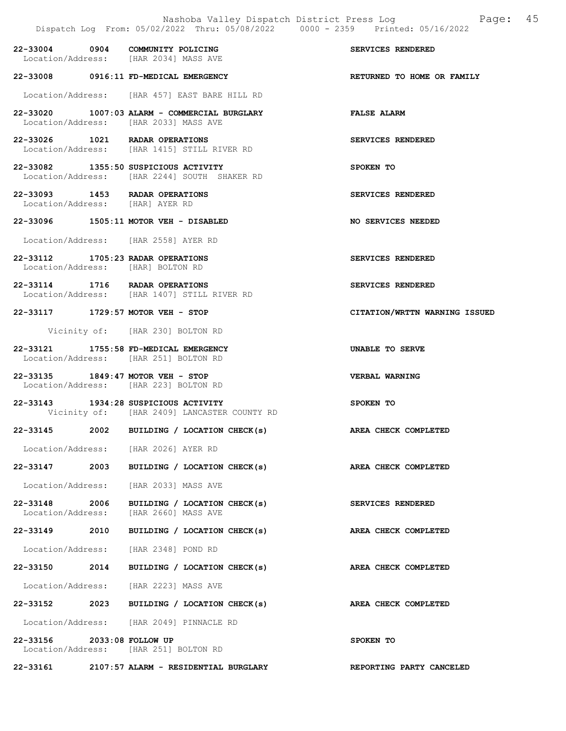| Call # | Time | Call Type | Disposition |
|---|---|---|---|
| 22-33004 | 0904 | COMMUNITY POLICING | SERVICES RENDERED |
| | | Location/Address: [HAR 2034] MASS AVE | |
| 22-33008 | 0916:11 | FD-MEDICAL EMERGENCY | RETURNED TO HOME OR FAMILY |
| | | Location/Address: [HAR 457] EAST BARE HILL RD | |
| 22-33020 | 1007:03 | ALARM - COMMERCIAL BURGLARY | FALSE ALARM |
| | | Location/Address: [HAR 2033] MASS AVE | |
| 22-33026 | 1021 | RADAR OPERATIONS | SERVICES RENDERED |
| | | Location/Address: [HAR 1415] STILL RIVER RD | |
| 22-33082 | 1355:50 | SUSPICIOUS ACTIVITY | SPOKEN TO |
| | | Location/Address: [HAR 2244] SOUTH SHAKER RD | |
| 22-33093 | 1453 | RADAR OPERATIONS | SERVICES RENDERED |
| | | Location/Address: [HAR] AYER RD | |
| 22-33096 | 1505:11 | MOTOR VEH - DISABLED | NO SERVICES NEEDED |
| | | Location/Address: [HAR 2558] AYER RD | |
| 22-33112 | 1705:23 | RADAR OPERATIONS | SERVICES RENDERED |
| | | Location/Address: [HAR] BOLTON RD | |
| 22-33114 | 1716 | RADAR OPERATIONS | SERVICES RENDERED |
| | | Location/Address: [HAR 1407] STILL RIVER RD | |
| 22-33117 | 1729:57 | MOTOR VEH - STOP | CITATION/WRTTN WARNING ISSUED |
| | | Vicinity of: [HAR 230] BOLTON RD | |
| 22-33121 | 1755:58 | FD-MEDICAL EMERGENCY | UNABLE TO SERVE |
| | | Location/Address: [HAR 251] BOLTON RD | |
| 22-33135 | 1849:47 | MOTOR VEH - STOP | VERBAL WARNING |
| | | Location/Address: [HAR 223] BOLTON RD | |
| 22-33143 | 1934:28 | SUSPICIOUS ACTIVITY | SPOKEN TO |
| | | Vicinity of: [HAR 2409] LANCASTER COUNTY RD | |
| 22-33145 | 2002 | BUILDING / LOCATION CHECK(s) | AREA CHECK COMPLETED |
| | | Location/Address: [HAR 2026] AYER RD | |
| 22-33147 | 2003 | BUILDING / LOCATION CHECK(s) | AREA CHECK COMPLETED |
| | | Location/Address: [HAR 2033] MASS AVE | |
| 22-33148 | 2006 | BUILDING / LOCATION CHECK(s) | SERVICES RENDERED |
| | | Location/Address: [HAR 2660] MASS AVE | |
| 22-33149 | 2010 | BUILDING / LOCATION CHECK(s) | AREA CHECK COMPLETED |
| | | Location/Address: [HAR 2348] POND RD | |
| 22-33150 | 2014 | BUILDING / LOCATION CHECK(s) | AREA CHECK COMPLETED |
| | | Location/Address: [HAR 2223] MASS AVE | |
| 22-33152 | 2023 | BUILDING / LOCATION CHECK(s) | AREA CHECK COMPLETED |
| | | Location/Address: [HAR 2049] PINNACLE RD | |
| 22-33156 | 2033:08 | FOLLOW UP | SPOKEN TO |
| | | Location/Address: [HAR 251] BOLTON RD | |
| 22-33161 | 2107:57 | ALARM - RESIDENTIAL BURGLARY | REPORTING PARTY CANCELED |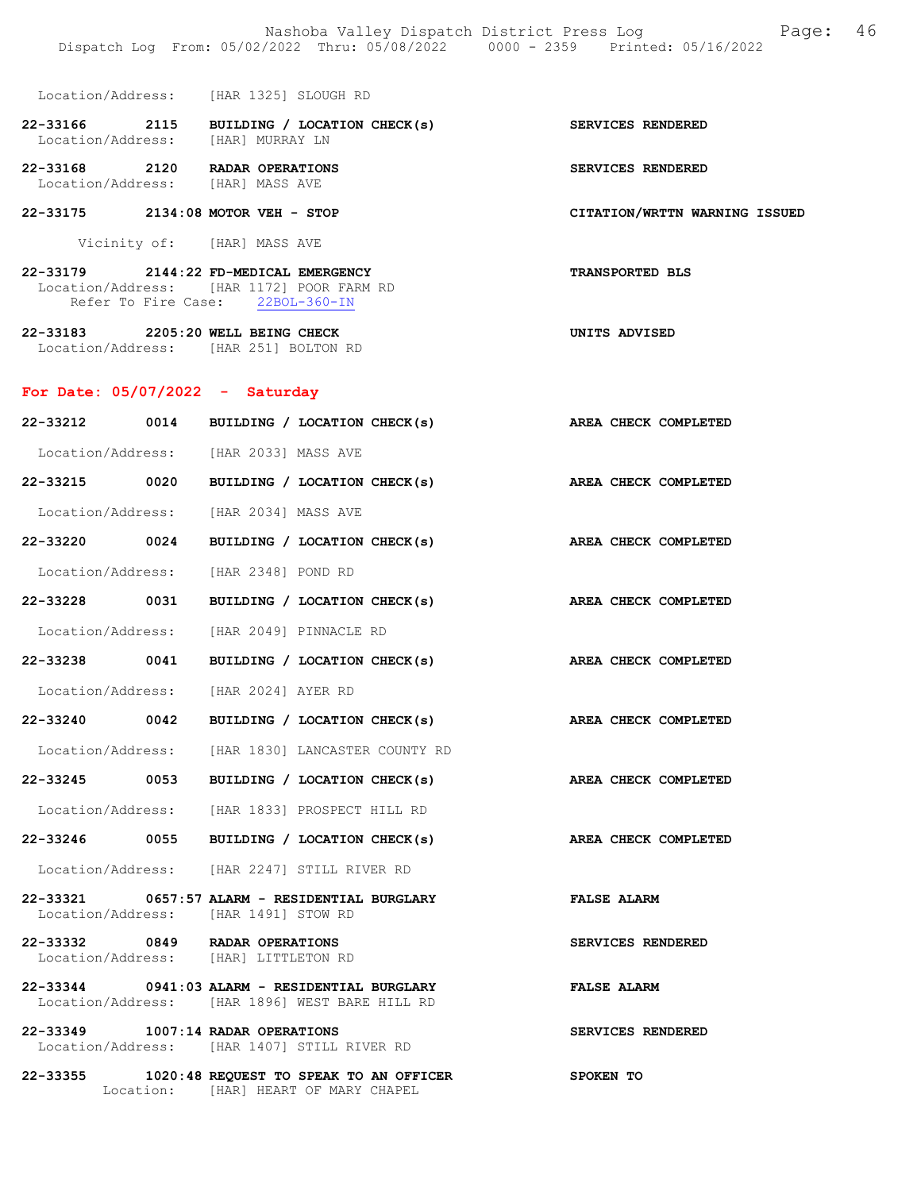Location/Address: [HAR 1325] SLOUGH RD

**22-33166 2115 BUILDING / LOCATION CHECK(s)** — **SERVICES RENDERED**
Location/Address: [HAR] MURRAY LN

**22-33168 2120 RADAR OPERATIONS** — **SERVICES RENDERED**
Location/Address: [HAR] MASS AVE

**22-33175 2134:08 MOTOR VEH - STOP** — **CITATION/WRTTN WARNING ISSUED**
Vicinity of: [HAR] MASS AVE

**22-33179 2144:22 FD-MEDICAL EMERGENCY** — **TRANSPORTED BLS**
Location/Address: [HAR 1172] POOR FARM RD
Refer To Fire Case: 22BOL-360-IN

**22-33183 2205:20 WELL BEING CHECK** — **UNITS ADVISED**
Location/Address: [HAR 251] BOLTON RD

## For Date: 05/07/2022 - Saturday

**22-33212 0014 BUILDING / LOCATION CHECK(s)** — **AREA CHECK COMPLETED**
Location/Address: [HAR 2033] MASS AVE

**22-33215 0020 BUILDING / LOCATION CHECK(s)** — **AREA CHECK COMPLETED**
Location/Address: [HAR 2034] MASS AVE

**22-33220 0024 BUILDING / LOCATION CHECK(s)** — **AREA CHECK COMPLETED**
Location/Address: [HAR 2348] POND RD

**22-33228 0031 BUILDING / LOCATION CHECK(s)** — **AREA CHECK COMPLETED**
Location/Address: [HAR 2049] PINNACLE RD

**22-33238 0041 BUILDING / LOCATION CHECK(s)** — **AREA CHECK COMPLETED**
Location/Address: [HAR 2024] AYER RD

**22-33240 0042 BUILDING / LOCATION CHECK(s)** — **AREA CHECK COMPLETED**
Location/Address: [HAR 1830] LANCASTER COUNTY RD

**22-33245 0053 BUILDING / LOCATION CHECK(s)** — **AREA CHECK COMPLETED**
Location/Address: [HAR 1833] PROSPECT HILL RD

**22-33246 0055 BUILDING / LOCATION CHECK(s)** — **AREA CHECK COMPLETED**
Location/Address: [HAR 2247] STILL RIVER RD

**22-33321 0657:57 ALARM - RESIDENTIAL BURGLARY** — **FALSE ALARM**
Location/Address: [HAR 1491] STOW RD

**22-33332 0849 RADAR OPERATIONS** — **SERVICES RENDERED**
Location/Address: [HAR] LITTLETON RD

**22-33344 0941:03 ALARM - RESIDENTIAL BURGLARY** — **FALSE ALARM**
Location/Address: [HAR 1896] WEST BARE HILL RD

**22-33349 1007:14 RADAR OPERATIONS** — **SERVICES RENDERED**
Location/Address: [HAR 1407] STILL RIVER RD

**22-33355 1020:48 REQUEST TO SPEAK TO AN OFFICER** — **SPOKEN TO**
Location: [HAR] HEART OF MARY CHAPEL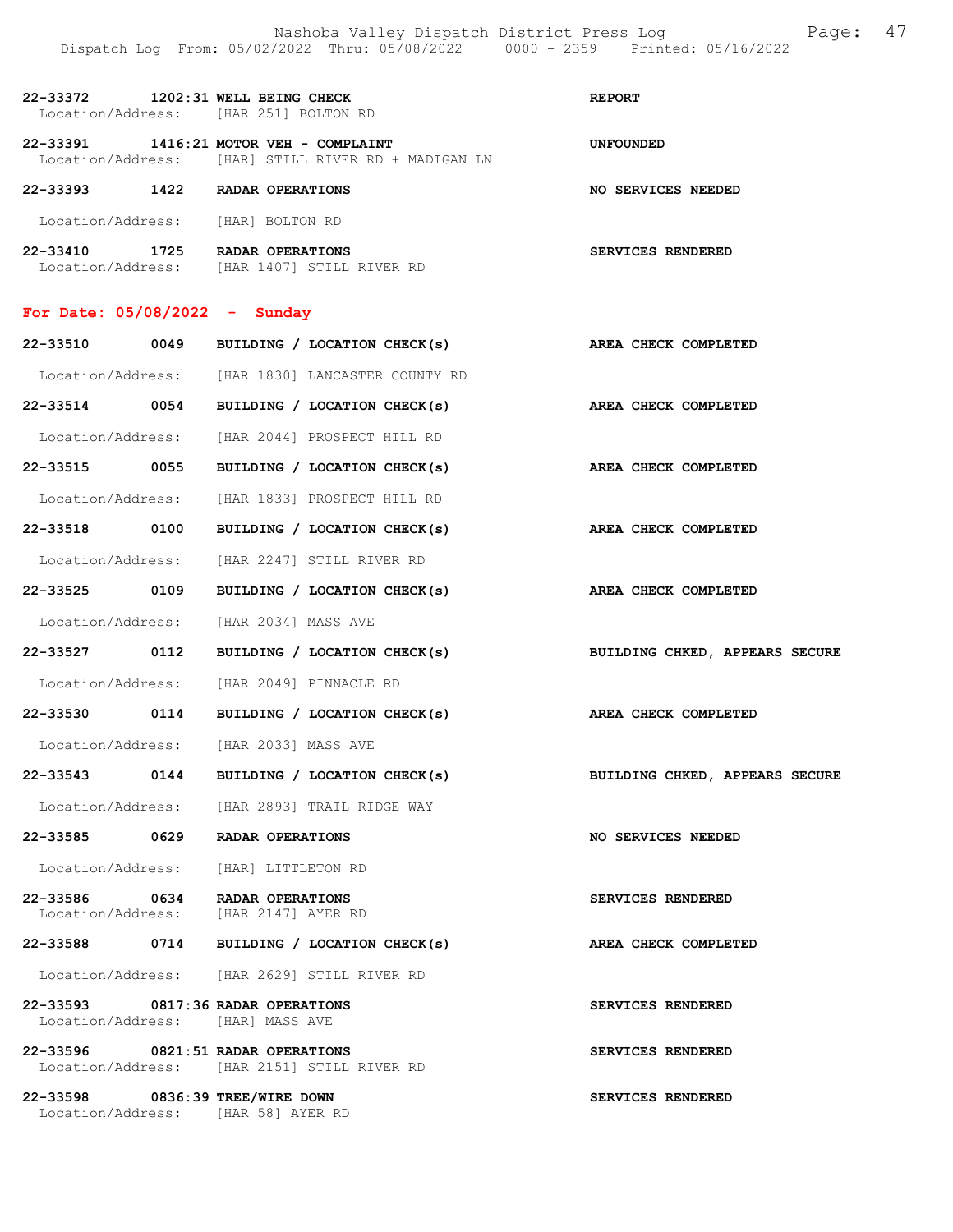22-33372 1202:31 WELL BEING CHECK — REPORT
Location/Address: [HAR 251] BOLTON RD

22-33391 1416:21 MOTOR VEH - COMPLAINT — UNFOUNDED
Location/Address: [HAR] STILL RIVER RD + MADIGAN LN

22-33393 1422 RADAR OPERATIONS — NO SERVICES NEEDED
Location/Address: [HAR] BOLTON RD

22-33410 1725 RADAR OPERATIONS — SERVICES RENDERED
Location/Address: [HAR 1407] STILL RIVER RD

## For Date: 05/08/2022 - Sunday

22-33510 0049 BUILDING / LOCATION CHECK(s) — AREA CHECK COMPLETED
Location/Address: [HAR 1830] LANCASTER COUNTY RD

22-33514 0054 BUILDING / LOCATION CHECK(s) — AREA CHECK COMPLETED
Location/Address: [HAR 2044] PROSPECT HILL RD

22-33515 0055 BUILDING / LOCATION CHECK(s) — AREA CHECK COMPLETED
Location/Address: [HAR 1833] PROSPECT HILL RD

22-33518 0100 BUILDING / LOCATION CHECK(s) — AREA CHECK COMPLETED
Location/Address: [HAR 2247] STILL RIVER RD

22-33525 0109 BUILDING / LOCATION CHECK(s) — AREA CHECK COMPLETED
Location/Address: [HAR 2034] MASS AVE

22-33527 0112 BUILDING / LOCATION CHECK(s) — BUILDING CHKED, APPEARS SECURE
Location/Address: [HAR 2049] PINNACLE RD

22-33530 0114 BUILDING / LOCATION CHECK(s) — AREA CHECK COMPLETED
Location/Address: [HAR 2033] MASS AVE

22-33543 0144 BUILDING / LOCATION CHECK(s) — BUILDING CHKED, APPEARS SECURE
Location/Address: [HAR 2893] TRAIL RIDGE WAY

22-33585 0629 RADAR OPERATIONS — NO SERVICES NEEDED
Location/Address: [HAR] LITTLETON RD

22-33586 0634 RADAR OPERATIONS — SERVICES RENDERED
Location/Address: [HAR 2147] AYER RD

22-33588 0714 BUILDING / LOCATION CHECK(s) — AREA CHECK COMPLETED
Location/Address: [HAR 2629] STILL RIVER RD

22-33593 0817:36 RADAR OPERATIONS — SERVICES RENDERED
Location/Address: [HAR] MASS AVE

22-33596 0821:51 RADAR OPERATIONS — SERVICES RENDERED
Location/Address: [HAR 2151] STILL RIVER RD

22-33598 0836:39 TREE/WIRE DOWN — SERVICES RENDERED
Location/Address: [HAR 58] AYER RD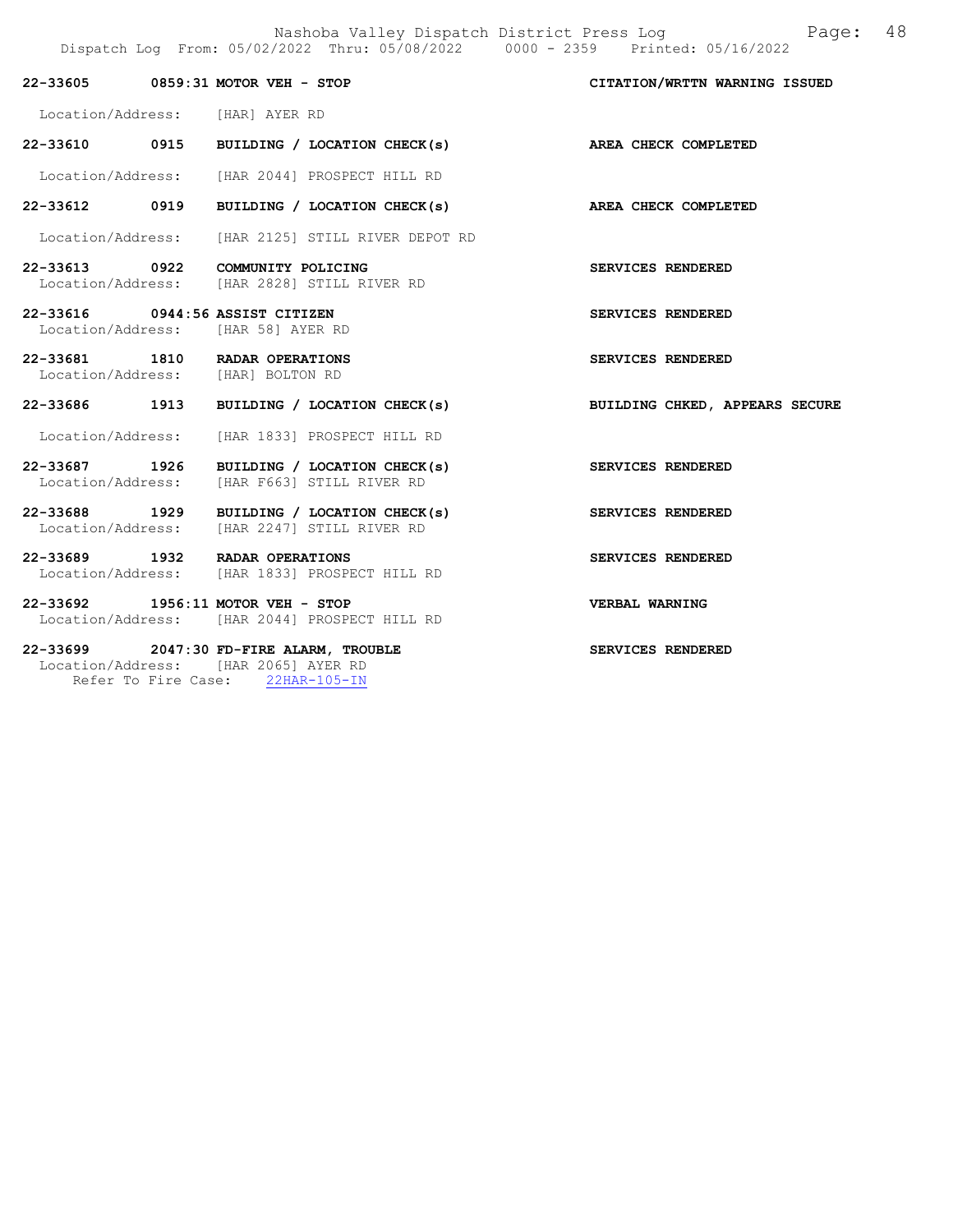**22-33605 0859:31 MOTOR VEH - STOP** — **CITATION/WRTTN WARNING ISSUED**

Location/Address: [HAR] AYER RD

**22-33610 0915 BUILDING / LOCATION CHECK(s)** — **AREA CHECK COMPLETED**

Location/Address: [HAR 2044] PROSPECT HILL RD

**22-33612 0919 BUILDING / LOCATION CHECK(s)** — **AREA CHECK COMPLETED**

Location/Address: [HAR 2125] STILL RIVER DEPOT RD

**22-33613 0922 COMMUNITY POLICING** — **SERVICES RENDERED**

Location/Address: [HAR 2828] STILL RIVER RD

**22-33616 0944:56 ASSIST CITIZEN** — **SERVICES RENDERED**

Location/Address: [HAR 58] AYER RD

**22-33681 1810 RADAR OPERATIONS** — **SERVICES RENDERED**

Location/Address: [HAR] BOLTON RD

**22-33686 1913 BUILDING / LOCATION CHECK(s)** — **BUILDING CHKED, APPEARS SECURE**

Location/Address: [HAR 1833] PROSPECT HILL RD

**22-33687 1926 BUILDING / LOCATION CHECK(s)** — **SERVICES RENDERED**

Location/Address: [HAR F663] STILL RIVER RD

**22-33688 1929 BUILDING / LOCATION CHECK(s)** — **SERVICES RENDERED**

Location/Address: [HAR 2247] STILL RIVER RD

**22-33689 1932 RADAR OPERATIONS** — **SERVICES RENDERED**

Location/Address: [HAR 1833] PROSPECT HILL RD

**22-33692 1956:11 MOTOR VEH - STOP** — **VERBAL WARNING**

Location/Address: [HAR 2044] PROSPECT HILL RD

**22-33699 2047:30 FD-FIRE ALARM, TROUBLE** — **SERVICES RENDERED**

Location/Address: [HAR 2065] AYER RD

Refer To Fire Case: 22HAR-105-IN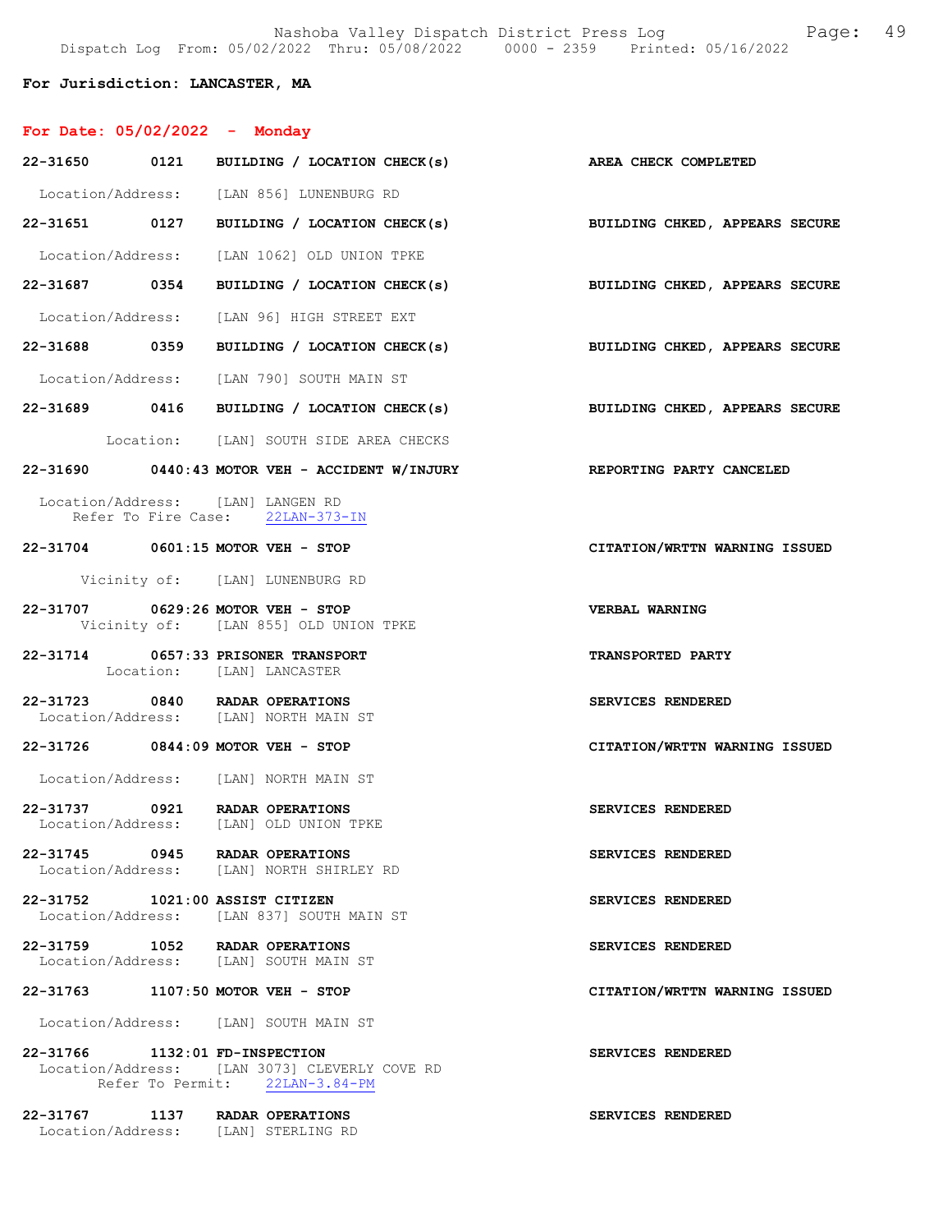**For Jurisdiction: LANCASTER, MA**

**For Date: 05/02/2022 - Monday**

**22-31650 0121 BUILDING / LOCATION CHECK(s)** — AREA CHECK COMPLETED
Location/Address: [LAN 856] LUNENBURG RD

**22-31651 0127 BUILDING / LOCATION CHECK(s)** — BUILDING CHKED, APPEARS SECURE
Location/Address: [LAN 1062] OLD UNION TPKE

**22-31687 0354 BUILDING / LOCATION CHECK(s)** — BUILDING CHKED, APPEARS SECURE
Location/Address: [LAN 96] HIGH STREET EXT

**22-31688 0359 BUILDING / LOCATION CHECK(s)** — BUILDING CHKED, APPEARS SECURE
Location/Address: [LAN 790] SOUTH MAIN ST

**22-31689 0416 BUILDING / LOCATION CHECK(s)** — BUILDING CHKED, APPEARS SECURE
Location: [LAN] SOUTH SIDE AREA CHECKS

**22-31690 0440:43 MOTOR VEH - ACCIDENT W/INJURY** — REPORTING PARTY CANCELED
Location/Address: [LAN] LANGEN RD
Refer To Fire Case: 22LAN-373-IN

**22-31704 0601:15 MOTOR VEH - STOP** — CITATION/WRTTN WARNING ISSUED
Vicinity of: [LAN] LUNENBURG RD

**22-31707 0629:26 MOTOR VEH - STOP** — VERBAL WARNING
Vicinity of: [LAN 855] OLD UNION TPKE

**22-31714 0657:33 PRISONER TRANSPORT** — TRANSPORTED PARTY
Location: [LAN] LANCASTER

**22-31723 0840 RADAR OPERATIONS** — SERVICES RENDERED
Location/Address: [LAN] NORTH MAIN ST

**22-31726 0844:09 MOTOR VEH - STOP** — CITATION/WRTTN WARNING ISSUED
Location/Address: [LAN] NORTH MAIN ST

**22-31737 0921 RADAR OPERATIONS** — SERVICES RENDERED
Location/Address: [LAN] OLD UNION TPKE

**22-31745 0945 RADAR OPERATIONS** — SERVICES RENDERED
Location/Address: [LAN] NORTH SHIRLEY RD

**22-31752 1021:00 ASSIST CITIZEN** — SERVICES RENDERED
Location/Address: [LAN 837] SOUTH MAIN ST

**22-31759 1052 RADAR OPERATIONS** — SERVICES RENDERED
Location/Address: [LAN] SOUTH MAIN ST

**22-31763 1107:50 MOTOR VEH - STOP** — CITATION/WRTTN WARNING ISSUED
Location/Address: [LAN] SOUTH MAIN ST

**22-31766 1132:01 FD-INSPECTION** — SERVICES RENDERED
Location/Address: [LAN 3073] CLEVERLY COVE RD
Refer To Permit: 22LAN-3.84-PM

**22-31767 1137 RADAR OPERATIONS** — SERVICES RENDERED
Location/Address: [LAN] STERLING RD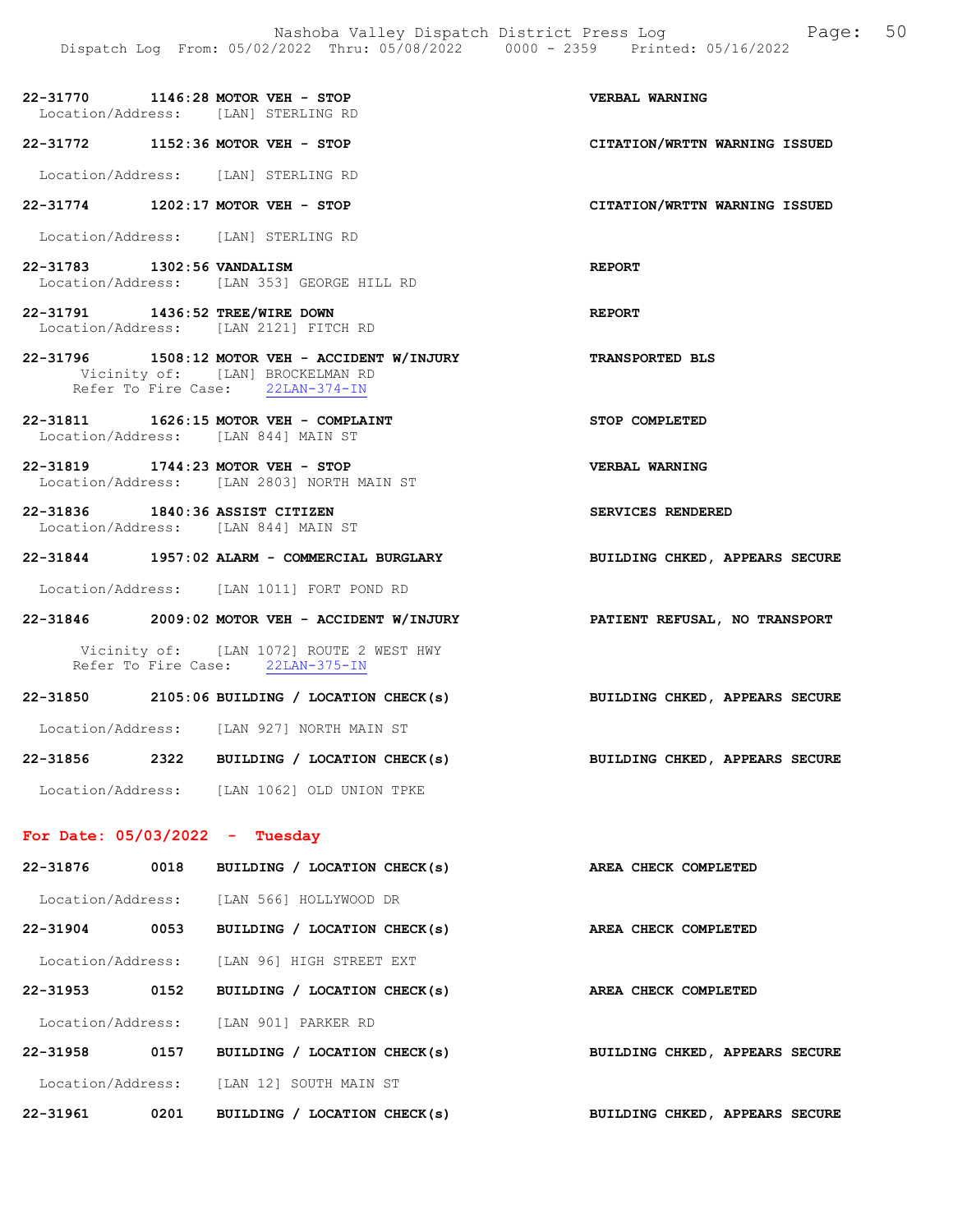**22-31770 1146:28 MOTOR VEH - STOP** — **VERBAL WARNING**
Location/Address: [LAN] STERLING RD

**22-31772 1152:36 MOTOR VEH - STOP** — **CITATION/WRTTN WARNING ISSUED**
Location/Address: [LAN] STERLING RD

**22-31774 1202:17 MOTOR VEH - STOP** — **CITATION/WRTTN WARNING ISSUED**
Location/Address: [LAN] STERLING RD

**22-31783 1302:56 VANDALISM** — **REPORT**
Location/Address: [LAN 353] GEORGE HILL RD

**22-31791 1436:52 TREE/WIRE DOWN** — **REPORT**
Location/Address: [LAN 2121] FITCH RD

**22-31796 1508:12 MOTOR VEH - ACCIDENT W/INJURY** — **TRANSPORTED BLS**
Vicinity of: [LAN] BROCKELMAN RD
Refer To Fire Case: 22LAN-374-IN

**22-31811 1626:15 MOTOR VEH - COMPLAINT** — **STOP COMPLETED**
Location/Address: [LAN 844] MAIN ST

**22-31819 1744:23 MOTOR VEH - STOP** — **VERBAL WARNING**
Location/Address: [LAN 2803] NORTH MAIN ST

**22-31836 1840:36 ASSIST CITIZEN** — **SERVICES RENDERED**
Location/Address: [LAN 844] MAIN ST

**22-31844 1957:02 ALARM - COMMERCIAL BURGLARY** — **BUILDING CHKED, APPEARS SECURE**
Location/Address: [LAN 1011] FORT POND RD

**22-31846 2009:02 MOTOR VEH - ACCIDENT W/INJURY** — **PATIENT REFUSAL, NO TRANSPORT**
Vicinity of: [LAN 1072] ROUTE 2 WEST HWY
Refer To Fire Case: 22LAN-375-IN

**22-31850 2105:06 BUILDING / LOCATION CHECK(s)** — **BUILDING CHKED, APPEARS SECURE**
Location/Address: [LAN 927] NORTH MAIN ST

**22-31856 2322 BUILDING / LOCATION CHECK(s)** — **BUILDING CHKED, APPEARS SECURE**
Location/Address: [LAN 1062] OLD UNION TPKE

## For Date: 05/03/2022 - Tuesday

**22-31876 0018 BUILDING / LOCATION CHECK(s)** — **AREA CHECK COMPLETED**
Location/Address: [LAN 566] HOLLYWOOD DR

**22-31904 0053 BUILDING / LOCATION CHECK(s)** — **AREA CHECK COMPLETED**
Location/Address: [LAN 96] HIGH STREET EXT

**22-31953 0152 BUILDING / LOCATION CHECK(s)** — **AREA CHECK COMPLETED**
Location/Address: [LAN 901] PARKER RD

**22-31958 0157 BUILDING / LOCATION CHECK(s)** — **BUILDING CHKED, APPEARS SECURE**
Location/Address: [LAN 12] SOUTH MAIN ST

**22-31961 0201 BUILDING / LOCATION CHECK(s)** — **BUILDING CHKED, APPEARS SECURE**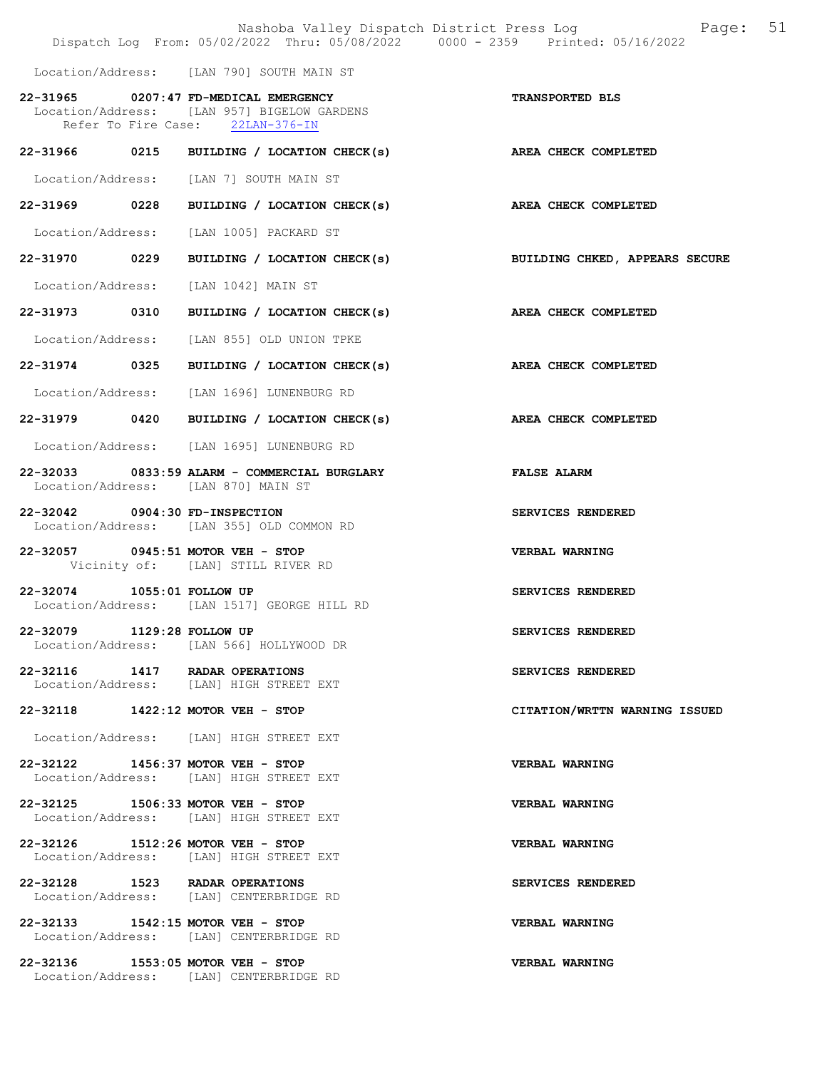Location/Address: [LAN 790] SOUTH MAIN ST

**22-31965 0207:47 FD-MEDICAL EMERGENCY** — **TRANSPORTED BLS**
Location/Address: [LAN 957] BIGELOW GARDENS
Refer To Fire Case: 22LAN-376-IN

**22-31966 0215 BUILDING / LOCATION CHECK(s)** — **AREA CHECK COMPLETED**
Location/Address: [LAN 7] SOUTH MAIN ST

**22-31969 0228 BUILDING / LOCATION CHECK(s)** — **AREA CHECK COMPLETED**
Location/Address: [LAN 1005] PACKARD ST

**22-31970 0229 BUILDING / LOCATION CHECK(s)** — **BUILDING CHKED, APPEARS SECURE**
Location/Address: [LAN 1042] MAIN ST

**22-31973 0310 BUILDING / LOCATION CHECK(s)** — **AREA CHECK COMPLETED**
Location/Address: [LAN 855] OLD UNION TPKE

**22-31974 0325 BUILDING / LOCATION CHECK(s)** — **AREA CHECK COMPLETED**
Location/Address: [LAN 1696] LUNENBURG RD

**22-31979 0420 BUILDING / LOCATION CHECK(s)** — **AREA CHECK COMPLETED**
Location/Address: [LAN 1695] LUNENBURG RD

**22-32033 0833:59 ALARM - COMMERCIAL BURGLARY** — **FALSE ALARM**
Location/Address: [LAN 870] MAIN ST

**22-32042 0904:30 FD-INSPECTION** — **SERVICES RENDERED**
Location/Address: [LAN 355] OLD COMMON RD

**22-32057 0945:51 MOTOR VEH - STOP** — **VERBAL WARNING**
Vicinity of: [LAN] STILL RIVER RD

**22-32074 1055:01 FOLLOW UP** — **SERVICES RENDERED**
Location/Address: [LAN 1517] GEORGE HILL RD

**22-32079 1129:28 FOLLOW UP** — **SERVICES RENDERED**
Location/Address: [LAN 566] HOLLYWOOD DR

**22-32116 1417 RADAR OPERATIONS** — **SERVICES RENDERED**
Location/Address: [LAN] HIGH STREET EXT

**22-32118 1422:12 MOTOR VEH - STOP** — **CITATION/WRTTN WARNING ISSUED**
Location/Address: [LAN] HIGH STREET EXT

**22-32122 1456:37 MOTOR VEH - STOP** — **VERBAL WARNING**
Location/Address: [LAN] HIGH STREET EXT

**22-32125 1506:33 MOTOR VEH - STOP** — **VERBAL WARNING**
Location/Address: [LAN] HIGH STREET EXT

**22-32126 1512:26 MOTOR VEH - STOP** — **VERBAL WARNING**
Location/Address: [LAN] HIGH STREET EXT

**22-32128 1523 RADAR OPERATIONS** — **SERVICES RENDERED**
Location/Address: [LAN] CENTERBRIDGE RD

**22-32133 1542:15 MOTOR VEH - STOP** — **VERBAL WARNING**
Location/Address: [LAN] CENTERBRIDGE RD

**22-32136 1553:05 MOTOR VEH - STOP** — **VERBAL WARNING**
Location/Address: [LAN] CENTERBRIDGE RD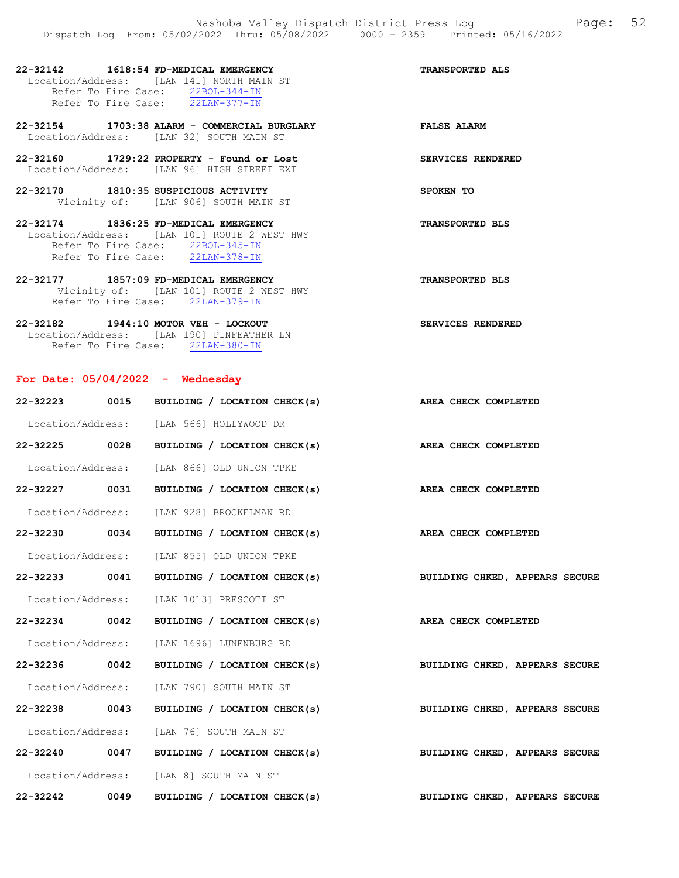22-32142 1618:54 FD-MEDICAL EMERGENCY — TRANSPORTED ALS
Location/Address: [LAN 141] NORTH MAIN ST
Refer To Fire Case: 22BOL-344-IN
Refer To Fire Case: 22LAN-377-IN

22-32154 1703:38 ALARM - COMMERCIAL BURGLARY — FALSE ALARM
Location/Address: [LAN 32] SOUTH MAIN ST

22-32160 1729:22 PROPERTY - Found or Lost — SERVICES RENDERED
Location/Address: [LAN 96] HIGH STREET EXT

22-32170 1810:35 SUSPICIOUS ACTIVITY — SPOKEN TO
Vicinity of: [LAN 906] SOUTH MAIN ST

22-32174 1836:25 FD-MEDICAL EMERGENCY — TRANSPORTED BLS
Location/Address: [LAN 101] ROUTE 2 WEST HWY
Refer To Fire Case: 22BOL-345-IN
Refer To Fire Case: 22LAN-378-IN

22-32177 1857:09 FD-MEDICAL EMERGENCY — TRANSPORTED BLS
Vicinity of: [LAN 101] ROUTE 2 WEST HWY
Refer To Fire Case: 22LAN-379-IN

22-32182 1944:10 MOTOR VEH - LOCKOUT — SERVICES RENDERED
Location/Address: [LAN 190] PINFEATHER LN
Refer To Fire Case: 22LAN-380-IN

## For Date: 05/04/2022 - Wednesday

22-32223 0015 BUILDING / LOCATION CHECK(s) — AREA CHECK COMPLETED
Location/Address: [LAN 566] HOLLYWOOD DR

22-32225 0028 BUILDING / LOCATION CHECK(s) — AREA CHECK COMPLETED
Location/Address: [LAN 866] OLD UNION TPKE

22-32227 0031 BUILDING / LOCATION CHECK(s) — AREA CHECK COMPLETED
Location/Address: [LAN 928] BROCKELMAN RD

22-32230 0034 BUILDING / LOCATION CHECK(s) — AREA CHECK COMPLETED
Location/Address: [LAN 855] OLD UNION TPKE

22-32233 0041 BUILDING / LOCATION CHECK(s) — BUILDING CHKED, APPEARS SECURE
Location/Address: [LAN 1013] PRESCOTT ST

22-32234 0042 BUILDING / LOCATION CHECK(s) — AREA CHECK COMPLETED
Location/Address: [LAN 1696] LUNENBURG RD

22-32236 0042 BUILDING / LOCATION CHECK(s) — BUILDING CHKED, APPEARS SECURE
Location/Address: [LAN 790] SOUTH MAIN ST

22-32238 0043 BUILDING / LOCATION CHECK(s) — BUILDING CHKED, APPEARS SECURE
Location/Address: [LAN 76] SOUTH MAIN ST

22-32240 0047 BUILDING / LOCATION CHECK(s) — BUILDING CHKED, APPEARS SECURE
Location/Address: [LAN 8] SOUTH MAIN ST

22-32242 0049 BUILDING / LOCATION CHECK(s) — BUILDING CHKED, APPEARS SECURE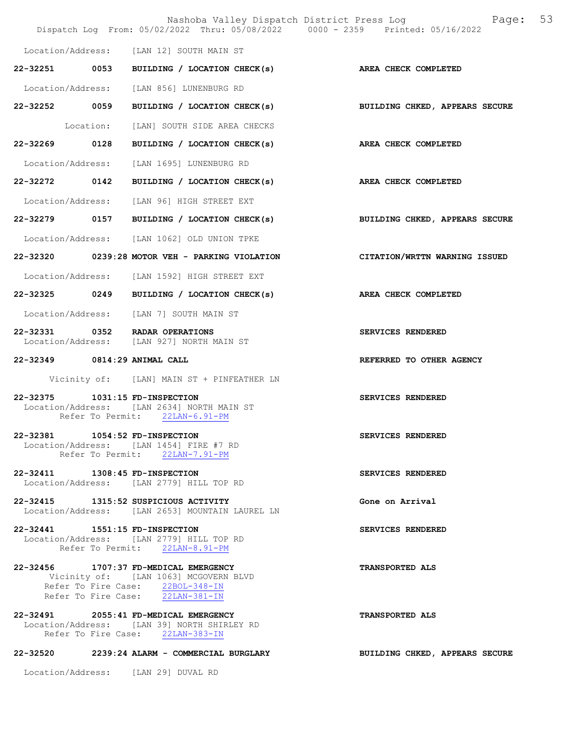Location/Address: [LAN 12] SOUTH MAIN ST

**22-32251 0053 BUILDING / LOCATION CHECK(s)** — **AREA CHECK COMPLETED**
Location/Address: [LAN 856] LUNENBURG RD

**22-32252 0059 BUILDING / LOCATION CHECK(s)** — **BUILDING CHKED, APPEARS SECURE**
Location: [LAN] SOUTH SIDE AREA CHECKS

**22-32269 0128 BUILDING / LOCATION CHECK(s)** — **AREA CHECK COMPLETED**
Location/Address: [LAN 1695] LUNENBURG RD

**22-32272 0142 BUILDING / LOCATION CHECK(s)** — **AREA CHECK COMPLETED**
Location/Address: [LAN 96] HIGH STREET EXT

**22-32279 0157 BUILDING / LOCATION CHECK(s)** — **BUILDING CHKED, APPEARS SECURE**
Location/Address: [LAN 1062] OLD UNION TPKE

**22-32320 0239:28 MOTOR VEH - PARKING VIOLATION** — **CITATION/WRTTN WARNING ISSUED**
Location/Address: [LAN 1592] HIGH STREET EXT

**22-32325 0249 BUILDING / LOCATION CHECK(s)** — **AREA CHECK COMPLETED**
Location/Address: [LAN 7] SOUTH MAIN ST

**22-32331 0352 RADAR OPERATIONS** — **SERVICES RENDERED**
Location/Address: [LAN 927] NORTH MAIN ST

**22-32349 0814:29 ANIMAL CALL** — **REFERRED TO OTHER AGENCY**
Vicinity of: [LAN] MAIN ST + PINFEATHER LN

**22-32375 1031:15 FD-INSPECTION** — **SERVICES RENDERED**
Location/Address: [LAN 2634] NORTH MAIN ST
Refer To Permit: 22LAN-6.91-PM

**22-32381 1054:52 FD-INSPECTION** — **SERVICES RENDERED**
Location/Address: [LAN 1454] FIRE #7 RD
Refer To Permit: 22LAN-7.91-PM

**22-32411 1308:45 FD-INSPECTION** — **SERVICES RENDERED**
Location/Address: [LAN 2779] HILL TOP RD

**22-32415 1315:52 SUSPICIOUS ACTIVITY** — **Gone on Arrival**
Location/Address: [LAN 2653] MOUNTAIN LAUREL LN

**22-32441 1551:15 FD-INSPECTION** — **SERVICES RENDERED**
Location/Address: [LAN 2779] HILL TOP RD
Refer To Permit: 22LAN-8.91-PM

**22-32456 1707:37 FD-MEDICAL EMERGENCY** — **TRANSPORTED ALS**
Vicinity of: [LAN 1063] MCGOVERN BLVD
Refer To Fire Case: 22BOL-348-IN
Refer To Fire Case: 22LAN-381-IN

**22-32491 2055:41 FD-MEDICAL EMERGENCY** — **TRANSPORTED ALS**
Location/Address: [LAN 39] NORTH SHIRLEY RD
Refer To Fire Case: 22LAN-383-IN

**22-32520 2239:24 ALARM - COMMERCIAL BURGLARY** — **BUILDING CHKED, APPEARS SECURE**
Location/Address: [LAN 29] DUVAL RD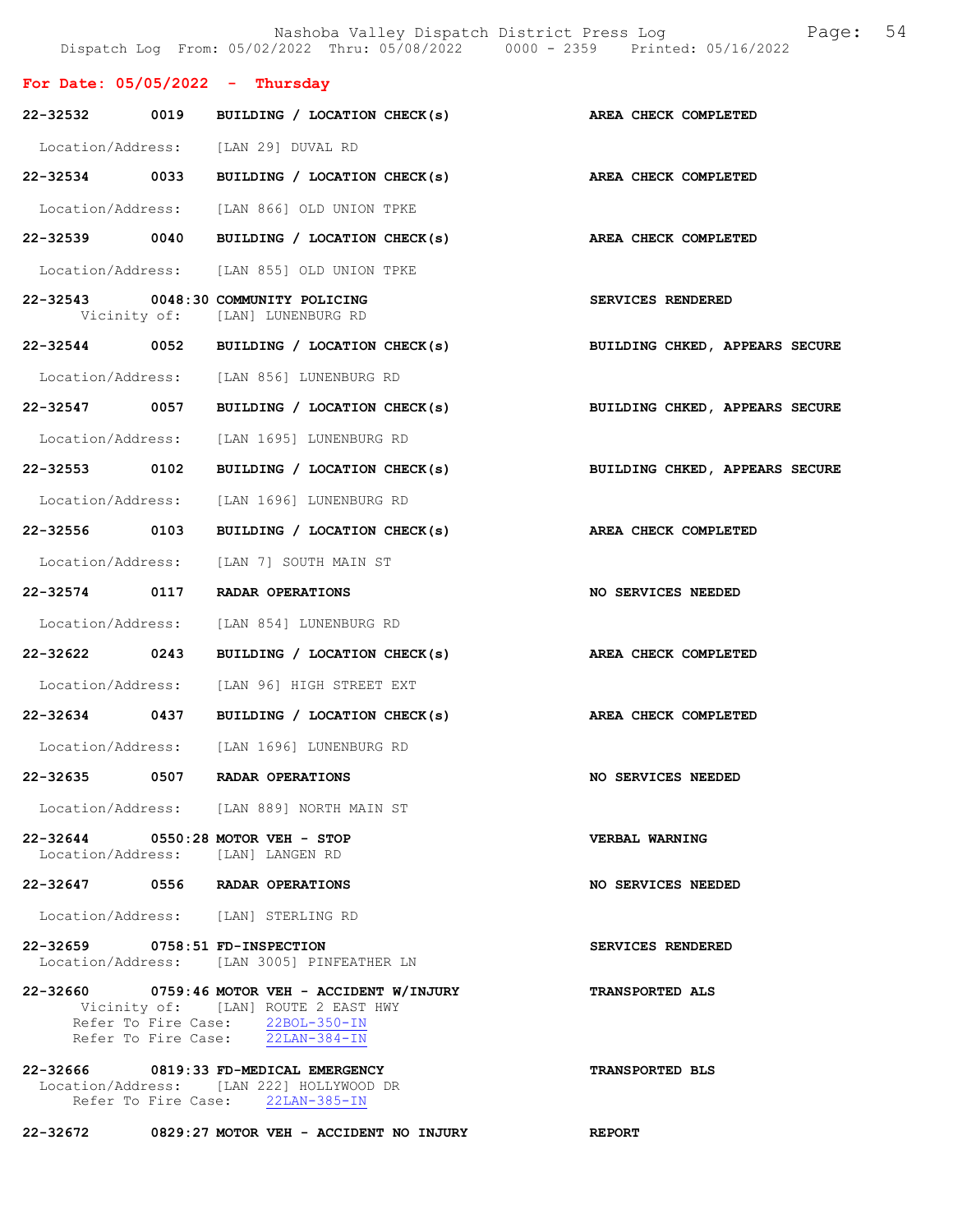## For Date: 05/05/2022 - Thursday

| Call # | Time | Type | Disposition |
|---|---|---|---|
| 22-32532 | 0019 | BUILDING / LOCATION CHECK(s) | AREA CHECK COMPLETED |
| | | Location/Address: [LAN 29] DUVAL RD | |
| 22-32534 | 0033 | BUILDING / LOCATION CHECK(s) | AREA CHECK COMPLETED |
| | | Location/Address: [LAN 866] OLD UNION TPKE | |
| 22-32539 | 0040 | BUILDING / LOCATION CHECK(s) | AREA CHECK COMPLETED |
| | | Location/Address: [LAN 855] OLD UNION TPKE | |
| 22-32543 | 0048:30 | COMMUNITY POLICING | SERVICES RENDERED |
| | | Vicinity of: [LAN] LUNENBURG RD | |
| 22-32544 | 0052 | BUILDING / LOCATION CHECK(s) | BUILDING CHKED, APPEARS SECURE |
| | | Location/Address: [LAN 856] LUNENBURG RD | |
| 22-32547 | 0057 | BUILDING / LOCATION CHECK(s) | BUILDING CHKED, APPEARS SECURE |
| | | Location/Address: [LAN 1695] LUNENBURG RD | |
| 22-32553 | 0102 | BUILDING / LOCATION CHECK(s) | BUILDING CHKED, APPEARS SECURE |
| | | Location/Address: [LAN 1696] LUNENBURG RD | |
| 22-32556 | 0103 | BUILDING / LOCATION CHECK(s) | AREA CHECK COMPLETED |
| | | Location/Address: [LAN 7] SOUTH MAIN ST | |
| 22-32574 | 0117 | RADAR OPERATIONS | NO SERVICES NEEDED |
| | | Location/Address: [LAN 854] LUNENBURG RD | |
| 22-32622 | 0243 | BUILDING / LOCATION CHECK(s) | AREA CHECK COMPLETED |
| | | Location/Address: [LAN 96] HIGH STREET EXT | |
| 22-32634 | 0437 | BUILDING / LOCATION CHECK(s) | AREA CHECK COMPLETED |
| | | Location/Address: [LAN 1696] LUNENBURG RD | |
| 22-32635 | 0507 | RADAR OPERATIONS | NO SERVICES NEEDED |
| | | Location/Address: [LAN 889] NORTH MAIN ST | |
| 22-32644 | 0550:28 | MOTOR VEH - STOP | VERBAL WARNING |
| | | Location/Address: [LAN] LANGEN RD | |
| 22-32647 | 0556 | RADAR OPERATIONS | NO SERVICES NEEDED |
| | | Location/Address: [LAN] STERLING RD | |
| 22-32659 | 0758:51 | FD-INSPECTION | SERVICES RENDERED |
| | | Location/Address: [LAN 3005] PINFEATHER LN | |
| 22-32660 | 0759:46 | MOTOR VEH - ACCIDENT W/INJURY | TRANSPORTED ALS |
| | | Vicinity of: [LAN] ROUTE 2 EAST HWY; Refer To Fire Case: 22BOL-350-IN; Refer To Fire Case: 22LAN-384-IN | |
| 22-32666 | 0819:33 | FD-MEDICAL EMERGENCY | TRANSPORTED BLS |
| | | Location/Address: [LAN 222] HOLLYWOOD DR; Refer To Fire Case: 22LAN-385-IN | |
| 22-32672 | 0829:27 | MOTOR VEH - ACCIDENT NO INJURY | REPORT |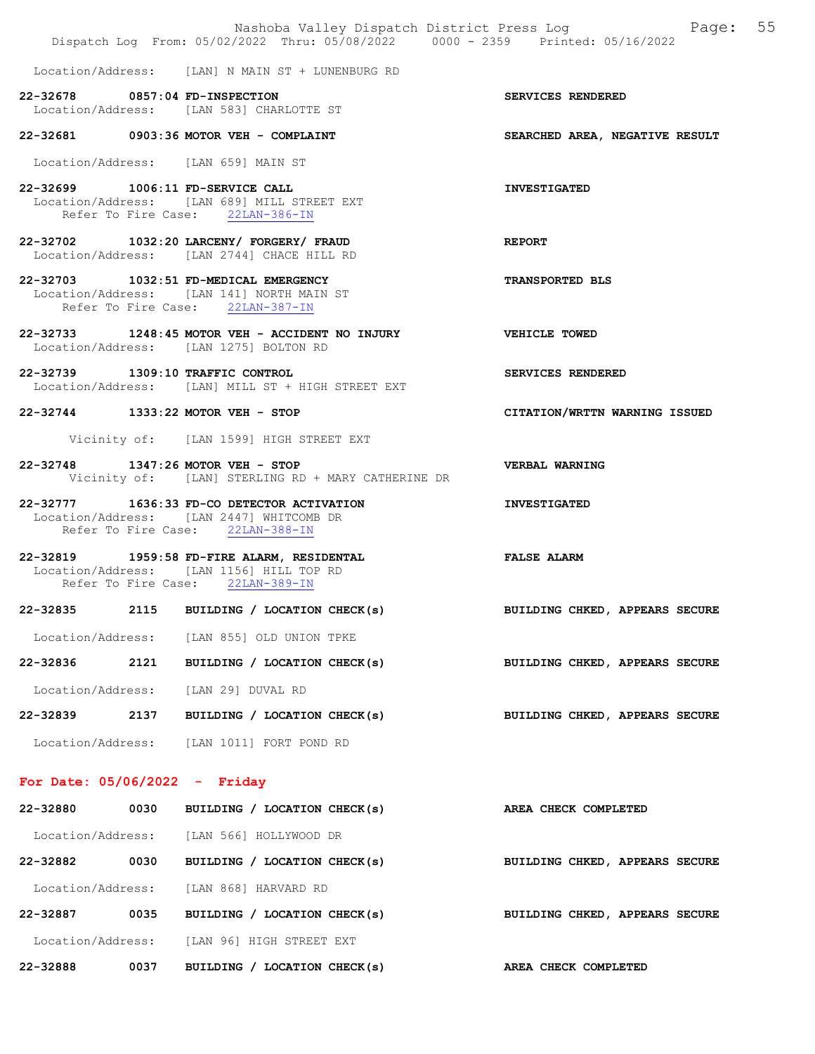Location/Address: [LAN] N MAIN ST + LUNENBURG RD

**22-32678 0857:04 FD-INSPECTION** SERVICES RENDERED
Location/Address: [LAN 583] CHARLOTTE ST

**22-32681 0903:36 MOTOR VEH - COMPLAINT** SEARCHED AREA, NEGATIVE RESULT
Location/Address: [LAN 659] MAIN ST

**22-32699 1006:11 FD-SERVICE CALL** INVESTIGATED
Location/Address: [LAN 689] MILL STREET EXT
Refer To Fire Case: 22LAN-386-IN

**22-32702 1032:20 LARCENY/ FORGERY/ FRAUD** REPORT
Location/Address: [LAN 2744] CHACE HILL RD

**22-32703 1032:51 FD-MEDICAL EMERGENCY** TRANSPORTED BLS
Location/Address: [LAN 141] NORTH MAIN ST
Refer To Fire Case: 22LAN-387-IN

**22-32733 1248:45 MOTOR VEH - ACCIDENT NO INJURY** VEHICLE TOWED
Location/Address: [LAN 1275] BOLTON RD

**22-32739 1309:10 TRAFFIC CONTROL** SERVICES RENDERED
Location/Address: [LAN] MILL ST + HIGH STREET EXT

**22-32744 1333:22 MOTOR VEH - STOP** CITATION/WRTTN WARNING ISSUED
Vicinity of: [LAN 1599] HIGH STREET EXT

**22-32748 1347:26 MOTOR VEH - STOP** VERBAL WARNING
Vicinity of: [LAN] STERLING RD + MARY CATHERINE DR

**22-32777 1636:33 FD-CO DETECTOR ACTIVATION** INVESTIGATED
Location/Address: [LAN 2447] WHITCOMB DR
Refer To Fire Case: 22LAN-388-IN

**22-32819 1959:58 FD-FIRE ALARM, RESIDENTAL** FALSE ALARM
Location/Address: [LAN 1156] HILL TOP RD
Refer To Fire Case: 22LAN-389-IN

**22-32835 2115 BUILDING / LOCATION CHECK(s)** BUILDING CHKED, APPEARS SECURE
Location/Address: [LAN 855] OLD UNION TPKE

**22-32836 2121 BUILDING / LOCATION CHECK(s)** BUILDING CHKED, APPEARS SECURE
Location/Address: [LAN 29] DUVAL RD

**22-32839 2137 BUILDING / LOCATION CHECK(s)** BUILDING CHKED, APPEARS SECURE
Location/Address: [LAN 1011] FORT POND RD

## For Date: 05/06/2022 - Friday

**22-32880 0030 BUILDING / LOCATION CHECK(s)** AREA CHECK COMPLETED
Location/Address: [LAN 566] HOLLYWOOD DR

**22-32882 0030 BUILDING / LOCATION CHECK(s)** BUILDING CHKED, APPEARS SECURE
Location/Address: [LAN 868] HARVARD RD

**22-32887 0035 BUILDING / LOCATION CHECK(s)** BUILDING CHKED, APPEARS SECURE
Location/Address: [LAN 96] HIGH STREET EXT

**22-32888 0037 BUILDING / LOCATION CHECK(s)** AREA CHECK COMPLETED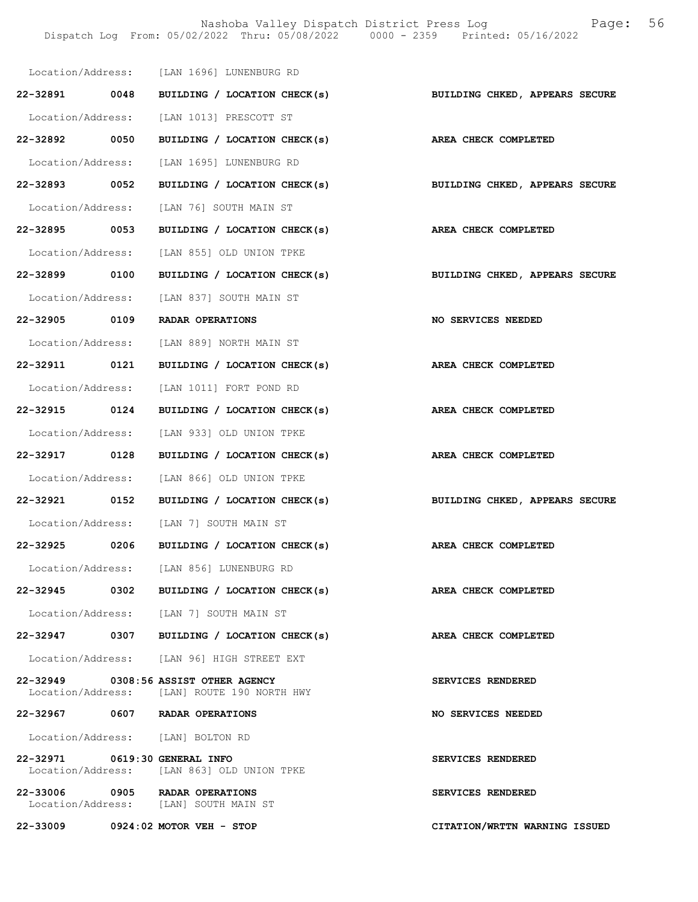Location/Address: [LAN 1696] LUNENBURG RD

**22-32891 0048 BUILDING / LOCATION CHECK(s) BUILDING CHKED, APPEARS SECURE**

Location/Address: [LAN 1013] PRESCOTT ST

**22-32892 0050 BUILDING / LOCATION CHECK(s) AREA CHECK COMPLETED**

Location/Address: [LAN 1695] LUNENBURG RD

**22-32893 0052 BUILDING / LOCATION CHECK(s) BUILDING CHKED, APPEARS SECURE**

Location/Address: [LAN 76] SOUTH MAIN ST

**22-32895 0053 BUILDING / LOCATION CHECK(s) AREA CHECK COMPLETED**

Location/Address: [LAN 855] OLD UNION TPKE

**22-32899 0100 BUILDING / LOCATION CHECK(s) BUILDING CHKED, APPEARS SECURE**

Location/Address: [LAN 837] SOUTH MAIN ST

**22-32905 0109 RADAR OPERATIONS NO SERVICES NEEDED**

Location/Address: [LAN 889] NORTH MAIN ST

**22-32911 0121 BUILDING / LOCATION CHECK(s) AREA CHECK COMPLETED**

Location/Address: [LAN 1011] FORT POND RD

**22-32915 0124 BUILDING / LOCATION CHECK(s) AREA CHECK COMPLETED**

Location/Address: [LAN 933] OLD UNION TPKE

**22-32917 0128 BUILDING / LOCATION CHECK(s) AREA CHECK COMPLETED**

Location/Address: [LAN 866] OLD UNION TPKE

**22-32921 0152 BUILDING / LOCATION CHECK(s) BUILDING CHKED, APPEARS SECURE**

Location/Address: [LAN 7] SOUTH MAIN ST

**22-32925 0206 BUILDING / LOCATION CHECK(s) AREA CHECK COMPLETED**

Location/Address: [LAN 856] LUNENBURG RD

**22-32945 0302 BUILDING / LOCATION CHECK(s) AREA CHECK COMPLETED**

Location/Address: [LAN 7] SOUTH MAIN ST

**22-32947 0307 BUILDING / LOCATION CHECK(s) AREA CHECK COMPLETED**

Location/Address: [LAN 96] HIGH STREET EXT

**22-32949 0308:56 ASSIST OTHER AGENCY SERVICES RENDERED**
Location/Address: [LAN] ROUTE 190 NORTH HWY

**22-32967 0607 RADAR OPERATIONS NO SERVICES NEEDED**

Location/Address: [LAN] BOLTON RD

**22-32971 0619:30 GENERAL INFO SERVICES RENDERED**
Location/Address: [LAN 863] OLD UNION TPKE

**22-33006 0905 RADAR OPERATIONS SERVICES RENDERED**
Location/Address: [LAN] SOUTH MAIN ST

**22-33009 0924:02 MOTOR VEH - STOP CITATION/WRTTN WARNING ISSUED**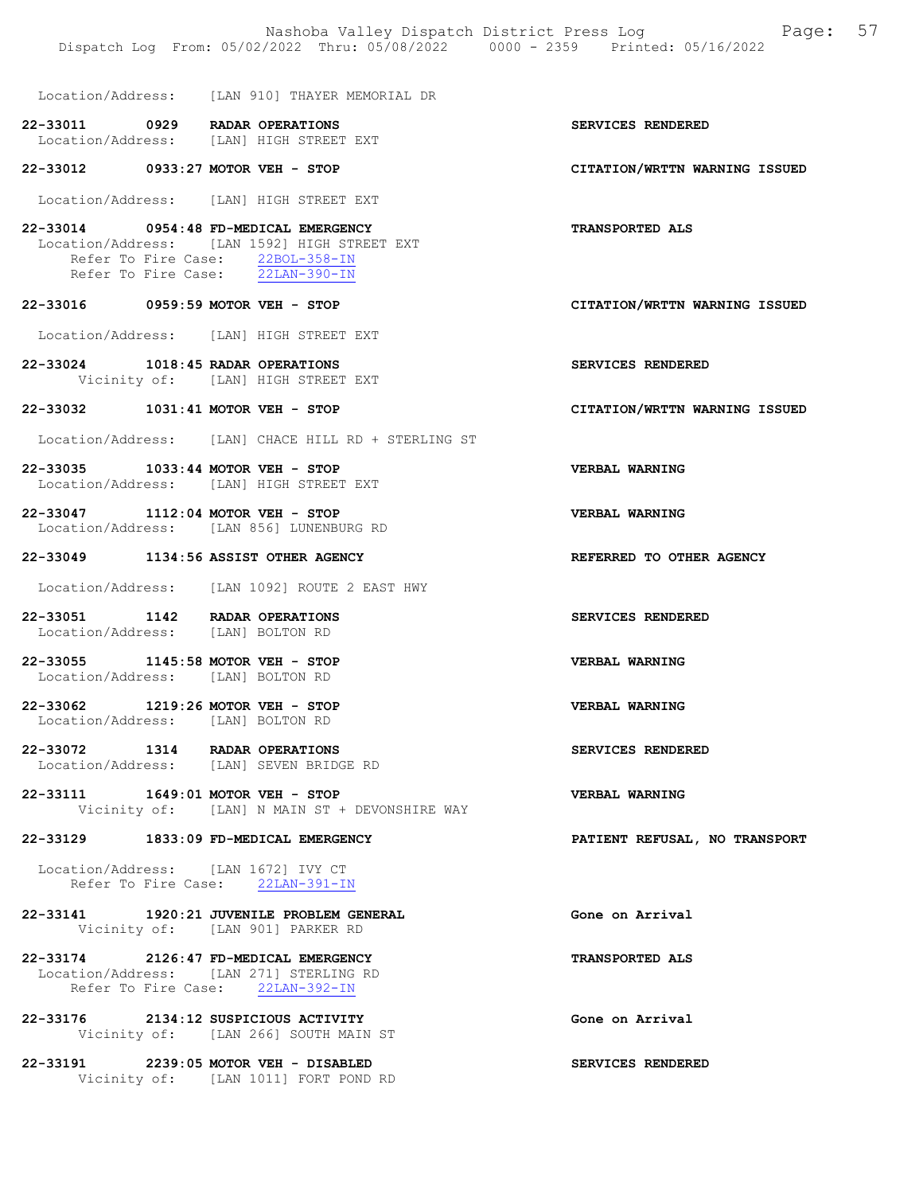Location/Address: [LAN 910] THAYER MEMORIAL DR

**22-33011 0929 RADAR OPERATIONS** — **SERVICES RENDERED**
Location/Address: [LAN] HIGH STREET EXT

**22-33012 0933:27 MOTOR VEH - STOP** — **CITATION/WRTTN WARNING ISSUED**
Location/Address: [LAN] HIGH STREET EXT

**22-33014 0954:48 FD-MEDICAL EMERGENCY** — **TRANSPORTED ALS**
Location/Address: [LAN 1592] HIGH STREET EXT
Refer To Fire Case: 22BOL-358-IN
Refer To Fire Case: 22LAN-390-IN

**22-33016 0959:59 MOTOR VEH - STOP** — **CITATION/WRTTN WARNING ISSUED**
Location/Address: [LAN] HIGH STREET EXT

**22-33024 1018:45 RADAR OPERATIONS** — **SERVICES RENDERED**
Vicinity of: [LAN] HIGH STREET EXT

**22-33032 1031:41 MOTOR VEH - STOP** — **CITATION/WRTTN WARNING ISSUED**
Location/Address: [LAN] CHACE HILL RD + STERLING ST

**22-33035 1033:44 MOTOR VEH - STOP** — **VERBAL WARNING**
Location/Address: [LAN] HIGH STREET EXT

**22-33047 1112:04 MOTOR VEH - STOP** — **VERBAL WARNING**
Location/Address: [LAN 856] LUNENBURG RD

**22-33049 1134:56 ASSIST OTHER AGENCY** — **REFERRED TO OTHER AGENCY**
Location/Address: [LAN 1092] ROUTE 2 EAST HWY

**22-33051 1142 RADAR OPERATIONS** — **SERVICES RENDERED**
Location/Address: [LAN] BOLTON RD

**22-33055 1145:58 MOTOR VEH - STOP** — **VERBAL WARNING**
Location/Address: [LAN] BOLTON RD

**22-33062 1219:26 MOTOR VEH - STOP** — **VERBAL WARNING**
Location/Address: [LAN] BOLTON RD

**22-33072 1314 RADAR OPERATIONS** — **SERVICES RENDERED**
Location/Address: [LAN] SEVEN BRIDGE RD

**22-33111 1649:01 MOTOR VEH - STOP** — **VERBAL WARNING**
Vicinity of: [LAN] N MAIN ST + DEVONSHIRE WAY

**22-33129 1833:09 FD-MEDICAL EMERGENCY** — **PATIENT REFUSAL, NO TRANSPORT**
Location/Address: [LAN 1672] IVY CT
Refer To Fire Case: 22LAN-391-IN

**22-33141 1920:21 JUVENILE PROBLEM GENERAL** — **Gone on Arrival**
Vicinity of: [LAN 901] PARKER RD

**22-33174 2126:47 FD-MEDICAL EMERGENCY** — **TRANSPORTED ALS**
Location/Address: [LAN 271] STERLING RD
Refer To Fire Case: 22LAN-392-IN

**22-33176 2134:12 SUSPICIOUS ACTIVITY** — **Gone on Arrival**
Vicinity of: [LAN 266] SOUTH MAIN ST

**22-33191 2239:05 MOTOR VEH - DISABLED** — **SERVICES RENDERED**
Vicinity of: [LAN 1011] FORT POND RD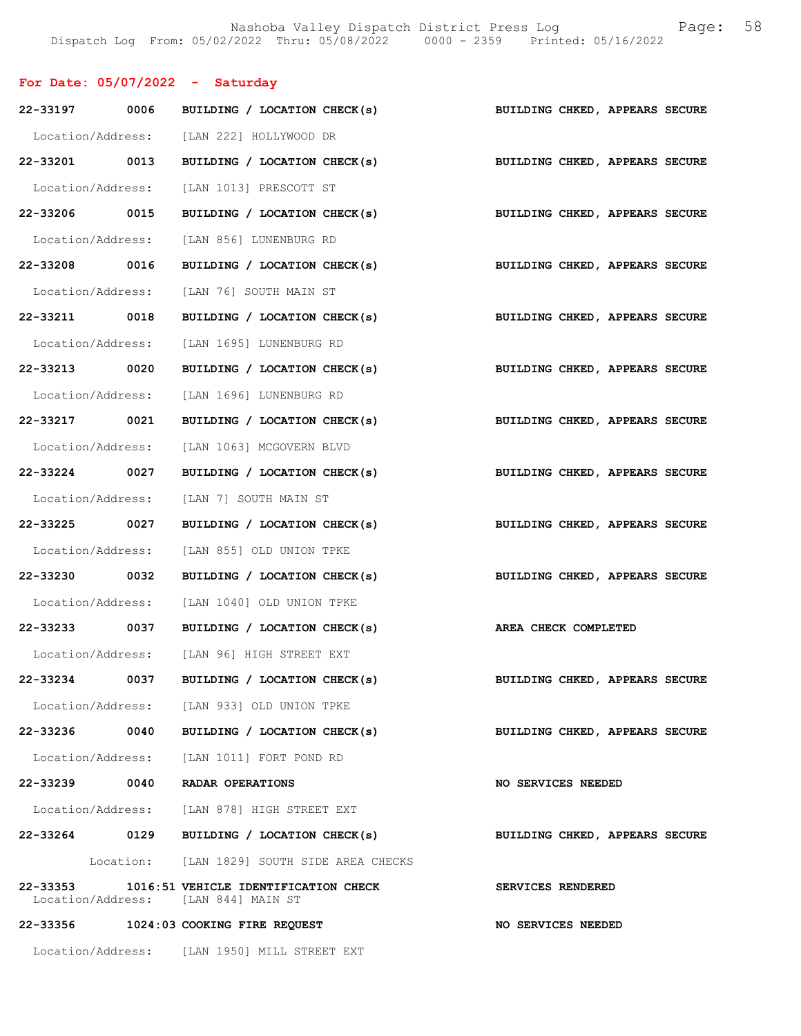## For Date: 05/07/2022 - Saturday

**22-33197 0006 BUILDING / LOCATION CHECK(s)** BUILDING CHKED, APPEARS SECURE
Location/Address: [LAN 222] HOLLYWOOD DR

**22-33201 0013 BUILDING / LOCATION CHECK(s)** BUILDING CHKED, APPEARS SECURE
Location/Address: [LAN 1013] PRESCOTT ST

**22-33206 0015 BUILDING / LOCATION CHECK(s)** BUILDING CHKED, APPEARS SECURE
Location/Address: [LAN 856] LUNENBURG RD

**22-33208 0016 BUILDING / LOCATION CHECK(s)** BUILDING CHKED, APPEARS SECURE
Location/Address: [LAN 76] SOUTH MAIN ST

**22-33211 0018 BUILDING / LOCATION CHECK(s)** BUILDING CHKED, APPEARS SECURE
Location/Address: [LAN 1695] LUNENBURG RD

**22-33213 0020 BUILDING / LOCATION CHECK(s)** BUILDING CHKED, APPEARS SECURE
Location/Address: [LAN 1696] LUNENBURG RD

**22-33217 0021 BUILDING / LOCATION CHECK(s)** BUILDING CHKED, APPEARS SECURE
Location/Address: [LAN 1063] MCGOVERN BLVD

**22-33224 0027 BUILDING / LOCATION CHECK(s)** BUILDING CHKED, APPEARS SECURE
Location/Address: [LAN 7] SOUTH MAIN ST

**22-33225 0027 BUILDING / LOCATION CHECK(s)** BUILDING CHKED, APPEARS SECURE
Location/Address: [LAN 855] OLD UNION TPKE

**22-33230 0032 BUILDING / LOCATION CHECK(s)** BUILDING CHKED, APPEARS SECURE
Location/Address: [LAN 1040] OLD UNION TPKE

**22-33233 0037 BUILDING / LOCATION CHECK(s)** AREA CHECK COMPLETED
Location/Address: [LAN 96] HIGH STREET EXT

**22-33234 0037 BUILDING / LOCATION CHECK(s)** BUILDING CHKED, APPEARS SECURE
Location/Address: [LAN 933] OLD UNION TPKE

**22-33236 0040 BUILDING / LOCATION CHECK(s)** BUILDING CHKED, APPEARS SECURE
Location/Address: [LAN 1011] FORT POND RD

**22-33239 0040 RADAR OPERATIONS** NO SERVICES NEEDED
Location/Address: [LAN 878] HIGH STREET EXT

**22-33264 0129 BUILDING / LOCATION CHECK(s)** BUILDING CHKED, APPEARS SECURE
Location: [LAN 1829] SOUTH SIDE AREA CHECKS

**22-33353 1016:51 VEHICLE IDENTIFICATION CHECK** SERVICES RENDERED
Location/Address: [LAN 844] MAIN ST

**22-33356 1024:03 COOKING FIRE REQUEST** NO SERVICES NEEDED
Location/Address: [LAN 1950] MILL STREET EXT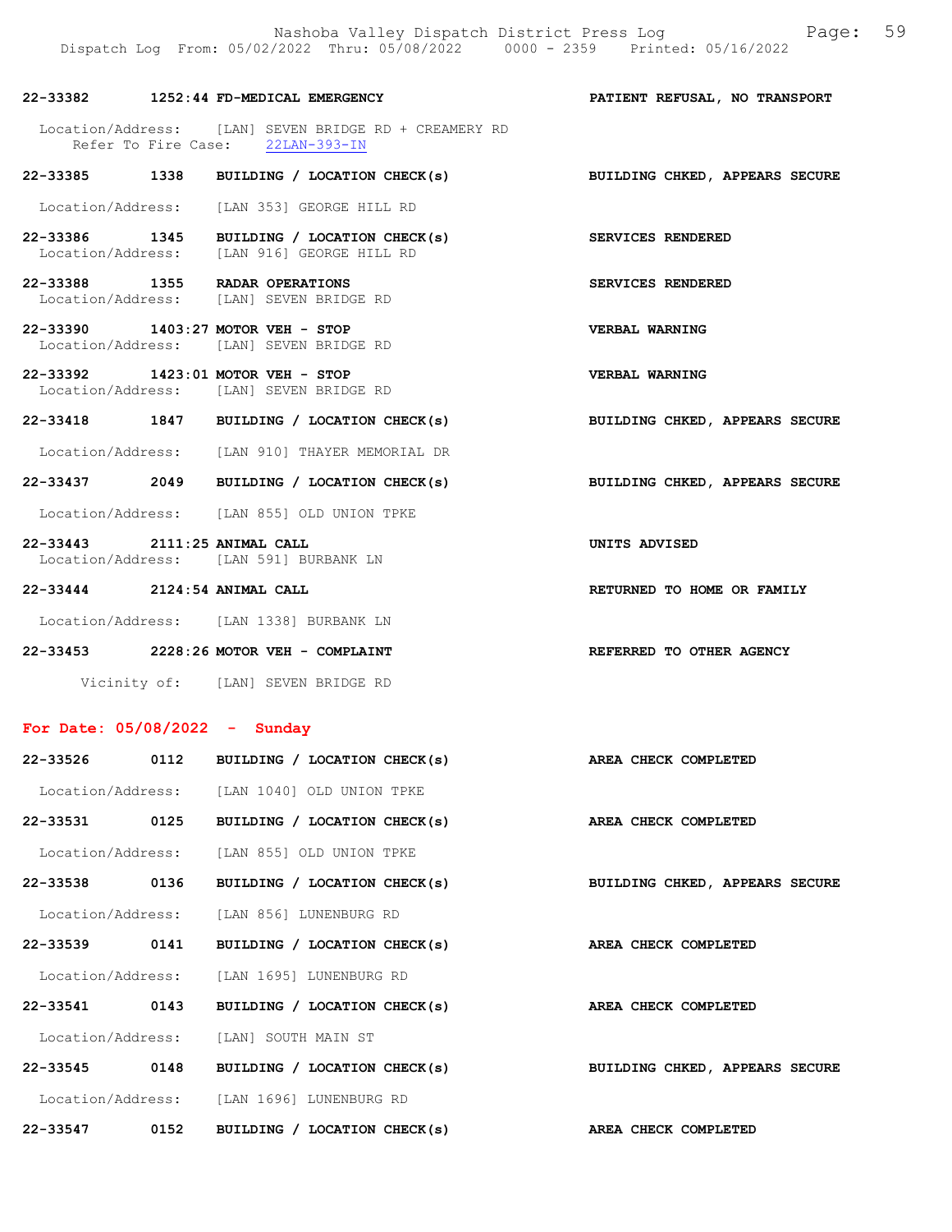22-33382 1252:44 FD-MEDICAL EMERGENCY PATIENT REFUSAL, NO TRANSPORT

Location/Address: [LAN] SEVEN BRIDGE RD + CREAMERY RD
Refer To Fire Case: 22LAN-393-IN

22-33385 1338 BUILDING / LOCATION CHECK(s) BUILDING CHKED, APPEARS SECURE

Location/Address: [LAN 353] GEORGE HILL RD

22-33386 1345 BUILDING / LOCATION CHECK(s) SERVICES RENDERED
Location/Address: [LAN 916] GEORGE HILL RD

22-33388 1355 RADAR OPERATIONS SERVICES RENDERED
Location/Address: [LAN] SEVEN BRIDGE RD

22-33390 1403:27 MOTOR VEH - STOP VERBAL WARNING
Location/Address: [LAN] SEVEN BRIDGE RD

22-33392 1423:01 MOTOR VEH - STOP VERBAL WARNING
Location/Address: [LAN] SEVEN BRIDGE RD

22-33418 1847 BUILDING / LOCATION CHECK(s) BUILDING CHKED, APPEARS SECURE

Location/Address: [LAN 910] THAYER MEMORIAL DR

22-33437 2049 BUILDING / LOCATION CHECK(s) BUILDING CHKED, APPEARS SECURE

Location/Address: [LAN 855] OLD UNION TPKE

22-33443 2111:25 ANIMAL CALL UNITS ADVISED
Location/Address: [LAN 591] BURBANK LN

22-33444 2124:54 ANIMAL CALL RETURNED TO HOME OR FAMILY

Location/Address: [LAN 1338] BURBANK LN

22-33453 2228:26 MOTOR VEH - COMPLAINT REFERRED TO OTHER AGENCY

Vicinity of: [LAN] SEVEN BRIDGE RD

## For Date: 05/08/2022 - Sunday

22-33526 0112 BUILDING / LOCATION CHECK(s) AREA CHECK COMPLETED

Location/Address: [LAN 1040] OLD UNION TPKE

22-33531 0125 BUILDING / LOCATION CHECK(s) AREA CHECK COMPLETED

Location/Address: [LAN 855] OLD UNION TPKE

22-33538 0136 BUILDING / LOCATION CHECK(s) BUILDING CHKED, APPEARS SECURE

Location/Address: [LAN 856] LUNENBURG RD

22-33539 0141 BUILDING / LOCATION CHECK(s) AREA CHECK COMPLETED

Location/Address: [LAN 1695] LUNENBURG RD

22-33541 0143 BUILDING / LOCATION CHECK(s) AREA CHECK COMPLETED

Location/Address: [LAN] SOUTH MAIN ST

22-33545 0148 BUILDING / LOCATION CHECK(s) BUILDING CHKED, APPEARS SECURE

Location/Address: [LAN 1696] LUNENBURG RD

22-33547 0152 BUILDING / LOCATION CHECK(s) AREA CHECK COMPLETED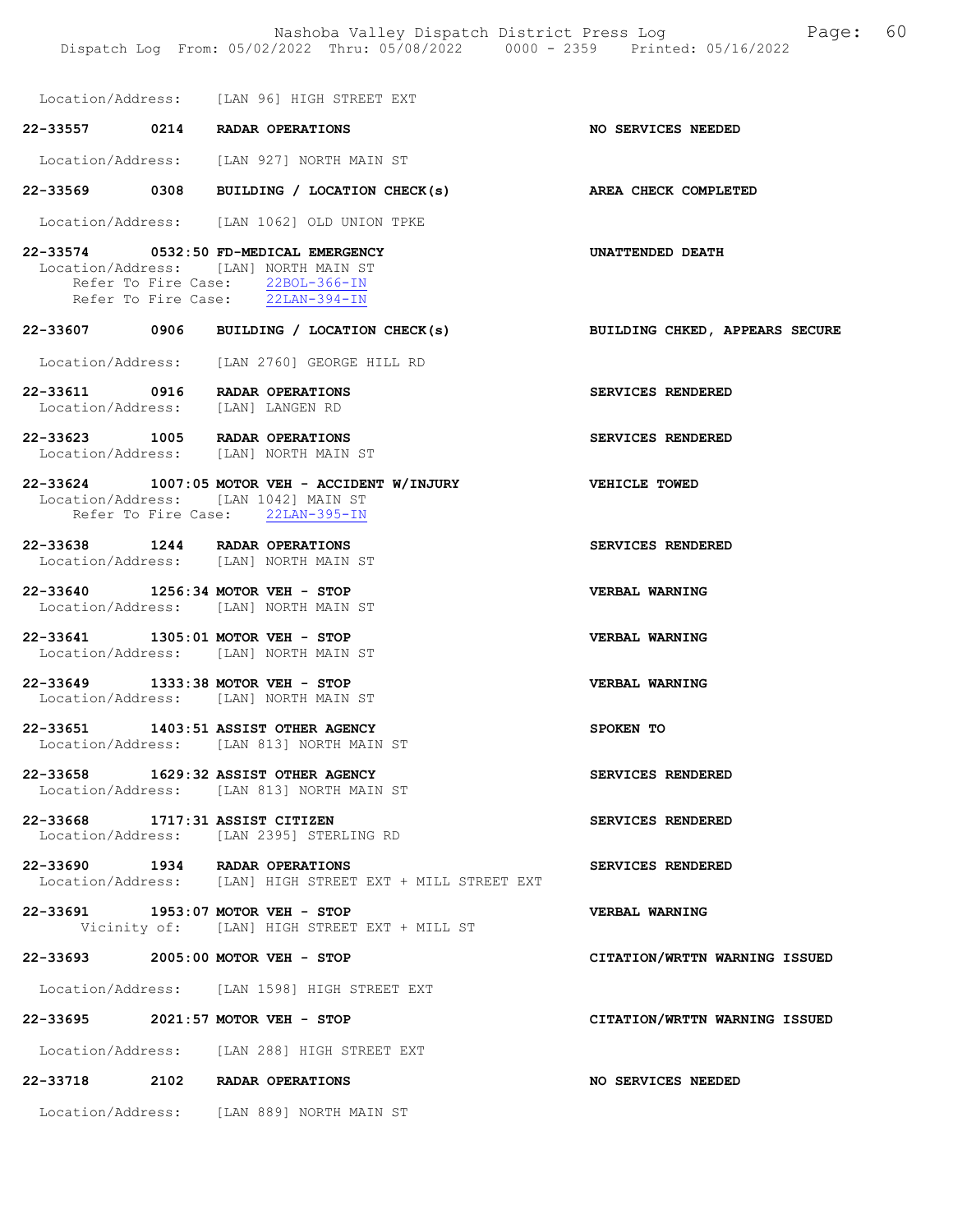Location/Address: [LAN 96] HIGH STREET EXT

**22-33557 0214 RADAR OPERATIONS** — **NO SERVICES NEEDED**
Location/Address: [LAN 927] NORTH MAIN ST

**22-33569 0308 BUILDING / LOCATION CHECK(s)** — **AREA CHECK COMPLETED**
Location/Address: [LAN 1062] OLD UNION TPKE

**22-33574 0532:50 FD-MEDICAL EMERGENCY** — **UNATTENDED DEATH**
Location/Address: [LAN] NORTH MAIN ST
Refer To Fire Case: 22BOL-366-IN
Refer To Fire Case: 22LAN-394-IN

**22-33607 0906 BUILDING / LOCATION CHECK(s)** — **BUILDING CHKED, APPEARS SECURE**
Location/Address: [LAN 2760] GEORGE HILL RD

**22-33611 0916 RADAR OPERATIONS** — **SERVICES RENDERED**
Location/Address: [LAN] LANGEN RD

**22-33623 1005 RADAR OPERATIONS** — **SERVICES RENDERED**
Location/Address: [LAN] NORTH MAIN ST

**22-33624 1007:05 MOTOR VEH - ACCIDENT W/INJURY** — **VEHICLE TOWED**
Location/Address: [LAN 1042] MAIN ST
Refer To Fire Case: 22LAN-395-IN

**22-33638 1244 RADAR OPERATIONS** — **SERVICES RENDERED**
Location/Address: [LAN] NORTH MAIN ST

**22-33640 1256:34 MOTOR VEH - STOP** — **VERBAL WARNING**
Location/Address: [LAN] NORTH MAIN ST

**22-33641 1305:01 MOTOR VEH - STOP** — **VERBAL WARNING**
Location/Address: [LAN] NORTH MAIN ST

**22-33649 1333:38 MOTOR VEH - STOP** — **VERBAL WARNING**
Location/Address: [LAN] NORTH MAIN ST

**22-33651 1403:51 ASSIST OTHER AGENCY** — **SPOKEN TO**
Location/Address: [LAN 813] NORTH MAIN ST

**22-33658 1629:32 ASSIST OTHER AGENCY** — **SERVICES RENDERED**
Location/Address: [LAN 813] NORTH MAIN ST

**22-33668 1717:31 ASSIST CITIZEN** — **SERVICES RENDERED**
Location/Address: [LAN 2395] STERLING RD

**22-33690 1934 RADAR OPERATIONS** — **SERVICES RENDERED**
Location/Address: [LAN] HIGH STREET EXT + MILL STREET EXT

**22-33691 1953:07 MOTOR VEH - STOP** — **VERBAL WARNING**
Vicinity of: [LAN] HIGH STREET EXT + MILL ST

**22-33693 2005:00 MOTOR VEH - STOP** — **CITATION/WRTTN WARNING ISSUED**
Location/Address: [LAN 1598] HIGH STREET EXT

**22-33695 2021:57 MOTOR VEH - STOP** — **CITATION/WRTTN WARNING ISSUED**
Location/Address: [LAN 288] HIGH STREET EXT

**22-33718 2102 RADAR OPERATIONS** — **NO SERVICES NEEDED**
Location/Address: [LAN 889] NORTH MAIN ST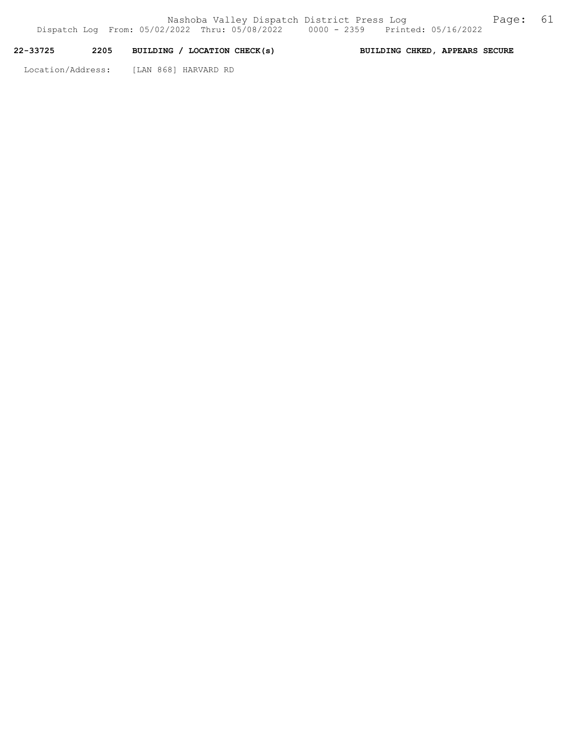**22-33725 2205 BUILDING / LOCATION CHECK(s) BUILDING CHKED, APPEARS SECURE**

Location/Address: [LAN 868] HARVARD RD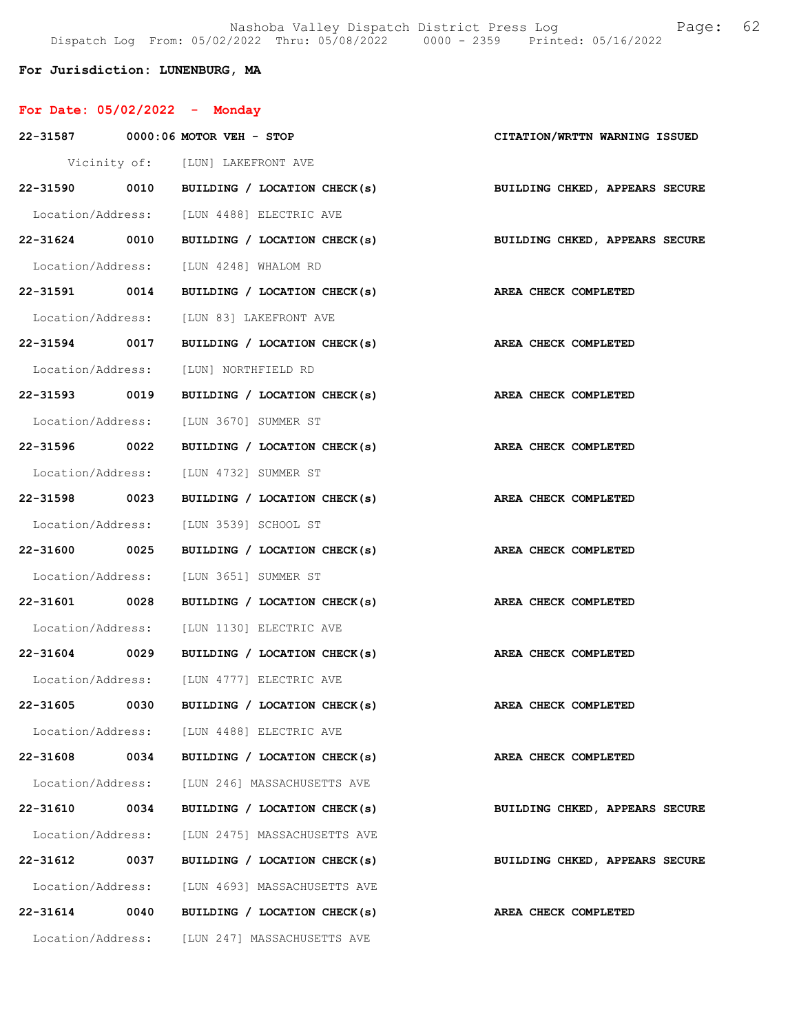Nashoba Valley Dispatch District Press Log
Dispatch Log From: 05/02/2022 Thru: 05/08/2022 0000 - 2359 Printed: 05/16/2022

**For Jurisdiction: LUNENBURG, MA**

## For Date: 05/02/2022 - Monday

**22-31587 0000:06 MOTOR VEH - STOP** — **CITATION/WRTTN WARNING ISSUED**
Vicinity of: [LUN] LAKEFRONT AVE

**22-31590 0010 BUILDING / LOCATION CHECK(s)** — **BUILDING CHKED, APPEARS SECURE**
Location/Address: [LUN 4488] ELECTRIC AVE

**22-31624 0010 BUILDING / LOCATION CHECK(s)** — **BUILDING CHKED, APPEARS SECURE**
Location/Address: [LUN 4248] WHALOM RD

**22-31591 0014 BUILDING / LOCATION CHECK(s)** — **AREA CHECK COMPLETED**
Location/Address: [LUN 83] LAKEFRONT AVE

**22-31594 0017 BUILDING / LOCATION CHECK(s)** — **AREA CHECK COMPLETED**
Location/Address: [LUN] NORTHFIELD RD

**22-31593 0019 BUILDING / LOCATION CHECK(s)** — **AREA CHECK COMPLETED**
Location/Address: [LUN 3670] SUMMER ST

**22-31596 0022 BUILDING / LOCATION CHECK(s)** — **AREA CHECK COMPLETED**
Location/Address: [LUN 4732] SUMMER ST

**22-31598 0023 BUILDING / LOCATION CHECK(s)** — **AREA CHECK COMPLETED**
Location/Address: [LUN 3539] SCHOOL ST

**22-31600 0025 BUILDING / LOCATION CHECK(s)** — **AREA CHECK COMPLETED**
Location/Address: [LUN 3651] SUMMER ST

**22-31601 0028 BUILDING / LOCATION CHECK(s)** — **AREA CHECK COMPLETED**
Location/Address: [LUN 1130] ELECTRIC AVE

**22-31604 0029 BUILDING / LOCATION CHECK(s)** — **AREA CHECK COMPLETED**
Location/Address: [LUN 4777] ELECTRIC AVE

**22-31605 0030 BUILDING / LOCATION CHECK(s)** — **AREA CHECK COMPLETED**
Location/Address: [LUN 4488] ELECTRIC AVE

**22-31608 0034 BUILDING / LOCATION CHECK(s)** — **AREA CHECK COMPLETED**
Location/Address: [LUN 246] MASSACHUSETTS AVE

**22-31610 0034 BUILDING / LOCATION CHECK(s)** — **BUILDING CHKED, APPEARS SECURE**
Location/Address: [LUN 2475] MASSACHUSETTS AVE

**22-31612 0037 BUILDING / LOCATION CHECK(s)** — **BUILDING CHKED, APPEARS SECURE**
Location/Address: [LUN 4693] MASSACHUSETTS AVE

**22-31614 0040 BUILDING / LOCATION CHECK(s)** — **AREA CHECK COMPLETED**
Location/Address: [LUN 247] MASSACHUSETTS AVE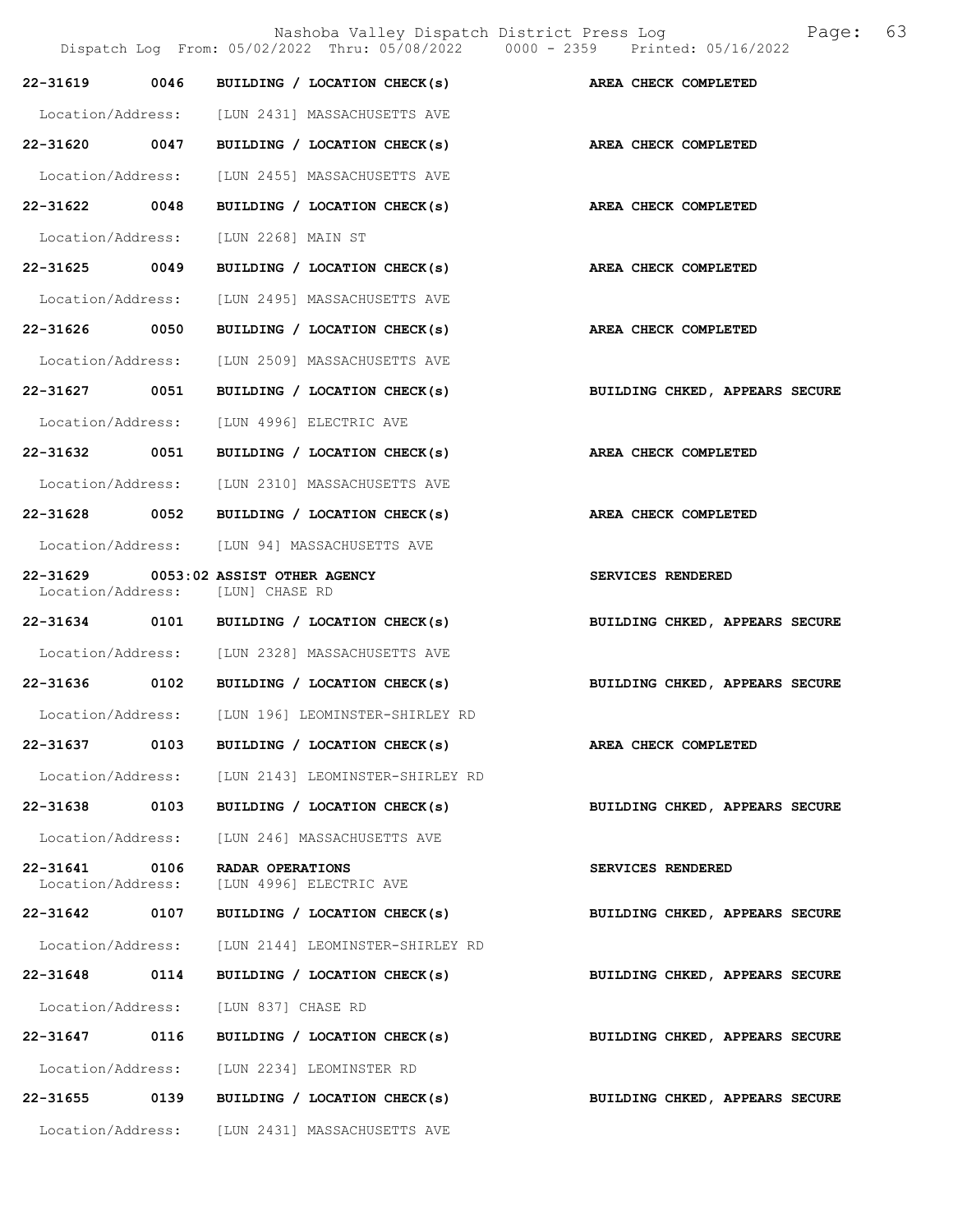22-31619 0046 BUILDING / LOCATION CHECK(s) AREA CHECK COMPLETED

Location/Address: [LUN 2431] MASSACHUSETTS AVE

22-31620 0047 BUILDING / LOCATION CHECK(s) AREA CHECK COMPLETED

Location/Address: [LUN 2455] MASSACHUSETTS AVE

22-31622 0048 BUILDING / LOCATION CHECK(s) AREA CHECK COMPLETED

Location/Address: [LUN 2268] MAIN ST

22-31625 0049 BUILDING / LOCATION CHECK(s) AREA CHECK COMPLETED

Location/Address: [LUN 2495] MASSACHUSETTS AVE

22-31626 0050 BUILDING / LOCATION CHECK(s) AREA CHECK COMPLETED

Location/Address: [LUN 2509] MASSACHUSETTS AVE

22-31627 0051 BUILDING / LOCATION CHECK(s) BUILDING CHKED, APPEARS SECURE

Location/Address: [LUN 4996] ELECTRIC AVE

22-31632 0051 BUILDING / LOCATION CHECK(s) AREA CHECK COMPLETED

Location/Address: [LUN 2310] MASSACHUSETTS AVE

22-31628 0052 BUILDING / LOCATION CHECK(s) AREA CHECK COMPLETED

Location/Address: [LUN 94] MASSACHUSETTS AVE

22-31629 0053:02 ASSIST OTHER AGENCY SERVICES RENDERED
Location/Address: [LUN] CHASE RD

22-31634 0101 BUILDING / LOCATION CHECK(s) BUILDING CHKED, APPEARS SECURE

Location/Address: [LUN 2328] MASSACHUSETTS AVE

22-31636 0102 BUILDING / LOCATION CHECK(s) BUILDING CHKED, APPEARS SECURE

Location/Address: [LUN 196] LEOMINSTER-SHIRLEY RD

22-31637 0103 BUILDING / LOCATION CHECK(s) AREA CHECK COMPLETED

Location/Address: [LUN 2143] LEOMINSTER-SHIRLEY RD

22-31638 0103 BUILDING / LOCATION CHECK(s) BUILDING CHKED, APPEARS SECURE

Location/Address: [LUN 246] MASSACHUSETTS AVE

22-31641 0106 RADAR OPERATIONS SERVICES RENDERED
Location/Address: [LUN 4996] ELECTRIC AVE

22-31642 0107 BUILDING / LOCATION CHECK(s) BUILDING CHKED, APPEARS SECURE

Location/Address: [LUN 2144] LEOMINSTER-SHIRLEY RD

22-31648 0114 BUILDING / LOCATION CHECK(s) BUILDING CHKED, APPEARS SECURE

Location/Address: [LUN 837] CHASE RD

22-31647 0116 BUILDING / LOCATION CHECK(s) BUILDING CHKED, APPEARS SECURE

Location/Address: [LUN 2234] LEOMINSTER RD

22-31655 0139 BUILDING / LOCATION CHECK(s) BUILDING CHKED, APPEARS SECURE

Location/Address: [LUN 2431] MASSACHUSETTS AVE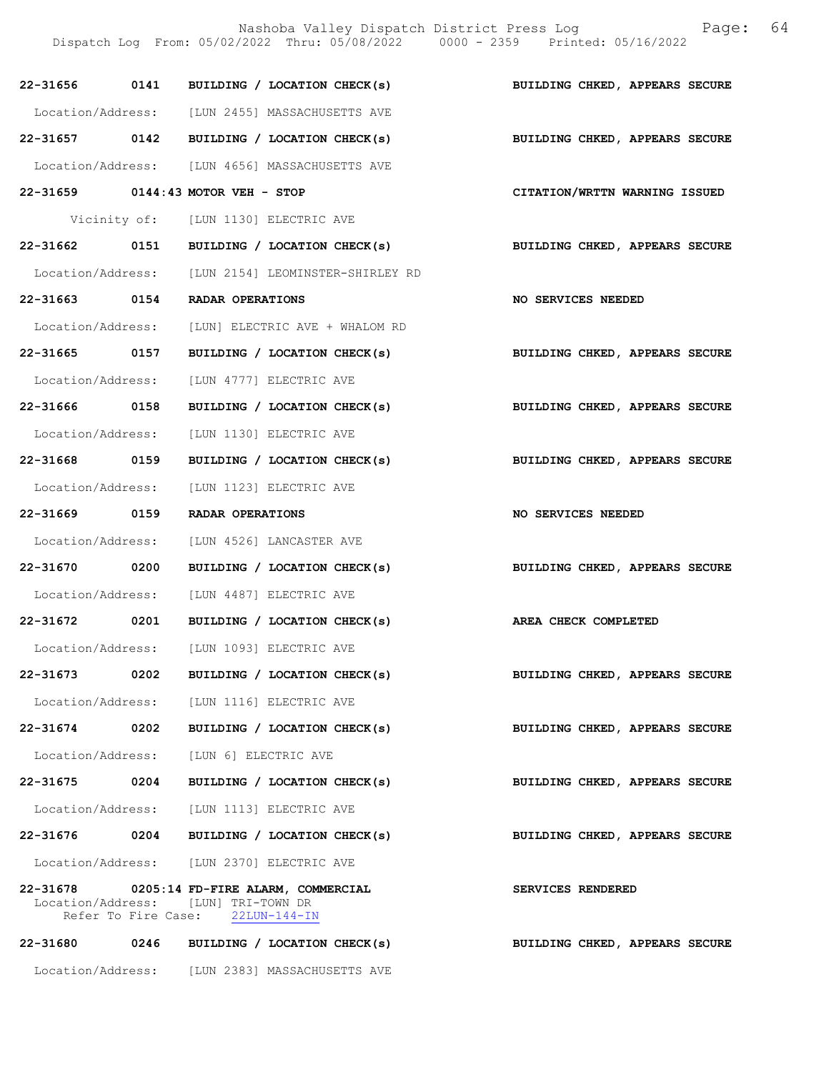22-31656 0141 BUILDING / LOCATION CHECK(s) BUILDING CHKED, APPEARS SECURE

Location/Address: [LUN 2455] MASSACHUSETTS AVE

22-31657 0142 BUILDING / LOCATION CHECK(s) BUILDING CHKED, APPEARS SECURE

Location/Address: [LUN 4656] MASSACHUSETTS AVE

22-31659 0144:43 MOTOR VEH - STOP CITATION/WRTTN WARNING ISSUED

Vicinity of: [LUN 1130] ELECTRIC AVE

22-31662 0151 BUILDING / LOCATION CHECK(s) BUILDING CHKED, APPEARS SECURE

Location/Address: [LUN 2154] LEOMINSTER-SHIRLEY RD

22-31663 0154 RADAR OPERATIONS NO SERVICES NEEDED

Location/Address: [LUN] ELECTRIC AVE + WHALOM RD

22-31665 0157 BUILDING / LOCATION CHECK(s) BUILDING CHKED, APPEARS SECURE

Location/Address: [LUN 4777] ELECTRIC AVE

22-31666 0158 BUILDING / LOCATION CHECK(s) BUILDING CHKED, APPEARS SECURE

Location/Address: [LUN 1130] ELECTRIC AVE

22-31668 0159 BUILDING / LOCATION CHECK(s) BUILDING CHKED, APPEARS SECURE

Location/Address: [LUN 1123] ELECTRIC AVE

22-31669 0159 RADAR OPERATIONS NO SERVICES NEEDED

Location/Address: [LUN 4526] LANCASTER AVE

22-31670 0200 BUILDING / LOCATION CHECK(s) BUILDING CHKED, APPEARS SECURE

Location/Address: [LUN 4487] ELECTRIC AVE

22-31672 0201 BUILDING / LOCATION CHECK(s) AREA CHECK COMPLETED

Location/Address: [LUN 1093] ELECTRIC AVE

22-31673 0202 BUILDING / LOCATION CHECK(s) BUILDING CHKED, APPEARS SECURE

Location/Address: [LUN 1116] ELECTRIC AVE

22-31674 0202 BUILDING / LOCATION CHECK(s) BUILDING CHKED, APPEARS SECURE

Location/Address: [LUN 6] ELECTRIC AVE

22-31675 0204 BUILDING / LOCATION CHECK(s) BUILDING CHKED, APPEARS SECURE

Location/Address: [LUN 1113] ELECTRIC AVE

22-31676 0204 BUILDING / LOCATION CHECK(s) BUILDING CHKED, APPEARS SECURE

Location/Address: [LUN 2370] ELECTRIC AVE

22-31678 0205:14 FD-FIRE ALARM, COMMERCIAL SERVICES RENDERED

Location/Address: [LUN] TRI-TOWN DR
Refer To Fire Case: 22LUN-144-IN

22-31680 0246 BUILDING / LOCATION CHECK(s) BUILDING CHKED, APPEARS SECURE

Location/Address: [LUN 2383] MASSACHUSETTS AVE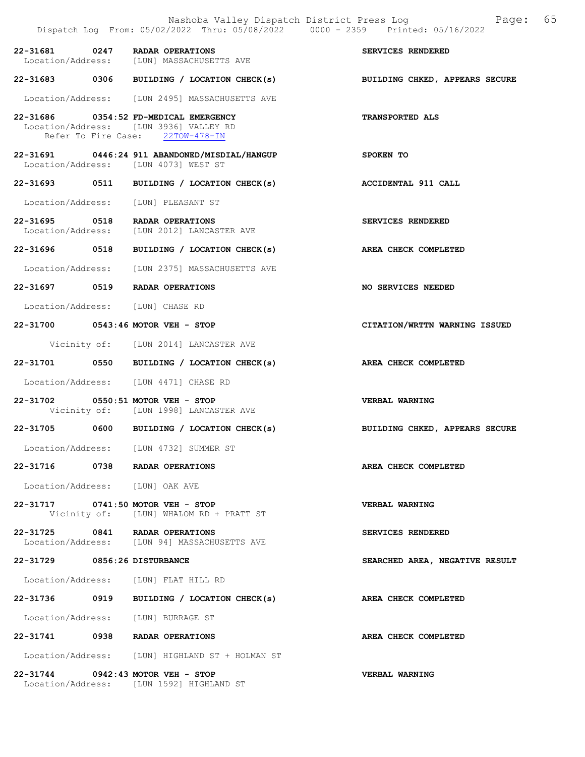| Incident | Time | Call Type | Disposition |
|---|---|---|---|
| 22-31681 | 0247 | RADAR OPERATIONS | SERVICES RENDERED |
| Location/Address: | | [LUN] MASSACHUSETTS AVE | |
| 22-31683 | 0306 | BUILDING / LOCATION CHECK(s) | BUILDING CHKED, APPEARS SECURE |
| Location/Address: | | [LUN 2495] MASSACHUSETTS AVE | |
| 22-31686 | 0354:52 | FD-MEDICAL EMERGENCY | TRANSPORTED ALS |
| Location/Address: | | [LUN 3936] VALLEY RD | |
| Refer To Fire Case: | | 22TOW-478-IN | |
| 22-31691 | 0446:24 | 911 ABANDONED/MISDIAL/HANGUP | SPOKEN TO |
| Location/Address: | | [LUN 4073] WEST ST | |
| 22-31693 | 0511 | BUILDING / LOCATION CHECK(s) | ACCIDENTAL 911 CALL |
| Location/Address: | | [LUN] PLEASANT ST | |
| 22-31695 | 0518 | RADAR OPERATIONS | SERVICES RENDERED |
| Location/Address: | | [LUN 2012] LANCASTER AVE | |
| 22-31696 | 0518 | BUILDING / LOCATION CHECK(s) | AREA CHECK COMPLETED |
| Location/Address: | | [LUN 2375] MASSACHUSETTS AVE | |
| 22-31697 | 0519 | RADAR OPERATIONS | NO SERVICES NEEDED |
| Location/Address: | | [LUN] CHASE RD | |
| 22-31700 | 0543:46 | MOTOR VEH - STOP | CITATION/WRTTN WARNING ISSUED |
| Vicinity of: | | [LUN 2014] LANCASTER AVE | |
| 22-31701 | 0550 | BUILDING / LOCATION CHECK(s) | AREA CHECK COMPLETED |
| Location/Address: | | [LUN 4471] CHASE RD | |
| 22-31702 | 0550:51 | MOTOR VEH - STOP | VERBAL WARNING |
| Vicinity of: | | [LUN 1998] LANCASTER AVE | |
| 22-31705 | 0600 | BUILDING / LOCATION CHECK(s) | BUILDING CHKED, APPEARS SECURE |
| Location/Address: | | [LUN 4732] SUMMER ST | |
| 22-31716 | 0738 | RADAR OPERATIONS | AREA CHECK COMPLETED |
| Location/Address: | | [LUN] OAK AVE | |
| 22-31717 | 0741:50 | MOTOR VEH - STOP | VERBAL WARNING |
| Vicinity of: | | [LUN] WHALOM RD + PRATT ST | |
| 22-31725 | 0841 | RADAR OPERATIONS | SERVICES RENDERED |
| Location/Address: | | [LUN 94] MASSACHUSETTS AVE | |
| 22-31729 | 0856:26 | DISTURBANCE | SEARCHED AREA, NEGATIVE RESULT |
| Location/Address: | | [LUN] FLAT HILL RD | |
| 22-31736 | 0919 | BUILDING / LOCATION CHECK(s) | AREA CHECK COMPLETED |
| Location/Address: | | [LUN] BURRAGE ST | |
| 22-31741 | 0938 | RADAR OPERATIONS | AREA CHECK COMPLETED |
| Location/Address: | | [LUN] HIGHLAND ST + HOLMAN ST | |
| 22-31744 | 0942:43 | MOTOR VEH - STOP | VERBAL WARNING |
| Location/Address: | | [LUN 1592] HIGHLAND ST | |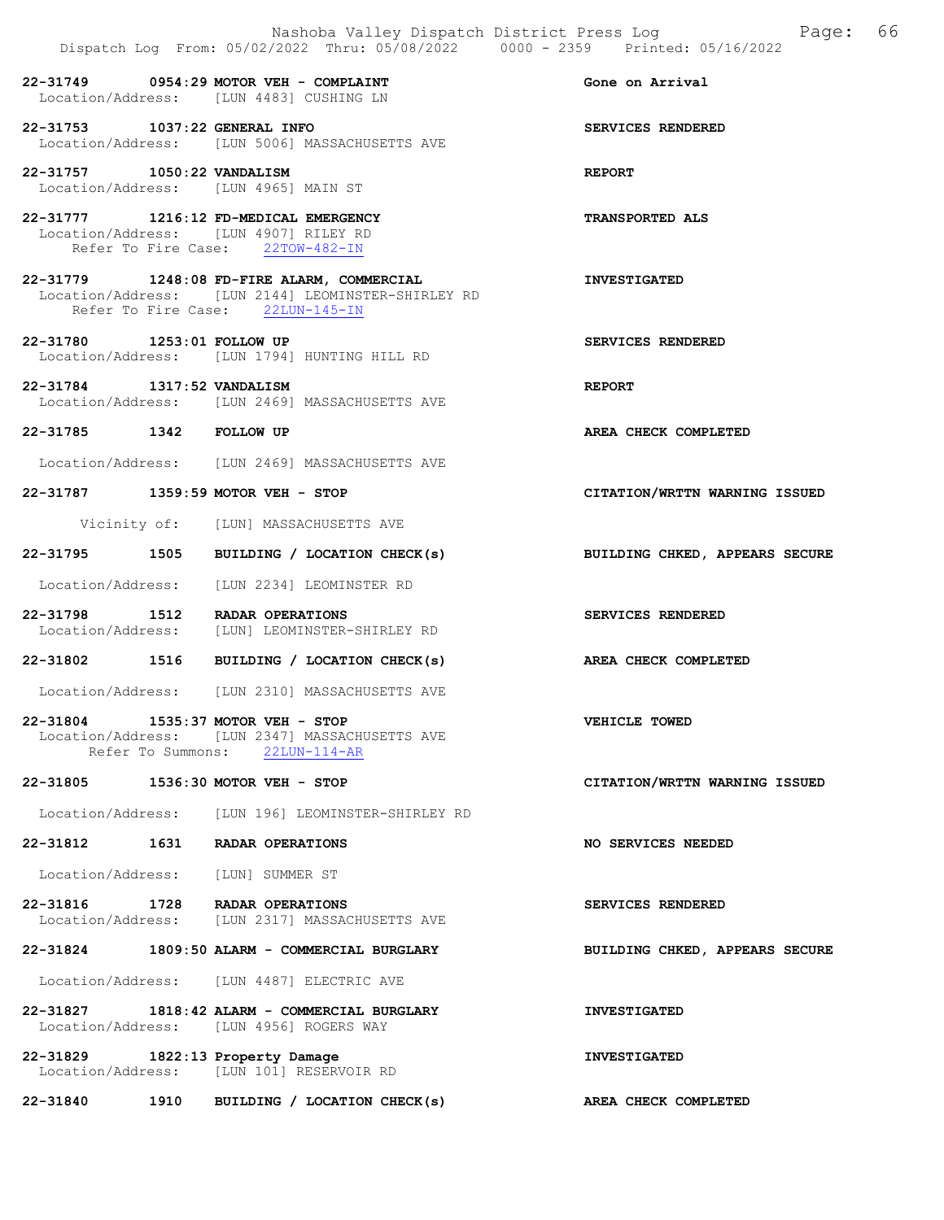22-31749 0954:29 MOTOR VEH - COMPLAINT Gone on Arrival
Location/Address: [LUN 4483] CUSHING LN

22-31753 1037:22 GENERAL INFO SERVICES RENDERED
Location/Address: [LUN 5006] MASSACHUSETTS AVE

22-31757 1050:22 VANDALISM REPORT
Location/Address: [LUN 4965] MAIN ST

22-31777 1216:12 FD-MEDICAL EMERGENCY TRANSPORTED ALS
Location/Address: [LUN 4907] RILEY RD
Refer To Fire Case: 22TOW-482-IN

22-31779 1248:08 FD-FIRE ALARM, COMMERCIAL INVESTIGATED
Location/Address: [LUN 2144] LEOMINSTER-SHIRLEY RD
Refer To Fire Case: 22LUN-145-IN

22-31780 1253:01 FOLLOW UP SERVICES RENDERED
Location/Address: [LUN 1794] HUNTING HILL RD

22-31784 1317:52 VANDALISM REPORT
Location/Address: [LUN 2469] MASSACHUSETTS AVE

22-31785 1342 FOLLOW UP AREA CHECK COMPLETED
Location/Address: [LUN 2469] MASSACHUSETTS AVE

22-31787 1359:59 MOTOR VEH - STOP CITATION/WRTTN WARNING ISSUED
Vicinity of: [LUN] MASSACHUSETTS AVE

22-31795 1505 BUILDING / LOCATION CHECK(s) BUILDING CHKED, APPEARS SECURE
Location/Address: [LUN 2234] LEOMINSTER RD

22-31798 1512 RADAR OPERATIONS SERVICES RENDERED
Location/Address: [LUN] LEOMINSTER-SHIRLEY RD

22-31802 1516 BUILDING / LOCATION CHECK(s) AREA CHECK COMPLETED
Location/Address: [LUN 2310] MASSACHUSETTS AVE

22-31804 1535:37 MOTOR VEH - STOP VEHICLE TOWED
Location/Address: [LUN 2347] MASSACHUSETTS AVE
Refer To Summons: 22LUN-114-AR

22-31805 1536:30 MOTOR VEH - STOP CITATION/WRTTN WARNING ISSUED
Location/Address: [LUN 196] LEOMINSTER-SHIRLEY RD

22-31812 1631 RADAR OPERATIONS NO SERVICES NEEDED
Location/Address: [LUN] SUMMER ST

22-31816 1728 RADAR OPERATIONS SERVICES RENDERED
Location/Address: [LUN 2317] MASSACHUSETTS AVE

22-31824 1809:50 ALARM - COMMERCIAL BURGLARY BUILDING CHKED, APPEARS SECURE
Location/Address: [LUN 4487] ELECTRIC AVE

22-31827 1818:42 ALARM - COMMERCIAL BURGLARY INVESTIGATED
Location/Address: [LUN 4956] ROGERS WAY

22-31829 1822:13 Property Damage INVESTIGATED
Location/Address: [LUN 101] RESERVOIR RD

22-31840 1910 BUILDING / LOCATION CHECK(s) AREA CHECK COMPLETED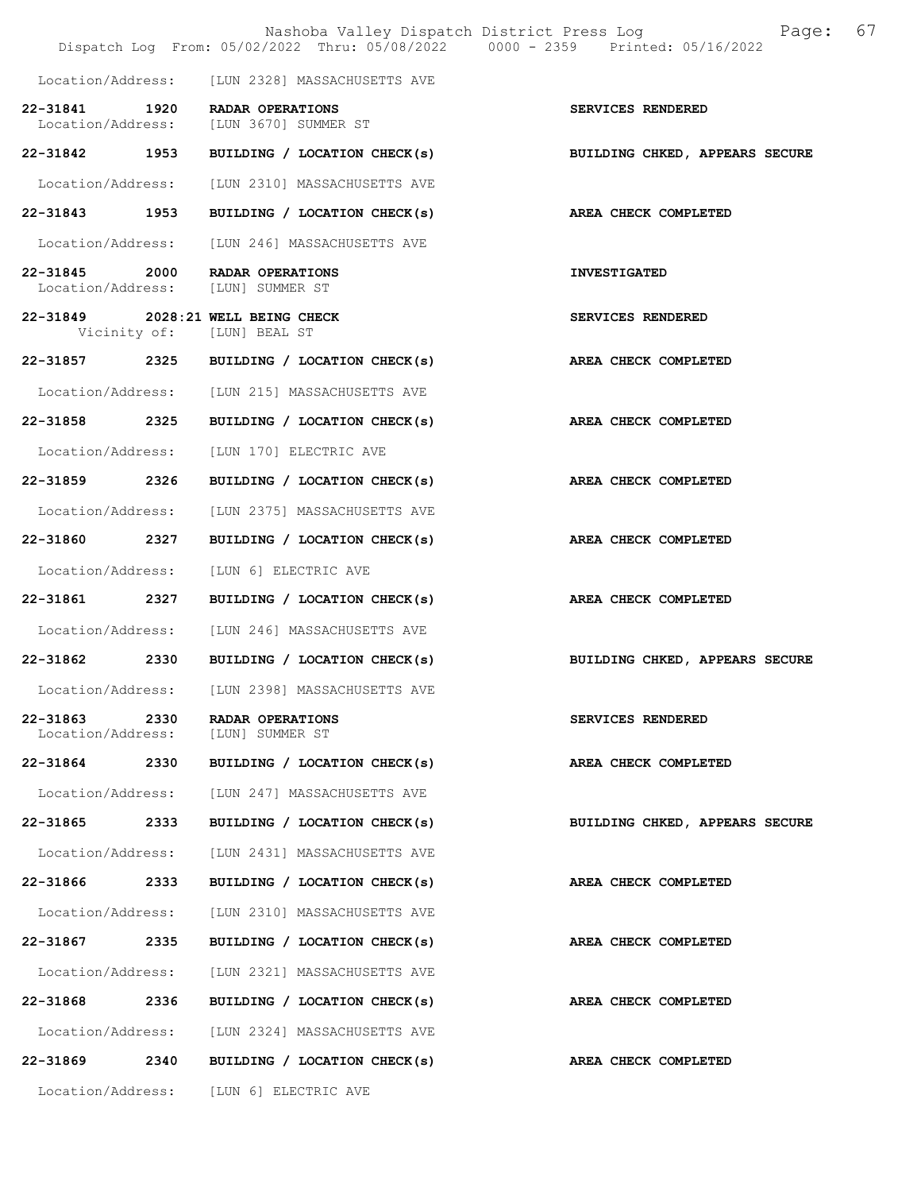Location/Address: [LUN 2328] MASSACHUSETTS AVE

**22-31841 1920 RADAR OPERATIONS** **SERVICES RENDERED**
Location/Address: [LUN 3670] SUMMER ST

**22-31842 1953 BUILDING / LOCATION CHECK(s)** **BUILDING CHKED, APPEARS SECURE**

Location/Address: [LUN 2310] MASSACHUSETTS AVE

**22-31843 1953 BUILDING / LOCATION CHECK(s)** **AREA CHECK COMPLETED**

Location/Address: [LUN 246] MASSACHUSETTS AVE

**22-31845 2000 RADAR OPERATIONS** **INVESTIGATED**
Location/Address: [LUN] SUMMER ST

**22-31849 2028:21 WELL BEING CHECK** **SERVICES RENDERED**
Vicinity of: [LUN] BEAL ST

**22-31857 2325 BUILDING / LOCATION CHECK(s)** **AREA CHECK COMPLETED**

Location/Address: [LUN 215] MASSACHUSETTS AVE

**22-31858 2325 BUILDING / LOCATION CHECK(s)** **AREA CHECK COMPLETED**

Location/Address: [LUN 170] ELECTRIC AVE

**22-31859 2326 BUILDING / LOCATION CHECK(s)** **AREA CHECK COMPLETED**

Location/Address: [LUN 2375] MASSACHUSETTS AVE

**22-31860 2327 BUILDING / LOCATION CHECK(s)** **AREA CHECK COMPLETED**

Location/Address: [LUN 6] ELECTRIC AVE

**22-31861 2327 BUILDING / LOCATION CHECK(s)** **AREA CHECK COMPLETED**

Location/Address: [LUN 246] MASSACHUSETTS AVE

**22-31862 2330 BUILDING / LOCATION CHECK(s)** **BUILDING CHKED, APPEARS SECURE**

Location/Address: [LUN 2398] MASSACHUSETTS AVE

**22-31863 2330 RADAR OPERATIONS** **SERVICES RENDERED**
Location/Address: [LUN] SUMMER ST

**22-31864 2330 BUILDING / LOCATION CHECK(s)** **AREA CHECK COMPLETED**

Location/Address: [LUN 247] MASSACHUSETTS AVE

**22-31865 2333 BUILDING / LOCATION CHECK(s)** **BUILDING CHKED, APPEARS SECURE**

Location/Address: [LUN 2431] MASSACHUSETTS AVE

**22-31866 2333 BUILDING / LOCATION CHECK(s)** **AREA CHECK COMPLETED**

Location/Address: [LUN 2310] MASSACHUSETTS AVE

**22-31867 2335 BUILDING / LOCATION CHECK(s)** **AREA CHECK COMPLETED**

Location/Address: [LUN 2321] MASSACHUSETTS AVE

**22-31868 2336 BUILDING / LOCATION CHECK(s)** **AREA CHECK COMPLETED**

Location/Address: [LUN 2324] MASSACHUSETTS AVE

**22-31869 2340 BUILDING / LOCATION CHECK(s)** **AREA CHECK COMPLETED**

Location/Address: [LUN 6] ELECTRIC AVE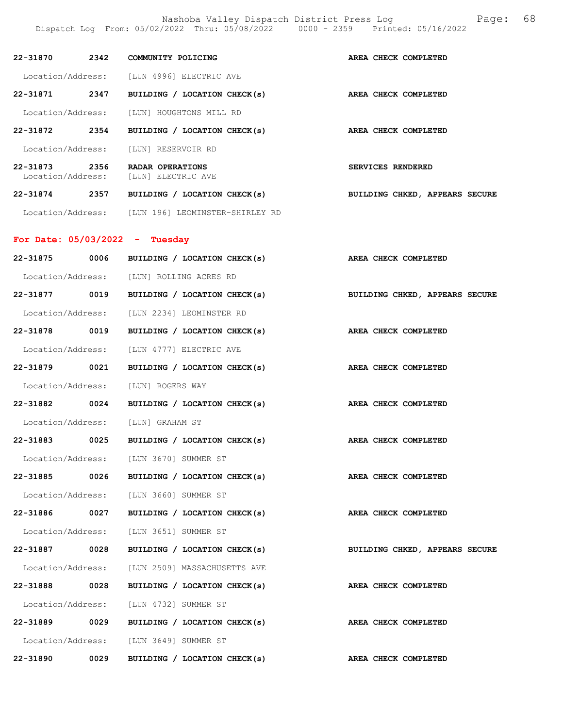**22-31870 2342 COMMUNITY POLICING** — **AREA CHECK COMPLETED**
Location/Address: [LUN 4996] ELECTRIC AVE

**22-31871 2347 BUILDING / LOCATION CHECK(s)** — **AREA CHECK COMPLETED**
Location/Address: [LUN] HOUGHTONS MILL RD

**22-31872 2354 BUILDING / LOCATION CHECK(s)** — **AREA CHECK COMPLETED**
Location/Address: [LUN] RESERVOIR RD

**22-31873 2356 RADAR OPERATIONS** — **SERVICES RENDERED**
Location/Address: [LUN] ELECTRIC AVE

**22-31874 2357 BUILDING / LOCATION CHECK(s)** — **BUILDING CHKED, APPEARS SECURE**
Location/Address: [LUN 196] LEOMINSTER-SHIRLEY RD

## For Date: 05/03/2022 - Tuesday

**22-31875 0006 BUILDING / LOCATION CHECK(s)** — **AREA CHECK COMPLETED**
Location/Address: [LUN] ROLLING ACRES RD

**22-31877 0019 BUILDING / LOCATION CHECK(s)** — **BUILDING CHKED, APPEARS SECURE**
Location/Address: [LUN 2234] LEOMINSTER RD

**22-31878 0019 BUILDING / LOCATION CHECK(s)** — **AREA CHECK COMPLETED**
Location/Address: [LUN 4777] ELECTRIC AVE

**22-31879 0021 BUILDING / LOCATION CHECK(s)** — **AREA CHECK COMPLETED**
Location/Address: [LUN] ROGERS WAY

**22-31882 0024 BUILDING / LOCATION CHECK(s)** — **AREA CHECK COMPLETED**
Location/Address: [LUN] GRAHAM ST

**22-31883 0025 BUILDING / LOCATION CHECK(s)** — **AREA CHECK COMPLETED**
Location/Address: [LUN 3670] SUMMER ST

**22-31885 0026 BUILDING / LOCATION CHECK(s)** — **AREA CHECK COMPLETED**
Location/Address: [LUN 3660] SUMMER ST

**22-31886 0027 BUILDING / LOCATION CHECK(s)** — **AREA CHECK COMPLETED**
Location/Address: [LUN 3651] SUMMER ST

**22-31887 0028 BUILDING / LOCATION CHECK(s)** — **BUILDING CHKED, APPEARS SECURE**
Location/Address: [LUN 2509] MASSACHUSETTS AVE

**22-31888 0028 BUILDING / LOCATION CHECK(s)** — **AREA CHECK COMPLETED**
Location/Address: [LUN 4732] SUMMER ST

**22-31889 0029 BUILDING / LOCATION CHECK(s)** — **AREA CHECK COMPLETED**
Location/Address: [LUN 3649] SUMMER ST

**22-31890 0029 BUILDING / LOCATION CHECK(s)** — **AREA CHECK COMPLETED**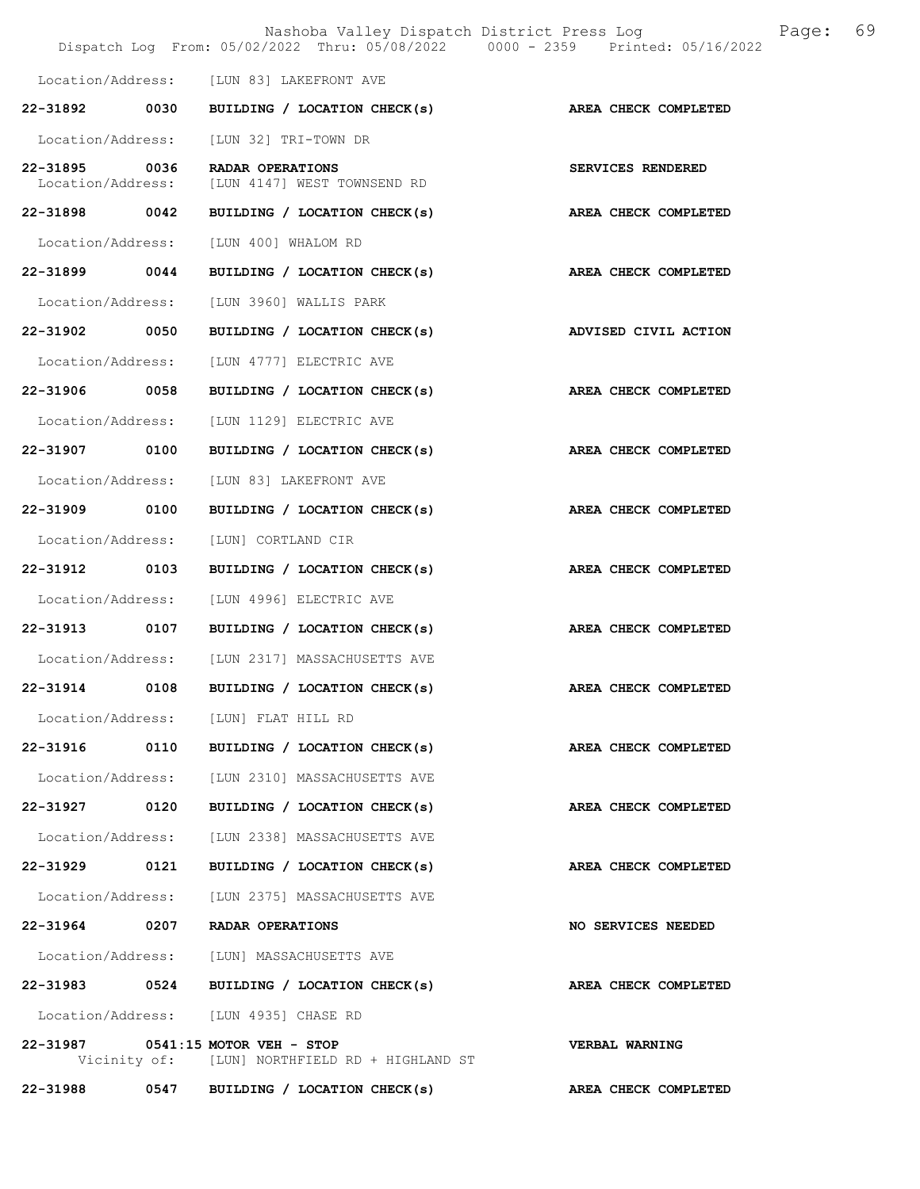Location/Address: [LUN 83] LAKEFRONT AVE

**22-31892 0030 BUILDING / LOCATION CHECK(s)** — **AREA CHECK COMPLETED**

Location/Address: [LUN 32] TRI-TOWN DR

**22-31895 0036 RADAR OPERATIONS** — **SERVICES RENDERED**
Location/Address: [LUN 4147] WEST TOWNSEND RD

**22-31898 0042 BUILDING / LOCATION CHECK(s)** — **AREA CHECK COMPLETED**

Location/Address: [LUN 400] WHALOM RD

**22-31899 0044 BUILDING / LOCATION CHECK(s)** — **AREA CHECK COMPLETED**

Location/Address: [LUN 3960] WALLIS PARK

**22-31902 0050 BUILDING / LOCATION CHECK(s)** — **ADVISED CIVIL ACTION**

Location/Address: [LUN 4777] ELECTRIC AVE

**22-31906 0058 BUILDING / LOCATION CHECK(s)** — **AREA CHECK COMPLETED**

Location/Address: [LUN 1129] ELECTRIC AVE

**22-31907 0100 BUILDING / LOCATION CHECK(s)** — **AREA CHECK COMPLETED**

Location/Address: [LUN 83] LAKEFRONT AVE

**22-31909 0100 BUILDING / LOCATION CHECK(s)** — **AREA CHECK COMPLETED**

Location/Address: [LUN] CORTLAND CIR

**22-31912 0103 BUILDING / LOCATION CHECK(s)** — **AREA CHECK COMPLETED**

Location/Address: [LUN 4996] ELECTRIC AVE

**22-31913 0107 BUILDING / LOCATION CHECK(s)** — **AREA CHECK COMPLETED**

Location/Address: [LUN 2317] MASSACHUSETTS AVE

**22-31914 0108 BUILDING / LOCATION CHECK(s)** — **AREA CHECK COMPLETED**

Location/Address: [LUN] FLAT HILL RD

**22-31916 0110 BUILDING / LOCATION CHECK(s)** — **AREA CHECK COMPLETED**

Location/Address: [LUN 2310] MASSACHUSETTS AVE

**22-31927 0120 BUILDING / LOCATION CHECK(s)** — **AREA CHECK COMPLETED**

Location/Address: [LUN 2338] MASSACHUSETTS AVE

**22-31929 0121 BUILDING / LOCATION CHECK(s)** — **AREA CHECK COMPLETED**

Location/Address: [LUN 2375] MASSACHUSETTS AVE

**22-31964 0207 RADAR OPERATIONS** — **NO SERVICES NEEDED**

Location/Address: [LUN] MASSACHUSETTS AVE

**22-31983 0524 BUILDING / LOCATION CHECK(s)** — **AREA CHECK COMPLETED**

Location/Address: [LUN 4935] CHASE RD

**22-31987 0541:15 MOTOR VEH - STOP** — **VERBAL WARNING**
Vicinity of: [LUN] NORTHFIELD RD + HIGHLAND ST

**22-31988 0547 BUILDING / LOCATION CHECK(s)** — **AREA CHECK COMPLETED**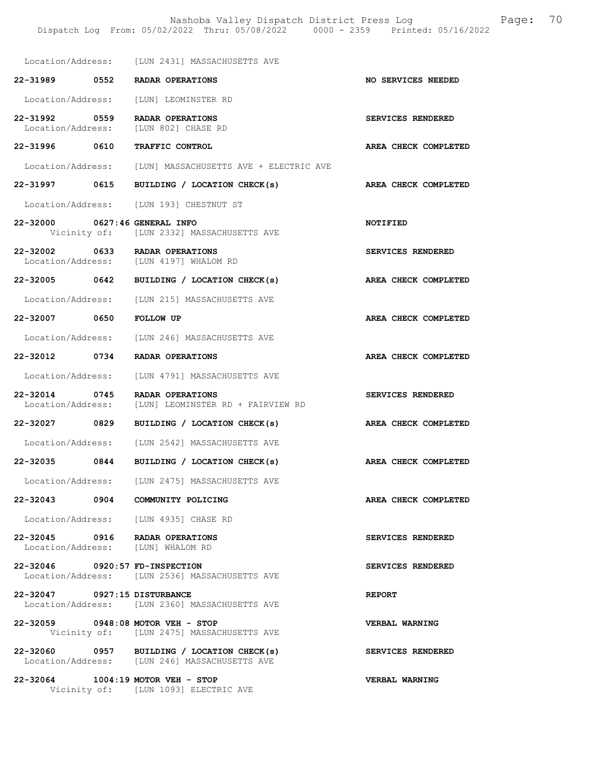Location/Address: [LUN 2431] MASSACHUSETTS AVE

**22-31989 0552 RADAR OPERATIONS** — NO SERVICES NEEDED
Location/Address: [LUN] LEOMINSTER RD

**22-31992 0559 RADAR OPERATIONS** — SERVICES RENDERED
Location/Address: [LUN 802] CHASE RD

**22-31996 0610 TRAFFIC CONTROL** — AREA CHECK COMPLETED
Location/Address: [LUN] MASSACHUSETTS AVE + ELECTRIC AVE

**22-31997 0615 BUILDING / LOCATION CHECK(s)** — AREA CHECK COMPLETED
Location/Address: [LUN 193] CHESTNUT ST

**22-32000 0627:46 GENERAL INFO** — NOTIFIED
Vicinity of: [LUN 2332] MASSACHUSETTS AVE

**22-32002 0633 RADAR OPERATIONS** — SERVICES RENDERED
Location/Address: [LUN 4197] WHALOM RD

**22-32005 0642 BUILDING / LOCATION CHECK(s)** — AREA CHECK COMPLETED
Location/Address: [LUN 215] MASSACHUSETTS AVE

**22-32007 0650 FOLLOW UP** — AREA CHECK COMPLETED
Location/Address: [LUN 246] MASSACHUSETTS AVE

**22-32012 0734 RADAR OPERATIONS** — AREA CHECK COMPLETED
Location/Address: [LUN 4791] MASSACHUSETTS AVE

**22-32014 0745 RADAR OPERATIONS** — SERVICES RENDERED
Location/Address: [LUN] LEOMINSTER RD + FAIRVIEW RD

**22-32027 0829 BUILDING / LOCATION CHECK(s)** — AREA CHECK COMPLETED
Location/Address: [LUN 2542] MASSACHUSETTS AVE

**22-32035 0844 BUILDING / LOCATION CHECK(s)** — AREA CHECK COMPLETED
Location/Address: [LUN 2475] MASSACHUSETTS AVE

**22-32043 0904 COMMUNITY POLICING** — AREA CHECK COMPLETED
Location/Address: [LUN 4935] CHASE RD

**22-32045 0916 RADAR OPERATIONS** — SERVICES RENDERED
Location/Address: [LUN] WHALOM RD

**22-32046 0920:57 FD-INSPECTION** — SERVICES RENDERED
Location/Address: [LUN 2536] MASSACHUSETTS AVE

**22-32047 0927:15 DISTURBANCE** — REPORT
Location/Address: [LUN 2360] MASSACHUSETTS AVE

**22-32059 0948:08 MOTOR VEH - STOP** — VERBAL WARNING
Vicinity of: [LUN 2475] MASSACHUSETTS AVE

**22-32060 0957 BUILDING / LOCATION CHECK(s)** — SERVICES RENDERED
Location/Address: [LUN 246] MASSACHUSETTS AVE

**22-32064 1004:19 MOTOR VEH - STOP** — VERBAL WARNING
Vicinity of: [LUN 1093] ELECTRIC AVE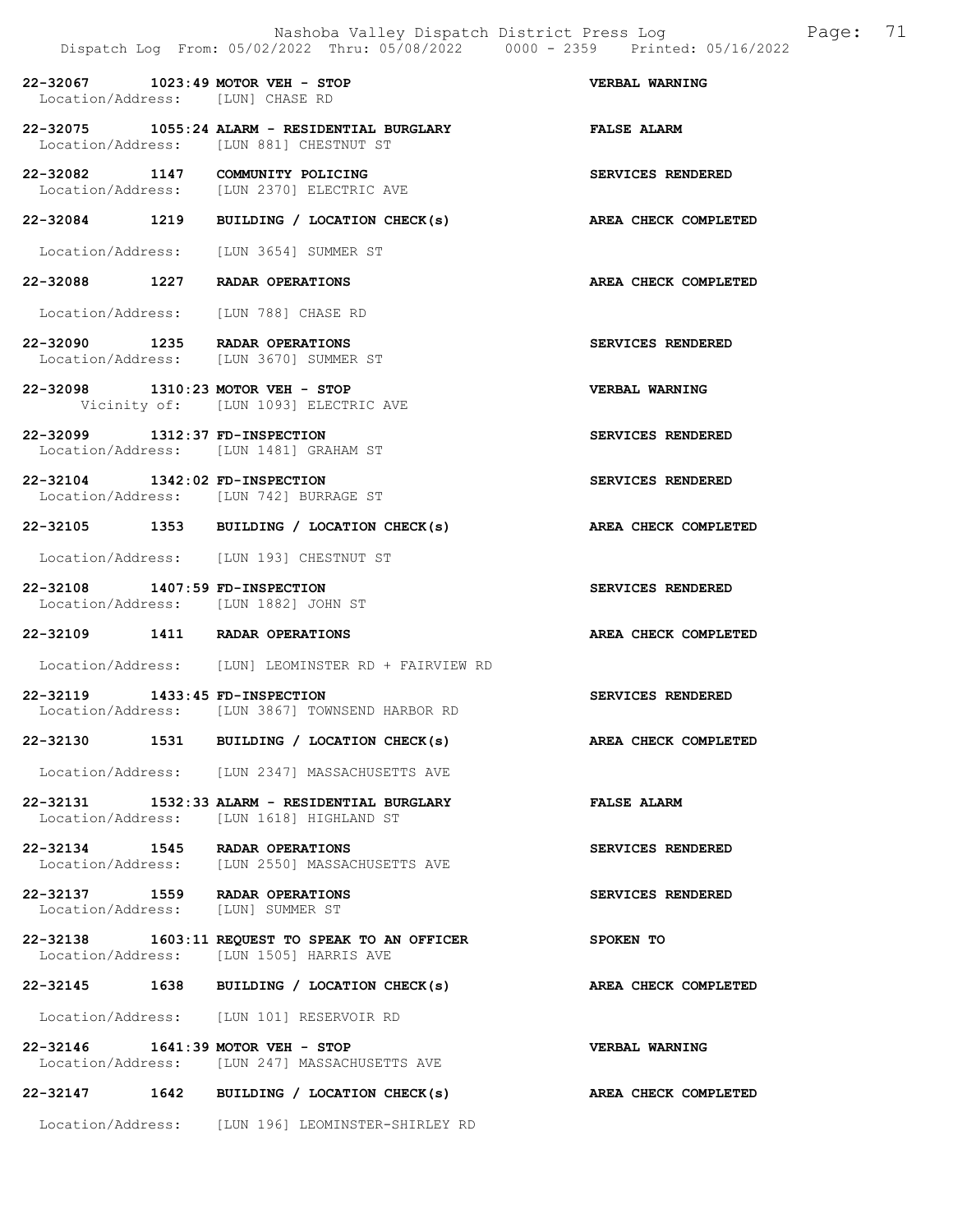22-32067 1023:49 MOTOR VEH - STOP VERBAL WARNING
Location/Address: [LUN] CHASE RD

22-32075 1055:24 ALARM - RESIDENTIAL BURGLARY FALSE ALARM
Location/Address: [LUN 881] CHESTNUT ST

22-32082 1147 COMMUNITY POLICING SERVICES RENDERED
Location/Address: [LUN 2370] ELECTRIC AVE

22-32084 1219 BUILDING / LOCATION CHECK(s) AREA CHECK COMPLETED

Location/Address: [LUN 3654] SUMMER ST

22-32088 1227 RADAR OPERATIONS AREA CHECK COMPLETED

Location/Address: [LUN 788] CHASE RD

22-32090 1235 RADAR OPERATIONS SERVICES RENDERED
Location/Address: [LUN 3670] SUMMER ST

22-32098 1310:23 MOTOR VEH - STOP VERBAL WARNING
Vicinity of: [LUN 1093] ELECTRIC AVE

22-32099 1312:37 FD-INSPECTION SERVICES RENDERED
Location/Address: [LUN 1481] GRAHAM ST

22-32104 1342:02 FD-INSPECTION SERVICES RENDERED
Location/Address: [LUN 742] BURRAGE ST

22-32105 1353 BUILDING / LOCATION CHECK(s) AREA CHECK COMPLETED

Location/Address: [LUN 193] CHESTNUT ST

22-32108 1407:59 FD-INSPECTION SERVICES RENDERED
Location/Address: [LUN 1882] JOHN ST

22-32109 1411 RADAR OPERATIONS AREA CHECK COMPLETED

Location/Address: [LUN] LEOMINSTER RD + FAIRVIEW RD

22-32119 1433:45 FD-INSPECTION SERVICES RENDERED
Location/Address: [LUN 3867] TOWNSEND HARBOR RD

22-32130 1531 BUILDING / LOCATION CHECK(s) AREA CHECK COMPLETED

Location/Address: [LUN 2347] MASSACHUSETTS AVE

22-32131 1532:33 ALARM - RESIDENTIAL BURGLARY FALSE ALARM
Location/Address: [LUN 1618] HIGHLAND ST

22-32134 1545 RADAR OPERATIONS SERVICES RENDERED
Location/Address: [LUN 2550] MASSACHUSETTS AVE

22-32137 1559 RADAR OPERATIONS SERVICES RENDERED
Location/Address: [LUN] SUMMER ST

22-32138 1603:11 REQUEST TO SPEAK TO AN OFFICER SPOKEN TO
Location/Address: [LUN 1505] HARRIS AVE

22-32145 1638 BUILDING / LOCATION CHECK(s) AREA CHECK COMPLETED

Location/Address: [LUN 101] RESERVOIR RD

22-32146 1641:39 MOTOR VEH - STOP VERBAL WARNING
Location/Address: [LUN 247] MASSACHUSETTS AVE

22-32147 1642 BUILDING / LOCATION CHECK(s) AREA CHECK COMPLETED

Location/Address: [LUN 196] LEOMINSTER-SHIRLEY RD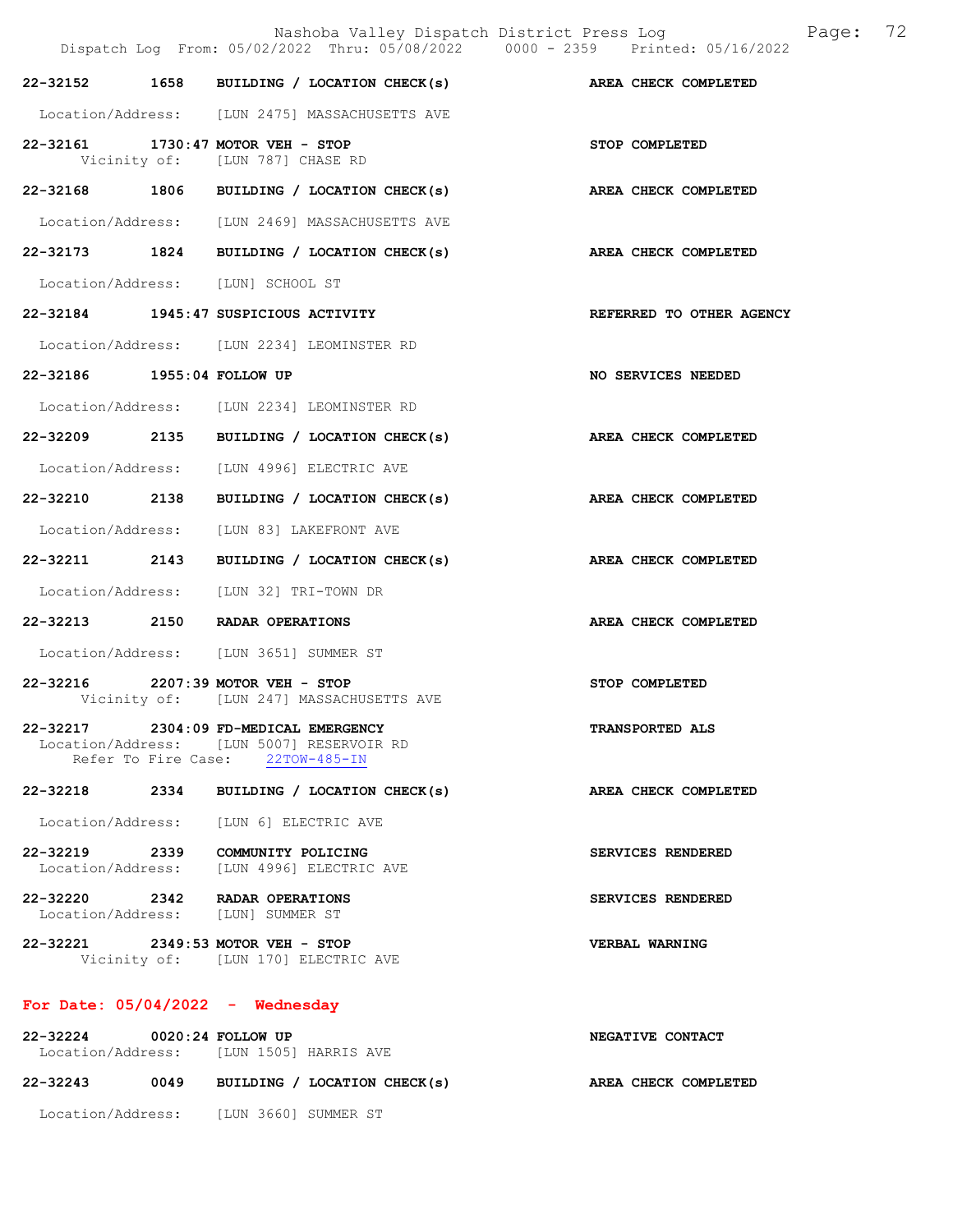22-32152 1658 BUILDING / LOCATION CHECK(s) AREA CHECK COMPLETED

Location/Address: [LUN 2475] MASSACHUSETTS AVE

22-32161 1730:47 MOTOR VEH - STOP STOP COMPLETED
Vicinity of: [LUN 787] CHASE RD

22-32168 1806 BUILDING / LOCATION CHECK(s) AREA CHECK COMPLETED

Location/Address: [LUN 2469] MASSACHUSETTS AVE

22-32173 1824 BUILDING / LOCATION CHECK(s) AREA CHECK COMPLETED

Location/Address: [LUN] SCHOOL ST

22-32184 1945:47 SUSPICIOUS ACTIVITY REFERRED TO OTHER AGENCY

Location/Address: [LUN 2234] LEOMINSTER RD

22-32186 1955:04 FOLLOW UP NO SERVICES NEEDED

Location/Address: [LUN 2234] LEOMINSTER RD

22-32209 2135 BUILDING / LOCATION CHECK(s) AREA CHECK COMPLETED

Location/Address: [LUN 4996] ELECTRIC AVE

22-32210 2138 BUILDING / LOCATION CHECK(s) AREA CHECK COMPLETED

Location/Address: [LUN 83] LAKEFRONT AVE

22-32211 2143 BUILDING / LOCATION CHECK(s) AREA CHECK COMPLETED

Location/Address: [LUN 32] TRI-TOWN DR

22-32213 2150 RADAR OPERATIONS AREA CHECK COMPLETED

Location/Address: [LUN 3651] SUMMER ST

22-32216 2207:39 MOTOR VEH - STOP STOP COMPLETED
Vicinity of: [LUN 247] MASSACHUSETTS AVE

22-32217 2304:09 FD-MEDICAL EMERGENCY TRANSPORTED ALS
Location/Address: [LUN 5007] RESERVOIR RD
Refer To Fire Case: 22TOW-485-IN

22-32218 2334 BUILDING / LOCATION CHECK(s) AREA CHECK COMPLETED

Location/Address: [LUN 6] ELECTRIC AVE

22-32219 2339 COMMUNITY POLICING SERVICES RENDERED
Location/Address: [LUN 4996] ELECTRIC AVE

22-32220 2342 RADAR OPERATIONS SERVICES RENDERED
Location/Address: [LUN] SUMMER ST

22-32221 2349:53 MOTOR VEH - STOP VERBAL WARNING
Vicinity of: [LUN 170] ELECTRIC AVE

## For Date: 05/04/2022 - Wednesday

22-32224 0020:24 FOLLOW UP NEGATIVE CONTACT
Location/Address: [LUN 1505] HARRIS AVE

22-32243 0049 BUILDING / LOCATION CHECK(s) AREA CHECK COMPLETED

Location/Address: [LUN 3660] SUMMER ST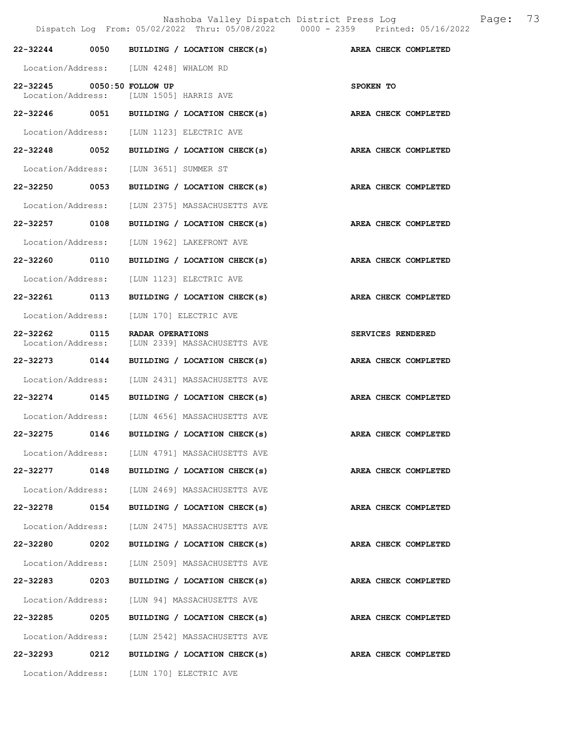| Call # | Time | Call Reason | Action |
|---|---|---|---|
| 22-32244 | 0050 | BUILDING / LOCATION CHECK(s) | AREA CHECK COMPLETED |
| Location/Address: | | [LUN 4248] WHALOM RD | |
| 22-32245 | 0050:50 | FOLLOW UP | SPOKEN TO |
| Location/Address: | | [LUN 1505] HARRIS AVE | |
| 22-32246 | 0051 | BUILDING / LOCATION CHECK(s) | AREA CHECK COMPLETED |
| Location/Address: | | [LUN 1123] ELECTRIC AVE | |
| 22-32248 | 0052 | BUILDING / LOCATION CHECK(s) | AREA CHECK COMPLETED |
| Location/Address: | | [LUN 3651] SUMMER ST | |
| 22-32250 | 0053 | BUILDING / LOCATION CHECK(s) | AREA CHECK COMPLETED |
| Location/Address: | | [LUN 2375] MASSACHUSETTS AVE | |
| 22-32257 | 0108 | BUILDING / LOCATION CHECK(s) | AREA CHECK COMPLETED |
| Location/Address: | | [LUN 1962] LAKEFRONT AVE | |
| 22-32260 | 0110 | BUILDING / LOCATION CHECK(s) | AREA CHECK COMPLETED |
| Location/Address: | | [LUN 1123] ELECTRIC AVE | |
| 22-32261 | 0113 | BUILDING / LOCATION CHECK(s) | AREA CHECK COMPLETED |
| Location/Address: | | [LUN 170] ELECTRIC AVE | |
| 22-32262 | 0115 | RADAR OPERATIONS | SERVICES RENDERED |
| Location/Address: | | [LUN 2339] MASSACHUSETTS AVE | |
| 22-32273 | 0144 | BUILDING / LOCATION CHECK(s) | AREA CHECK COMPLETED |
| Location/Address: | | [LUN 2431] MASSACHUSETTS AVE | |
| 22-32274 | 0145 | BUILDING / LOCATION CHECK(s) | AREA CHECK COMPLETED |
| Location/Address: | | [LUN 4656] MASSACHUSETTS AVE | |
| 22-32275 | 0146 | BUILDING / LOCATION CHECK(s) | AREA CHECK COMPLETED |
| Location/Address: | | [LUN 4791] MASSACHUSETTS AVE | |
| 22-32277 | 0148 | BUILDING / LOCATION CHECK(s) | AREA CHECK COMPLETED |
| Location/Address: | | [LUN 2469] MASSACHUSETTS AVE | |
| 22-32278 | 0154 | BUILDING / LOCATION CHECK(s) | AREA CHECK COMPLETED |
| Location/Address: | | [LUN 2475] MASSACHUSETTS AVE | |
| 22-32280 | 0202 | BUILDING / LOCATION CHECK(s) | AREA CHECK COMPLETED |
| Location/Address: | | [LUN 2509] MASSACHUSETTS AVE | |
| 22-32283 | 0203 | BUILDING / LOCATION CHECK(s) | AREA CHECK COMPLETED |
| Location/Address: | | [LUN 94] MASSACHUSETTS AVE | |
| 22-32285 | 0205 | BUILDING / LOCATION CHECK(s) | AREA CHECK COMPLETED |
| Location/Address: | | [LUN 2542] MASSACHUSETTS AVE | |
| 22-32293 | 0212 | BUILDING / LOCATION CHECK(s) | AREA CHECK COMPLETED |
| Location/Address: | | [LUN 170] ELECTRIC AVE | |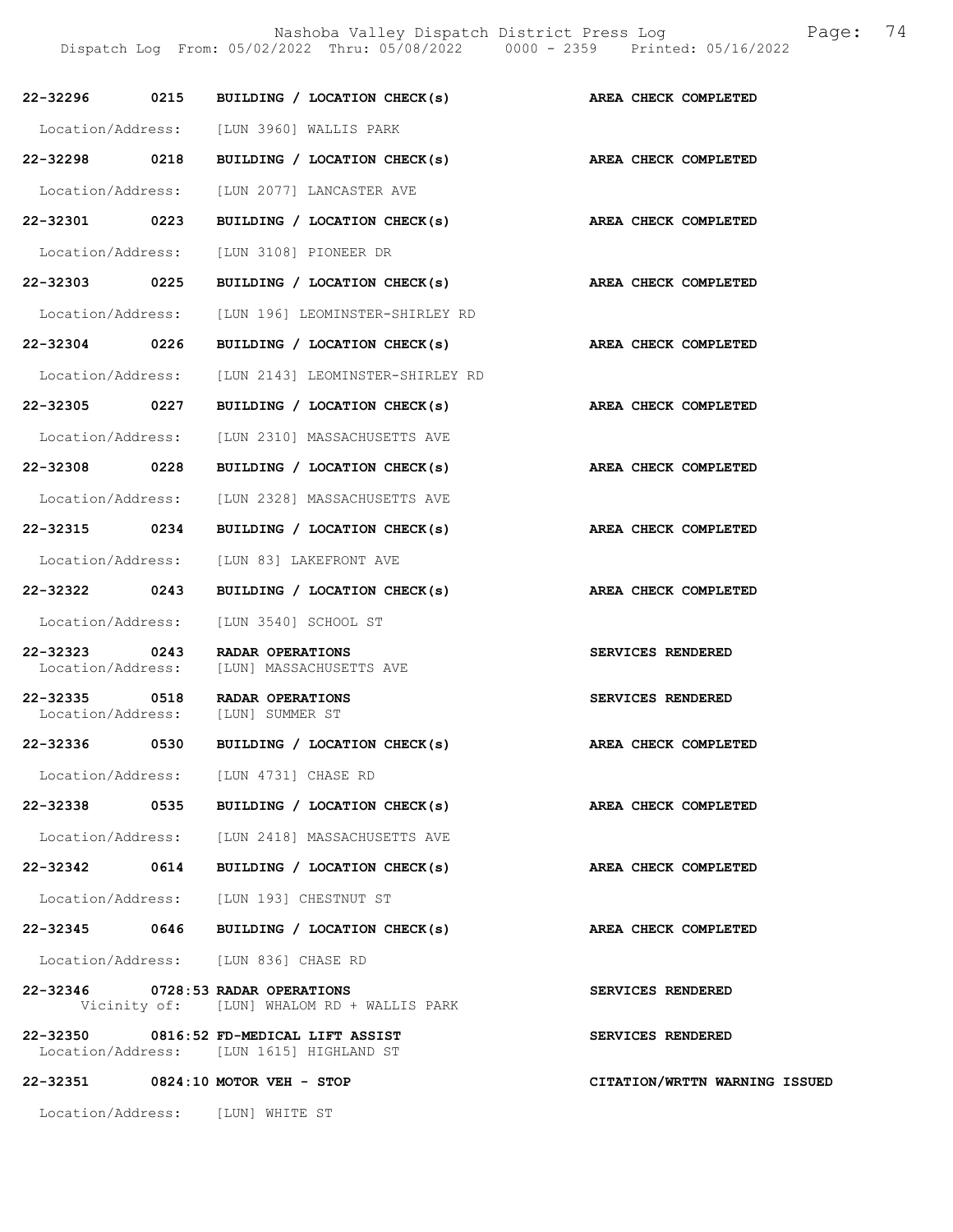| Call # | Time | Call Type | Disposition |
|---|---|---|---|
| 22-32296 | 0215 | BUILDING / LOCATION CHECK(s) | AREA CHECK COMPLETED |
| Location/Address: | | [LUN 3960] WALLIS PARK | |
| 22-32298 | 0218 | BUILDING / LOCATION CHECK(s) | AREA CHECK COMPLETED |
| Location/Address: | | [LUN 2077] LANCASTER AVE | |
| 22-32301 | 0223 | BUILDING / LOCATION CHECK(s) | AREA CHECK COMPLETED |
| Location/Address: | | [LUN 3108] PIONEER DR | |
| 22-32303 | 0225 | BUILDING / LOCATION CHECK(s) | AREA CHECK COMPLETED |
| Location/Address: | | [LUN 196] LEOMINSTER-SHIRLEY RD | |
| 22-32304 | 0226 | BUILDING / LOCATION CHECK(s) | AREA CHECK COMPLETED |
| Location/Address: | | [LUN 2143] LEOMINSTER-SHIRLEY RD | |
| 22-32305 | 0227 | BUILDING / LOCATION CHECK(s) | AREA CHECK COMPLETED |
| Location/Address: | | [LUN 2310] MASSACHUSETTS AVE | |
| 22-32308 | 0228 | BUILDING / LOCATION CHECK(s) | AREA CHECK COMPLETED |
| Location/Address: | | [LUN 2328] MASSACHUSETTS AVE | |
| 22-32315 | 0234 | BUILDING / LOCATION CHECK(s) | AREA CHECK COMPLETED |
| Location/Address: | | [LUN 83] LAKEFRONT AVE | |
| 22-32322 | 0243 | BUILDING / LOCATION CHECK(s) | AREA CHECK COMPLETED |
| Location/Address: | | [LUN 3540] SCHOOL ST | |
| 22-32323 | 0243 | RADAR OPERATIONS | SERVICES RENDERED |
| Location/Address: | | [LUN] MASSACHUSETTS AVE | |
| 22-32335 | 0518 | RADAR OPERATIONS | SERVICES RENDERED |
| Location/Address: | | [LUN] SUMMER ST | |
| 22-32336 | 0530 | BUILDING / LOCATION CHECK(s) | AREA CHECK COMPLETED |
| Location/Address: | | [LUN 4731] CHASE RD | |
| 22-32338 | 0535 | BUILDING / LOCATION CHECK(s) | AREA CHECK COMPLETED |
| Location/Address: | | [LUN 2418] MASSACHUSETTS AVE | |
| 22-32342 | 0614 | BUILDING / LOCATION CHECK(s) | AREA CHECK COMPLETED |
| Location/Address: | | [LUN 193] CHESTNUT ST | |
| 22-32345 | 0646 | BUILDING / LOCATION CHECK(s) | AREA CHECK COMPLETED |
| Location/Address: | | [LUN 836] CHASE RD | |
| 22-32346 | 0728:53 | RADAR OPERATIONS | SERVICES RENDERED |
| Vicinity of: | | [LUN] WHALOM RD + WALLIS PARK | |
| 22-32350 | 0816:52 | FD-MEDICAL LIFT ASSIST | SERVICES RENDERED |
| Location/Address: | | [LUN 1615] HIGHLAND ST | |
| 22-32351 | 0824:10 | MOTOR VEH - STOP | CITATION/WRTTN WARNING ISSUED |
| Location/Address: | | [LUN] WHITE ST | |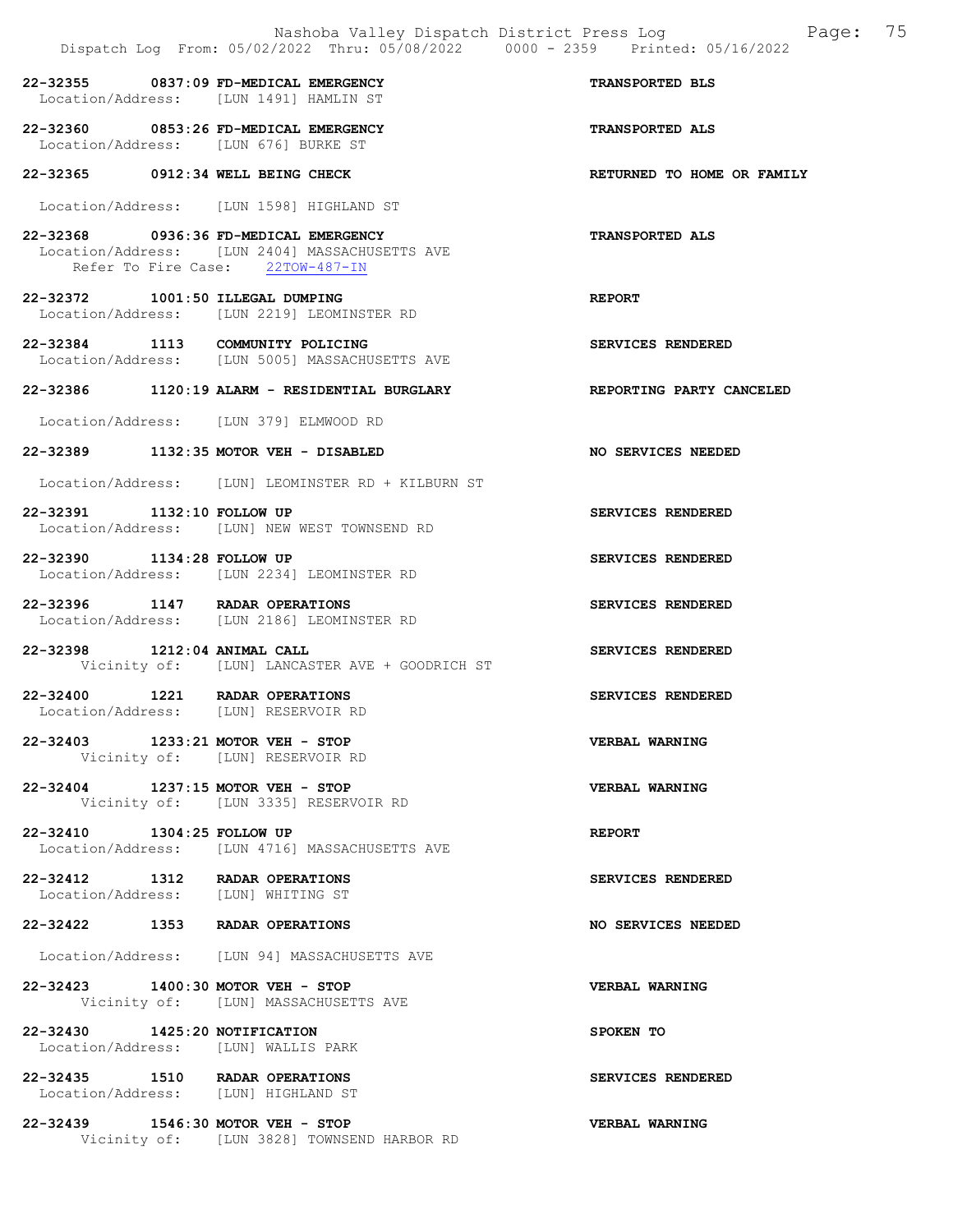22-32355 0837:09 FD-MEDICAL EMERGENCY — TRANSPORTED BLS
Location/Address: [LUN 1491] HAMLIN ST

22-32360 0853:26 FD-MEDICAL EMERGENCY — TRANSPORTED ALS
Location/Address: [LUN 676] BURKE ST

22-32365 0912:34 WELL BEING CHECK — RETURNED TO HOME OR FAMILY
Location/Address: [LUN 1598] HIGHLAND ST

22-32368 0936:36 FD-MEDICAL EMERGENCY — TRANSPORTED ALS
Location/Address: [LUN 2404] MASSACHUSETTS AVE
Refer To Fire Case: 22TOW-487-IN

22-32372 1001:50 ILLEGAL DUMPING — REPORT
Location/Address: [LUN 2219] LEOMINSTER RD

22-32384 1113 COMMUNITY POLICING — SERVICES RENDERED
Location/Address: [LUN 5005] MASSACHUSETTS AVE

22-32386 1120:19 ALARM - RESIDENTIAL BURGLARY — REPORTING PARTY CANCELED
Location/Address: [LUN 379] ELMWOOD RD

22-32389 1132:35 MOTOR VEH - DISABLED — NO SERVICES NEEDED
Location/Address: [LUN] LEOMINSTER RD + KILBURN ST

22-32391 1132:10 FOLLOW UP — SERVICES RENDERED
Location/Address: [LUN] NEW WEST TOWNSEND RD

22-32390 1134:28 FOLLOW UP — SERVICES RENDERED
Location/Address: [LUN 2234] LEOMINSTER RD

22-32396 1147 RADAR OPERATIONS — SERVICES RENDERED
Location/Address: [LUN 2186] LEOMINSTER RD

22-32398 1212:04 ANIMAL CALL — SERVICES RENDERED
Vicinity of: [LUN] LANCASTER AVE + GOODRICH ST

22-32400 1221 RADAR OPERATIONS — SERVICES RENDERED
Location/Address: [LUN] RESERVOIR RD

22-32403 1233:21 MOTOR VEH - STOP — VERBAL WARNING
Vicinity of: [LUN] RESERVOIR RD

22-32404 1237:15 MOTOR VEH - STOP — VERBAL WARNING
Vicinity of: [LUN 3335] RESERVOIR RD

22-32410 1304:25 FOLLOW UP — REPORT
Location/Address: [LUN 4716] MASSACHUSETTS AVE

22-32412 1312 RADAR OPERATIONS — SERVICES RENDERED
Location/Address: [LUN] WHITING ST

22-32422 1353 RADAR OPERATIONS — NO SERVICES NEEDED
Location/Address: [LUN 94] MASSACHUSETTS AVE

22-32423 1400:30 MOTOR VEH - STOP — VERBAL WARNING
Vicinity of: [LUN] MASSACHUSETTS AVE

22-32430 1425:20 NOTIFICATION — SPOKEN TO
Location/Address: [LUN] WALLIS PARK

22-32435 1510 RADAR OPERATIONS — SERVICES RENDERED
Location/Address: [LUN] HIGHLAND ST

22-32439 1546:30 MOTOR VEH - STOP — VERBAL WARNING
Vicinity of: [LUN 3828] TOWNSEND HARBOR RD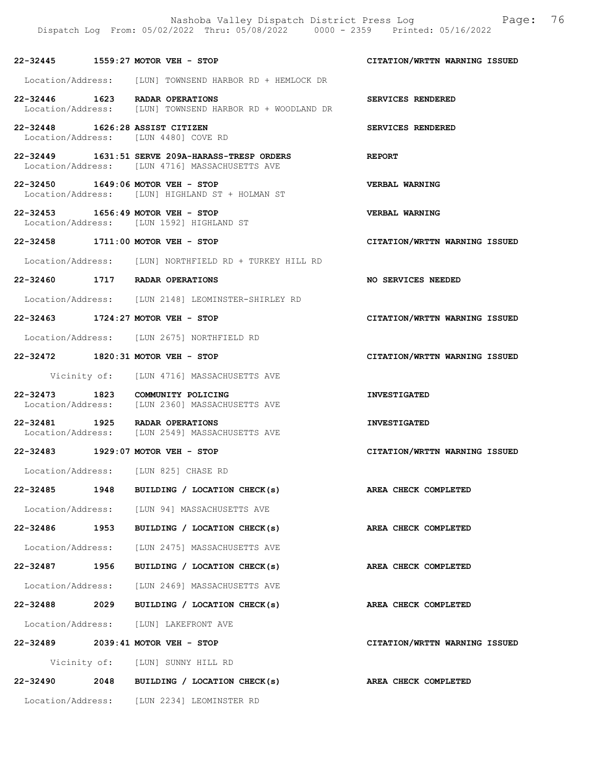**22-32445 1559:27 MOTOR VEH - STOP** — **CITATION/WRTTN WARNING ISSUED**

Location/Address: [LUN] TOWNSEND HARBOR RD + HEMLOCK DR

**22-32446 1623 RADAR OPERATIONS** — **SERVICES RENDERED**

Location/Address: [LUN] TOWNSEND HARBOR RD + WOODLAND DR

**22-32448 1626:28 ASSIST CITIZEN** — **SERVICES RENDERED**

Location/Address: [LUN 4480] COVE RD

**22-32449 1631:51 SERVE 209A-HARASS-TRESP ORDERS** — **REPORT**

Location/Address: [LUN 4716] MASSACHUSETTS AVE

**22-32450 1649:06 MOTOR VEH - STOP** — **VERBAL WARNING**

Location/Address: [LUN] HIGHLAND ST + HOLMAN ST

**22-32453 1656:49 MOTOR VEH - STOP** — **VERBAL WARNING**

Location/Address: [LUN 1592] HIGHLAND ST

**22-32458 1711:00 MOTOR VEH - STOP** — **CITATION/WRTTN WARNING ISSUED**

Location/Address: [LUN] NORTHFIELD RD + TURKEY HILL RD

**22-32460 1717 RADAR OPERATIONS** — **NO SERVICES NEEDED**

Location/Address: [LUN 2148] LEOMINSTER-SHIRLEY RD

**22-32463 1724:27 MOTOR VEH - STOP** — **CITATION/WRTTN WARNING ISSUED**

Location/Address: [LUN 2675] NORTHFIELD RD

**22-32472 1820:31 MOTOR VEH - STOP** — **CITATION/WRTTN WARNING ISSUED**

Vicinity of: [LUN 4716] MASSACHUSETTS AVE

**22-32473 1823 COMMUNITY POLICING** — **INVESTIGATED**

Location/Address: [LUN 2360] MASSACHUSETTS AVE

**22-32481 1925 RADAR OPERATIONS** — **INVESTIGATED**

Location/Address: [LUN 2549] MASSACHUSETTS AVE

**22-32483 1929:07 MOTOR VEH - STOP** — **CITATION/WRTTN WARNING ISSUED**

Location/Address: [LUN 825] CHASE RD

**22-32485 1948 BUILDING / LOCATION CHECK(s)** — **AREA CHECK COMPLETED**

Location/Address: [LUN 94] MASSACHUSETTS AVE

**22-32486 1953 BUILDING / LOCATION CHECK(s)** — **AREA CHECK COMPLETED**

Location/Address: [LUN 2475] MASSACHUSETTS AVE

**22-32487 1956 BUILDING / LOCATION CHECK(s)** — **AREA CHECK COMPLETED**

Location/Address: [LUN 2469] MASSACHUSETTS AVE

**22-32488 2029 BUILDING / LOCATION CHECK(s)** — **AREA CHECK COMPLETED**

Location/Address: [LUN] LAKEFRONT AVE

**22-32489 2039:41 MOTOR VEH - STOP** — **CITATION/WRTTN WARNING ISSUED**

Vicinity of: [LUN] SUNNY HILL RD

**22-32490 2048 BUILDING / LOCATION CHECK(s)** — **AREA CHECK COMPLETED**

Location/Address: [LUN 2234] LEOMINSTER RD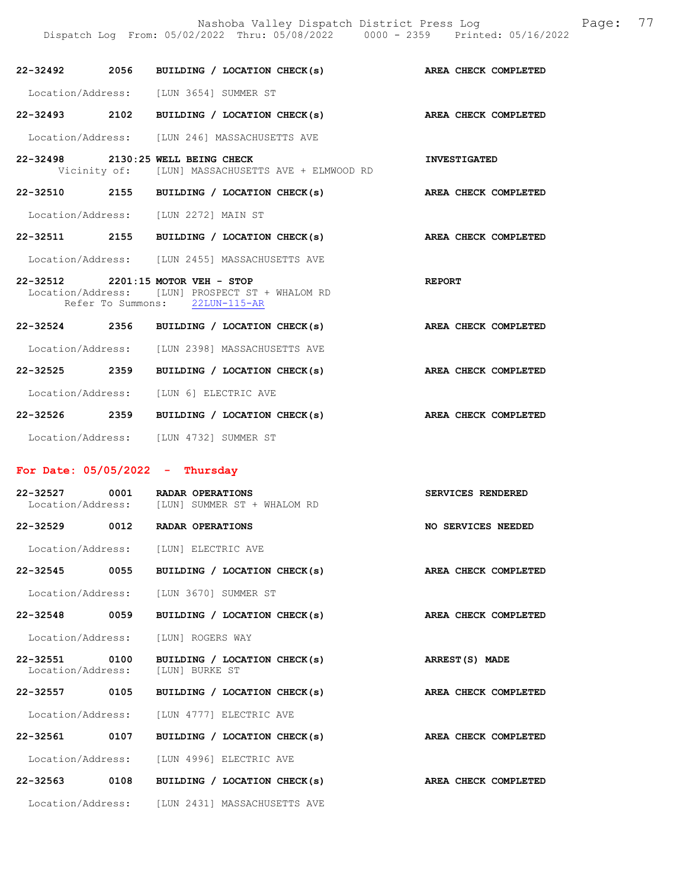22-32492 2056 BUILDING / LOCATION CHECK(s) AREA CHECK COMPLETED

Location/Address: [LUN 3654] SUMMER ST

22-32493 2102 BUILDING / LOCATION CHECK(s) AREA CHECK COMPLETED

Location/Address: [LUN 246] MASSACHUSETTS AVE

22-32498 2130:25 WELL BEING CHECK INVESTIGATED
Vicinity of: [LUN] MASSACHUSETTS AVE + ELMWOOD RD

22-32510 2155 BUILDING / LOCATION CHECK(s) AREA CHECK COMPLETED

Location/Address: [LUN 2272] MAIN ST

22-32511 2155 BUILDING / LOCATION CHECK(s) AREA CHECK COMPLETED

Location/Address: [LUN 2455] MASSACHUSETTS AVE

22-32512 2201:15 MOTOR VEH - STOP REPORT
Location/Address: [LUN] PROSPECT ST + WHALOM RD
Refer To Summons: 22LUN-115-AR

22-32524 2356 BUILDING / LOCATION CHECK(s) AREA CHECK COMPLETED

Location/Address: [LUN 2398] MASSACHUSETTS AVE

22-32525 2359 BUILDING / LOCATION CHECK(s) AREA CHECK COMPLETED

Location/Address: [LUN 6] ELECTRIC AVE

22-32526 2359 BUILDING / LOCATION CHECK(s) AREA CHECK COMPLETED

Location/Address: [LUN 4732] SUMMER ST

## For Date: 05/05/2022 - Thursday

22-32527 0001 RADAR OPERATIONS SERVICES RENDERED
Location/Address: [LUN] SUMMER ST + WHALOM RD

22-32529 0012 RADAR OPERATIONS NO SERVICES NEEDED

Location/Address: [LUN] ELECTRIC AVE

22-32545 0055 BUILDING / LOCATION CHECK(s) AREA CHECK COMPLETED

Location/Address: [LUN 3670] SUMMER ST

22-32548 0059 BUILDING / LOCATION CHECK(s) AREA CHECK COMPLETED

Location/Address: [LUN] ROGERS WAY

22-32551 0100 BUILDING / LOCATION CHECK(s) ARREST(S) MADE
Location/Address: [LUN] BURKE ST

22-32557 0105 BUILDING / LOCATION CHECK(s) AREA CHECK COMPLETED

Location/Address: [LUN 4777] ELECTRIC AVE

22-32561 0107 BUILDING / LOCATION CHECK(s) AREA CHECK COMPLETED

Location/Address: [LUN 4996] ELECTRIC AVE

22-32563 0108 BUILDING / LOCATION CHECK(s) AREA CHECK COMPLETED

Location/Address: [LUN 2431] MASSACHUSETTS AVE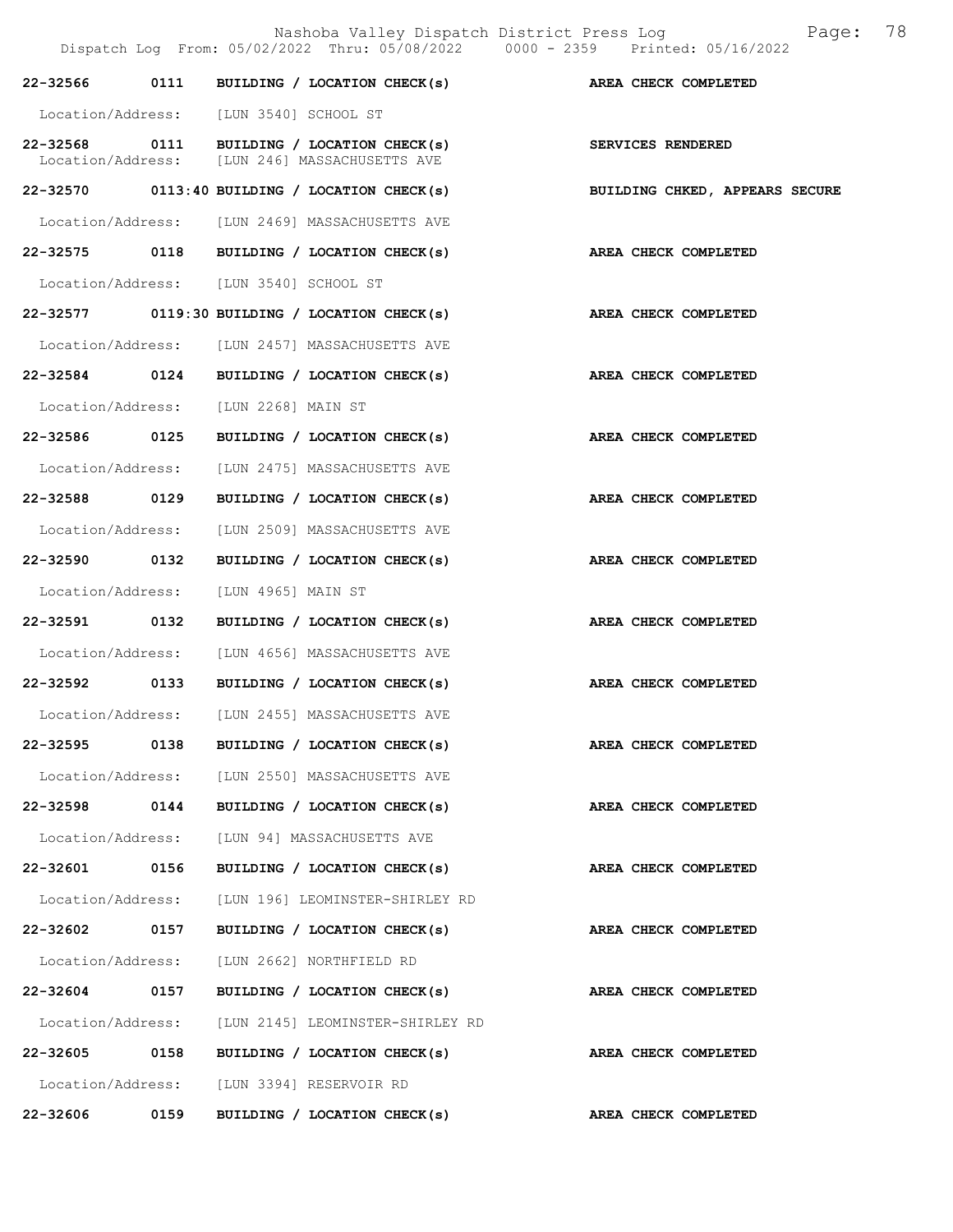| | | | |
|---|---|---|---|
| 22-32566 | 0111 | BUILDING / LOCATION CHECK(s) | **AREA CHECK COMPLETED** |
| Location/Address: | | [LUN 3540] SCHOOL ST | |
| 22-32568 | 0111 | BUILDING / LOCATION CHECK(s) | **SERVICES RENDERED** |
| Location/Address: | | [LUN 246] MASSACHUSETTS AVE | |
| 22-32570 | 0113:40 | BUILDING / LOCATION CHECK(s) | **BUILDING CHKED, APPEARS SECURE** |
| Location/Address: | | [LUN 2469] MASSACHUSETTS AVE | |
| 22-32575 | 0118 | BUILDING / LOCATION CHECK(s) | **AREA CHECK COMPLETED** |
| Location/Address: | | [LUN 3540] SCHOOL ST | |
| 22-32577 | 0119:30 | BUILDING / LOCATION CHECK(s) | **AREA CHECK COMPLETED** |
| Location/Address: | | [LUN 2457] MASSACHUSETTS AVE | |
| 22-32584 | 0124 | BUILDING / LOCATION CHECK(s) | **AREA CHECK COMPLETED** |
| Location/Address: | | [LUN 2268] MAIN ST | |
| 22-32586 | 0125 | BUILDING / LOCATION CHECK(s) | **AREA CHECK COMPLETED** |
| Location/Address: | | [LUN 2475] MASSACHUSETTS AVE | |
| 22-32588 | 0129 | BUILDING / LOCATION CHECK(s) | **AREA CHECK COMPLETED** |
| Location/Address: | | [LUN 2509] MASSACHUSETTS AVE | |
| 22-32590 | 0132 | BUILDING / LOCATION CHECK(s) | **AREA CHECK COMPLETED** |
| Location/Address: | | [LUN 4965] MAIN ST | |
| 22-32591 | 0132 | BUILDING / LOCATION CHECK(s) | **AREA CHECK COMPLETED** |
| Location/Address: | | [LUN 4656] MASSACHUSETTS AVE | |
| 22-32592 | 0133 | BUILDING / LOCATION CHECK(s) | **AREA CHECK COMPLETED** |
| Location/Address: | | [LUN 2455] MASSACHUSETTS AVE | |
| 22-32595 | 0138 | BUILDING / LOCATION CHECK(s) | **AREA CHECK COMPLETED** |
| Location/Address: | | [LUN 2550] MASSACHUSETTS AVE | |
| 22-32598 | 0144 | BUILDING / LOCATION CHECK(s) | **AREA CHECK COMPLETED** |
| Location/Address: | | [LUN 94] MASSACHUSETTS AVE | |
| 22-32601 | 0156 | BUILDING / LOCATION CHECK(s) | **AREA CHECK COMPLETED** |
| Location/Address: | | [LUN 196] LEOMINSTER-SHIRLEY RD | |
| 22-32602 | 0157 | BUILDING / LOCATION CHECK(s) | **AREA CHECK COMPLETED** |
| Location/Address: | | [LUN 2662] NORTHFIELD RD | |
| 22-32604 | 0157 | BUILDING / LOCATION CHECK(s) | **AREA CHECK COMPLETED** |
| Location/Address: | | [LUN 2145] LEOMINSTER-SHIRLEY RD | |
| 22-32605 | 0158 | BUILDING / LOCATION CHECK(s) | **AREA CHECK COMPLETED** |
| Location/Address: | | [LUN 3394] RESERVOIR RD | |
| 22-32606 | 0159 | BUILDING / LOCATION CHECK(s) | **AREA CHECK COMPLETED** |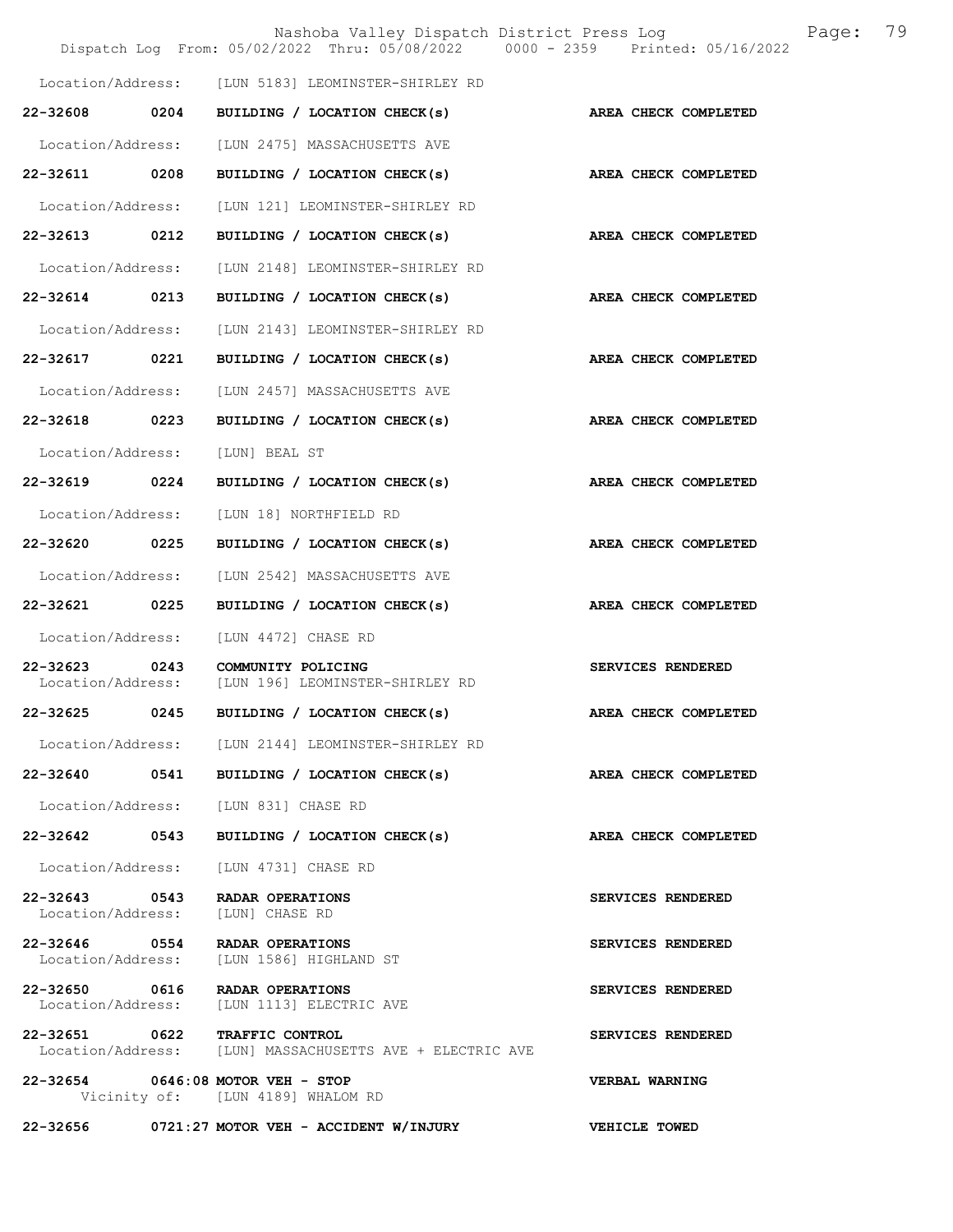Location/Address: [LUN 5183] LEOMINSTER-SHIRLEY RD

**22-32608 0204 BUILDING / LOCATION CHECK(s) AREA CHECK COMPLETED**

Location/Address: [LUN 2475] MASSACHUSETTS AVE

**22-32611 0208 BUILDING / LOCATION CHECK(s) AREA CHECK COMPLETED**

Location/Address: [LUN 121] LEOMINSTER-SHIRLEY RD

**22-32613 0212 BUILDING / LOCATION CHECK(s) AREA CHECK COMPLETED**

Location/Address: [LUN 2148] LEOMINSTER-SHIRLEY RD

**22-32614 0213 BUILDING / LOCATION CHECK(s) AREA CHECK COMPLETED**

Location/Address: [LUN 2143] LEOMINSTER-SHIRLEY RD

**22-32617 0221 BUILDING / LOCATION CHECK(s) AREA CHECK COMPLETED**

Location/Address: [LUN 2457] MASSACHUSETTS AVE

**22-32618 0223 BUILDING / LOCATION CHECK(s) AREA CHECK COMPLETED**

Location/Address: [LUN] BEAL ST

**22-32619 0224 BUILDING / LOCATION CHECK(s) AREA CHECK COMPLETED**

Location/Address: [LUN 18] NORTHFIELD RD

**22-32620 0225 BUILDING / LOCATION CHECK(s) AREA CHECK COMPLETED**

Location/Address: [LUN 2542] MASSACHUSETTS AVE

**22-32621 0225 BUILDING / LOCATION CHECK(s) AREA CHECK COMPLETED**

Location/Address: [LUN 4472] CHASE RD

**22-32623 0243 COMMUNITY POLICING SERVICES RENDERED**
Location/Address: [LUN 196] LEOMINSTER-SHIRLEY RD

**22-32625 0245 BUILDING / LOCATION CHECK(s) AREA CHECK COMPLETED**

Location/Address: [LUN 2144] LEOMINSTER-SHIRLEY RD

**22-32640 0541 BUILDING / LOCATION CHECK(s) AREA CHECK COMPLETED**

Location/Address: [LUN 831] CHASE RD

**22-32642 0543 BUILDING / LOCATION CHECK(s) AREA CHECK COMPLETED**

Location/Address: [LUN 4731] CHASE RD

**22-32643 0543 RADAR OPERATIONS SERVICES RENDERED**
Location/Address: [LUN] CHASE RD

**22-32646 0554 RADAR OPERATIONS SERVICES RENDERED**
Location/Address: [LUN 1586] HIGHLAND ST

**22-32650 0616 RADAR OPERATIONS SERVICES RENDERED**
Location/Address: [LUN 1113] ELECTRIC AVE

**22-32651 0622 TRAFFIC CONTROL SERVICES RENDERED**
Location/Address: [LUN] MASSACHUSETTS AVE + ELECTRIC AVE

**22-32654 0646:08 MOTOR VEH - STOP VERBAL WARNING**
Vicinity of: [LUN 4189] WHALOM RD

**22-32656 0721:27 MOTOR VEH - ACCIDENT W/INJURY VEHICLE TOWED**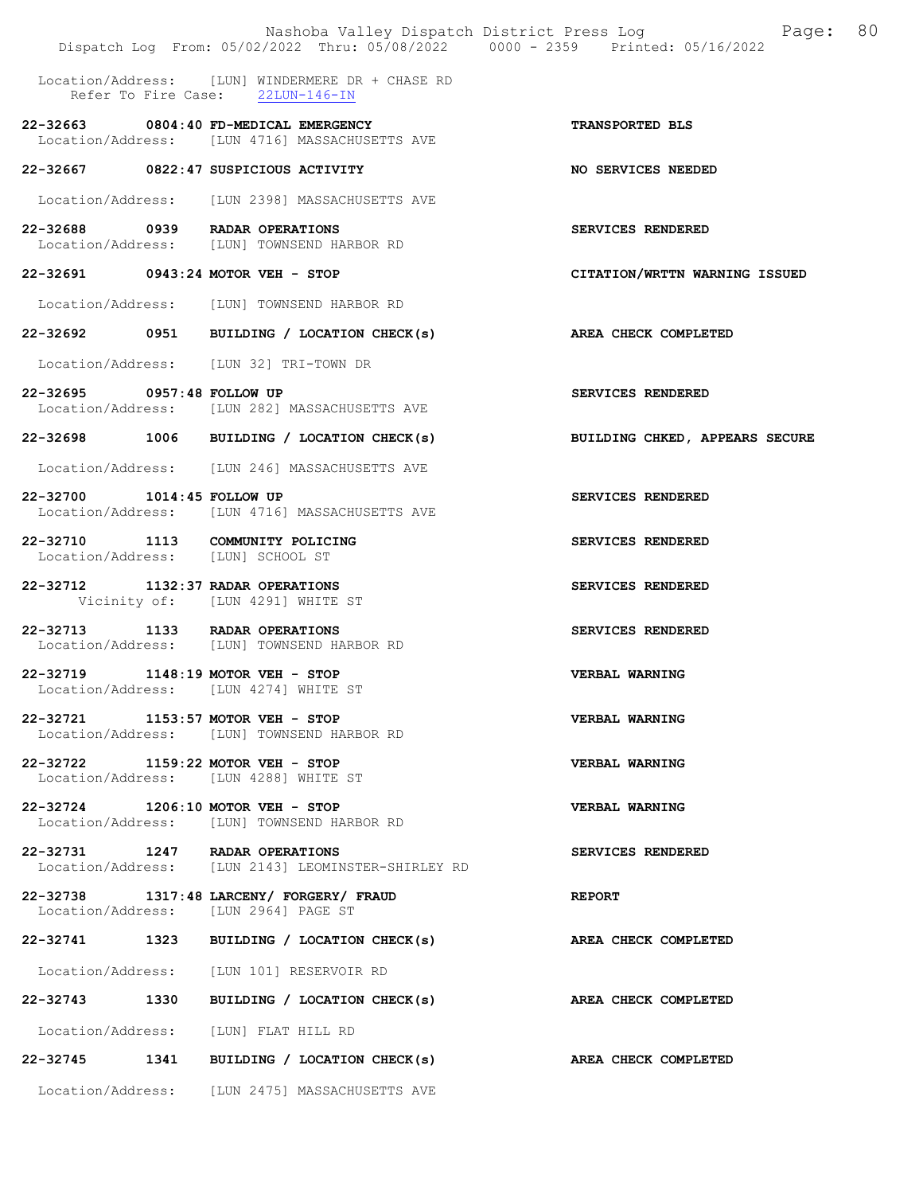Location/Address: [LUN] WINDERMERE DR + CHASE RD
Refer To Fire Case: 22LUN-146-IN

**22-32663 0804:40 FD-MEDICAL EMERGENCY** — **TRANSPORTED BLS**
Location/Address: [LUN 4716] MASSACHUSETTS AVE

**22-32667 0822:47 SUSPICIOUS ACTIVITY** — **NO SERVICES NEEDED**
Location/Address: [LUN 2398] MASSACHUSETTS AVE

**22-32688 0939 RADAR OPERATIONS** — **SERVICES RENDERED**
Location/Address: [LUN] TOWNSEND HARBOR RD

**22-32691 0943:24 MOTOR VEH - STOP** — **CITATION/WRTTN WARNING ISSUED**
Location/Address: [LUN] TOWNSEND HARBOR RD

**22-32692 0951 BUILDING / LOCATION CHECK(s)** — **AREA CHECK COMPLETED**
Location/Address: [LUN 32] TRI-TOWN DR

**22-32695 0957:48 FOLLOW UP** — **SERVICES RENDERED**
Location/Address: [LUN 282] MASSACHUSETTS AVE

**22-32698 1006 BUILDING / LOCATION CHECK(s)** — **BUILDING CHKED, APPEARS SECURE**
Location/Address: [LUN 246] MASSACHUSETTS AVE

**22-32700 1014:45 FOLLOW UP** — **SERVICES RENDERED**
Location/Address: [LUN 4716] MASSACHUSETTS AVE

**22-32710 1113 COMMUNITY POLICING** — **SERVICES RENDERED**
Location/Address: [LUN] SCHOOL ST

**22-32712 1132:37 RADAR OPERATIONS** — **SERVICES RENDERED**
Vicinity of: [LUN 4291] WHITE ST

**22-32713 1133 RADAR OPERATIONS** — **SERVICES RENDERED**
Location/Address: [LUN] TOWNSEND HARBOR RD

**22-32719 1148:19 MOTOR VEH - STOP** — **VERBAL WARNING**
Location/Address: [LUN 4274] WHITE ST

**22-32721 1153:57 MOTOR VEH - STOP** — **VERBAL WARNING**
Location/Address: [LUN] TOWNSEND HARBOR RD

**22-32722 1159:22 MOTOR VEH - STOP** — **VERBAL WARNING**
Location/Address: [LUN 4288] WHITE ST

**22-32724 1206:10 MOTOR VEH - STOP** — **VERBAL WARNING**
Location/Address: [LUN] TOWNSEND HARBOR RD

**22-32731 1247 RADAR OPERATIONS** — **SERVICES RENDERED**
Location/Address: [LUN 2143] LEOMINSTER-SHIRLEY RD

**22-32738 1317:48 LARCENY/ FORGERY/ FRAUD** — **REPORT**
Location/Address: [LUN 2964] PAGE ST

**22-32741 1323 BUILDING / LOCATION CHECK(s)** — **AREA CHECK COMPLETED**
Location/Address: [LUN 101] RESERVOIR RD

**22-32743 1330 BUILDING / LOCATION CHECK(s)** — **AREA CHECK COMPLETED**
Location/Address: [LUN] FLAT HILL RD

**22-32745 1341 BUILDING / LOCATION CHECK(s)** — **AREA CHECK COMPLETED**
Location/Address: [LUN 2475] MASSACHUSETTS AVE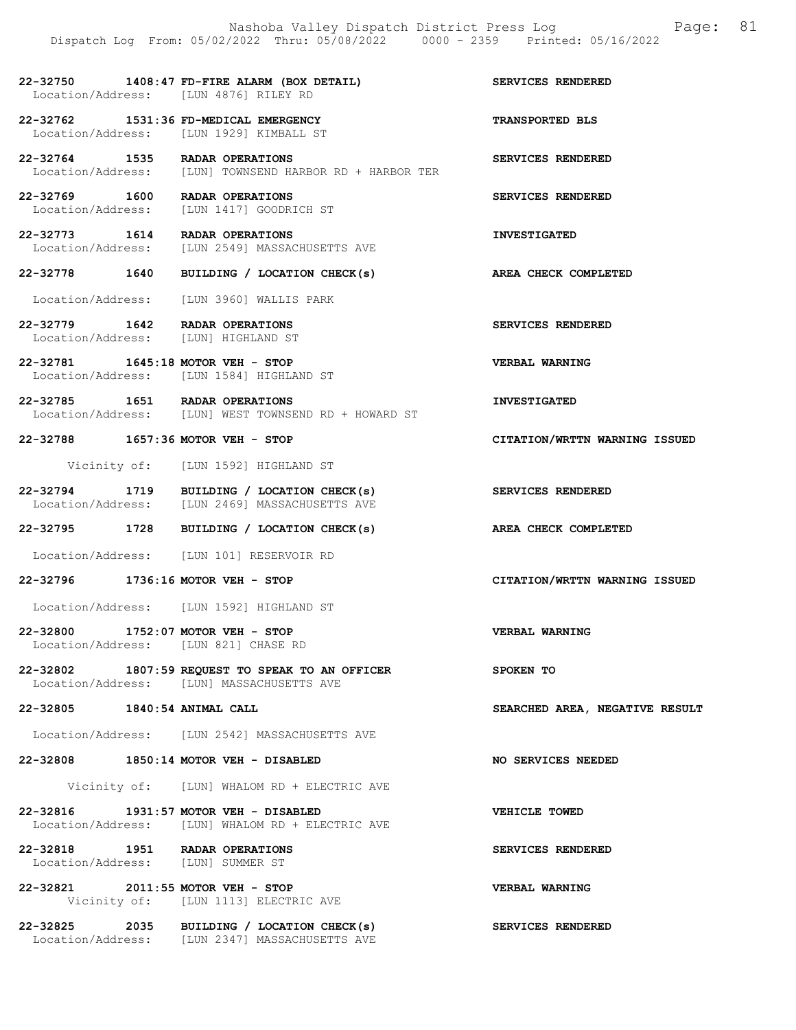**22-32750 1408:47 FD-FIRE ALARM (BOX DETAIL)** — **SERVICES RENDERED**
Location/Address: [LUN 4876] RILEY RD

**22-32762 1531:36 FD-MEDICAL EMERGENCY** — **TRANSPORTED BLS**
Location/Address: [LUN 1929] KIMBALL ST

**22-32764 1535 RADAR OPERATIONS** — **SERVICES RENDERED**
Location/Address: [LUN] TOWNSEND HARBOR RD + HARBOR TER

**22-32769 1600 RADAR OPERATIONS** — **SERVICES RENDERED**
Location/Address: [LUN 1417] GOODRICH ST

**22-32773 1614 RADAR OPERATIONS** — **INVESTIGATED**
Location/Address: [LUN 2549] MASSACHUSETTS AVE

**22-32778 1640 BUILDING / LOCATION CHECK(s)** — **AREA CHECK COMPLETED**
Location/Address: [LUN 3960] WALLIS PARK

**22-32779 1642 RADAR OPERATIONS** — **SERVICES RENDERED**
Location/Address: [LUN] HIGHLAND ST

**22-32781 1645:18 MOTOR VEH - STOP** — **VERBAL WARNING**
Location/Address: [LUN 1584] HIGHLAND ST

**22-32785 1651 RADAR OPERATIONS** — **INVESTIGATED**
Location/Address: [LUN] WEST TOWNSEND RD + HOWARD ST

**22-32788 1657:36 MOTOR VEH - STOP** — **CITATION/WRTTN WARNING ISSUED**
Vicinity of: [LUN 1592] HIGHLAND ST

**22-32794 1719 BUILDING / LOCATION CHECK(s)** — **SERVICES RENDERED**
Location/Address: [LUN 2469] MASSACHUSETTS AVE

**22-32795 1728 BUILDING / LOCATION CHECK(s)** — **AREA CHECK COMPLETED**
Location/Address: [LUN 101] RESERVOIR RD

**22-32796 1736:16 MOTOR VEH - STOP** — **CITATION/WRTTN WARNING ISSUED**
Location/Address: [LUN 1592] HIGHLAND ST

**22-32800 1752:07 MOTOR VEH - STOP** — **VERBAL WARNING**
Location/Address: [LUN 821] CHASE RD

**22-32802 1807:59 REQUEST TO SPEAK TO AN OFFICER** — **SPOKEN TO**
Location/Address: [LUN] MASSACHUSETTS AVE

**22-32805 1840:54 ANIMAL CALL** — **SEARCHED AREA, NEGATIVE RESULT**
Location/Address: [LUN 2542] MASSACHUSETTS AVE

**22-32808 1850:14 MOTOR VEH - DISABLED** — **NO SERVICES NEEDED**
Vicinity of: [LUN] WHALOM RD + ELECTRIC AVE

**22-32816 1931:57 MOTOR VEH - DISABLED** — **VEHICLE TOWED**
Location/Address: [LUN] WHALOM RD + ELECTRIC AVE

**22-32818 1951 RADAR OPERATIONS** — **SERVICES RENDERED**
Location/Address: [LUN] SUMMER ST

**22-32821 2011:55 MOTOR VEH - STOP** — **VERBAL WARNING**
Vicinity of: [LUN 1113] ELECTRIC AVE

**22-32825 2035 BUILDING / LOCATION CHECK(s)** — **SERVICES RENDERED**
Location/Address: [LUN 2347] MASSACHUSETTS AVE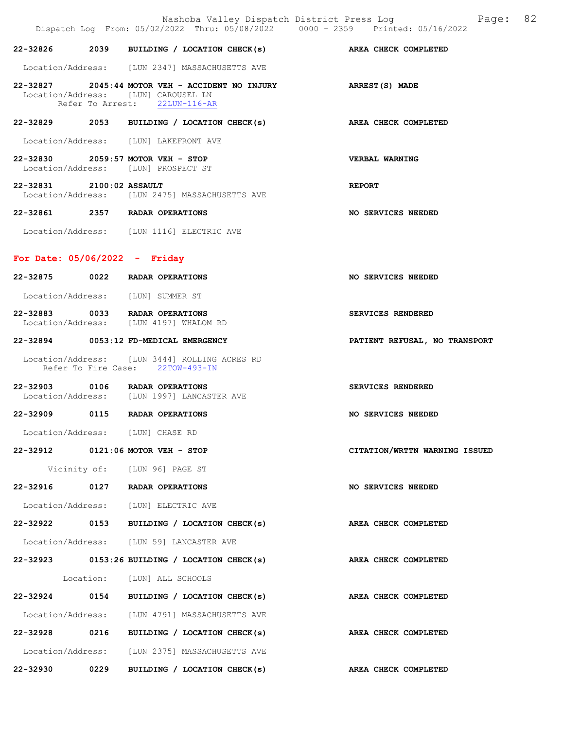**22-32826 2039 BUILDING / LOCATION CHECK(s) AREA CHECK COMPLETED**

Location/Address: [LUN 2347] MASSACHUSETTS AVE

**22-32827 2045:44 MOTOR VEH - ACCIDENT NO INJURY ARREST(S) MADE**

Location/Address: [LUN] CAROUSEL LN
Refer To Arrest: 22LUN-116-AR

**22-32829 2053 BUILDING / LOCATION CHECK(s) AREA CHECK COMPLETED**

Location/Address: [LUN] LAKEFRONT AVE

**22-32830 2059:57 MOTOR VEH - STOP VERBAL WARNING**

Location/Address: [LUN] PROSPECT ST

**22-32831 2100:02 ASSAULT REPORT**

Location/Address: [LUN 2475] MASSACHUSETTS AVE

**22-32861 2357 RADAR OPERATIONS NO SERVICES NEEDED**

Location/Address: [LUN 1116] ELECTRIC AVE

## For Date: 05/06/2022 - Friday

**22-32875 0022 RADAR OPERATIONS NO SERVICES NEEDED**

Location/Address: [LUN] SUMMER ST

**22-32883 0033 RADAR OPERATIONS SERVICES RENDERED**

Location/Address: [LUN 4197] WHALOM RD

**22-32894 0053:12 FD-MEDICAL EMERGENCY PATIENT REFUSAL, NO TRANSPORT**

Location/Address: [LUN 3444] ROLLING ACRES RD
Refer To Fire Case: 22TOW-493-IN

**22-32903 0106 RADAR OPERATIONS SERVICES RENDERED**

Location/Address: [LUN 1997] LANCASTER AVE

**22-32909 0115 RADAR OPERATIONS NO SERVICES NEEDED**

Location/Address: [LUN] CHASE RD

**22-32912 0121:06 MOTOR VEH - STOP CITATION/WRTTN WARNING ISSUED**

Vicinity of: [LUN 96] PAGE ST

**22-32916 0127 RADAR OPERATIONS NO SERVICES NEEDED**

Location/Address: [LUN] ELECTRIC AVE

**22-32922 0153 BUILDING / LOCATION CHECK(s) AREA CHECK COMPLETED**

Location/Address: [LUN 59] LANCASTER AVE

**22-32923 0153:26 BUILDING / LOCATION CHECK(s) AREA CHECK COMPLETED**

Location: [LUN] ALL SCHOOLS

**22-32924 0154 BUILDING / LOCATION CHECK(s) AREA CHECK COMPLETED**

Location/Address: [LUN 4791] MASSACHUSETTS AVE

**22-32928 0216 BUILDING / LOCATION CHECK(s) AREA CHECK COMPLETED**

Location/Address: [LUN 2375] MASSACHUSETTS AVE

**22-32930 0229 BUILDING / LOCATION CHECK(s) AREA CHECK COMPLETED**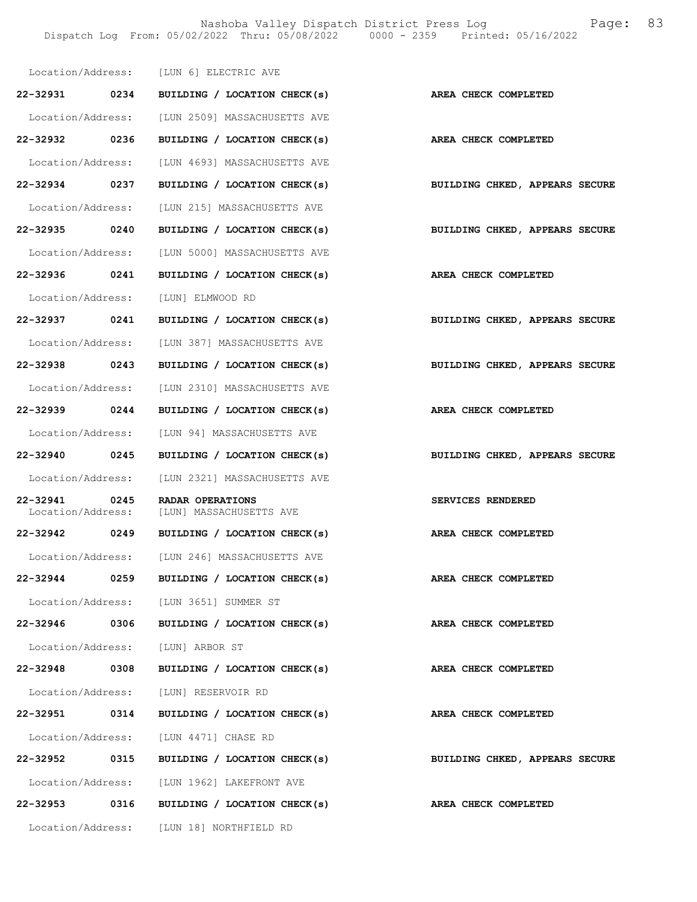Location/Address: [LUN 6] ELECTRIC AVE

**22-32931 0234 BUILDING / LOCATION CHECK(s) AREA CHECK COMPLETED**

Location/Address: [LUN 2509] MASSACHUSETTS AVE

**22-32932 0236 BUILDING / LOCATION CHECK(s) AREA CHECK COMPLETED**

Location/Address: [LUN 4693] MASSACHUSETTS AVE

**22-32934 0237 BUILDING / LOCATION CHECK(s) BUILDING CHKED, APPEARS SECURE**

Location/Address: [LUN 215] MASSACHUSETTS AVE

**22-32935 0240 BUILDING / LOCATION CHECK(s) BUILDING CHKED, APPEARS SECURE**

Location/Address: [LUN 5000] MASSACHUSETTS AVE

**22-32936 0241 BUILDING / LOCATION CHECK(s) AREA CHECK COMPLETED**

Location/Address: [LUN] ELMWOOD RD

**22-32937 0241 BUILDING / LOCATION CHECK(s) BUILDING CHKED, APPEARS SECURE**

Location/Address: [LUN 387] MASSACHUSETTS AVE

**22-32938 0243 BUILDING / LOCATION CHECK(s) BUILDING CHKED, APPEARS SECURE**

Location/Address: [LUN 2310] MASSACHUSETTS AVE

**22-32939 0244 BUILDING / LOCATION CHECK(s) AREA CHECK COMPLETED**

Location/Address: [LUN 94] MASSACHUSETTS AVE

**22-32940 0245 BUILDING / LOCATION CHECK(s) BUILDING CHKED, APPEARS SECURE**

Location/Address: [LUN 2321] MASSACHUSETTS AVE

**22-32941 0245 RADAR OPERATIONS SERVICES RENDERED**
Location/Address: [LUN] MASSACHUSETTS AVE

**22-32942 0249 BUILDING / LOCATION CHECK(s) AREA CHECK COMPLETED**

Location/Address: [LUN 246] MASSACHUSETTS AVE

**22-32944 0259 BUILDING / LOCATION CHECK(s) AREA CHECK COMPLETED**

Location/Address: [LUN 3651] SUMMER ST

**22-32946 0306 BUILDING / LOCATION CHECK(s) AREA CHECK COMPLETED**

Location/Address: [LUN] ARBOR ST

**22-32948 0308 BUILDING / LOCATION CHECK(s) AREA CHECK COMPLETED**

Location/Address: [LUN] RESERVOIR RD

**22-32951 0314 BUILDING / LOCATION CHECK(s) AREA CHECK COMPLETED**

Location/Address: [LUN 4471] CHASE RD

**22-32952 0315 BUILDING / LOCATION CHECK(s) BUILDING CHKED, APPEARS SECURE**

Location/Address: [LUN 1962] LAKEFRONT AVE

**22-32953 0316 BUILDING / LOCATION CHECK(s) AREA CHECK COMPLETED**

Location/Address: [LUN 18] NORTHFIELD RD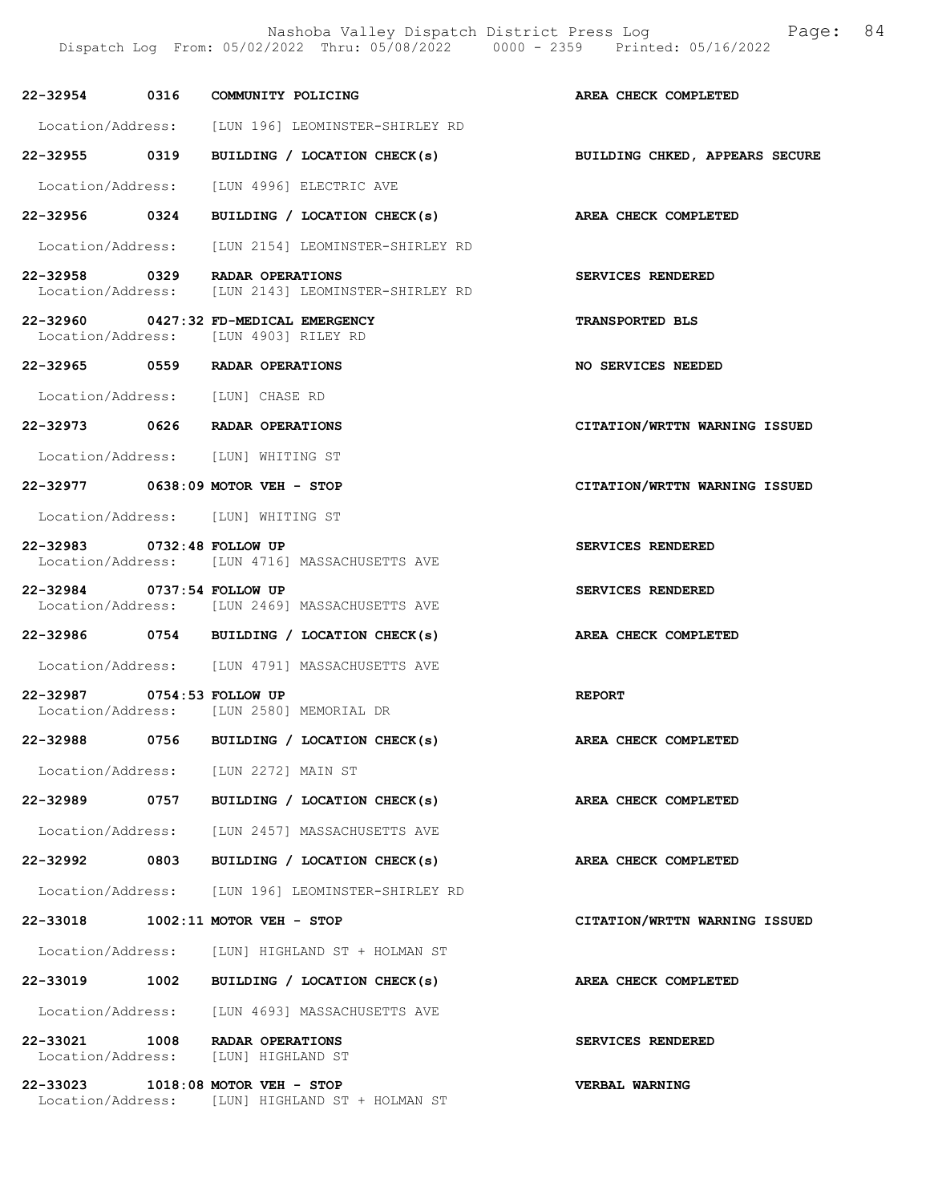22-32954 0316 COMMUNITY POLICING AREA CHECK COMPLETED

Location/Address: [LUN 196] LEOMINSTER-SHIRLEY RD

22-32955 0319 BUILDING / LOCATION CHECK(s) BUILDING CHKED, APPEARS SECURE

Location/Address: [LUN 4996] ELECTRIC AVE

22-32956 0324 BUILDING / LOCATION CHECK(s) AREA CHECK COMPLETED

Location/Address: [LUN 2154] LEOMINSTER-SHIRLEY RD

22-32958 0329 RADAR OPERATIONS SERVICES RENDERED
Location/Address: [LUN 2143] LEOMINSTER-SHIRLEY RD

22-32960 0427:32 FD-MEDICAL EMERGENCY TRANSPORTED BLS
Location/Address: [LUN 4903] RILEY RD

22-32965 0559 RADAR OPERATIONS NO SERVICES NEEDED

Location/Address: [LUN] CHASE RD

22-32973 0626 RADAR OPERATIONS CITATION/WRTTN WARNING ISSUED

Location/Address: [LUN] WHITING ST

22-32977 0638:09 MOTOR VEH - STOP CITATION/WRTTN WARNING ISSUED

Location/Address: [LUN] WHITING ST

22-32983 0732:48 FOLLOW UP SERVICES RENDERED
Location/Address: [LUN 4716] MASSACHUSETTS AVE

22-32984 0737:54 FOLLOW UP SERVICES RENDERED
Location/Address: [LUN 2469] MASSACHUSETTS AVE

22-32986 0754 BUILDING / LOCATION CHECK(s) AREA CHECK COMPLETED

Location/Address: [LUN 4791] MASSACHUSETTS AVE

22-32987 0754:53 FOLLOW UP REPORT
Location/Address: [LUN 2580] MEMORIAL DR

22-32988 0756 BUILDING / LOCATION CHECK(s) AREA CHECK COMPLETED

Location/Address: [LUN 2272] MAIN ST

22-32989 0757 BUILDING / LOCATION CHECK(s) AREA CHECK COMPLETED

Location/Address: [LUN 2457] MASSACHUSETTS AVE

22-32992 0803 BUILDING / LOCATION CHECK(s) AREA CHECK COMPLETED

Location/Address: [LUN 196] LEOMINSTER-SHIRLEY RD

22-33018 1002:11 MOTOR VEH - STOP CITATION/WRTTN WARNING ISSUED

Location/Address: [LUN] HIGHLAND ST + HOLMAN ST

22-33019 1002 BUILDING / LOCATION CHECK(s) AREA CHECK COMPLETED

Location/Address: [LUN 4693] MASSACHUSETTS AVE

22-33021 1008 RADAR OPERATIONS SERVICES RENDERED
Location/Address: [LUN] HIGHLAND ST

22-33023 1018:08 MOTOR VEH - STOP VERBAL WARNING
Location/Address: [LUN] HIGHLAND ST + HOLMAN ST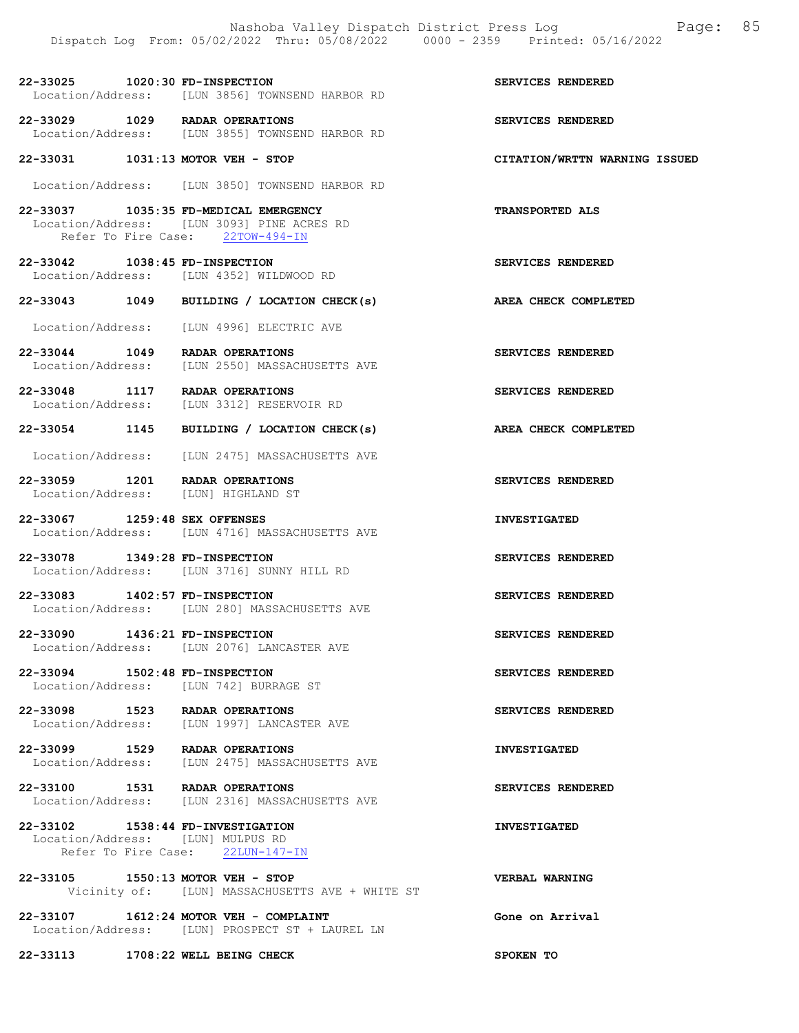22-33025 1020:30 FD-INSPECTION SERVICES RENDERED
Location/Address: [LUN 3856] TOWNSEND HARBOR RD

22-33029 1029 RADAR OPERATIONS SERVICES RENDERED
Location/Address: [LUN 3855] TOWNSEND HARBOR RD

22-33031 1031:13 MOTOR VEH - STOP CITATION/WRTTN WARNING ISSUED
Location/Address: [LUN 3850] TOWNSEND HARBOR RD

22-33037 1035:35 FD-MEDICAL EMERGENCY TRANSPORTED ALS
Location/Address: [LUN 3093] PINE ACRES RD
Refer To Fire Case: 22TOW-494-IN

22-33042 1038:45 FD-INSPECTION SERVICES RENDERED
Location/Address: [LUN 4352] WILDWOOD RD

22-33043 1049 BUILDING / LOCATION CHECK(s) AREA CHECK COMPLETED
Location/Address: [LUN 4996] ELECTRIC AVE

22-33044 1049 RADAR OPERATIONS SERVICES RENDERED
Location/Address: [LUN 2550] MASSACHUSETTS AVE

22-33048 1117 RADAR OPERATIONS SERVICES RENDERED
Location/Address: [LUN 3312] RESERVOIR RD

22-33054 1145 BUILDING / LOCATION CHECK(s) AREA CHECK COMPLETED
Location/Address: [LUN 2475] MASSACHUSETTS AVE

22-33059 1201 RADAR OPERATIONS SERVICES RENDERED
Location/Address: [LUN] HIGHLAND ST

22-33067 1259:48 SEX OFFENSES INVESTIGATED
Location/Address: [LUN 4716] MASSACHUSETTS AVE

22-33078 1349:28 FD-INSPECTION SERVICES RENDERED
Location/Address: [LUN 3716] SUNNY HILL RD

22-33083 1402:57 FD-INSPECTION SERVICES RENDERED
Location/Address: [LUN 280] MASSACHUSETTS AVE

22-33090 1436:21 FD-INSPECTION SERVICES RENDERED
Location/Address: [LUN 2076] LANCASTER AVE

22-33094 1502:48 FD-INSPECTION SERVICES RENDERED
Location/Address: [LUN 742] BURRAGE ST

22-33098 1523 RADAR OPERATIONS SERVICES RENDERED
Location/Address: [LUN 1997] LANCASTER AVE

22-33099 1529 RADAR OPERATIONS INVESTIGATED
Location/Address: [LUN 2475] MASSACHUSETTS AVE

22-33100 1531 RADAR OPERATIONS SERVICES RENDERED
Location/Address: [LUN 2316] MASSACHUSETTS AVE

22-33102 1538:44 FD-INVESTIGATION INVESTIGATED
Location/Address: [LUN] MULPUS RD
Refer To Fire Case: 22LUN-147-IN

22-33105 1550:13 MOTOR VEH - STOP VERBAL WARNING
Vicinity of: [LUN] MASSACHUSETTS AVE + WHITE ST

22-33107 1612:24 MOTOR VEH - COMPLAINT Gone on Arrival
Location/Address: [LUN] PROSPECT ST + LAUREL LN

22-33113 1708:22 WELL BEING CHECK SPOKEN TO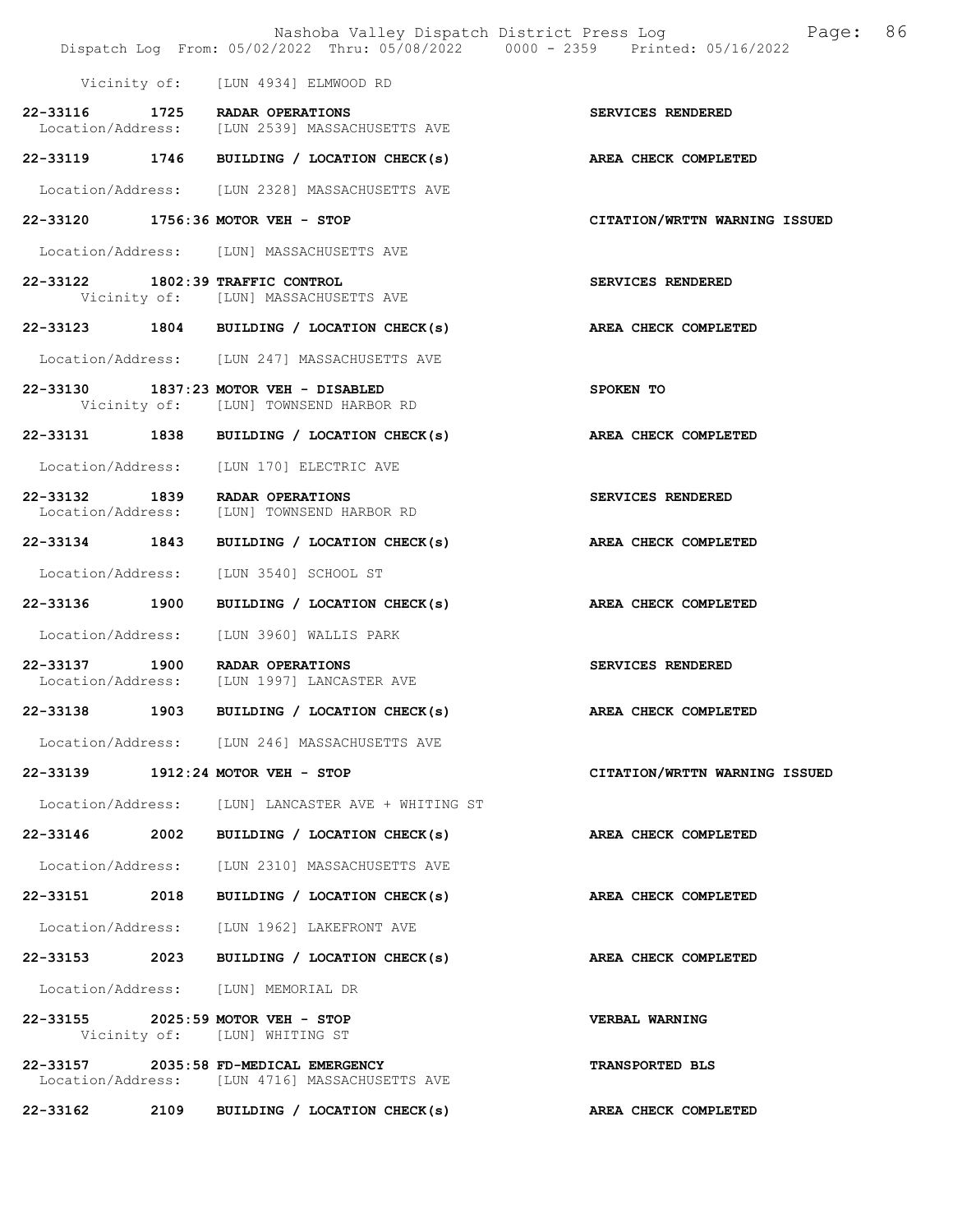Vicinity of: [LUN 4934] ELMWOOD RD

22-33116 1725 RADAR OPERATIONS — SERVICES RENDERED
Location/Address: [LUN 2539] MASSACHUSETTS AVE

22-33119 1746 BUILDING / LOCATION CHECK(s) — AREA CHECK COMPLETED
Location/Address: [LUN 2328] MASSACHUSETTS AVE

22-33120 1756:36 MOTOR VEH - STOP — CITATION/WRTTN WARNING ISSUED
Location/Address: [LUN] MASSACHUSETTS AVE

22-33122 1802:39 TRAFFIC CONTROL — SERVICES RENDERED
Vicinity of: [LUN] MASSACHUSETTS AVE

22-33123 1804 BUILDING / LOCATION CHECK(s) — AREA CHECK COMPLETED
Location/Address: [LUN 247] MASSACHUSETTS AVE

22-33130 1837:23 MOTOR VEH - DISABLED — SPOKEN TO
Vicinity of: [LUN] TOWNSEND HARBOR RD

22-33131 1838 BUILDING / LOCATION CHECK(s) — AREA CHECK COMPLETED
Location/Address: [LUN 170] ELECTRIC AVE

22-33132 1839 RADAR OPERATIONS — SERVICES RENDERED
Location/Address: [LUN] TOWNSEND HARBOR RD

22-33134 1843 BUILDING / LOCATION CHECK(s) — AREA CHECK COMPLETED
Location/Address: [LUN 3540] SCHOOL ST

22-33136 1900 BUILDING / LOCATION CHECK(s) — AREA CHECK COMPLETED
Location/Address: [LUN 3960] WALLIS PARK

22-33137 1900 RADAR OPERATIONS — SERVICES RENDERED
Location/Address: [LUN 1997] LANCASTER AVE

22-33138 1903 BUILDING / LOCATION CHECK(s) — AREA CHECK COMPLETED
Location/Address: [LUN 246] MASSACHUSETTS AVE

22-33139 1912:24 MOTOR VEH - STOP — CITATION/WRTTN WARNING ISSUED
Location/Address: [LUN] LANCASTER AVE + WHITING ST

22-33146 2002 BUILDING / LOCATION CHECK(s) — AREA CHECK COMPLETED
Location/Address: [LUN 2310] MASSACHUSETTS AVE

22-33151 2018 BUILDING / LOCATION CHECK(s) — AREA CHECK COMPLETED
Location/Address: [LUN 1962] LAKEFRONT AVE

22-33153 2023 BUILDING / LOCATION CHECK(s) — AREA CHECK COMPLETED
Location/Address: [LUN] MEMORIAL DR

22-33155 2025:59 MOTOR VEH - STOP — VERBAL WARNING
Vicinity of: [LUN] WHITING ST

22-33157 2035:58 FD-MEDICAL EMERGENCY — TRANSPORTED BLS
Location/Address: [LUN 4716] MASSACHUSETTS AVE

22-33162 2109 BUILDING / LOCATION CHECK(s) — AREA CHECK COMPLETED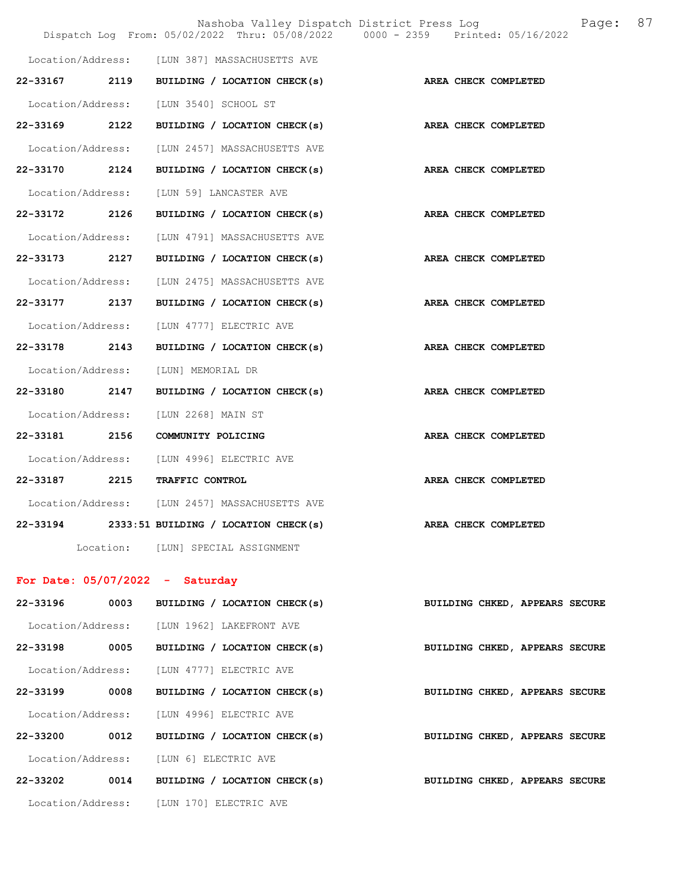Location/Address: [LUN 387] MASSACHUSETTS AVE

**22-33167 2119 BUILDING / LOCATION CHECK(s) AREA CHECK COMPLETED**

Location/Address: [LUN 3540] SCHOOL ST

**22-33169 2122 BUILDING / LOCATION CHECK(s) AREA CHECK COMPLETED**

Location/Address: [LUN 2457] MASSACHUSETTS AVE

**22-33170 2124 BUILDING / LOCATION CHECK(s) AREA CHECK COMPLETED**

Location/Address: [LUN 59] LANCASTER AVE

**22-33172 2126 BUILDING / LOCATION CHECK(s) AREA CHECK COMPLETED**

Location/Address: [LUN 4791] MASSACHUSETTS AVE

**22-33173 2127 BUILDING / LOCATION CHECK(s) AREA CHECK COMPLETED**

Location/Address: [LUN 2475] MASSACHUSETTS AVE

**22-33177 2137 BUILDING / LOCATION CHECK(s) AREA CHECK COMPLETED**

Location/Address: [LUN 4777] ELECTRIC AVE

**22-33178 2143 BUILDING / LOCATION CHECK(s) AREA CHECK COMPLETED**

Location/Address: [LUN] MEMORIAL DR

**22-33180 2147 BUILDING / LOCATION CHECK(s) AREA CHECK COMPLETED**

Location/Address: [LUN 2268] MAIN ST

**22-33181 2156 COMMUNITY POLICING AREA CHECK COMPLETED**

Location/Address: [LUN 4996] ELECTRIC AVE

**22-33187 2215 TRAFFIC CONTROL AREA CHECK COMPLETED**

Location/Address: [LUN 2457] MASSACHUSETTS AVE

**22-33194 2333:51 BUILDING / LOCATION CHECK(s) AREA CHECK COMPLETED**

Location: [LUN] SPECIAL ASSIGNMENT

## For Date: 05/07/2022 - Saturday

**22-33196 0003 BUILDING / LOCATION CHECK(s) BUILDING CHKED, APPEARS SECURE**

Location/Address: [LUN 1962] LAKEFRONT AVE

**22-33198 0005 BUILDING / LOCATION CHECK(s) BUILDING CHKED, APPEARS SECURE**

Location/Address: [LUN 4777] ELECTRIC AVE

**22-33199 0008 BUILDING / LOCATION CHECK(s) BUILDING CHKED, APPEARS SECURE**

Location/Address: [LUN 4996] ELECTRIC AVE

**22-33200 0012 BUILDING / LOCATION CHECK(s) BUILDING CHKED, APPEARS SECURE**

Location/Address: [LUN 6] ELECTRIC AVE

**22-33202 0014 BUILDING / LOCATION CHECK(s) BUILDING CHKED, APPEARS SECURE**

Location/Address: [LUN 170] ELECTRIC AVE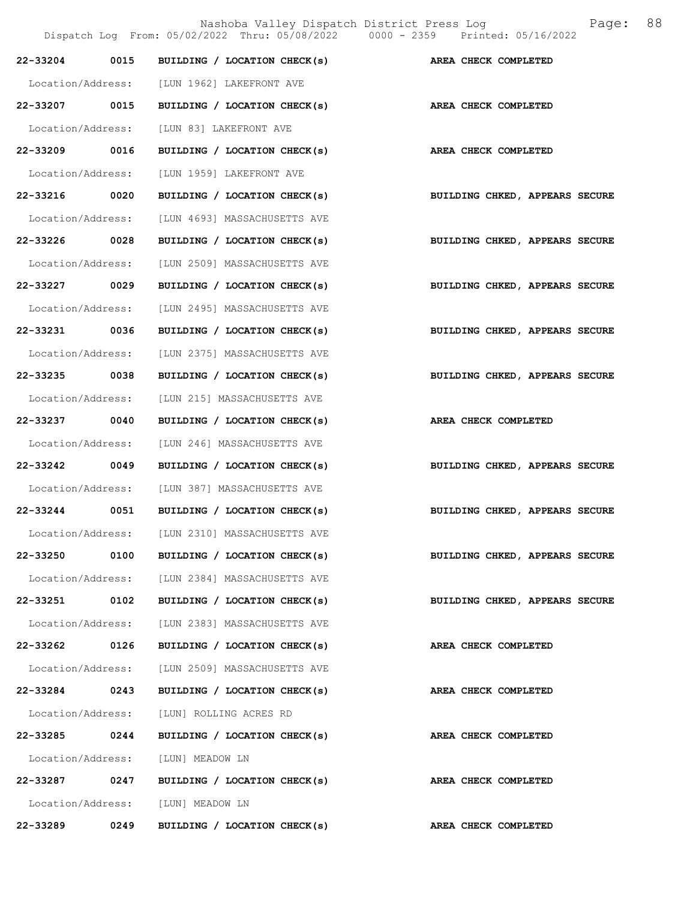22-33204 0015 BUILDING / LOCATION CHECK(s) **AREA CHECK COMPLETED**

Location/Address: [LUN 1962] LAKEFRONT AVE

22-33207 0015 BUILDING / LOCATION CHECK(s) **AREA CHECK COMPLETED**

Location/Address: [LUN 83] LAKEFRONT AVE

22-33209 0016 BUILDING / LOCATION CHECK(s) **AREA CHECK COMPLETED**

Location/Address: [LUN 1959] LAKEFRONT AVE

22-33216 0020 BUILDING / LOCATION CHECK(s) **BUILDING CHKED, APPEARS SECURE**

Location/Address: [LUN 4693] MASSACHUSETTS AVE

22-33226 0028 BUILDING / LOCATION CHECK(s) **BUILDING CHKED, APPEARS SECURE**

Location/Address: [LUN 2509] MASSACHUSETTS AVE

22-33227 0029 BUILDING / LOCATION CHECK(s) **BUILDING CHKED, APPEARS SECURE**

Location/Address: [LUN 2495] MASSACHUSETTS AVE

22-33231 0036 BUILDING / LOCATION CHECK(s) **BUILDING CHKED, APPEARS SECURE**

Location/Address: [LUN 2375] MASSACHUSETTS AVE

22-33235 0038 BUILDING / LOCATION CHECK(s) **BUILDING CHKED, APPEARS SECURE**

Location/Address: [LUN 215] MASSACHUSETTS AVE

22-33237 0040 BUILDING / LOCATION CHECK(s) **AREA CHECK COMPLETED**

Location/Address: [LUN 246] MASSACHUSETTS AVE

22-33242 0049 BUILDING / LOCATION CHECK(s) **BUILDING CHKED, APPEARS SECURE**

Location/Address: [LUN 387] MASSACHUSETTS AVE

22-33244 0051 BUILDING / LOCATION CHECK(s) **BUILDING CHKED, APPEARS SECURE**

Location/Address: [LUN 2310] MASSACHUSETTS AVE

22-33250 0100 BUILDING / LOCATION CHECK(s) **BUILDING CHKED, APPEARS SECURE**

Location/Address: [LUN 2384] MASSACHUSETTS AVE

22-33251 0102 BUILDING / LOCATION CHECK(s) **BUILDING CHKED, APPEARS SECURE**

Location/Address: [LUN 2383] MASSACHUSETTS AVE

22-33262 0126 BUILDING / LOCATION CHECK(s) **AREA CHECK COMPLETED**

Location/Address: [LUN 2509] MASSACHUSETTS AVE

22-33284 0243 BUILDING / LOCATION CHECK(s) **AREA CHECK COMPLETED**

Location/Address: [LUN] ROLLING ACRES RD

22-33285 0244 BUILDING / LOCATION CHECK(s) **AREA CHECK COMPLETED**

Location/Address: [LUN] MEADOW LN

22-33287 0247 BUILDING / LOCATION CHECK(s) **AREA CHECK COMPLETED**

Location/Address: [LUN] MEADOW LN

22-33289 0249 BUILDING / LOCATION CHECK(s) **AREA CHECK COMPLETED**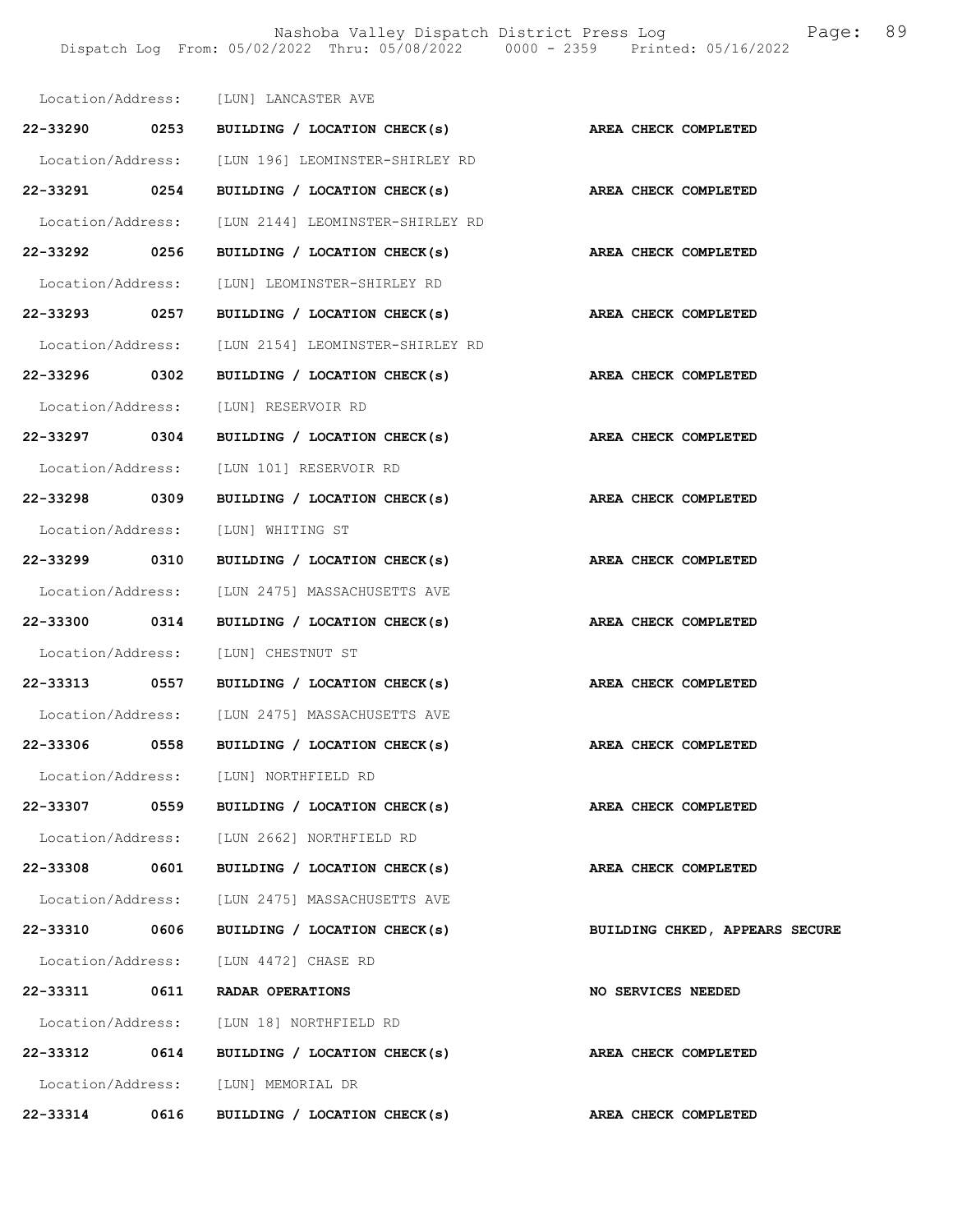Location/Address: [LUN] LANCASTER AVE

**22-33290 0253 BUILDING / LOCATION CHECK(s) AREA CHECK COMPLETED**

Location/Address: [LUN 196] LEOMINSTER-SHIRLEY RD

**22-33291 0254 BUILDING / LOCATION CHECK(s) AREA CHECK COMPLETED**

Location/Address: [LUN 2144] LEOMINSTER-SHIRLEY RD

**22-33292 0256 BUILDING / LOCATION CHECK(s) AREA CHECK COMPLETED**

Location/Address: [LUN] LEOMINSTER-SHIRLEY RD

**22-33293 0257 BUILDING / LOCATION CHECK(s) AREA CHECK COMPLETED**

Location/Address: [LUN 2154] LEOMINSTER-SHIRLEY RD

**22-33296 0302 BUILDING / LOCATION CHECK(s) AREA CHECK COMPLETED**

Location/Address: [LUN] RESERVOIR RD

**22-33297 0304 BUILDING / LOCATION CHECK(s) AREA CHECK COMPLETED**

Location/Address: [LUN 101] RESERVOIR RD

**22-33298 0309 BUILDING / LOCATION CHECK(s) AREA CHECK COMPLETED**

Location/Address: [LUN] WHITING ST

**22-33299 0310 BUILDING / LOCATION CHECK(s) AREA CHECK COMPLETED**

Location/Address: [LUN 2475] MASSACHUSETTS AVE

**22-33300 0314 BUILDING / LOCATION CHECK(s) AREA CHECK COMPLETED**

Location/Address: [LUN] CHESTNUT ST

**22-33313 0557 BUILDING / LOCATION CHECK(s) AREA CHECK COMPLETED**

Location/Address: [LUN 2475] MASSACHUSETTS AVE

**22-33306 0558 BUILDING / LOCATION CHECK(s) AREA CHECK COMPLETED**

Location/Address: [LUN] NORTHFIELD RD

**22-33307 0559 BUILDING / LOCATION CHECK(s) AREA CHECK COMPLETED**

Location/Address: [LUN 2662] NORTHFIELD RD

**22-33308 0601 BUILDING / LOCATION CHECK(s) AREA CHECK COMPLETED**

Location/Address: [LUN 2475] MASSACHUSETTS AVE

**22-33310 0606 BUILDING / LOCATION CHECK(s) BUILDING CHKED, APPEARS SECURE**

Location/Address: [LUN 4472] CHASE RD

**22-33311 0611 RADAR OPERATIONS NO SERVICES NEEDED**

Location/Address: [LUN 18] NORTHFIELD RD

**22-33312 0614 BUILDING / LOCATION CHECK(s) AREA CHECK COMPLETED**

Location/Address: [LUN] MEMORIAL DR

**22-33314 0616 BUILDING / LOCATION CHECK(s) AREA CHECK COMPLETED**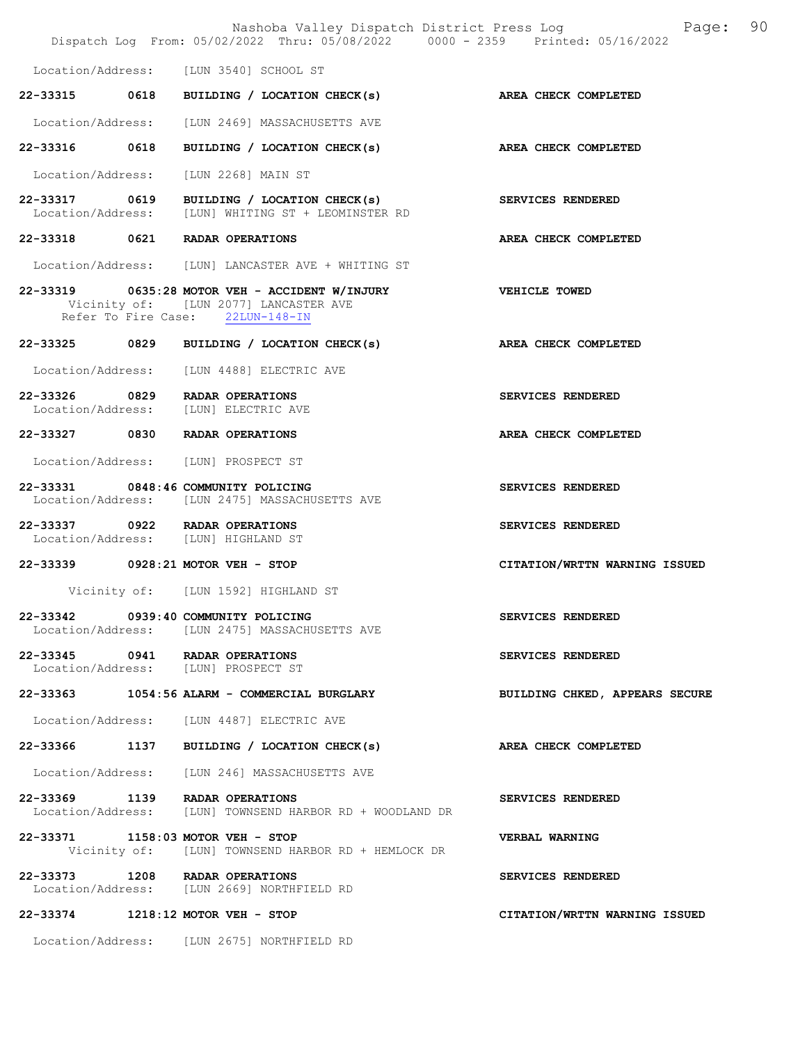Location/Address: [LUN 3540] SCHOOL ST

**22-33315 0618 BUILDING / LOCATION CHECK(s) AREA CHECK COMPLETED**

Location/Address: [LUN 2469] MASSACHUSETTS AVE

**22-33316 0618 BUILDING / LOCATION CHECK(s) AREA CHECK COMPLETED**

Location/Address: [LUN 2268] MAIN ST

**22-33317 0619 BUILDING / LOCATION CHECK(s) SERVICES RENDERED**
Location/Address: [LUN] WHITING ST + LEOMINSTER RD

**22-33318 0621 RADAR OPERATIONS AREA CHECK COMPLETED**

Location/Address: [LUN] LANCASTER AVE + WHITING ST

**22-33319 0635:28 MOTOR VEH - ACCIDENT W/INJURY VEHICLE TOWED**
Vicinity of: [LUN 2077] LANCASTER AVE
Refer To Fire Case: 22LUN-148-IN

**22-33325 0829 BUILDING / LOCATION CHECK(s) AREA CHECK COMPLETED**

Location/Address: [LUN 4488] ELECTRIC AVE

**22-33326 0829 RADAR OPERATIONS SERVICES RENDERED**
Location/Address: [LUN] ELECTRIC AVE

**22-33327 0830 RADAR OPERATIONS AREA CHECK COMPLETED**

Location/Address: [LUN] PROSPECT ST

**22-33331 0848:46 COMMUNITY POLICING SERVICES RENDERED**
Location/Address: [LUN 2475] MASSACHUSETTS AVE

**22-33337 0922 RADAR OPERATIONS SERVICES RENDERED**
Location/Address: [LUN] HIGHLAND ST

**22-33339 0928:21 MOTOR VEH - STOP CITATION/WRTTN WARNING ISSUED**

Vicinity of: [LUN 1592] HIGHLAND ST

**22-33342 0939:40 COMMUNITY POLICING SERVICES RENDERED**
Location/Address: [LUN 2475] MASSACHUSETTS AVE

**22-33345 0941 RADAR OPERATIONS SERVICES RENDERED**
Location/Address: [LUN] PROSPECT ST

**22-33363 1054:56 ALARM - COMMERCIAL BURGLARY BUILDING CHKED, APPEARS SECURE**

Location/Address: [LUN 4487] ELECTRIC AVE

**22-33366 1137 BUILDING / LOCATION CHECK(s) AREA CHECK COMPLETED**

Location/Address: [LUN 246] MASSACHUSETTS AVE

**22-33369 1139 RADAR OPERATIONS SERVICES RENDERED**
Location/Address: [LUN] TOWNSEND HARBOR RD + WOODLAND DR

**22-33371 1158:03 MOTOR VEH - STOP VERBAL WARNING**
Vicinity of: [LUN] TOWNSEND HARBOR RD + HEMLOCK DR

**22-33373 1208 RADAR OPERATIONS SERVICES RENDERED**
Location/Address: [LUN 2669] NORTHFIELD RD

**22-33374 1218:12 MOTOR VEH - STOP CITATION/WRTTN WARNING ISSUED**

Location/Address: [LUN 2675] NORTHFIELD RD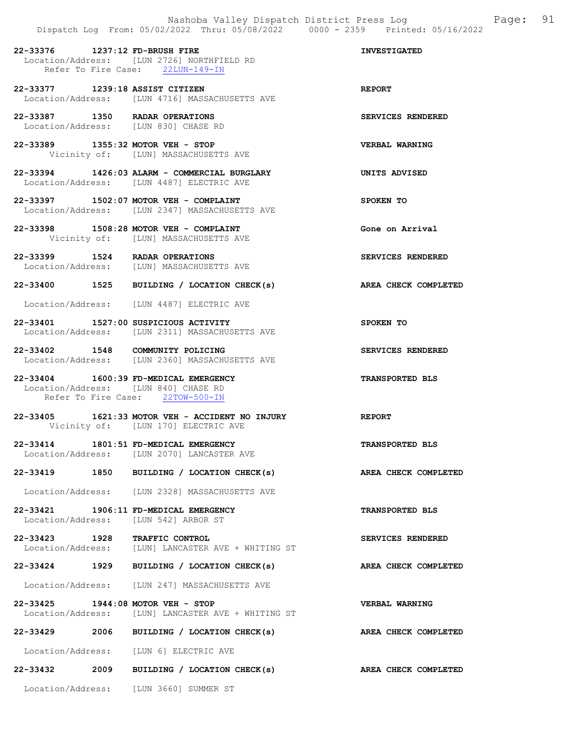22-33376 1237:12 FD-BRUSH FIRE — INVESTIGATED
Location/Address: [LUN 2726] NORTHFIELD RD
Refer To Fire Case: 22LUN-149-IN

22-33377 1239:18 ASSIST CITIZEN — REPORT
Location/Address: [LUN 4716] MASSACHUSETTS AVE

22-33387 1350 RADAR OPERATIONS — SERVICES RENDERED
Location/Address: [LUN 830] CHASE RD

22-33389 1355:32 MOTOR VEH - STOP — VERBAL WARNING
Vicinity of: [LUN] MASSACHUSETTS AVE

22-33394 1426:03 ALARM - COMMERCIAL BURGLARY — UNITS ADVISED
Location/Address: [LUN 4487] ELECTRIC AVE

22-33397 1502:07 MOTOR VEH - COMPLAINT — SPOKEN TO
Location/Address: [LUN 2347] MASSACHUSETTS AVE

22-33398 1508:28 MOTOR VEH - COMPLAINT — Gone on Arrival
Vicinity of: [LUN] MASSACHUSETTS AVE

22-33399 1524 RADAR OPERATIONS — SERVICES RENDERED
Location/Address: [LUN] MASSACHUSETTS AVE

22-33400 1525 BUILDING / LOCATION CHECK(s) — AREA CHECK COMPLETED
Location/Address: [LUN 4487] ELECTRIC AVE

22-33401 1527:00 SUSPICIOUS ACTIVITY — SPOKEN TO
Location/Address: [LUN 2311] MASSACHUSETTS AVE

22-33402 1548 COMMUNITY POLICING — SERVICES RENDERED
Location/Address: [LUN 2360] MASSACHUSETTS AVE

22-33404 1600:39 FD-MEDICAL EMERGENCY — TRANSPORTED BLS
Location/Address: [LUN 840] CHASE RD
Refer To Fire Case: 22TOW-500-IN

22-33405 1621:33 MOTOR VEH - ACCIDENT NO INJURY — REPORT
Vicinity of: [LUN 170] ELECTRIC AVE

22-33414 1801:51 FD-MEDICAL EMERGENCY — TRANSPORTED BLS
Location/Address: [LUN 2070] LANCASTER AVE

22-33419 1850 BUILDING / LOCATION CHECK(s) — AREA CHECK COMPLETED
Location/Address: [LUN 2328] MASSACHUSETTS AVE

22-33421 1906:11 FD-MEDICAL EMERGENCY — TRANSPORTED BLS
Location/Address: [LUN 542] ARBOR ST

22-33423 1928 TRAFFIC CONTROL — SERVICES RENDERED
Location/Address: [LUN] LANCASTER AVE + WHITING ST

22-33424 1929 BUILDING / LOCATION CHECK(s) — AREA CHECK COMPLETED
Location/Address: [LUN 247] MASSACHUSETTS AVE

22-33425 1944:08 MOTOR VEH - STOP — VERBAL WARNING
Location/Address: [LUN] LANCASTER AVE + WHITING ST

22-33429 2006 BUILDING / LOCATION CHECK(s) — AREA CHECK COMPLETED
Location/Address: [LUN 6] ELECTRIC AVE

22-33432 2009 BUILDING / LOCATION CHECK(s) — AREA CHECK COMPLETED
Location/Address: [LUN 3660] SUMMER ST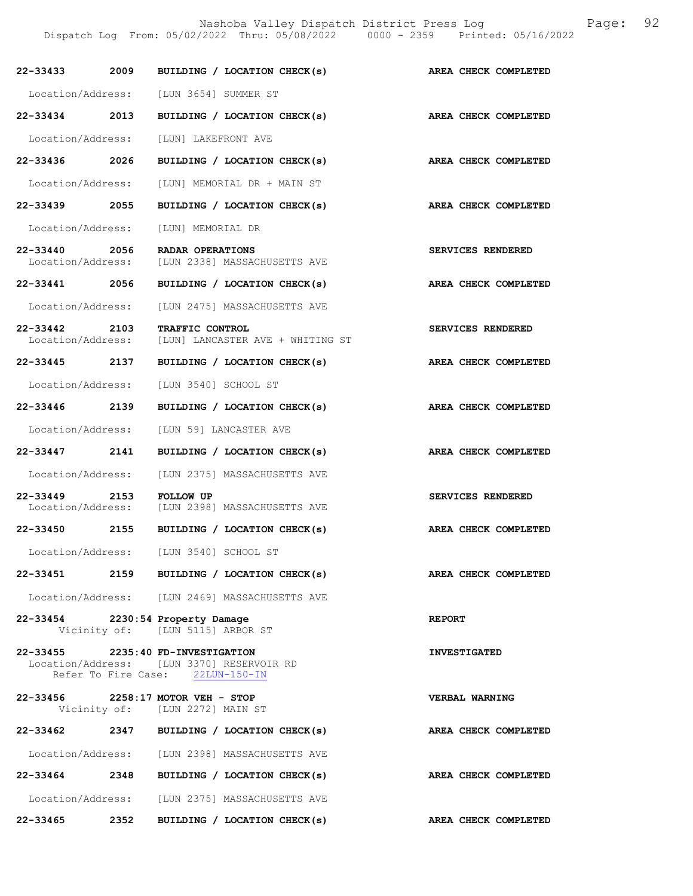**22-33433 2009 BUILDING / LOCATION CHECK(s)** **AREA CHECK COMPLETED**

Location/Address: [LUN 3654] SUMMER ST

**22-33434 2013 BUILDING / LOCATION CHECK(s)** **AREA CHECK COMPLETED**

Location/Address: [LUN] LAKEFRONT AVE

**22-33436 2026 BUILDING / LOCATION CHECK(s)** **AREA CHECK COMPLETED**

Location/Address: [LUN] MEMORIAL DR + MAIN ST

**22-33439 2055 BUILDING / LOCATION CHECK(s)** **AREA CHECK COMPLETED**

Location/Address: [LUN] MEMORIAL DR

**22-33440 2056 RADAR OPERATIONS** **SERVICES RENDERED**
Location/Address: [LUN 2338] MASSACHUSETTS AVE

**22-33441 2056 BUILDING / LOCATION CHECK(s)** **AREA CHECK COMPLETED**

Location/Address: [LUN 2475] MASSACHUSETTS AVE

**22-33442 2103 TRAFFIC CONTROL** **SERVICES RENDERED**
Location/Address: [LUN] LANCASTER AVE + WHITING ST

**22-33445 2137 BUILDING / LOCATION CHECK(s)** **AREA CHECK COMPLETED**

Location/Address: [LUN 3540] SCHOOL ST

**22-33446 2139 BUILDING / LOCATION CHECK(s)** **AREA CHECK COMPLETED**

Location/Address: [LUN 59] LANCASTER AVE

**22-33447 2141 BUILDING / LOCATION CHECK(s)** **AREA CHECK COMPLETED**

Location/Address: [LUN 2375] MASSACHUSETTS AVE

**22-33449 2153 FOLLOW UP** **SERVICES RENDERED**
Location/Address: [LUN 2398] MASSACHUSETTS AVE

**22-33450 2155 BUILDING / LOCATION CHECK(s)** **AREA CHECK COMPLETED**

Location/Address: [LUN 3540] SCHOOL ST

**22-33451 2159 BUILDING / LOCATION CHECK(s)** **AREA CHECK COMPLETED**

Location/Address: [LUN 2469] MASSACHUSETTS AVE

**22-33454 2230:54 Property Damage** **REPORT**
Vicinity of: [LUN 5115] ARBOR ST

**22-33455 2235:40 FD-INVESTIGATION** **INVESTIGATED**
Location/Address: [LUN 3370] RESERVOIR RD
Refer To Fire Case: 22LUN-150-IN

**22-33456 2258:17 MOTOR VEH - STOP** **VERBAL WARNING**
Vicinity of: [LUN 2272] MAIN ST

**22-33462 2347 BUILDING / LOCATION CHECK(s)** **AREA CHECK COMPLETED**

Location/Address: [LUN 2398] MASSACHUSETTS AVE

**22-33464 2348 BUILDING / LOCATION CHECK(s)** **AREA CHECK COMPLETED**

Location/Address: [LUN 2375] MASSACHUSETTS AVE

**22-33465 2352 BUILDING / LOCATION CHECK(s)** **AREA CHECK COMPLETED**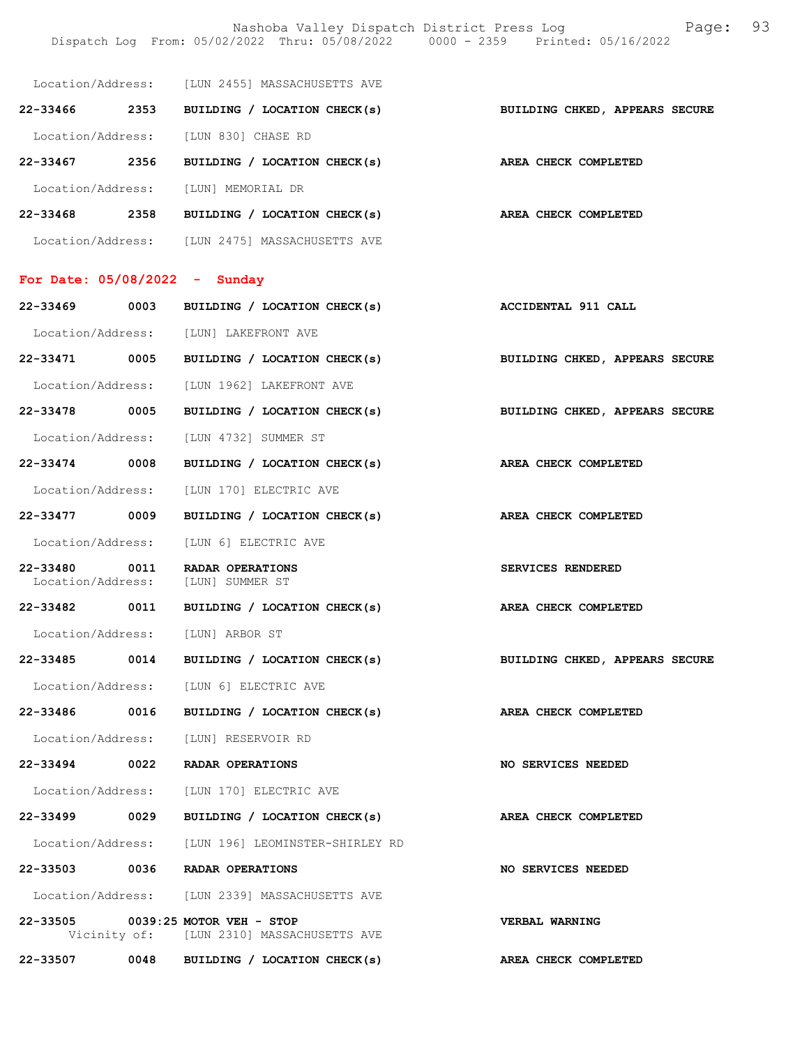Location/Address: [LUN 2455] MASSACHUSETTS AVE

**22-33466 2353 BUILDING / LOCATION CHECK(s) BUILDING CHKED, APPEARS SECURE**

Location/Address: [LUN 830] CHASE RD

**22-33467 2356 BUILDING / LOCATION CHECK(s) AREA CHECK COMPLETED**

Location/Address: [LUN] MEMORIAL DR

**22-33468 2358 BUILDING / LOCATION CHECK(s) AREA CHECK COMPLETED**

Location/Address: [LUN 2475] MASSACHUSETTS AVE

## For Date: 05/08/2022 - Sunday

**22-33469 0003 BUILDING / LOCATION CHECK(s) ACCIDENTAL 911 CALL**

Location/Address: [LUN] LAKEFRONT AVE

**22-33471 0005 BUILDING / LOCATION CHECK(s) BUILDING CHKED, APPEARS SECURE**

Location/Address: [LUN 1962] LAKEFRONT AVE

**22-33478 0005 BUILDING / LOCATION CHECK(s) BUILDING CHKED, APPEARS SECURE**

Location/Address: [LUN 4732] SUMMER ST

**22-33474 0008 BUILDING / LOCATION CHECK(s) AREA CHECK COMPLETED**

Location/Address: [LUN 170] ELECTRIC AVE

**22-33477 0009 BUILDING / LOCATION CHECK(s) AREA CHECK COMPLETED**

Location/Address: [LUN 6] ELECTRIC AVE

**22-33480 0011 RADAR OPERATIONS SERVICES RENDERED**
Location/Address: [LUN] SUMMER ST

**22-33482 0011 BUILDING / LOCATION CHECK(s) AREA CHECK COMPLETED**

Location/Address: [LUN] ARBOR ST

**22-33485 0014 BUILDING / LOCATION CHECK(s) BUILDING CHKED, APPEARS SECURE**

Location/Address: [LUN 6] ELECTRIC AVE

**22-33486 0016 BUILDING / LOCATION CHECK(s) AREA CHECK COMPLETED**

Location/Address: [LUN] RESERVOIR RD

**22-33494 0022 RADAR OPERATIONS NO SERVICES NEEDED**

Location/Address: [LUN 170] ELECTRIC AVE

**22-33499 0029 BUILDING / LOCATION CHECK(s) AREA CHECK COMPLETED**

Location/Address: [LUN 196] LEOMINSTER-SHIRLEY RD

**22-33503 0036 RADAR OPERATIONS NO SERVICES NEEDED**

Location/Address: [LUN 2339] MASSACHUSETTS AVE

**22-33505 0039:25 MOTOR VEH - STOP VERBAL WARNING**
Vicinity of: [LUN 2310] MASSACHUSETTS AVE

**22-33507 0048 BUILDING / LOCATION CHECK(s) AREA CHECK COMPLETED**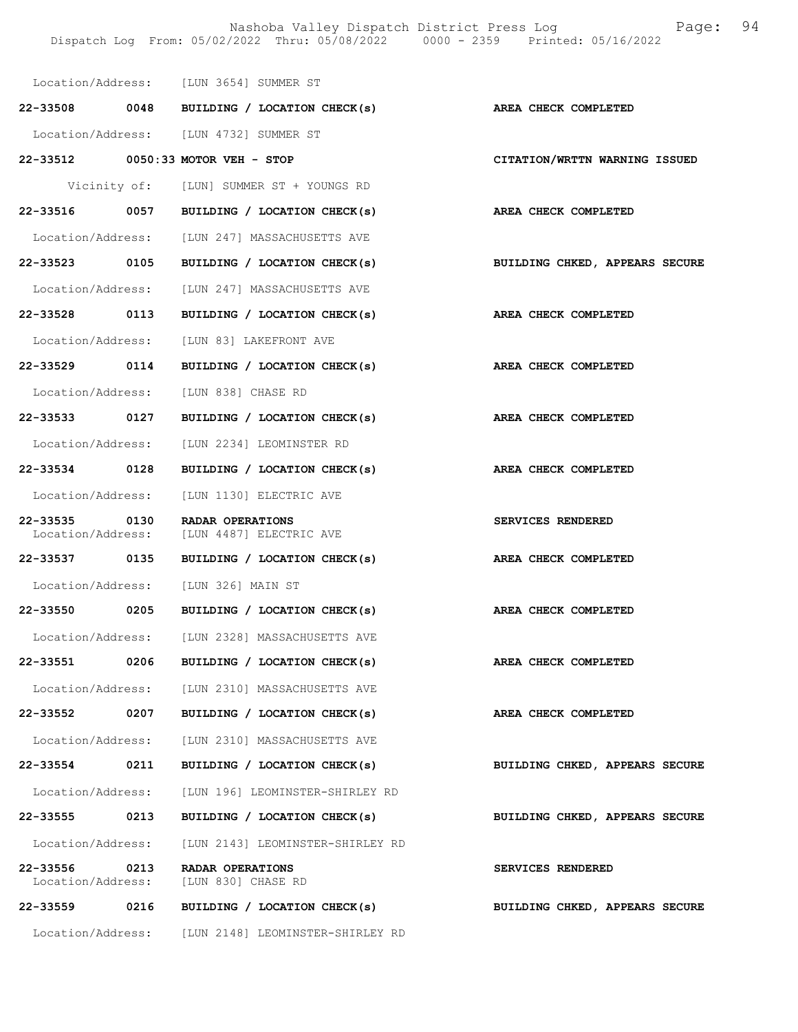Location/Address: [LUN 3654] SUMMER ST

**22-33508 0048 BUILDING / LOCATION CHECK(s) AREA CHECK COMPLETED**

Location/Address: [LUN 4732] SUMMER ST

**22-33512 0050:33 MOTOR VEH - STOP CITATION/WRTTN WARNING ISSUED**

Vicinity of: [LUN] SUMMER ST + YOUNGS RD

**22-33516 0057 BUILDING / LOCATION CHECK(s) AREA CHECK COMPLETED**

Location/Address: [LUN 247] MASSACHUSETTS AVE

**22-33523 0105 BUILDING / LOCATION CHECK(s) BUILDING CHKED, APPEARS SECURE**

Location/Address: [LUN 247] MASSACHUSETTS AVE

**22-33528 0113 BUILDING / LOCATION CHECK(s) AREA CHECK COMPLETED**

Location/Address: [LUN 83] LAKEFRONT AVE

**22-33529 0114 BUILDING / LOCATION CHECK(s) AREA CHECK COMPLETED**

Location/Address: [LUN 838] CHASE RD

**22-33533 0127 BUILDING / LOCATION CHECK(s) AREA CHECK COMPLETED**

Location/Address: [LUN 2234] LEOMINSTER RD

**22-33534 0128 BUILDING / LOCATION CHECK(s) AREA CHECK COMPLETED**

Location/Address: [LUN 1130] ELECTRIC AVE

**22-33535 0130 RADAR OPERATIONS SERVICES RENDERED**
Location/Address: [LUN 4487] ELECTRIC AVE

**22-33537 0135 BUILDING / LOCATION CHECK(s) AREA CHECK COMPLETED**

Location/Address: [LUN 326] MAIN ST

**22-33550 0205 BUILDING / LOCATION CHECK(s) AREA CHECK COMPLETED**

Location/Address: [LUN 2328] MASSACHUSETTS AVE

**22-33551 0206 BUILDING / LOCATION CHECK(s) AREA CHECK COMPLETED**

Location/Address: [LUN 2310] MASSACHUSETTS AVE

**22-33552 0207 BUILDING / LOCATION CHECK(s) AREA CHECK COMPLETED**

Location/Address: [LUN 2310] MASSACHUSETTS AVE

**22-33554 0211 BUILDING / LOCATION CHECK(s) BUILDING CHKED, APPEARS SECURE**

Location/Address: [LUN 196] LEOMINSTER-SHIRLEY RD

**22-33555 0213 BUILDING / LOCATION CHECK(s) BUILDING CHKED, APPEARS SECURE**

Location/Address: [LUN 2143] LEOMINSTER-SHIRLEY RD

**22-33556 0213 RADAR OPERATIONS SERVICES RENDERED**
Location/Address: [LUN 830] CHASE RD

**22-33559 0216 BUILDING / LOCATION CHECK(s) BUILDING CHKED, APPEARS SECURE**

Location/Address: [LUN 2148] LEOMINSTER-SHIRLEY RD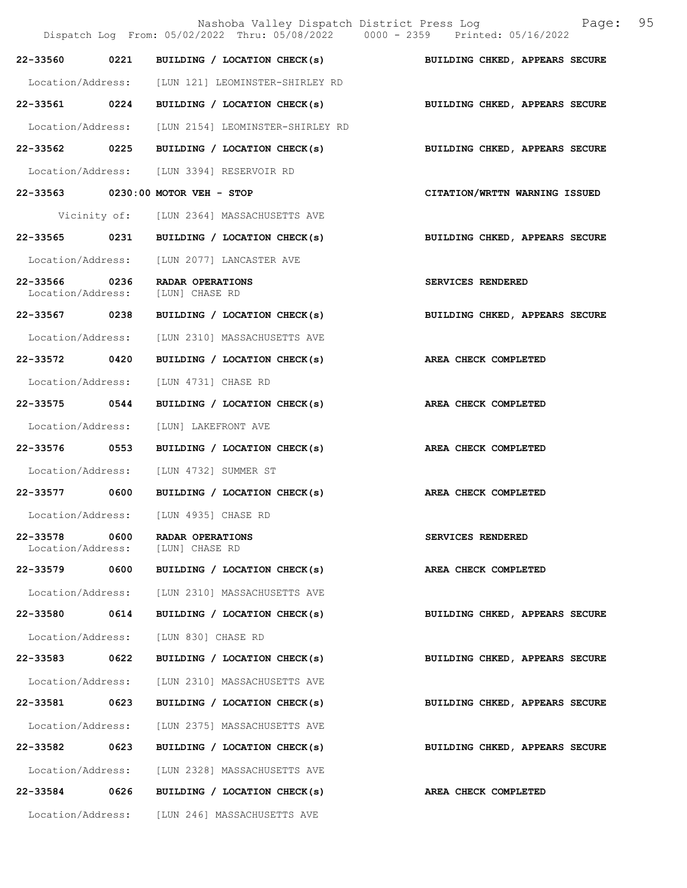| Call Number | Time | Call Reason | Action |
|---|---|---|---|
| 22-33560 | 0221 | BUILDING / LOCATION CHECK(s) | BUILDING CHKED, APPEARS SECURE |
| Location/Address: | | [LUN 121] LEOMINSTER-SHIRLEY RD | |
| 22-33561 | 0224 | BUILDING / LOCATION CHECK(s) | BUILDING CHKED, APPEARS SECURE |
| Location/Address: | | [LUN 2154] LEOMINSTER-SHIRLEY RD | |
| 22-33562 | 0225 | BUILDING / LOCATION CHECK(s) | BUILDING CHKED, APPEARS SECURE |
| Location/Address: | | [LUN 3394] RESERVOIR RD | |
| 22-33563 | 0230:00 | MOTOR VEH - STOP | CITATION/WRTTN WARNING ISSUED |
| Vicinity of: | | [LUN 2364] MASSACHUSETTS AVE | |
| 22-33565 | 0231 | BUILDING / LOCATION CHECK(s) | BUILDING CHKED, APPEARS SECURE |
| Location/Address: | | [LUN 2077] LANCASTER AVE | |
| 22-33566 | 0236 | RADAR OPERATIONS | SERVICES RENDERED |
| Location/Address: | | [LUN] CHASE RD | |
| 22-33567 | 0238 | BUILDING / LOCATION CHECK(s) | BUILDING CHKED, APPEARS SECURE |
| Location/Address: | | [LUN 2310] MASSACHUSETTS AVE | |
| 22-33572 | 0420 | BUILDING / LOCATION CHECK(s) | AREA CHECK COMPLETED |
| Location/Address: | | [LUN 4731] CHASE RD | |
| 22-33575 | 0544 | BUILDING / LOCATION CHECK(s) | AREA CHECK COMPLETED |
| Location/Address: | | [LUN] LAKEFRONT AVE | |
| 22-33576 | 0553 | BUILDING / LOCATION CHECK(s) | AREA CHECK COMPLETED |
| Location/Address: | | [LUN 4732] SUMMER ST | |
| 22-33577 | 0600 | BUILDING / LOCATION CHECK(s) | AREA CHECK COMPLETED |
| Location/Address: | | [LUN 4935] CHASE RD | |
| 22-33578 | 0600 | RADAR OPERATIONS | SERVICES RENDERED |
| Location/Address: | | [LUN] CHASE RD | |
| 22-33579 | 0600 | BUILDING / LOCATION CHECK(s) | AREA CHECK COMPLETED |
| Location/Address: | | [LUN 2310] MASSACHUSETTS AVE | |
| 22-33580 | 0614 | BUILDING / LOCATION CHECK(s) | BUILDING CHKED, APPEARS SECURE |
| Location/Address: | | [LUN 830] CHASE RD | |
| 22-33583 | 0622 | BUILDING / LOCATION CHECK(s) | BUILDING CHKED, APPEARS SECURE |
| Location/Address: | | [LUN 2310] MASSACHUSETTS AVE | |
| 22-33581 | 0623 | BUILDING / LOCATION CHECK(s) | BUILDING CHKED, APPEARS SECURE |
| Location/Address: | | [LUN 2375] MASSACHUSETTS AVE | |
| 22-33582 | 0623 | BUILDING / LOCATION CHECK(s) | BUILDING CHKED, APPEARS SECURE |
| Location/Address: | | [LUN 2328] MASSACHUSETTS AVE | |
| 22-33584 | 0626 | BUILDING / LOCATION CHECK(s) | AREA CHECK COMPLETED |
| Location/Address: | | [LUN 246] MASSACHUSETTS AVE | |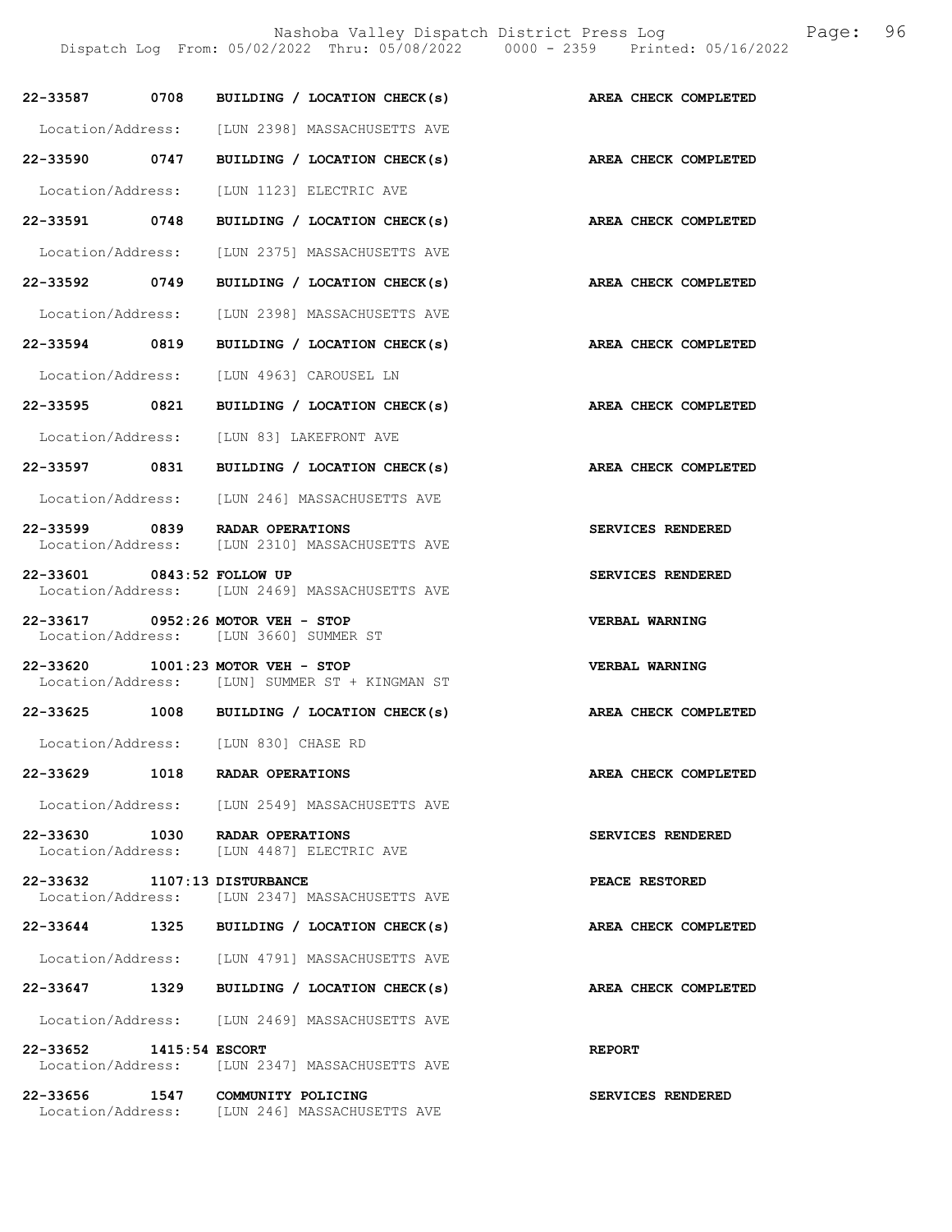| Call # | Time | Call Reason | Action |
|---|---|---|---|
| 22-33587 | 0708 | BUILDING / LOCATION CHECK(s) | AREA CHECK COMPLETED |
| Location/Address: | | [LUN 2398] MASSACHUSETTS AVE | |
| 22-33590 | 0747 | BUILDING / LOCATION CHECK(s) | AREA CHECK COMPLETED |
| Location/Address: | | [LUN 1123] ELECTRIC AVE | |
| 22-33591 | 0748 | BUILDING / LOCATION CHECK(s) | AREA CHECK COMPLETED |
| Location/Address: | | [LUN 2375] MASSACHUSETTS AVE | |
| 22-33592 | 0749 | BUILDING / LOCATION CHECK(s) | AREA CHECK COMPLETED |
| Location/Address: | | [LUN 2398] MASSACHUSETTS AVE | |
| 22-33594 | 0819 | BUILDING / LOCATION CHECK(s) | AREA CHECK COMPLETED |
| Location/Address: | | [LUN 4963] CAROUSEL LN | |
| 22-33595 | 0821 | BUILDING / LOCATION CHECK(s) | AREA CHECK COMPLETED |
| Location/Address: | | [LUN 83] LAKEFRONT AVE | |
| 22-33597 | 0831 | BUILDING / LOCATION CHECK(s) | AREA CHECK COMPLETED |
| Location/Address: | | [LUN 246] MASSACHUSETTS AVE | |
| 22-33599 | 0839 | RADAR OPERATIONS | SERVICES RENDERED |
| Location/Address: | | [LUN 2310] MASSACHUSETTS AVE | |
| 22-33601 | 0843:52 | FOLLOW UP | SERVICES RENDERED |
| Location/Address: | | [LUN 2469] MASSACHUSETTS AVE | |
| 22-33617 | 0952:26 | MOTOR VEH - STOP | VERBAL WARNING |
| Location/Address: | | [LUN 3660] SUMMER ST | |
| 22-33620 | 1001:23 | MOTOR VEH - STOP | VERBAL WARNING |
| Location/Address: | | [LUN] SUMMER ST + KINGMAN ST | |
| 22-33625 | 1008 | BUILDING / LOCATION CHECK(s) | AREA CHECK COMPLETED |
| Location/Address: | | [LUN 830] CHASE RD | |
| 22-33629 | 1018 | RADAR OPERATIONS | AREA CHECK COMPLETED |
| Location/Address: | | [LUN 2549] MASSACHUSETTS AVE | |
| 22-33630 | 1030 | RADAR OPERATIONS | SERVICES RENDERED |
| Location/Address: | | [LUN 4487] ELECTRIC AVE | |
| 22-33632 | 1107:13 | DISTURBANCE | PEACE RESTORED |
| Location/Address: | | [LUN 2347] MASSACHUSETTS AVE | |
| 22-33644 | 1325 | BUILDING / LOCATION CHECK(s) | AREA CHECK COMPLETED |
| Location/Address: | | [LUN 4791] MASSACHUSETTS AVE | |
| 22-33647 | 1329 | BUILDING / LOCATION CHECK(s) | AREA CHECK COMPLETED |
| Location/Address: | | [LUN 2469] MASSACHUSETTS AVE | |
| 22-33652 | 1415:54 | ESCORT | REPORT |
| Location/Address: | | [LUN 2347] MASSACHUSETTS AVE | |
| 22-33656 | 1547 | COMMUNITY POLICING | SERVICES RENDERED |
| Location/Address: | | [LUN 246] MASSACHUSETTS AVE | |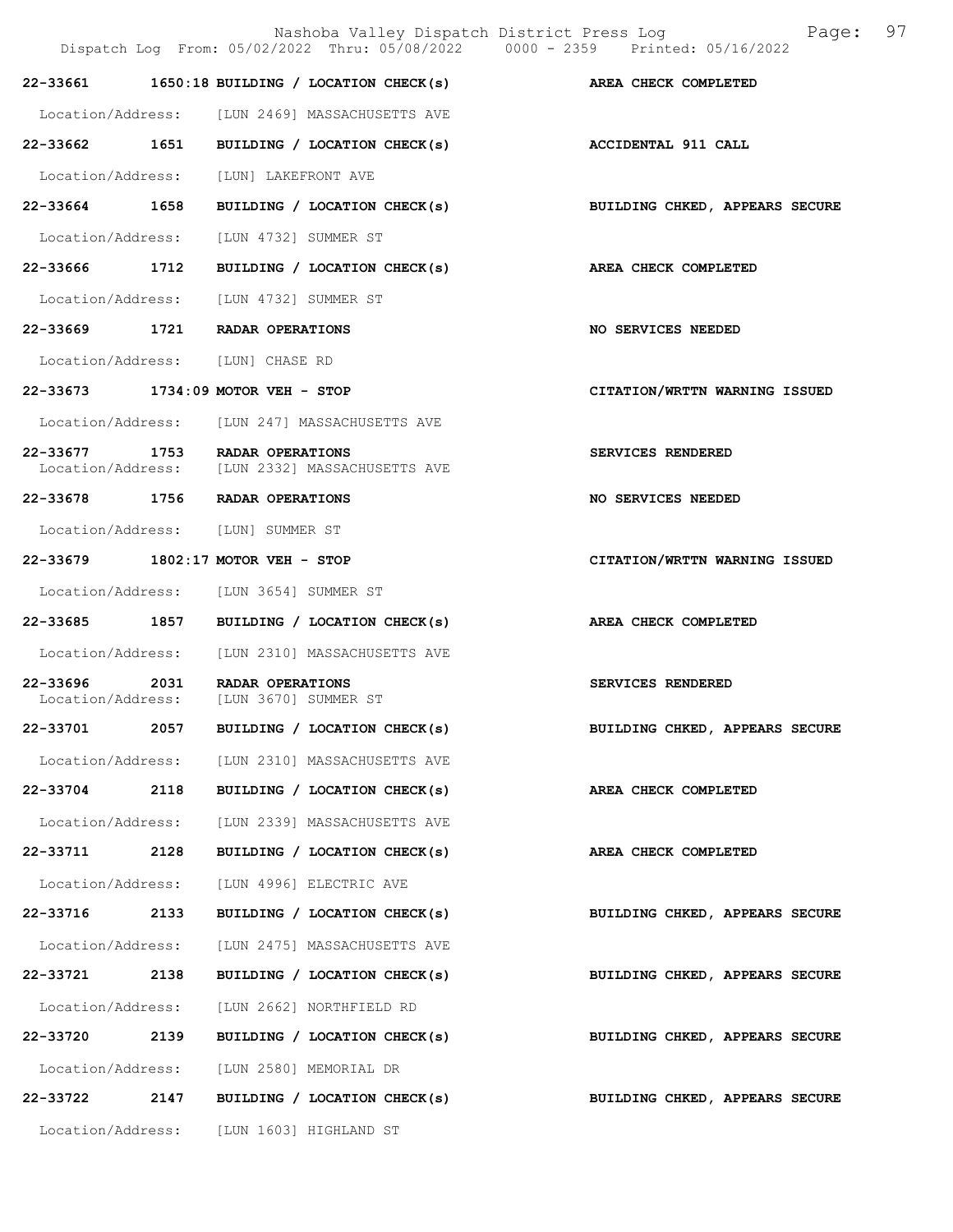| Call Number | Time | Call Reason | Action |
|---|---|---|---|
| 22-33661 | 1650:18 | BUILDING / LOCATION CHECK(s) | AREA CHECK COMPLETED |
| Location/Address: | | [LUN 2469] MASSACHUSETTS AVE | |
| 22-33662 | 1651 | BUILDING / LOCATION CHECK(s) | ACCIDENTAL 911 CALL |
| Location/Address: | | [LUN] LAKEFRONT AVE | |
| 22-33664 | 1658 | BUILDING / LOCATION CHECK(s) | BUILDING CHKED, APPEARS SECURE |
| Location/Address: | | [LUN 4732] SUMMER ST | |
| 22-33666 | 1712 | BUILDING / LOCATION CHECK(s) | AREA CHECK COMPLETED |
| Location/Address: | | [LUN 4732] SUMMER ST | |
| 22-33669 | 1721 | RADAR OPERATIONS | NO SERVICES NEEDED |
| Location/Address: | | [LUN] CHASE RD | |
| 22-33673 | 1734:09 | MOTOR VEH - STOP | CITATION/WRTTN WARNING ISSUED |
| Location/Address: | | [LUN 247] MASSACHUSETTS AVE | |
| 22-33677 | 1753 | RADAR OPERATIONS | SERVICES RENDERED |
| Location/Address: | | [LUN 2332] MASSACHUSETTS AVE | |
| 22-33678 | 1756 | RADAR OPERATIONS | NO SERVICES NEEDED |
| Location/Address: | | [LUN] SUMMER ST | |
| 22-33679 | 1802:17 | MOTOR VEH - STOP | CITATION/WRTTN WARNING ISSUED |
| Location/Address: | | [LUN 3654] SUMMER ST | |
| 22-33685 | 1857 | BUILDING / LOCATION CHECK(s) | AREA CHECK COMPLETED |
| Location/Address: | | [LUN 2310] MASSACHUSETTS AVE | |
| 22-33696 | 2031 | RADAR OPERATIONS | SERVICES RENDERED |
| Location/Address: | | [LUN 3670] SUMMER ST | |
| 22-33701 | 2057 | BUILDING / LOCATION CHECK(s) | BUILDING CHKED, APPEARS SECURE |
| Location/Address: | | [LUN 2310] MASSACHUSETTS AVE | |
| 22-33704 | 2118 | BUILDING / LOCATION CHECK(s) | AREA CHECK COMPLETED |
| Location/Address: | | [LUN 2339] MASSACHUSETTS AVE | |
| 22-33711 | 2128 | BUILDING / LOCATION CHECK(s) | AREA CHECK COMPLETED |
| Location/Address: | | [LUN 4996] ELECTRIC AVE | |
| 22-33716 | 2133 | BUILDING / LOCATION CHECK(s) | BUILDING CHKED, APPEARS SECURE |
| Location/Address: | | [LUN 2475] MASSACHUSETTS AVE | |
| 22-33721 | 2138 | BUILDING / LOCATION CHECK(s) | BUILDING CHKED, APPEARS SECURE |
| Location/Address: | | [LUN 2662] NORTHFIELD RD | |
| 22-33720 | 2139 | BUILDING / LOCATION CHECK(s) | BUILDING CHKED, APPEARS SECURE |
| Location/Address: | | [LUN 2580] MEMORIAL DR | |
| 22-33722 | 2147 | BUILDING / LOCATION CHECK(s) | BUILDING CHKED, APPEARS SECURE |
| Location/Address: | | [LUN 1603] HIGHLAND ST | |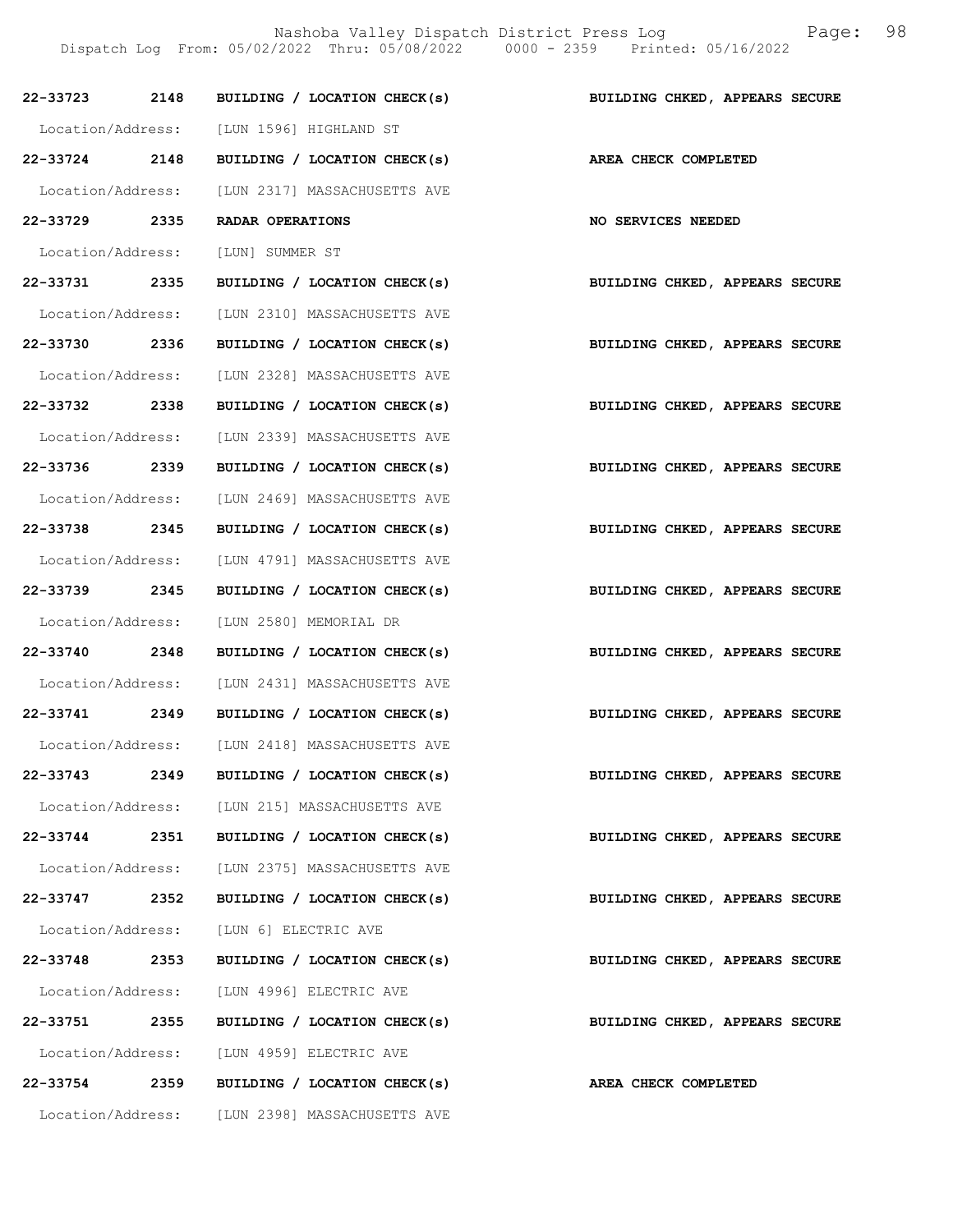**22-33723 2148 BUILDING / LOCATION CHECK(s) BUILDING CHKED, APPEARS SECURE**

Location/Address: [LUN 1596] HIGHLAND ST

**22-33724 2148 BUILDING / LOCATION CHECK(s) AREA CHECK COMPLETED**

Location/Address: [LUN 2317] MASSACHUSETTS AVE

**22-33729 2335 RADAR OPERATIONS NO SERVICES NEEDED**

Location/Address: [LUN] SUMMER ST

**22-33731 2335 BUILDING / LOCATION CHECK(s) BUILDING CHKED, APPEARS SECURE**

Location/Address: [LUN 2310] MASSACHUSETTS AVE

**22-33730 2336 BUILDING / LOCATION CHECK(s) BUILDING CHKED, APPEARS SECURE**

Location/Address: [LUN 2328] MASSACHUSETTS AVE

**22-33732 2338 BUILDING / LOCATION CHECK(s) BUILDING CHKED, APPEARS SECURE**

Location/Address: [LUN 2339] MASSACHUSETTS AVE

**22-33736 2339 BUILDING / LOCATION CHECK(s) BUILDING CHKED, APPEARS SECURE**

Location/Address: [LUN 2469] MASSACHUSETTS AVE

**22-33738 2345 BUILDING / LOCATION CHECK(s) BUILDING CHKED, APPEARS SECURE**

Location/Address: [LUN 4791] MASSACHUSETTS AVE

**22-33739 2345 BUILDING / LOCATION CHECK(s) BUILDING CHKED, APPEARS SECURE**

Location/Address: [LUN 2580] MEMORIAL DR

**22-33740 2348 BUILDING / LOCATION CHECK(s) BUILDING CHKED, APPEARS SECURE**

Location/Address: [LUN 2431] MASSACHUSETTS AVE

**22-33741 2349 BUILDING / LOCATION CHECK(s) BUILDING CHKED, APPEARS SECURE**

Location/Address: [LUN 2418] MASSACHUSETTS AVE

**22-33743 2349 BUILDING / LOCATION CHECK(s) BUILDING CHKED, APPEARS SECURE**

Location/Address: [LUN 215] MASSACHUSETTS AVE

**22-33744 2351 BUILDING / LOCATION CHECK(s) BUILDING CHKED, APPEARS SECURE**

Location/Address: [LUN 2375] MASSACHUSETTS AVE

**22-33747 2352 BUILDING / LOCATION CHECK(s) BUILDING CHKED, APPEARS SECURE**

Location/Address: [LUN 6] ELECTRIC AVE

**22-33748 2353 BUILDING / LOCATION CHECK(s) BUILDING CHKED, APPEARS SECURE**

Location/Address: [LUN 4996] ELECTRIC AVE

**22-33751 2355 BUILDING / LOCATION CHECK(s) BUILDING CHKED, APPEARS SECURE**

Location/Address: [LUN 4959] ELECTRIC AVE

**22-33754 2359 BUILDING / LOCATION CHECK(s) AREA CHECK COMPLETED**

Location/Address: [LUN 2398] MASSACHUSETTS AVE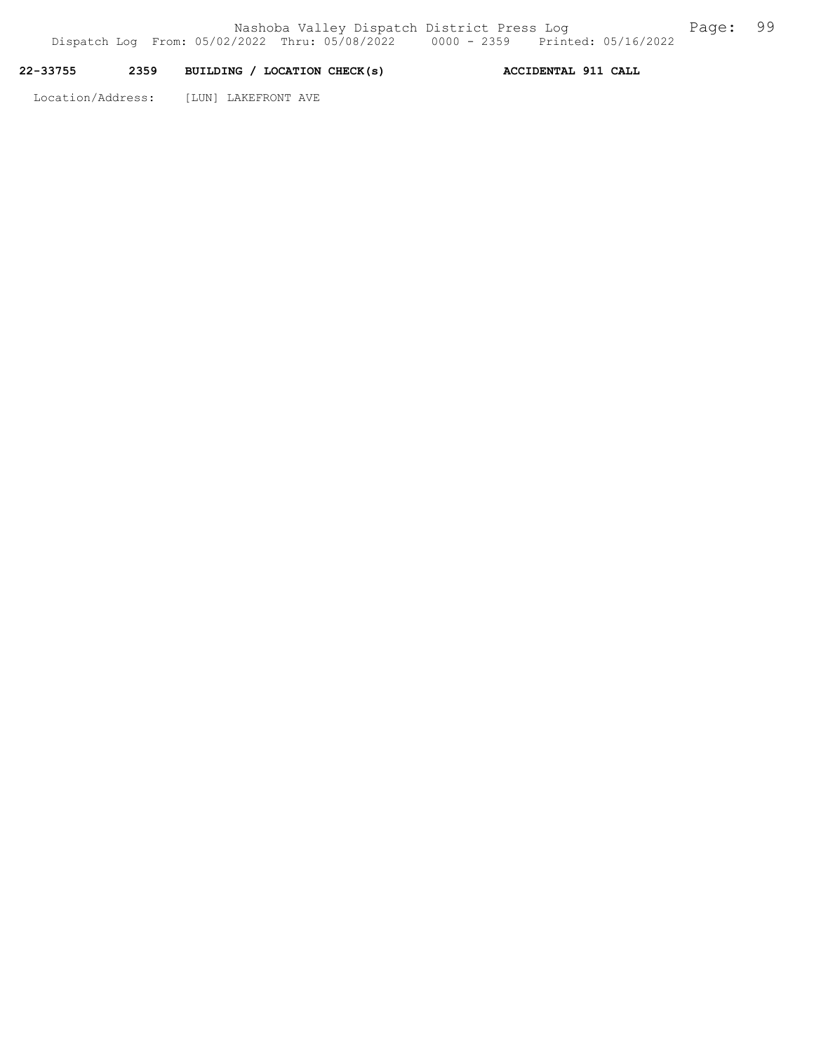**22-33755 2359 BUILDING / LOCATION CHECK(s) ACCIDENTAL 911 CALL**

Location/Address: [LUN] LAKEFRONT AVE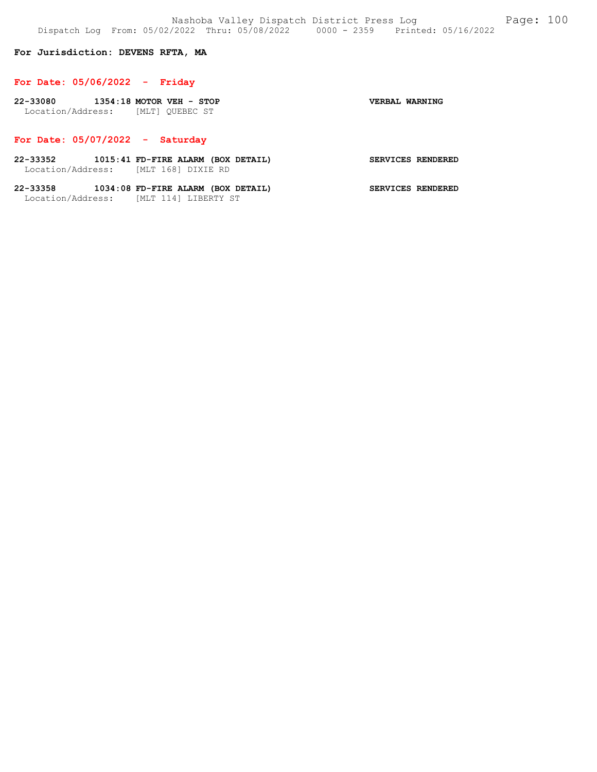**For Jurisdiction: DEVENS RFTA, MA**

## For Date: 05/06/2022 - Friday

**22-33080 1354:18 MOTOR VEH - STOP** **VERBAL WARNING**
Location/Address: [MLT] QUEBEC ST

## For Date: 05/07/2022 - Saturday

**22-33352 1015:41 FD-FIRE ALARM (BOX DETAIL)** **SERVICES RENDERED**
Location/Address: [MLT 168] DIXIE RD

**22-33358 1034:08 FD-FIRE ALARM (BOX DETAIL)** **SERVICES RENDERED**
Location/Address: [MLT 114] LIBERTY ST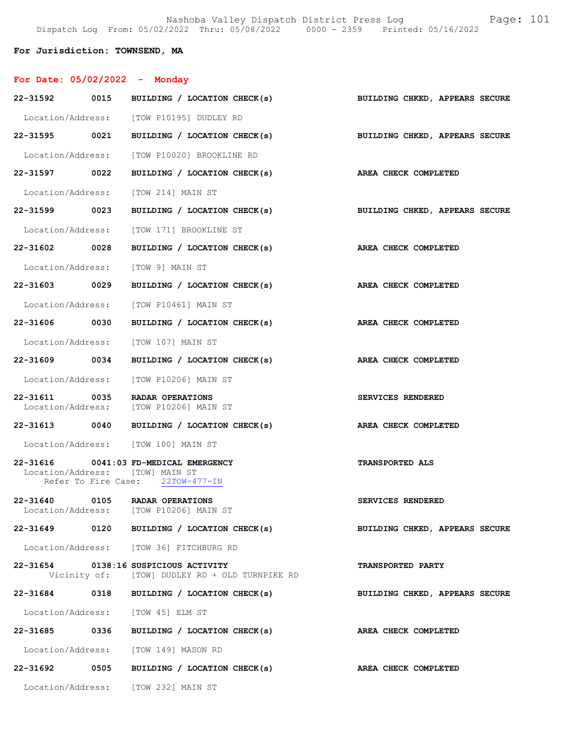Nashoba Valley Dispatch District Press Log
Dispatch Log From: 05/02/2022 Thru: 05/08/2022 0000 - 2359 Printed: 05/16/2022

**For Jurisdiction: TOWNSEND, MA**

## For Date: 05/02/2022 - Monday

**22-31592 0015 BUILDING / LOCATION CHECK(s)** BUILDING CHKED, APPEARS SECURE
Location/Address: [TOW P10195] DUDLEY RD

**22-31595 0021 BUILDING / LOCATION CHECK(s)** BUILDING CHKED, APPEARS SECURE
Location/Address: [TOW P10020] BROOKLINE RD

**22-31597 0022 BUILDING / LOCATION CHECK(s)** AREA CHECK COMPLETED
Location/Address: [TOW 214] MAIN ST

**22-31599 0023 BUILDING / LOCATION CHECK(s)** BUILDING CHKED, APPEARS SECURE
Location/Address: [TOW 171] BROOKLINE ST

**22-31602 0028 BUILDING / LOCATION CHECK(s)** AREA CHECK COMPLETED
Location/Address: [TOW 9] MAIN ST

**22-31603 0029 BUILDING / LOCATION CHECK(s)** AREA CHECK COMPLETED
Location/Address: [TOW P10461] MAIN ST

**22-31606 0030 BUILDING / LOCATION CHECK(s)** AREA CHECK COMPLETED
Location/Address: [TOW 107] MAIN ST

**22-31609 0034 BUILDING / LOCATION CHECK(s)** AREA CHECK COMPLETED
Location/Address: [TOW P10206] MAIN ST

**22-31611 0035 RADAR OPERATIONS** SERVICES RENDERED
Location/Address: [TOW P10206] MAIN ST

**22-31613 0040 BUILDING / LOCATION CHECK(s)** AREA CHECK COMPLETED
Location/Address: [TOW 100] MAIN ST

**22-31616 0041:03 FD-MEDICAL EMERGENCY** TRANSPORTED ALS
Location/Address: [TOW] MAIN ST
Refer To Fire Case: 22TOW-477-IN

**22-31640 0105 RADAR OPERATIONS** SERVICES RENDERED
Location/Address: [TOW P10206] MAIN ST

**22-31649 0120 BUILDING / LOCATION CHECK(s)** BUILDING CHKED, APPEARS SECURE
Location/Address: [TOW 36] FITCHBURG RD

**22-31654 0138:16 SUSPICIOUS ACTIVITY** TRANSPORTED PARTY
Vicinity of: [TOW] DUDLEY RD + OLD TURNPIKE RD

**22-31684 0318 BUILDING / LOCATION CHECK(s)** BUILDING CHKED, APPEARS SECURE
Location/Address: [TOW 45] ELM ST

**22-31685 0336 BUILDING / LOCATION CHECK(s)** AREA CHECK COMPLETED
Location/Address: [TOW 149] MASON RD

**22-31692 0505 BUILDING / LOCATION CHECK(s)** AREA CHECK COMPLETED
Location/Address: [TOW 232] MAIN ST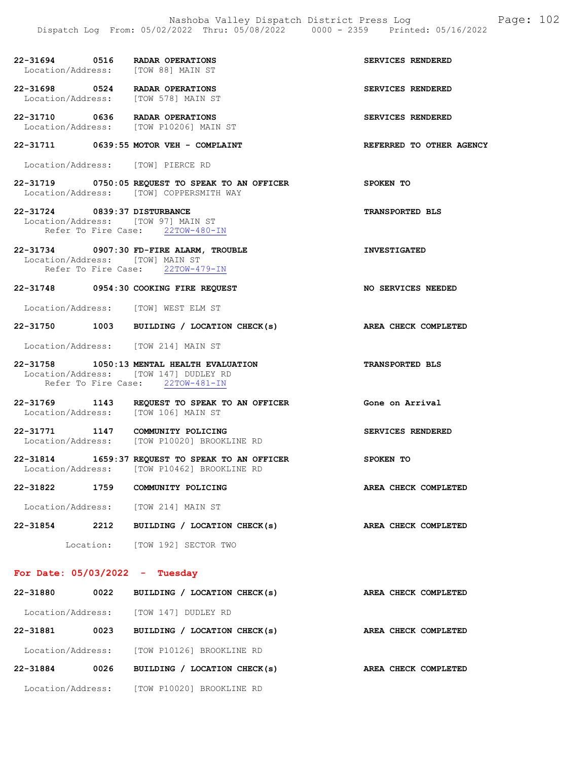**22-31694 0516 RADAR OPERATIONS** — SERVICES RENDERED
Location/Address: [TOW 88] MAIN ST

**22-31698 0524 RADAR OPERATIONS** — SERVICES RENDERED
Location/Address: [TOW 578] MAIN ST

**22-31710 0636 RADAR OPERATIONS** — SERVICES RENDERED
Location/Address: [TOW P10206] MAIN ST

**22-31711 0639:55 MOTOR VEH - COMPLAINT** — REFERRED TO OTHER AGENCY
Location/Address: [TOW] PIERCE RD

**22-31719 0750:05 REQUEST TO SPEAK TO AN OFFICER** — SPOKEN TO
Location/Address: [TOW] COPPERSMITH WAY

**22-31724 0839:37 DISTURBANCE** — TRANSPORTED BLS
Location/Address: [TOW 97] MAIN ST
Refer To Fire Case: 22TOW-480-IN

**22-31734 0907:30 FD-FIRE ALARM, TROUBLE** — INVESTIGATED
Location/Address: [TOW] MAIN ST
Refer To Fire Case: 22TOW-479-IN

**22-31748 0954:30 COOKING FIRE REQUEST** — NO SERVICES NEEDED
Location/Address: [TOW] WEST ELM ST

**22-31750 1003 BUILDING / LOCATION CHECK(s)** — AREA CHECK COMPLETED
Location/Address: [TOW 214] MAIN ST

**22-31758 1050:13 MENTAL HEALTH EVALUATION** — TRANSPORTED BLS
Location/Address: [TOW 147] DUDLEY RD
Refer To Fire Case: 22TOW-481-IN

**22-31769 1143 REQUEST TO SPEAK TO AN OFFICER** — Gone on Arrival
Location/Address: [TOW 106] MAIN ST

**22-31771 1147 COMMUNITY POLICING** — SERVICES RENDERED
Location/Address: [TOW P10020] BROOKLINE RD

**22-31814 1659:37 REQUEST TO SPEAK TO AN OFFICER** — SPOKEN TO
Location/Address: [TOW P10462] BROOKLINE RD

**22-31822 1759 COMMUNITY POLICING** — AREA CHECK COMPLETED
Location/Address: [TOW 214] MAIN ST

**22-31854 2212 BUILDING / LOCATION CHECK(s)** — AREA CHECK COMPLETED
Location: [TOW 192] SECTOR TWO

## For Date: 05/03/2022 - Tuesday

**22-31880 0022 BUILDING / LOCATION CHECK(s)** — AREA CHECK COMPLETED
Location/Address: [TOW 147] DUDLEY RD

**22-31881 0023 BUILDING / LOCATION CHECK(s)** — AREA CHECK COMPLETED
Location/Address: [TOW P10126] BROOKLINE RD

**22-31884 0026 BUILDING / LOCATION CHECK(s)** — AREA CHECK COMPLETED
Location/Address: [TOW P10020] BROOKLINE RD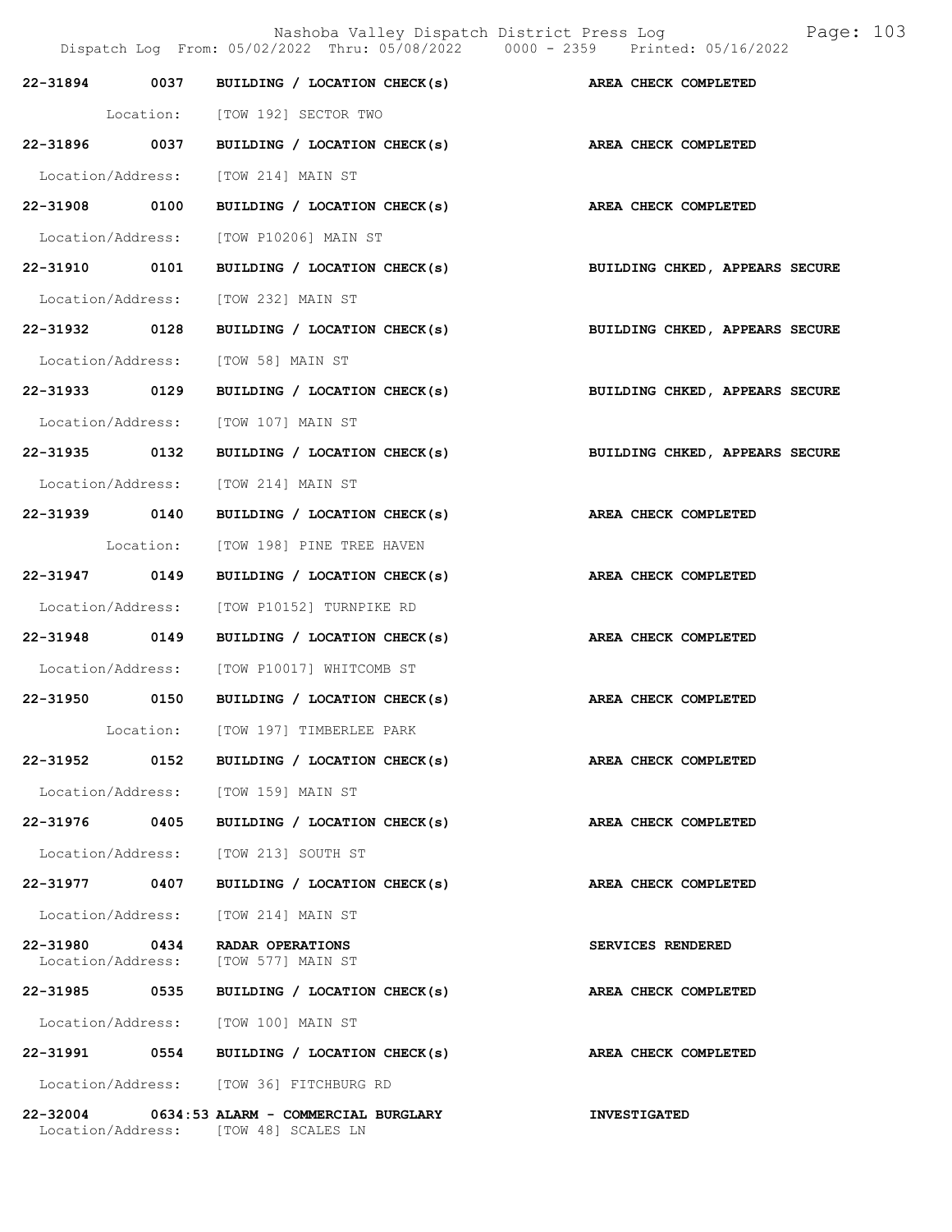| Call No. | Time | Call Type | Disposition |
|---|---|---|---|
| 22-31894 | 0037 | BUILDING / LOCATION CHECK(s) | AREA CHECK COMPLETED |
| | | Location: [TOW 192] SECTOR TWO | |
| 22-31896 | 0037 | BUILDING / LOCATION CHECK(s) | AREA CHECK COMPLETED |
| | | Location/Address: [TOW 214] MAIN ST | |
| 22-31908 | 0100 | BUILDING / LOCATION CHECK(s) | AREA CHECK COMPLETED |
| | | Location/Address: [TOW P10206] MAIN ST | |
| 22-31910 | 0101 | BUILDING / LOCATION CHECK(s) | BUILDING CHKED, APPEARS SECURE |
| | | Location/Address: [TOW 232] MAIN ST | |
| 22-31932 | 0128 | BUILDING / LOCATION CHECK(s) | BUILDING CHKED, APPEARS SECURE |
| | | Location/Address: [TOW 58] MAIN ST | |
| 22-31933 | 0129 | BUILDING / LOCATION CHECK(s) | BUILDING CHKED, APPEARS SECURE |
| | | Location/Address: [TOW 107] MAIN ST | |
| 22-31935 | 0132 | BUILDING / LOCATION CHECK(s) | BUILDING CHKED, APPEARS SECURE |
| | | Location/Address: [TOW 214] MAIN ST | |
| 22-31939 | 0140 | BUILDING / LOCATION CHECK(s) | AREA CHECK COMPLETED |
| | | Location: [TOW 198] PINE TREE HAVEN | |
| 22-31947 | 0149 | BUILDING / LOCATION CHECK(s) | AREA CHECK COMPLETED |
| | | Location/Address: [TOW P10152] TURNPIKE RD | |
| 22-31948 | 0149 | BUILDING / LOCATION CHECK(s) | AREA CHECK COMPLETED |
| | | Location/Address: [TOW P10017] WHITCOMB ST | |
| 22-31950 | 0150 | BUILDING / LOCATION CHECK(s) | AREA CHECK COMPLETED |
| | | Location: [TOW 197] TIMBERLEE PARK | |
| 22-31952 | 0152 | BUILDING / LOCATION CHECK(s) | AREA CHECK COMPLETED |
| | | Location/Address: [TOW 159] MAIN ST | |
| 22-31976 | 0405 | BUILDING / LOCATION CHECK(s) | AREA CHECK COMPLETED |
| | | Location/Address: [TOW 213] SOUTH ST | |
| 22-31977 | 0407 | BUILDING / LOCATION CHECK(s) | AREA CHECK COMPLETED |
| | | Location/Address: [TOW 214] MAIN ST | |
| 22-31980 | 0434 | RADAR OPERATIONS | SERVICES RENDERED |
| | | Location/Address: [TOW 577] MAIN ST | |
| 22-31985 | 0535 | BUILDING / LOCATION CHECK(s) | AREA CHECK COMPLETED |
| | | Location/Address: [TOW 100] MAIN ST | |
| 22-31991 | 0554 | BUILDING / LOCATION CHECK(s) | AREA CHECK COMPLETED |
| | | Location/Address: [TOW 36] FITCHBURG RD | |
| 22-32004 | 0634:53 | ALARM - COMMERCIAL BURGLARY | INVESTIGATED |
| | | Location/Address: [TOW 48] SCALES LN | |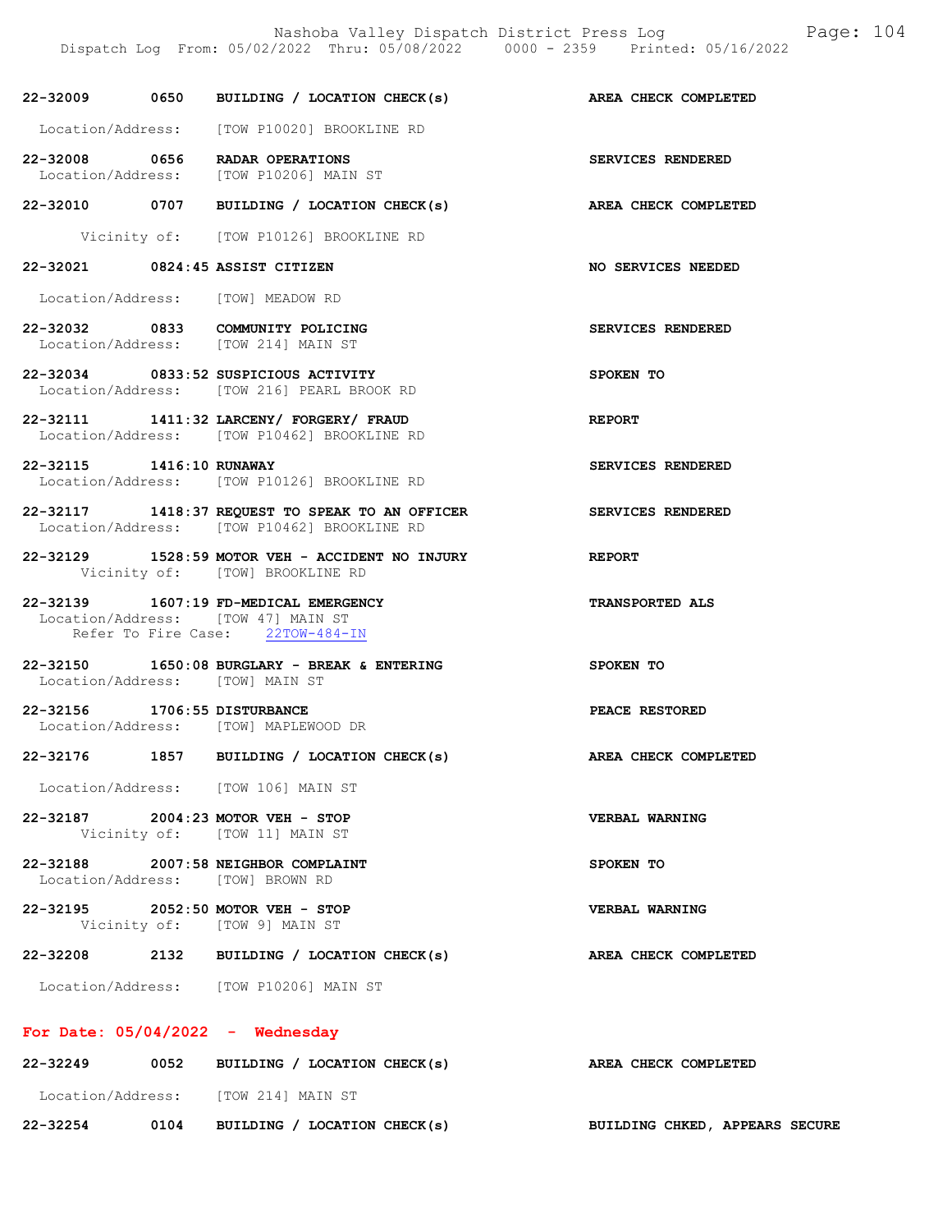22-32009 0650 BUILDING / LOCATION CHECK(s) AREA CHECK COMPLETED

Location/Address: [TOW P10020] BROOKLINE RD

22-32008 0656 RADAR OPERATIONS SERVICES RENDERED
Location/Address: [TOW P10206] MAIN ST

22-32010 0707 BUILDING / LOCATION CHECK(s) AREA CHECK COMPLETED

Vicinity of: [TOW P10126] BROOKLINE RD

22-32021 0824:45 ASSIST CITIZEN NO SERVICES NEEDED

Location/Address: [TOW] MEADOW RD

22-32032 0833 COMMUNITY POLICING SERVICES RENDERED
Location/Address: [TOW 214] MAIN ST

22-32034 0833:52 SUSPICIOUS ACTIVITY SPOKEN TO
Location/Address: [TOW 216] PEARL BROOK RD

22-32111 1411:32 LARCENY/ FORGERY/ FRAUD REPORT
Location/Address: [TOW P10462] BROOKLINE RD

22-32115 1416:10 RUNAWAY SERVICES RENDERED
Location/Address: [TOW P10126] BROOKLINE RD

22-32117 1418:37 REQUEST TO SPEAK TO AN OFFICER SERVICES RENDERED
Location/Address: [TOW P10462] BROOKLINE RD

22-32129 1528:59 MOTOR VEH - ACCIDENT NO INJURY REPORT
Vicinity of: [TOW] BROOKLINE RD

22-32139 1607:19 FD-MEDICAL EMERGENCY TRANSPORTED ALS
Location/Address: [TOW 47] MAIN ST
Refer To Fire Case: 22TOW-484-IN

22-32150 1650:08 BURGLARY - BREAK & ENTERING SPOKEN TO
Location/Address: [TOW] MAIN ST

22-32156 1706:55 DISTURBANCE PEACE RESTORED
Location/Address: [TOW] MAPLEWOOD DR

22-32176 1857 BUILDING / LOCATION CHECK(s) AREA CHECK COMPLETED

Location/Address: [TOW 106] MAIN ST

22-32187 2004:23 MOTOR VEH - STOP VERBAL WARNING
Vicinity of: [TOW 11] MAIN ST

22-32188 2007:58 NEIGHBOR COMPLAINT SPOKEN TO
Location/Address: [TOW] BROWN RD

22-32195 2052:50 MOTOR VEH - STOP VERBAL WARNING
Vicinity of: [TOW 9] MAIN ST

22-32208 2132 BUILDING / LOCATION CHECK(s) AREA CHECK COMPLETED

Location/Address: [TOW P10206] MAIN ST

## For Date: 05/04/2022 - Wednesday

22-32249 0052 BUILDING / LOCATION CHECK(s) AREA CHECK COMPLETED

Location/Address: [TOW 214] MAIN ST

22-32254 0104 BUILDING / LOCATION CHECK(s) BUILDING CHKED, APPEARS SECURE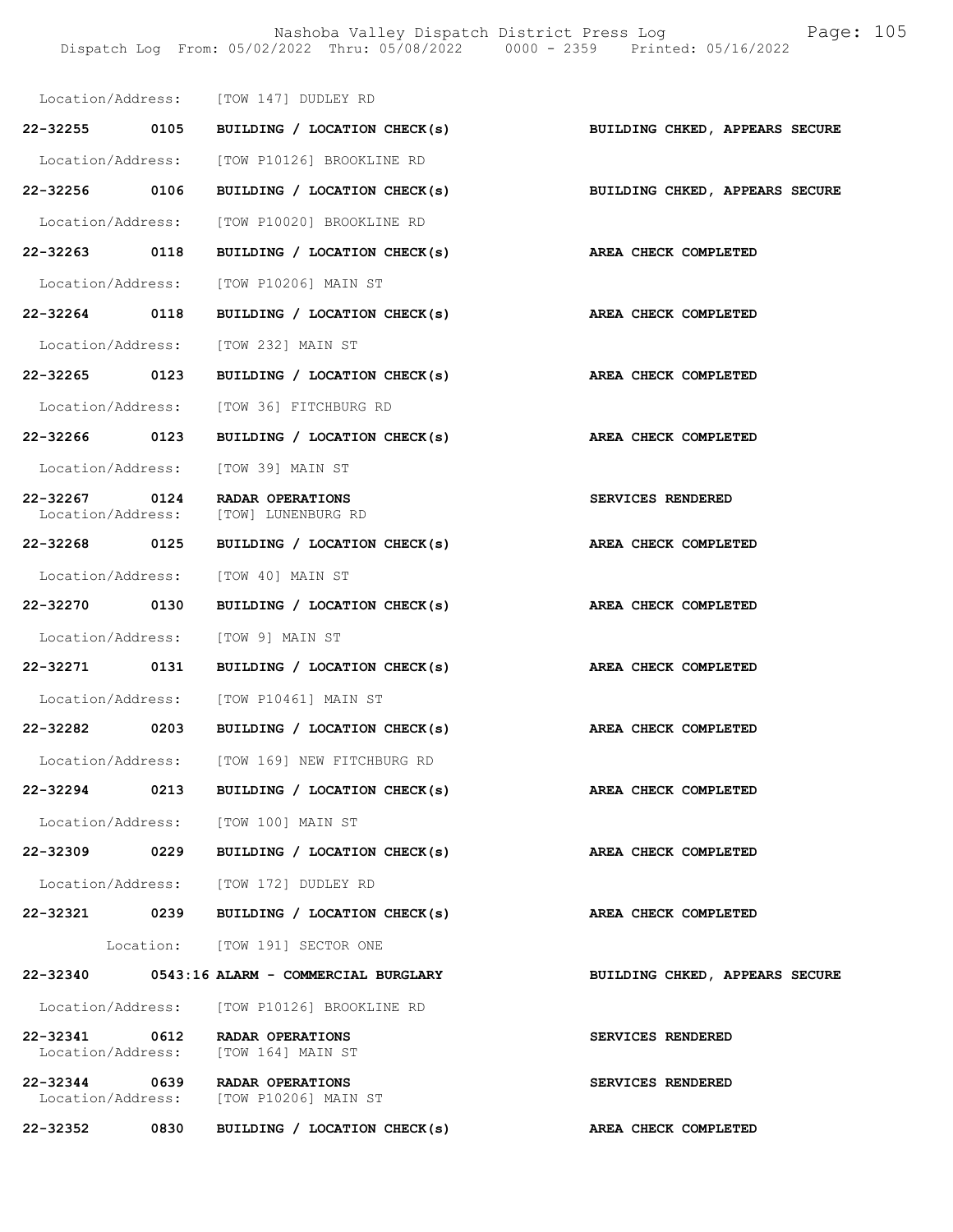Location/Address: [TOW 147] DUDLEY RD

| Call | Time | Type | Disposition |
|---|---|---|---|
| 22-32255 | 0105 | BUILDING / LOCATION CHECK(s) | BUILDING CHKED, APPEARS SECURE |
| Location/Address: | | [TOW P10126] BROOKLINE RD | |
| 22-32256 | 0106 | BUILDING / LOCATION CHECK(s) | BUILDING CHKED, APPEARS SECURE |
| Location/Address: | | [TOW P10020] BROOKLINE RD | |
| 22-32263 | 0118 | BUILDING / LOCATION CHECK(s) | AREA CHECK COMPLETED |
| Location/Address: | | [TOW P10206] MAIN ST | |
| 22-32264 | 0118 | BUILDING / LOCATION CHECK(s) | AREA CHECK COMPLETED |
| Location/Address: | | [TOW 232] MAIN ST | |
| 22-32265 | 0123 | BUILDING / LOCATION CHECK(s) | AREA CHECK COMPLETED |
| Location/Address: | | [TOW 36] FITCHBURG RD | |
| 22-32266 | 0123 | BUILDING / LOCATION CHECK(s) | AREA CHECK COMPLETED |
| Location/Address: | | [TOW 39] MAIN ST | |
| 22-32267 | 0124 | RADAR OPERATIONS | SERVICES RENDERED |
| Location/Address: | | [TOW] LUNENBURG RD | |
| 22-32268 | 0125 | BUILDING / LOCATION CHECK(s) | AREA CHECK COMPLETED |
| Location/Address: | | [TOW 40] MAIN ST | |
| 22-32270 | 0130 | BUILDING / LOCATION CHECK(s) | AREA CHECK COMPLETED |
| Location/Address: | | [TOW 9] MAIN ST | |
| 22-32271 | 0131 | BUILDING / LOCATION CHECK(s) | AREA CHECK COMPLETED |
| Location/Address: | | [TOW P10461] MAIN ST | |
| 22-32282 | 0203 | BUILDING / LOCATION CHECK(s) | AREA CHECK COMPLETED |
| Location/Address: | | [TOW 169] NEW FITCHBURG RD | |
| 22-32294 | 0213 | BUILDING / LOCATION CHECK(s) | AREA CHECK COMPLETED |
| Location/Address: | | [TOW 100] MAIN ST | |
| 22-32309 | 0229 | BUILDING / LOCATION CHECK(s) | AREA CHECK COMPLETED |
| Location/Address: | | [TOW 172] DUDLEY RD | |
| 22-32321 | 0239 | BUILDING / LOCATION CHECK(s) | AREA CHECK COMPLETED |
| Location: | | [TOW 191] SECTOR ONE | |
| 22-32340 | 0543:16 | ALARM - COMMERCIAL BURGLARY | BUILDING CHKED, APPEARS SECURE |
| Location/Address: | | [TOW P10126] BROOKLINE RD | |
| 22-32341 | 0612 | RADAR OPERATIONS | SERVICES RENDERED |
| Location/Address: | | [TOW 164] MAIN ST | |
| 22-32344 | 0639 | RADAR OPERATIONS | SERVICES RENDERED |
| Location/Address: | | [TOW P10206] MAIN ST | |
| 22-32352 | 0830 | BUILDING / LOCATION CHECK(s) | AREA CHECK COMPLETED |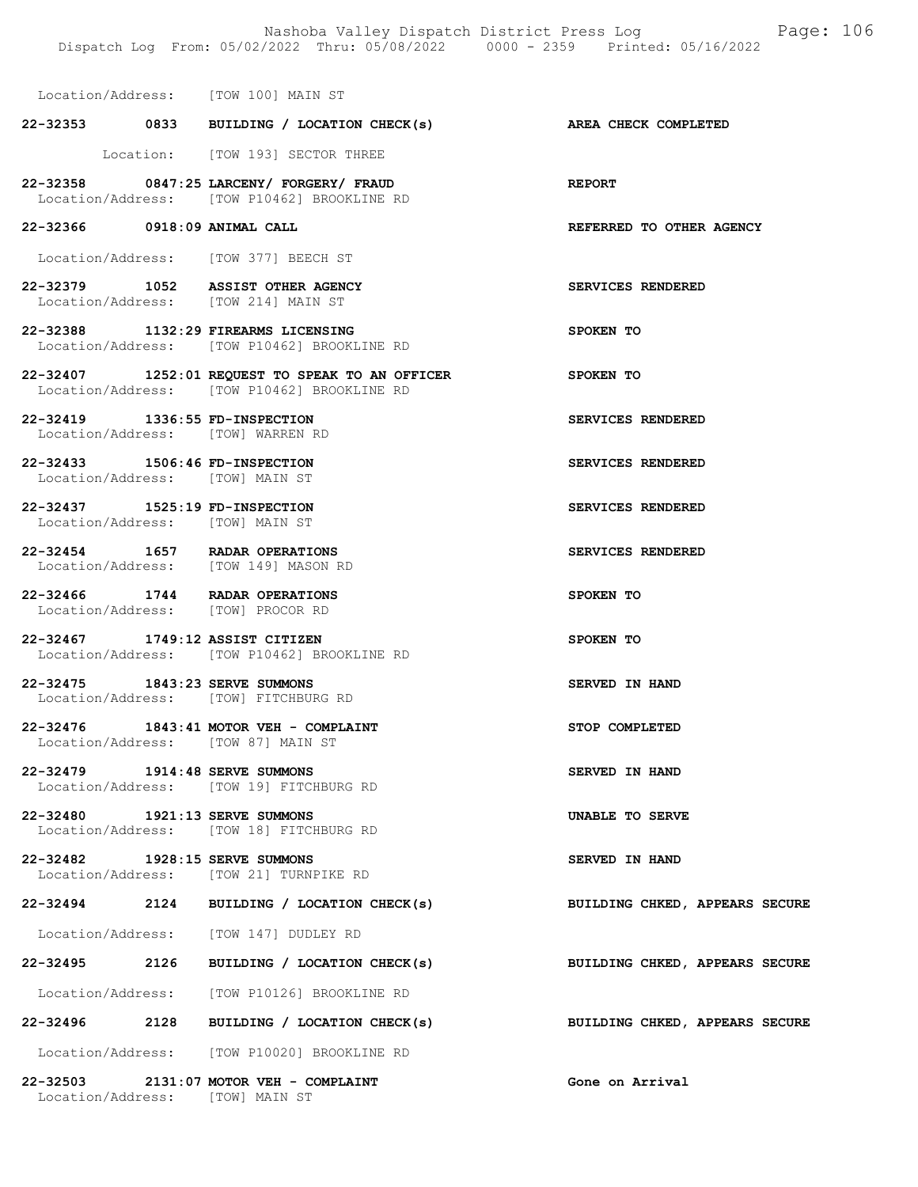Location/Address: [TOW 100] MAIN ST

**22-32353 0833 BUILDING / LOCATION CHECK(s)** **AREA CHECK COMPLETED**

Location: [TOW 193] SECTOR THREE

**22-32358 0847:25 LARCENY/ FORGERY/ FRAUD** **REPORT**
Location/Address: [TOW P10462] BROOKLINE RD

**22-32366 0918:09 ANIMAL CALL** **REFERRED TO OTHER AGENCY**

Location/Address: [TOW 377] BEECH ST

**22-32379 1052 ASSIST OTHER AGENCY** **SERVICES RENDERED**
Location/Address: [TOW 214] MAIN ST

**22-32388 1132:29 FIREARMS LICENSING** **SPOKEN TO**
Location/Address: [TOW P10462] BROOKLINE RD

**22-32407 1252:01 REQUEST TO SPEAK TO AN OFFICER** **SPOKEN TO**
Location/Address: [TOW P10462] BROOKLINE RD

**22-32419 1336:55 FD-INSPECTION** **SERVICES RENDERED**
Location/Address: [TOW] WARREN RD

**22-32433 1506:46 FD-INSPECTION** **SERVICES RENDERED**
Location/Address: [TOW] MAIN ST

**22-32437 1525:19 FD-INSPECTION** **SERVICES RENDERED**
Location/Address: [TOW] MAIN ST

**22-32454 1657 RADAR OPERATIONS** **SERVICES RENDERED**
Location/Address: [TOW 149] MASON RD

**22-32466 1744 RADAR OPERATIONS** **SPOKEN TO**
Location/Address: [TOW] PROCOR RD

**22-32467 1749:12 ASSIST CITIZEN** **SPOKEN TO**
Location/Address: [TOW P10462] BROOKLINE RD

**22-32475 1843:23 SERVE SUMMONS** **SERVED IN HAND**
Location/Address: [TOW] FITCHBURG RD

**22-32476 1843:41 MOTOR VEH - COMPLAINT** **STOP COMPLETED**
Location/Address: [TOW 87] MAIN ST

**22-32479 1914:48 SERVE SUMMONS** **SERVED IN HAND**
Location/Address: [TOW 19] FITCHBURG RD

**22-32480 1921:13 SERVE SUMMONS** **UNABLE TO SERVE**
Location/Address: [TOW 18] FITCHBURG RD

**22-32482 1928:15 SERVE SUMMONS** **SERVED IN HAND**
Location/Address: [TOW 21] TURNPIKE RD

**22-32494 2124 BUILDING / LOCATION CHECK(s)** **BUILDING CHKED, APPEARS SECURE**

Location/Address: [TOW 147] DUDLEY RD

**22-32495 2126 BUILDING / LOCATION CHECK(s)** **BUILDING CHKED, APPEARS SECURE**

Location/Address: [TOW P10126] BROOKLINE RD

**22-32496 2128 BUILDING / LOCATION CHECK(s)** **BUILDING CHKED, APPEARS SECURE**

Location/Address: [TOW P10020] BROOKLINE RD

**22-32503 2131:07 MOTOR VEH - COMPLAINT** **Gone on Arrival**
Location/Address: [TOW] MAIN ST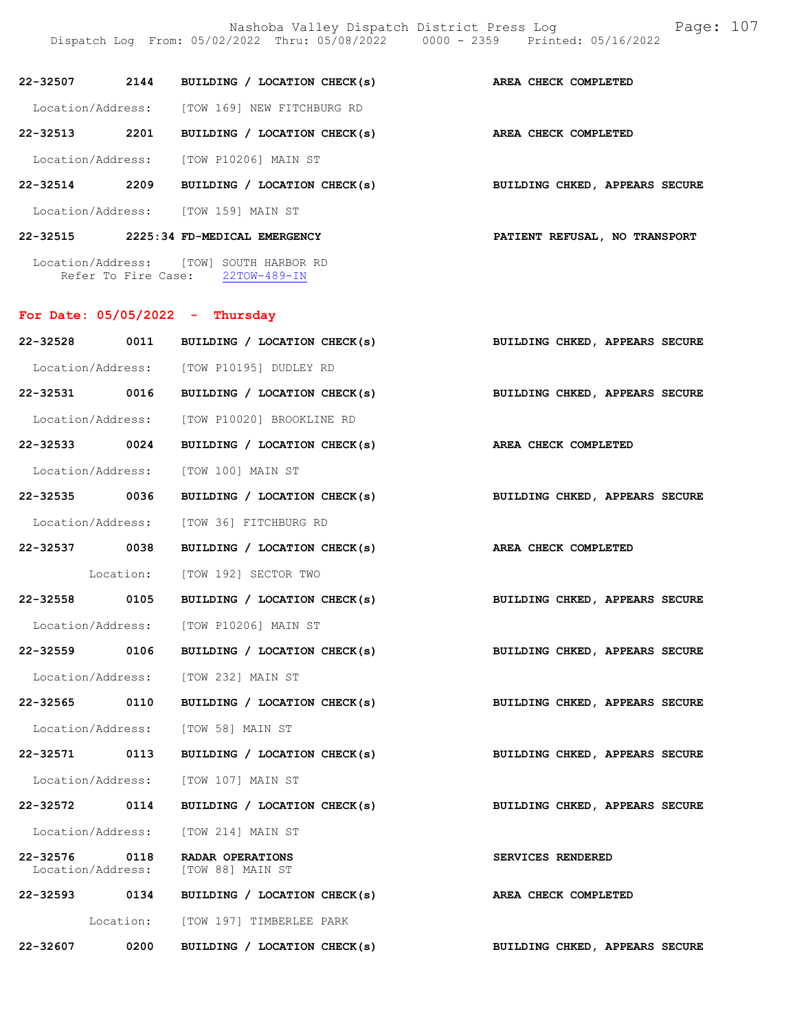22-32507 2144 BUILDING / LOCATION CHECK(s) AREA CHECK COMPLETED

Location/Address: [TOW 169] NEW FITCHBURG RD

22-32513 2201 BUILDING / LOCATION CHECK(s) AREA CHECK COMPLETED

Location/Address: [TOW P10206] MAIN ST

22-32514 2209 BUILDING / LOCATION CHECK(s) BUILDING CHKED, APPEARS SECURE

Location/Address: [TOW 159] MAIN ST

22-32515 2225:34 FD-MEDICAL EMERGENCY PATIENT REFUSAL, NO TRANSPORT

Location/Address: [TOW] SOUTH HARBOR RD
Refer To Fire Case: 22TOW-489-IN

## For Date: 05/05/2022 - Thursday

22-32528 0011 BUILDING / LOCATION CHECK(s) BUILDING CHKED, APPEARS SECURE

Location/Address: [TOW P10195] DUDLEY RD

22-32531 0016 BUILDING / LOCATION CHECK(s) BUILDING CHKED, APPEARS SECURE

Location/Address: [TOW P10020] BROOKLINE RD

22-32533 0024 BUILDING / LOCATION CHECK(s) AREA CHECK COMPLETED

Location/Address: [TOW 100] MAIN ST

22-32535 0036 BUILDING / LOCATION CHECK(s) BUILDING CHKED, APPEARS SECURE

Location/Address: [TOW 36] FITCHBURG RD

22-32537 0038 BUILDING / LOCATION CHECK(s) AREA CHECK COMPLETED

Location: [TOW 192] SECTOR TWO

22-32558 0105 BUILDING / LOCATION CHECK(s) BUILDING CHKED, APPEARS SECURE

Location/Address: [TOW P10206] MAIN ST

22-32559 0106 BUILDING / LOCATION CHECK(s) BUILDING CHKED, APPEARS SECURE

Location/Address: [TOW 232] MAIN ST

22-32565 0110 BUILDING / LOCATION CHECK(s) BUILDING CHKED, APPEARS SECURE

Location/Address: [TOW 58] MAIN ST

22-32571 0113 BUILDING / LOCATION CHECK(s) BUILDING CHKED, APPEARS SECURE

Location/Address: [TOW 107] MAIN ST

22-32572 0114 BUILDING / LOCATION CHECK(s) BUILDING CHKED, APPEARS SECURE

Location/Address: [TOW 214] MAIN ST

22-32576 0118 RADAR OPERATIONS SERVICES RENDERED
Location/Address: [TOW 88] MAIN ST

22-32593 0134 BUILDING / LOCATION CHECK(s) AREA CHECK COMPLETED

Location: [TOW 197] TIMBERLEE PARK

22-32607 0200 BUILDING / LOCATION CHECK(s) BUILDING CHKED, APPEARS SECURE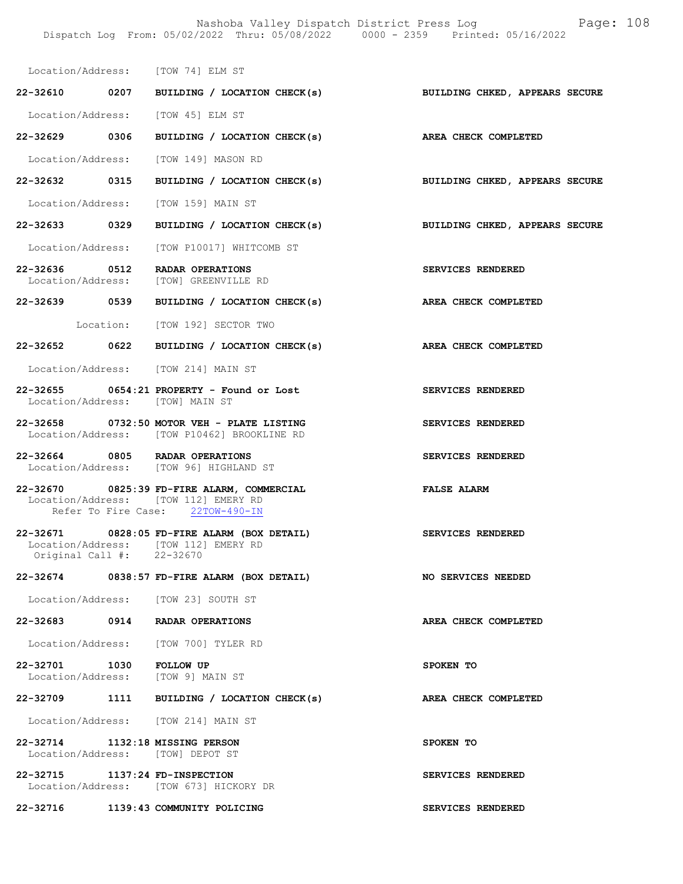Location/Address: [TOW 74] ELM ST

**22-32610 0207 BUILDING / LOCATION CHECK(s)** — **BUILDING CHKED, APPEARS SECURE**

Location/Address: [TOW 45] ELM ST

**22-32629 0306 BUILDING / LOCATION CHECK(s)** — **AREA CHECK COMPLETED**

Location/Address: [TOW 149] MASON RD

**22-32632 0315 BUILDING / LOCATION CHECK(s)** — **BUILDING CHKED, APPEARS SECURE**

Location/Address: [TOW 159] MAIN ST

**22-32633 0329 BUILDING / LOCATION CHECK(s)** — **BUILDING CHKED, APPEARS SECURE**

Location/Address: [TOW P10017] WHITCOMB ST

**22-32636 0512 RADAR OPERATIONS** — **SERVICES RENDERED**
Location/Address: [TOW] GREENVILLE RD

**22-32639 0539 BUILDING / LOCATION CHECK(s)** — **AREA CHECK COMPLETED**

Location: [TOW 192] SECTOR TWO

**22-32652 0622 BUILDING / LOCATION CHECK(s)** — **AREA CHECK COMPLETED**

Location/Address: [TOW 214] MAIN ST

**22-32655 0654:21 PROPERTY - Found or Lost** — **SERVICES RENDERED**
Location/Address: [TOW] MAIN ST

**22-32658 0732:50 MOTOR VEH - PLATE LISTING** — **SERVICES RENDERED**
Location/Address: [TOW P10462] BROOKLINE RD

**22-32664 0805 RADAR OPERATIONS** — **SERVICES RENDERED**
Location/Address: [TOW 96] HIGHLAND ST

**22-32670 0825:39 FD-FIRE ALARM, COMMERCIAL** — **FALSE ALARM**
Location/Address: [TOW 112] EMERY RD
Refer To Fire Case: 22TOW-490-IN

**22-32671 0828:05 FD-FIRE ALARM (BOX DETAIL)** — **SERVICES RENDERED**
Location/Address: [TOW 112] EMERY RD
Original Call #: 22-32670

**22-32674 0838:57 FD-FIRE ALARM (BOX DETAIL)** — **NO SERVICES NEEDED**

Location/Address: [TOW 23] SOUTH ST

**22-32683 0914 RADAR OPERATIONS** — **AREA CHECK COMPLETED**

Location/Address: [TOW 700] TYLER RD

**22-32701 1030 FOLLOW UP** — **SPOKEN TO**
Location/Address: [TOW 9] MAIN ST

**22-32709 1111 BUILDING / LOCATION CHECK(s)** — **AREA CHECK COMPLETED**

Location/Address: [TOW 214] MAIN ST

**22-32714 1132:18 MISSING PERSON** — **SPOKEN TO**
Location/Address: [TOW] DEPOT ST

**22-32715 1137:24 FD-INSPECTION** — **SERVICES RENDERED**
Location/Address: [TOW 673] HICKORY DR

**22-32716 1139:43 COMMUNITY POLICING** — **SERVICES RENDERED**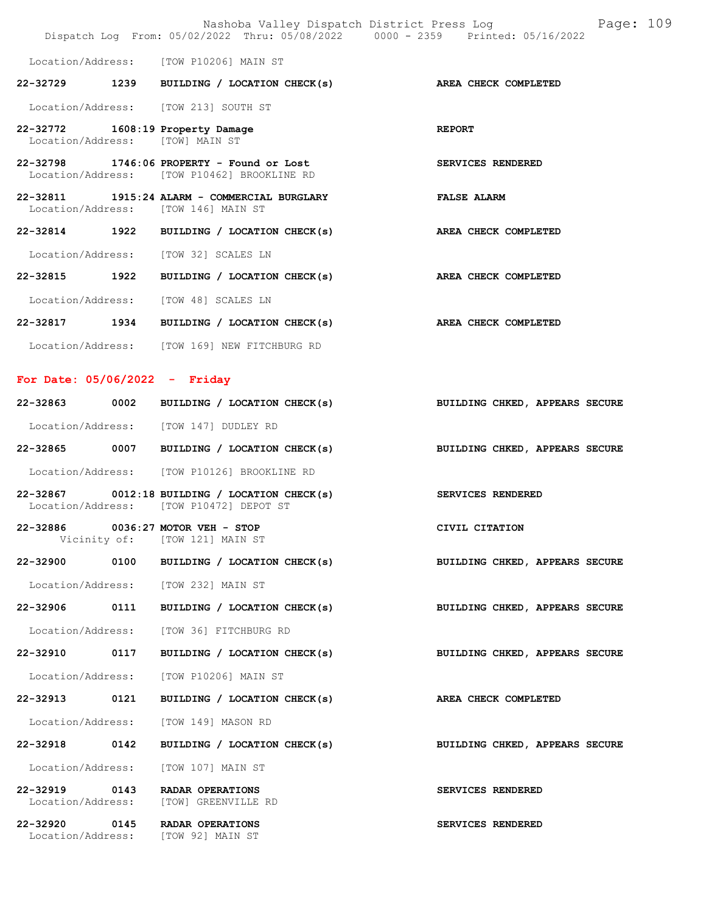Location/Address: [TOW P10206] MAIN ST

**22-32729 1239 BUILDING / LOCATION CHECK(s) AREA CHECK COMPLETED**

Location/Address: [TOW 213] SOUTH ST

**22-32772 1608:19 Property Damage REPORT**
Location/Address: [TOW] MAIN ST

**22-32798 1746:06 PROPERTY - Found or Lost SERVICES RENDERED**
Location/Address: [TOW P10462] BROOKLINE RD

**22-32811 1915:24 ALARM - COMMERCIAL BURGLARY FALSE ALARM**
Location/Address: [TOW 146] MAIN ST

**22-32814 1922 BUILDING / LOCATION CHECK(s) AREA CHECK COMPLETED**

Location/Address: [TOW 32] SCALES LN

**22-32815 1922 BUILDING / LOCATION CHECK(s) AREA CHECK COMPLETED**

Location/Address: [TOW 48] SCALES LN

**22-32817 1934 BUILDING / LOCATION CHECK(s) AREA CHECK COMPLETED**

Location/Address: [TOW 169] NEW FITCHBURG RD

## For Date: 05/06/2022 - Friday

**22-32863 0002 BUILDING / LOCATION CHECK(s) BUILDING CHKED, APPEARS SECURE**

Location/Address: [TOW 147] DUDLEY RD

**22-32865 0007 BUILDING / LOCATION CHECK(s) BUILDING CHKED, APPEARS SECURE**

Location/Address: [TOW P10126] BROOKLINE RD

**22-32867 0012:18 BUILDING / LOCATION CHECK(s) SERVICES RENDERED**
Location/Address: [TOW P10472] DEPOT ST

**22-32886 0036:27 MOTOR VEH - STOP CIVIL CITATION**
Vicinity of: [TOW 121] MAIN ST

**22-32900 0100 BUILDING / LOCATION CHECK(s) BUILDING CHKED, APPEARS SECURE**

Location/Address: [TOW 232] MAIN ST

**22-32906 0111 BUILDING / LOCATION CHECK(s) BUILDING CHKED, APPEARS SECURE**

Location/Address: [TOW 36] FITCHBURG RD

**22-32910 0117 BUILDING / LOCATION CHECK(s) BUILDING CHKED, APPEARS SECURE**

Location/Address: [TOW P10206] MAIN ST

**22-32913 0121 BUILDING / LOCATION CHECK(s) AREA CHECK COMPLETED**

Location/Address: [TOW 149] MASON RD

**22-32918 0142 BUILDING / LOCATION CHECK(s) BUILDING CHKED, APPEARS SECURE**

Location/Address: [TOW 107] MAIN ST

**22-32919 0143 RADAR OPERATIONS SERVICES RENDERED**
Location/Address: [TOW] GREENVILLE RD

**22-32920 0145 RADAR OPERATIONS SERVICES RENDERED**
Location/Address: [TOW 92] MAIN ST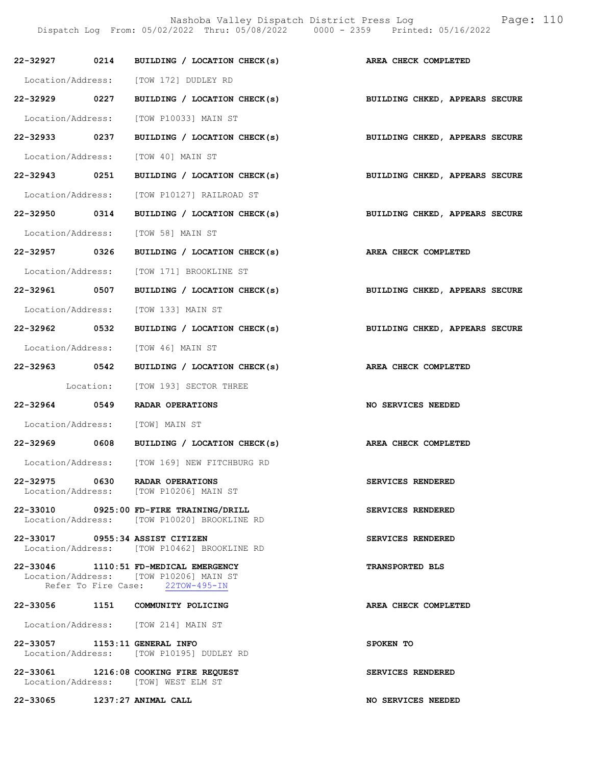| Call No. | Time | Call Reason | Action |
|---|---|---|---|
| 22-32927 | 0214 | BUILDING / LOCATION CHECK(s) | AREA CHECK COMPLETED |
| | | Location/Address: [TOW 172] DUDLEY RD | |
| 22-32929 | 0227 | BUILDING / LOCATION CHECK(s) | BUILDING CHKED, APPEARS SECURE |
| | | Location/Address: [TOW P10033] MAIN ST | |
| 22-32933 | 0237 | BUILDING / LOCATION CHECK(s) | BUILDING CHKED, APPEARS SECURE |
| | | Location/Address: [TOW 40] MAIN ST | |
| 22-32943 | 0251 | BUILDING / LOCATION CHECK(s) | BUILDING CHKED, APPEARS SECURE |
| | | Location/Address: [TOW P10127] RAILROAD ST | |
| 22-32950 | 0314 | BUILDING / LOCATION CHECK(s) | BUILDING CHKED, APPEARS SECURE |
| | | Location/Address: [TOW 58] MAIN ST | |
| 22-32957 | 0326 | BUILDING / LOCATION CHECK(s) | AREA CHECK COMPLETED |
| | | Location/Address: [TOW 171] BROOKLINE ST | |
| 22-32961 | 0507 | BUILDING / LOCATION CHECK(s) | BUILDING CHKED, APPEARS SECURE |
| | | Location/Address: [TOW 133] MAIN ST | |
| 22-32962 | 0532 | BUILDING / LOCATION CHECK(s) | BUILDING CHKED, APPEARS SECURE |
| | | Location/Address: [TOW 46] MAIN ST | |
| 22-32963 | 0542 | BUILDING / LOCATION CHECK(s) | AREA CHECK COMPLETED |
| | | Location: [TOW 193] SECTOR THREE | |
| 22-32964 | 0549 | RADAR OPERATIONS | NO SERVICES NEEDED |
| | | Location/Address: [TOW] MAIN ST | |
| 22-32969 | 0608 | BUILDING / LOCATION CHECK(s) | AREA CHECK COMPLETED |
| | | Location/Address: [TOW 169] NEW FITCHBURG RD | |
| 22-32975 | 0630 | RADAR OPERATIONS | SERVICES RENDERED |
| | | Location/Address: [TOW P10206] MAIN ST | |
| 22-33010 | 0925:00 | FD-FIRE TRAINING/DRILL | SERVICES RENDERED |
| | | Location/Address: [TOW P10020] BROOKLINE RD | |
| 22-33017 | 0955:34 | ASSIST CITIZEN | SERVICES RENDERED |
| | | Location/Address: [TOW P10462] BROOKLINE RD | |
| 22-33046 | 1110:51 | FD-MEDICAL EMERGENCY | TRANSPORTED BLS |
| | | Location/Address: [TOW P10206] MAIN ST<br>Refer To Fire Case: 22TOW-495-IN | |
| 22-33056 | 1151 | COMMUNITY POLICING | AREA CHECK COMPLETED |
| | | Location/Address: [TOW 214] MAIN ST | |
| 22-33057 | 1153:11 | GENERAL INFO | SPOKEN TO |
| | | Location/Address: [TOW P10195] DUDLEY RD | |
| 22-33061 | 1216:08 | COOKING FIRE REQUEST | SERVICES RENDERED |
| | | Location/Address: [TOW] WEST ELM ST | |
| 22-33065 | 1237:27 | ANIMAL CALL | NO SERVICES NEEDED |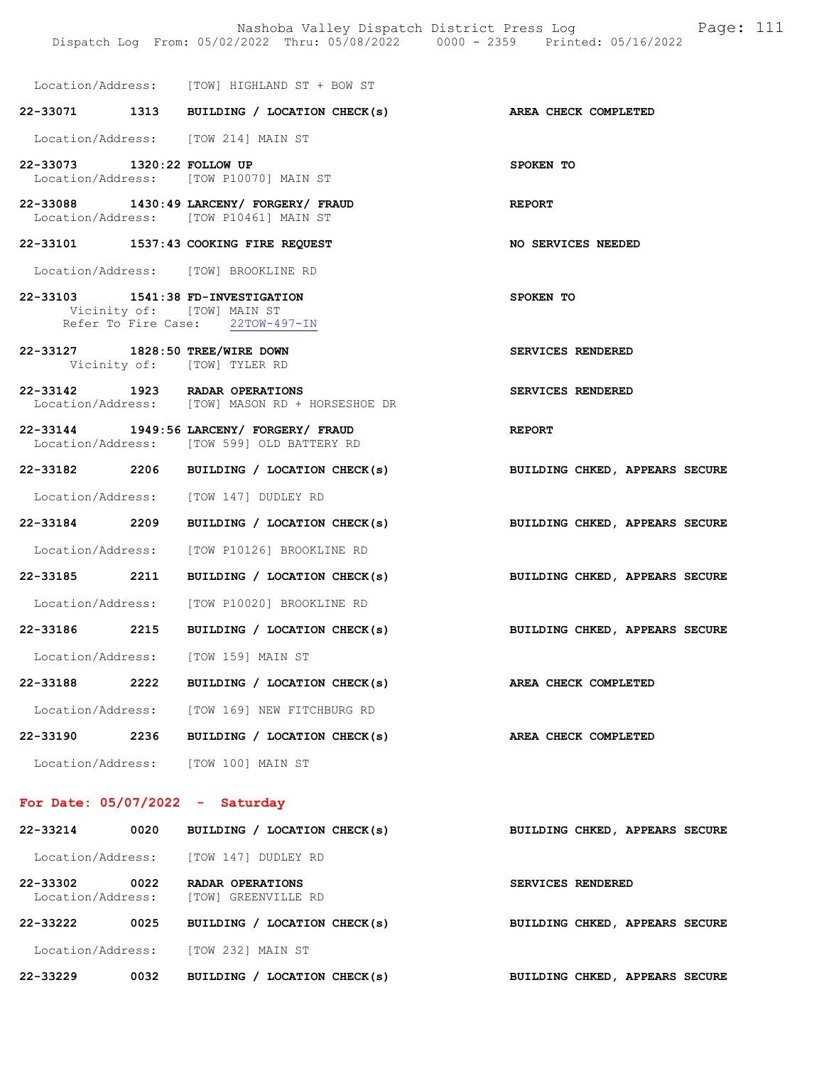Location/Address: [TOW] HIGHLAND ST + BOW ST

**22-33071 1313 BUILDING / LOCATION CHECK(s)** — **AREA CHECK COMPLETED**

Location/Address: [TOW 214] MAIN ST

**22-33073 1320:22 FOLLOW UP** — **SPOKEN TO**
Location/Address: [TOW P10070] MAIN ST

**22-33088 1430:49 LARCENY/ FORGERY/ FRAUD** — **REPORT**
Location/Address: [TOW P10461] MAIN ST

**22-33101 1537:43 COOKING FIRE REQUEST** — **NO SERVICES NEEDED**

Location/Address: [TOW] BROOKLINE RD

**22-33103 1541:38 FD-INVESTIGATION** — **SPOKEN TO**
Vicinity of: [TOW] MAIN ST
Refer To Fire Case: 22TOW-497-IN

**22-33127 1828:50 TREE/WIRE DOWN** — **SERVICES RENDERED**
Vicinity of: [TOW] TYLER RD

**22-33142 1923 RADAR OPERATIONS** — **SERVICES RENDERED**
Location/Address: [TOW] MASON RD + HORSESHOE DR

**22-33144 1949:56 LARCENY/ FORGERY/ FRAUD** — **REPORT**
Location/Address: [TOW 599] OLD BATTERY RD

**22-33182 2206 BUILDING / LOCATION CHECK(s)** — **BUILDING CHKED, APPEARS SECURE**

Location/Address: [TOW 147] DUDLEY RD

**22-33184 2209 BUILDING / LOCATION CHECK(s)** — **BUILDING CHKED, APPEARS SECURE**

Location/Address: [TOW P10126] BROOKLINE RD

**22-33185 2211 BUILDING / LOCATION CHECK(s)** — **BUILDING CHKED, APPEARS SECURE**

Location/Address: [TOW P10020] BROOKLINE RD

**22-33186 2215 BUILDING / LOCATION CHECK(s)** — **BUILDING CHKED, APPEARS SECURE**

Location/Address: [TOW 159] MAIN ST

**22-33188 2222 BUILDING / LOCATION CHECK(s)** — **AREA CHECK COMPLETED**

Location/Address: [TOW 169] NEW FITCHBURG RD

**22-33190 2236 BUILDING / LOCATION CHECK(s)** — **AREA CHECK COMPLETED**

Location/Address: [TOW 100] MAIN ST

## For Date: 05/07/2022 - Saturday

**22-33214 0020 BUILDING / LOCATION CHECK(s)** — **BUILDING CHKED, APPEARS SECURE**

Location/Address: [TOW 147] DUDLEY RD

**22-33302 0022 RADAR OPERATIONS** — **SERVICES RENDERED**
Location/Address: [TOW] GREENVILLE RD

**22-33222 0025 BUILDING / LOCATION CHECK(s)** — **BUILDING CHKED, APPEARS SECURE**

Location/Address: [TOW 232] MAIN ST

**22-33229 0032 BUILDING / LOCATION CHECK(s)** — **BUILDING CHKED, APPEARS SECURE**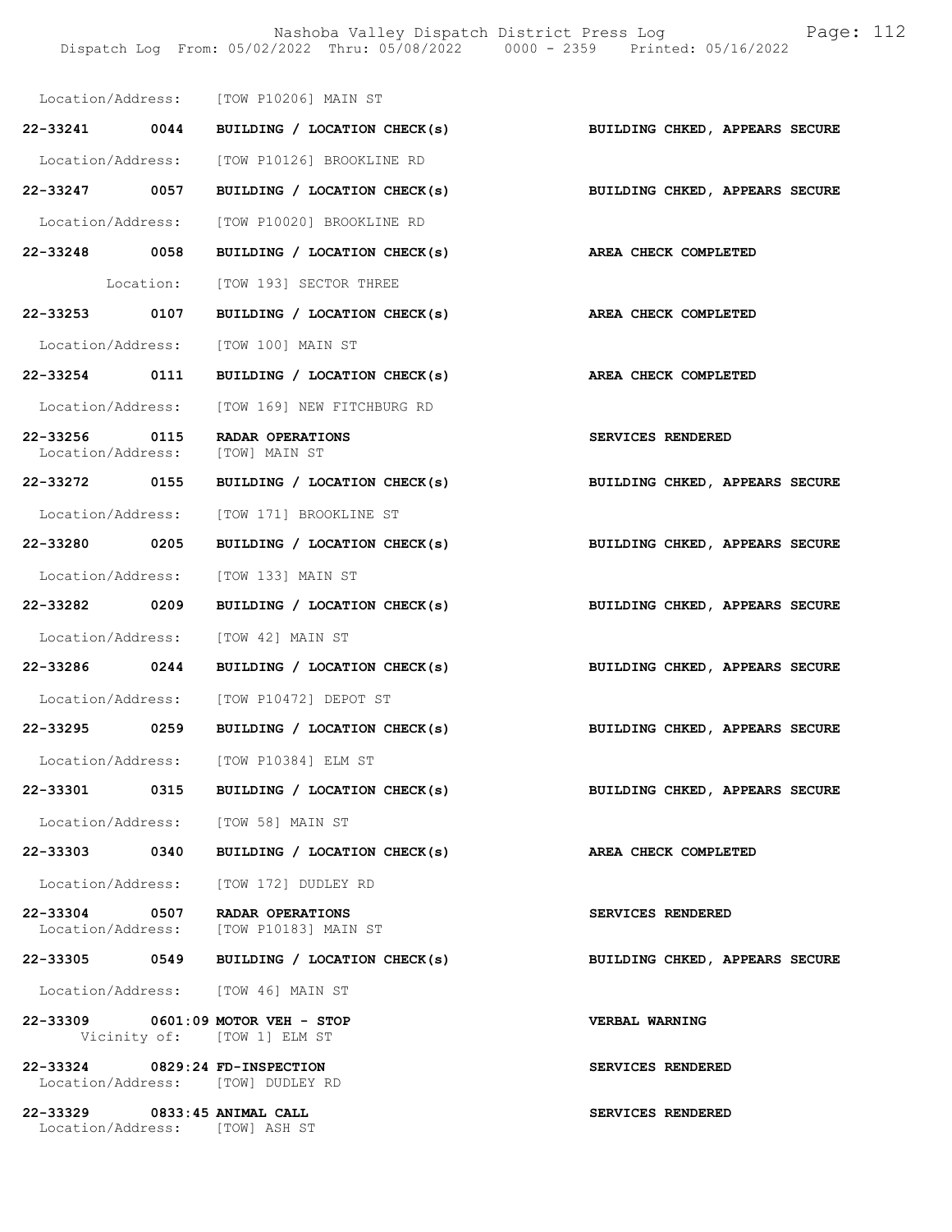Location/Address: [TOW P10206] MAIN ST

**22-33241 0044 BUILDING / LOCATION CHECK(s)** **BUILDING CHKED, APPEARS SECURE**

Location/Address: [TOW P10126] BROOKLINE RD

**22-33247 0057 BUILDING / LOCATION CHECK(s)** **BUILDING CHKED, APPEARS SECURE**

Location/Address: [TOW P10020] BROOKLINE RD

**22-33248 0058 BUILDING / LOCATION CHECK(s)** **AREA CHECK COMPLETED**

Location: [TOW 193] SECTOR THREE

**22-33253 0107 BUILDING / LOCATION CHECK(s)** **AREA CHECK COMPLETED**

Location/Address: [TOW 100] MAIN ST

**22-33254 0111 BUILDING / LOCATION CHECK(s)** **AREA CHECK COMPLETED**

Location/Address: [TOW 169] NEW FITCHBURG RD

**22-33256 0115 RADAR OPERATIONS** **SERVICES RENDERED**
Location/Address: [TOW] MAIN ST

**22-33272 0155 BUILDING / LOCATION CHECK(s)** **BUILDING CHKED, APPEARS SECURE**

Location/Address: [TOW 171] BROOKLINE ST

**22-33280 0205 BUILDING / LOCATION CHECK(s)** **BUILDING CHKED, APPEARS SECURE**

Location/Address: [TOW 133] MAIN ST

**22-33282 0209 BUILDING / LOCATION CHECK(s)** **BUILDING CHKED, APPEARS SECURE**

Location/Address: [TOW 42] MAIN ST

**22-33286 0244 BUILDING / LOCATION CHECK(s)** **BUILDING CHKED, APPEARS SECURE**

Location/Address: [TOW P10472] DEPOT ST

**22-33295 0259 BUILDING / LOCATION CHECK(s)** **BUILDING CHKED, APPEARS SECURE**

Location/Address: [TOW P10384] ELM ST

**22-33301 0315 BUILDING / LOCATION CHECK(s)** **BUILDING CHKED, APPEARS SECURE**

Location/Address: [TOW 58] MAIN ST

**22-33303 0340 BUILDING / LOCATION CHECK(s)** **AREA CHECK COMPLETED**

Location/Address: [TOW 172] DUDLEY RD

**22-33304 0507 RADAR OPERATIONS** **SERVICES RENDERED**
Location/Address: [TOW P10183] MAIN ST

**22-33305 0549 BUILDING / LOCATION CHECK(s)** **BUILDING CHKED, APPEARS SECURE**

Location/Address: [TOW 46] MAIN ST

**22-33309 0601:09 MOTOR VEH - STOP** **VERBAL WARNING**
Vicinity of: [TOW 1] ELM ST

**22-33324 0829:24 FD-INSPECTION** **SERVICES RENDERED**
Location/Address: [TOW] DUDLEY RD

**22-33329 0833:45 ANIMAL CALL** **SERVICES RENDERED**
Location/Address: [TOW] ASH ST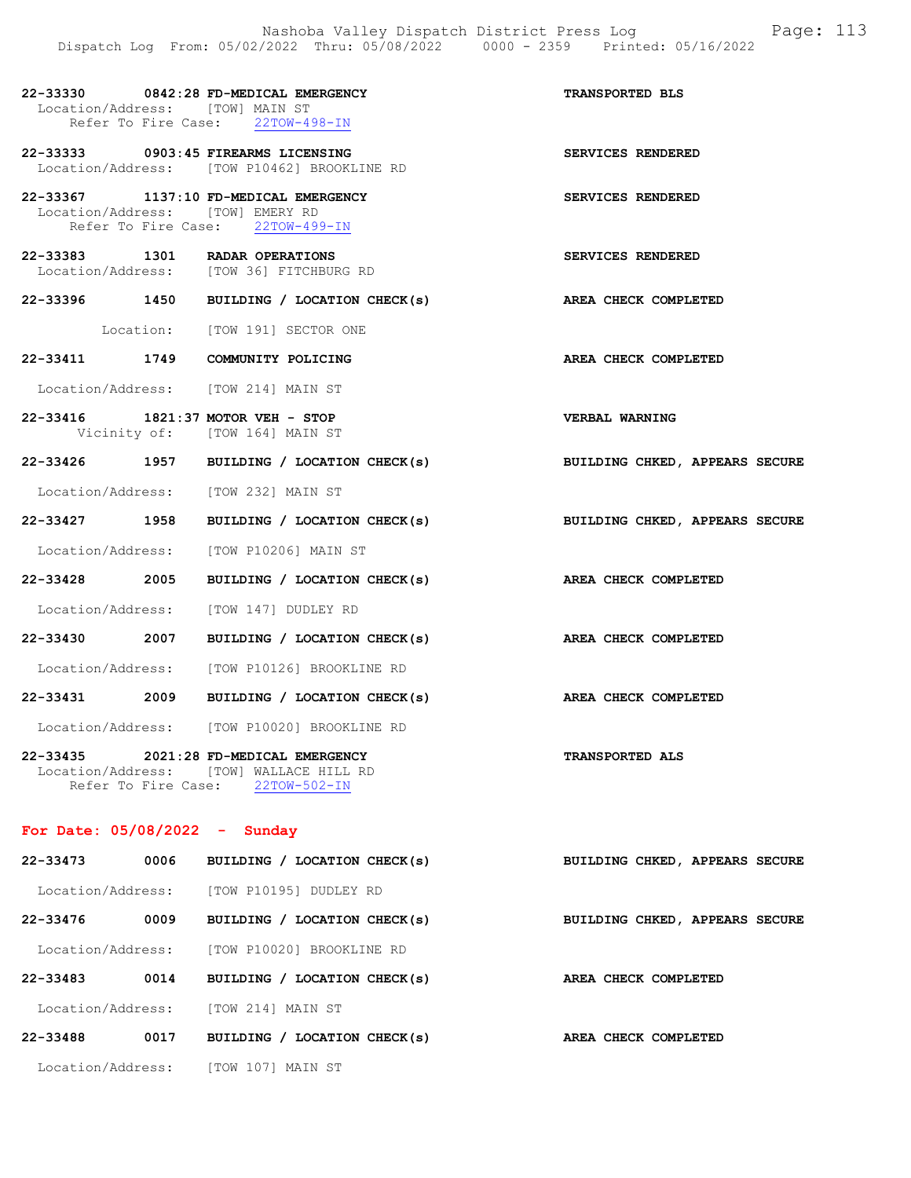**22-33330 0842:28 FD-MEDICAL EMERGENCY** — **TRANSPORTED BLS**
Location/Address: [TOW] MAIN ST
Refer To Fire Case: 22TOW-498-IN

**22-33333 0903:45 FIREARMS LICENSING** — **SERVICES RENDERED**
Location/Address: [TOW P10462] BROOKLINE RD

**22-33367 1137:10 FD-MEDICAL EMERGENCY** — **SERVICES RENDERED**
Location/Address: [TOW] EMERY RD
Refer To Fire Case: 22TOW-499-IN

**22-33383 1301 RADAR OPERATIONS** — **SERVICES RENDERED**
Location/Address: [TOW 36] FITCHBURG RD

**22-33396 1450 BUILDING / LOCATION CHECK(s)** — **AREA CHECK COMPLETED**
Location: [TOW 191] SECTOR ONE

**22-33411 1749 COMMUNITY POLICING** — **AREA CHECK COMPLETED**
Location/Address: [TOW 214] MAIN ST

**22-33416 1821:37 MOTOR VEH - STOP** — **VERBAL WARNING**
Vicinity of: [TOW 164] MAIN ST

**22-33426 1957 BUILDING / LOCATION CHECK(s)** — **BUILDING CHKED, APPEARS SECURE**
Location/Address: [TOW 232] MAIN ST

**22-33427 1958 BUILDING / LOCATION CHECK(s)** — **BUILDING CHKED, APPEARS SECURE**
Location/Address: [TOW P10206] MAIN ST

**22-33428 2005 BUILDING / LOCATION CHECK(s)** — **AREA CHECK COMPLETED**
Location/Address: [TOW 147] DUDLEY RD

**22-33430 2007 BUILDING / LOCATION CHECK(s)** — **AREA CHECK COMPLETED**
Location/Address: [TOW P10126] BROOKLINE RD

**22-33431 2009 BUILDING / LOCATION CHECK(s)** — **AREA CHECK COMPLETED**
Location/Address: [TOW P10020] BROOKLINE RD

**22-33435 2021:28 FD-MEDICAL EMERGENCY** — **TRANSPORTED ALS**
Location/Address: [TOW] WALLACE HILL RD
Refer To Fire Case: 22TOW-502-IN

## For Date: 05/08/2022 - Sunday

**22-33473 0006 BUILDING / LOCATION CHECK(s)** — **BUILDING CHKED, APPEARS SECURE**
Location/Address: [TOW P10195] DUDLEY RD

**22-33476 0009 BUILDING / LOCATION CHECK(s)** — **BUILDING CHKED, APPEARS SECURE**
Location/Address: [TOW P10020] BROOKLINE RD

**22-33483 0014 BUILDING / LOCATION CHECK(s)** — **AREA CHECK COMPLETED**
Location/Address: [TOW 214] MAIN ST

**22-33488 0017 BUILDING / LOCATION CHECK(s)** — **AREA CHECK COMPLETED**
Location/Address: [TOW 107] MAIN ST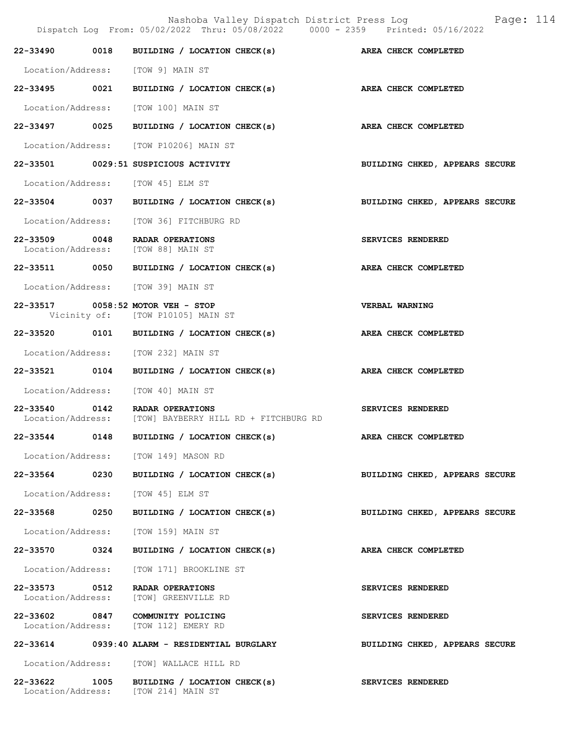Nashoba Valley Dispatch District Press Log
Dispatch Log From: 05/02/2022 Thru: 05/08/2022 0000 - 2359 Printed: 05/16/2022

| Call Number | Time | Call Reason | Action |
|---|---|---|---|
| 22-33490 | 0018 | BUILDING / LOCATION CHECK(s) | AREA CHECK COMPLETED |
| Location/Address: | | [TOW 9] MAIN ST | |
| 22-33495 | 0021 | BUILDING / LOCATION CHECK(s) | AREA CHECK COMPLETED |
| Location/Address: | | [TOW 100] MAIN ST | |
| 22-33497 | 0025 | BUILDING / LOCATION CHECK(s) | AREA CHECK COMPLETED |
| Location/Address: | | [TOW P10206] MAIN ST | |
| 22-33501 | 0029:51 | SUSPICIOUS ACTIVITY | BUILDING CHKED, APPEARS SECURE |
| Location/Address: | | [TOW 45] ELM ST | |
| 22-33504 | 0037 | BUILDING / LOCATION CHECK(s) | BUILDING CHKED, APPEARS SECURE |
| Location/Address: | | [TOW 36] FITCHBURG RD | |
| 22-33509 | 0048 | RADAR OPERATIONS | SERVICES RENDERED |
| Location/Address: | | [TOW 88] MAIN ST | |
| 22-33511 | 0050 | BUILDING / LOCATION CHECK(s) | AREA CHECK COMPLETED |
| Location/Address: | | [TOW 39] MAIN ST | |
| 22-33517 | 0058:52 | MOTOR VEH - STOP | VERBAL WARNING |
| Vicinity of: | | [TOW P10105] MAIN ST | |
| 22-33520 | 0101 | BUILDING / LOCATION CHECK(s) | AREA CHECK COMPLETED |
| Location/Address: | | [TOW 232] MAIN ST | |
| 22-33521 | 0104 | BUILDING / LOCATION CHECK(s) | AREA CHECK COMPLETED |
| Location/Address: | | [TOW 40] MAIN ST | |
| 22-33540 | 0142 | RADAR OPERATIONS | SERVICES RENDERED |
| Location/Address: | | [TOW] BAYBERRY HILL RD + FITCHBURG RD | |
| 22-33544 | 0148 | BUILDING / LOCATION CHECK(s) | AREA CHECK COMPLETED |
| Location/Address: | | [TOW 149] MASON RD | |
| 22-33564 | 0230 | BUILDING / LOCATION CHECK(s) | BUILDING CHKED, APPEARS SECURE |
| Location/Address: | | [TOW 45] ELM ST | |
| 22-33568 | 0250 | BUILDING / LOCATION CHECK(s) | BUILDING CHKED, APPEARS SECURE |
| Location/Address: | | [TOW 159] MAIN ST | |
| 22-33570 | 0324 | BUILDING / LOCATION CHECK(s) | AREA CHECK COMPLETED |
| Location/Address: | | [TOW 171] BROOKLINE ST | |
| 22-33573 | 0512 | RADAR OPERATIONS | SERVICES RENDERED |
| Location/Address: | | [TOW] GREENVILLE RD | |
| 22-33602 | 0847 | COMMUNITY POLICING | SERVICES RENDERED |
| Location/Address: | | [TOW 112] EMERY RD | |
| 22-33614 | 0939:40 | ALARM - RESIDENTIAL BURGLARY | BUILDING CHKED, APPEARS SECURE |
| Location/Address: | | [TOW] WALLACE HILL RD | |
| 22-33622 | 1005 | BUILDING / LOCATION CHECK(s) | SERVICES RENDERED |
| Location/Address: | | [TOW 214] MAIN ST | |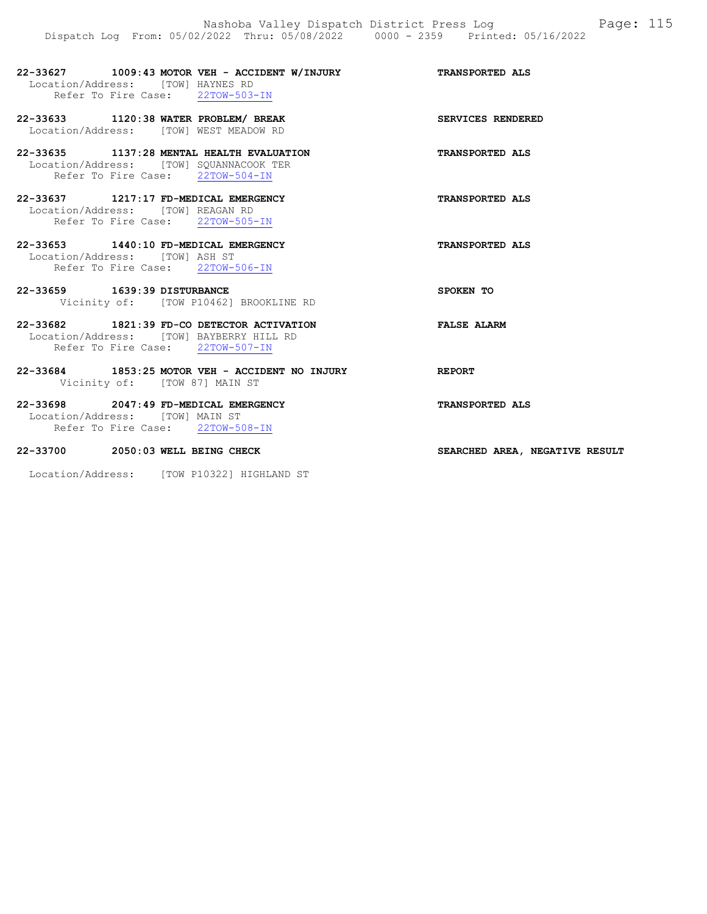**22-33627 1009:43 MOTOR VEH - ACCIDENT W/INJURY** **TRANSPORTED ALS**
Location/Address: [TOW] HAYNES RD
Refer To Fire Case: 22TOW-503-IN

**22-33633 1120:38 WATER PROBLEM/ BREAK** **SERVICES RENDERED**
Location/Address: [TOW] WEST MEADOW RD

**22-33635 1137:28 MENTAL HEALTH EVALUATION** **TRANSPORTED ALS**
Location/Address: [TOW] SQUANNACOOK TER
Refer To Fire Case: 22TOW-504-IN

**22-33637 1217:17 FD-MEDICAL EMERGENCY** **TRANSPORTED ALS**
Location/Address: [TOW] REAGAN RD
Refer To Fire Case: 22TOW-505-IN

**22-33653 1440:10 FD-MEDICAL EMERGENCY** **TRANSPORTED ALS**
Location/Address: [TOW] ASH ST
Refer To Fire Case: 22TOW-506-IN

**22-33659 1639:39 DISTURBANCE** **SPOKEN TO**
Vicinity of: [TOW P10462] BROOKLINE RD

**22-33682 1821:39 FD-CO DETECTOR ACTIVATION** **FALSE ALARM**
Location/Address: [TOW] BAYBERRY HILL RD
Refer To Fire Case: 22TOW-507-IN

**22-33684 1853:25 MOTOR VEH - ACCIDENT NO INJURY** **REPORT**
Vicinity of: [TOW 87] MAIN ST

**22-33698 2047:49 FD-MEDICAL EMERGENCY** **TRANSPORTED ALS**
Location/Address: [TOW] MAIN ST
Refer To Fire Case: 22TOW-508-IN

**22-33700 2050:03 WELL BEING CHECK** **SEARCHED AREA, NEGATIVE RESULT**
Location/Address: [TOW P10322] HIGHLAND ST